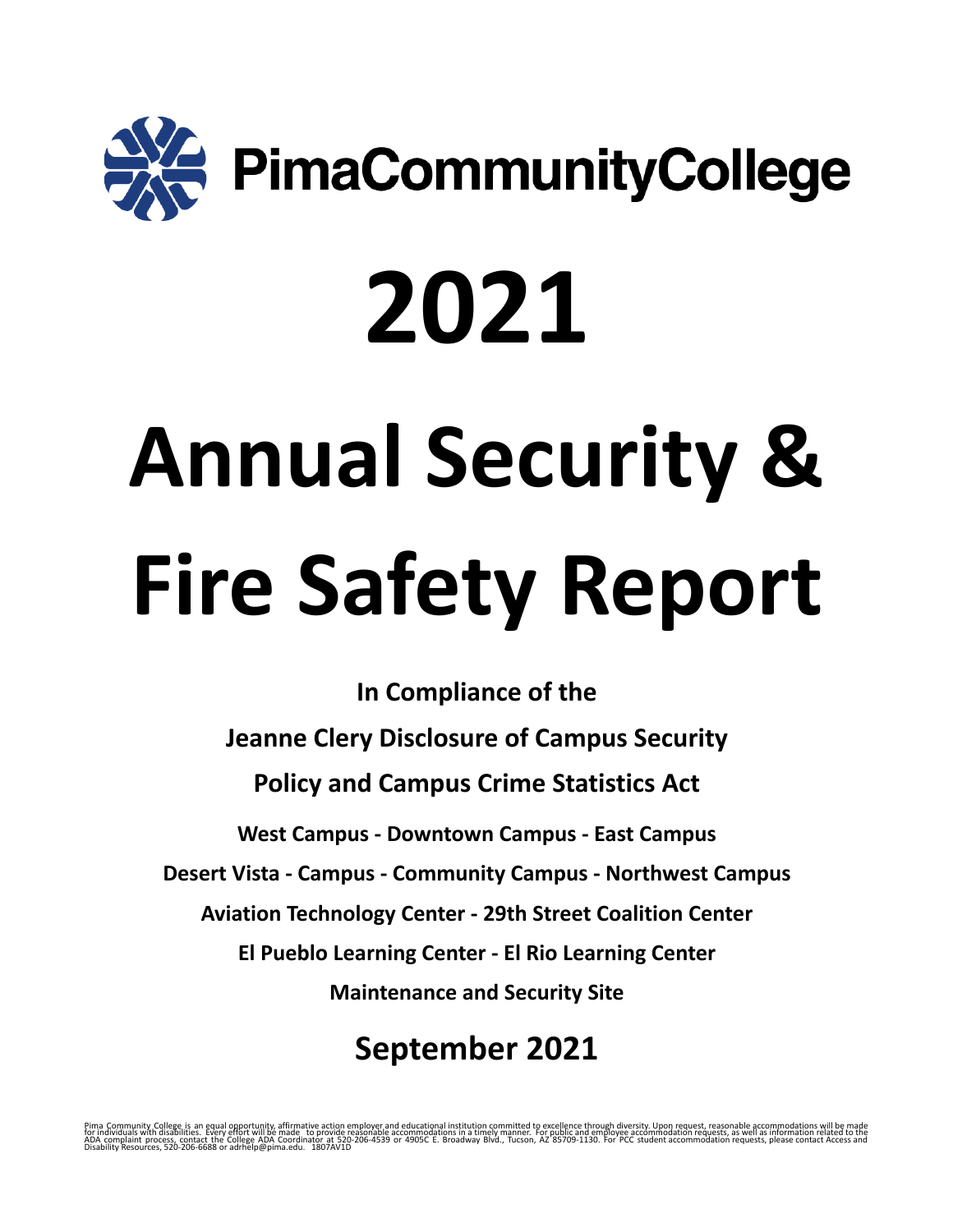PimaCommunityCollege

# 2021

# Annual Security & Fire Safety Report

**In Compliance of the**

**Jeanne Clery Disclosure of Campus Security**

**Policy and Campus Crime Statistics Act**

**West Campus - Downtown Campus - East Campus**

**Desert Vista - Campus - Community Campus - Northwest Campus**

**Aviation Technology Center - 29th Street Coalition Center**

**El Pueblo Learning Center - El Rio Learning Center**

**Maintenance and Security Site**

## September 2021

Pima Community College is an equal opportunity, affirmative action employer and educational institution committed to excellence through diversity. Upon request, reasonable accommodations will be made for individuals with disabilities. Every effort will be made to provide reasonable accommodations in a timely manner. For public and employee accommodation requests, as well as information related to the ADA complaint process, contact the College ADA Coordinator at 520-206-4539 or 4905C E. Broadway Blvd., Tucson, AZ 85709-1130. For PCC student accommodation requests, please contact Access and Disability Resources, 520-206-6688 or adrhelp@pima.edu. 1807AV1D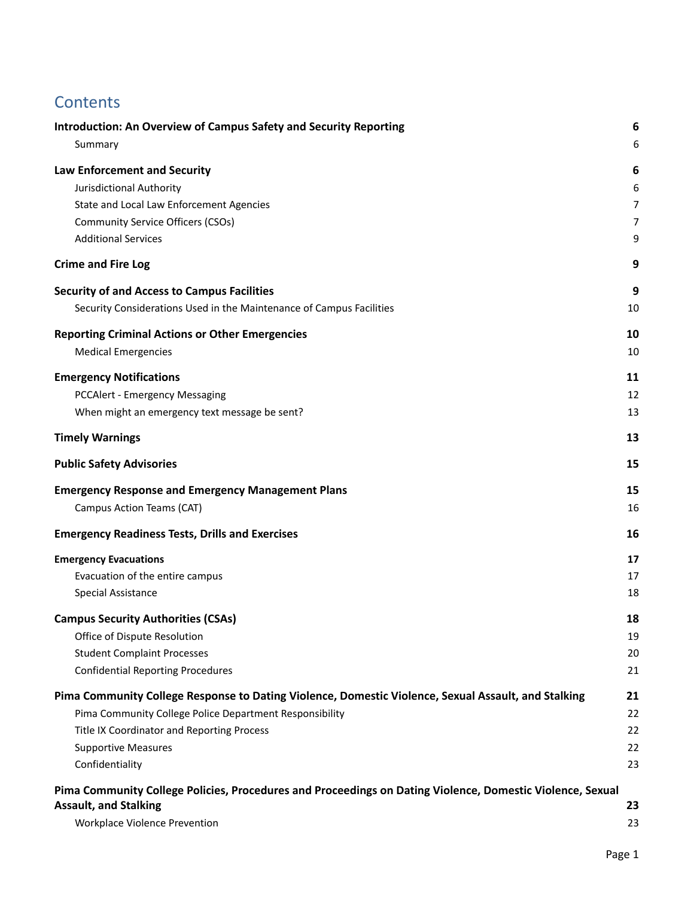# Contents

| | |
|---|---|
| **Introduction: An Overview of Campus Safety and Security Reporting** | **6** |
| Summary | 6 |
| **Law Enforcement and Security** | **6** |
| Jurisdictional Authority | 6 |
| State and Local Law Enforcement Agencies | 7 |
| Community Service Officers (CSOs) | 7 |
| Additional Services | 9 |
| **Crime and Fire Log** | **9** |
| **Security of and Access to Campus Facilities** | **9** |
| Security Considerations Used in the Maintenance of Campus Facilities | 10 |
| **Reporting Criminal Actions or Other Emergencies** | **10** |
| Medical Emergencies | 10 |
| **Emergency Notifications** | **11** |
| PCCAlert - Emergency Messaging | 12 |
| When might an emergency text message be sent? | 13 |
| **Timely Warnings** | **13** |
| **Public Safety Advisories** | **15** |
| **Emergency Response and Emergency Management Plans** | **15** |
| Campus Action Teams (CAT) | 16 |
| **Emergency Readiness Tests, Drills and Exercises** | **16** |
| **Emergency Evacuations** | **17** |
| Evacuation of the entire campus | 17 |
| Special Assistance | 18 |
| **Campus Security Authorities (CSAs)** | **18** |
| Office of Dispute Resolution | 19 |
| Student Complaint Processes | 20 |
| Confidential Reporting Procedures | 21 |
| **Pima Community College Response to Dating Violence, Domestic Violence, Sexual Assault, and Stalking** | **21** |
| Pima Community College Police Department Responsibility | 22 |
| Title IX Coordinator and Reporting Process | 22 |
| Supportive Measures | 22 |
| Confidentiality | 23 |
| **Pima Community College Policies, Procedures and Proceedings on Dating Violence, Domestic Violence, Sexual Assault, and Stalking** | **23** |
| Workplace Violence Prevention | 23 |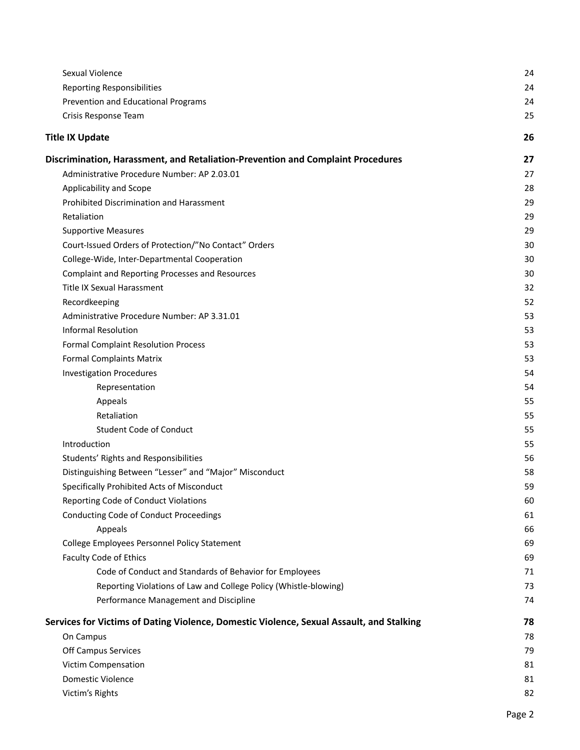| | |
|---|---|
| Sexual Violence | 24 |
| Reporting Responsibilities | 24 |
| Prevention and Educational Programs | 24 |
| Crisis Response Team | 25 |
| **Title IX Update** | **26** |
| **Discrimination, Harassment, and Retaliation-Prevention and Complaint Procedures** | **27** |
| Administrative Procedure Number: AP 2.03.01 | 27 |
| Applicability and Scope | 28 |
| Prohibited Discrimination and Harassment | 29 |
| Retaliation | 29 |
| Supportive Measures | 29 |
| Court-Issued Orders of Protection/"No Contact" Orders | 30 |
| College-Wide, Inter-Departmental Cooperation | 30 |
| Complaint and Reporting Processes and Resources | 30 |
| Title IX Sexual Harassment | 32 |
| Recordkeeping | 52 |
| Administrative Procedure Number: AP 3.31.01 | 53 |
| Informal Resolution | 53 |
| Formal Complaint Resolution Process | 53 |
| Formal Complaints Matrix | 53 |
| Investigation Procedures | 54 |
| &nbsp;&nbsp;&nbsp;&nbsp;Representation | 54 |
| &nbsp;&nbsp;&nbsp;&nbsp;Appeals | 55 |
| &nbsp;&nbsp;&nbsp;&nbsp;Retaliation | 55 |
| &nbsp;&nbsp;&nbsp;&nbsp;Student Code of Conduct | 55 |
| Introduction | 55 |
| Students' Rights and Responsibilities | 56 |
| Distinguishing Between "Lesser" and "Major" Misconduct | 58 |
| Specifically Prohibited Acts of Misconduct | 59 |
| Reporting Code of Conduct Violations | 60 |
| Conducting Code of Conduct Proceedings | 61 |
| &nbsp;&nbsp;&nbsp;&nbsp;Appeals | 66 |
| College Employees Personnel Policy Statement | 69 |
| Faculty Code of Ethics | 69 |
| &nbsp;&nbsp;&nbsp;&nbsp;Code of Conduct and Standards of Behavior for Employees | 71 |
| &nbsp;&nbsp;&nbsp;&nbsp;Reporting Violations of Law and College Policy (Whistle-blowing) | 73 |
| &nbsp;&nbsp;&nbsp;&nbsp;Performance Management and Discipline | 74 |
| **Services for Victims of Dating Violence, Domestic Violence, Sexual Assault, and Stalking** | **78** |
| On Campus | 78 |
| Off Campus Services | 79 |
| Victim Compensation | 81 |
| Domestic Violence | 81 |
| Victim's Rights | 82 |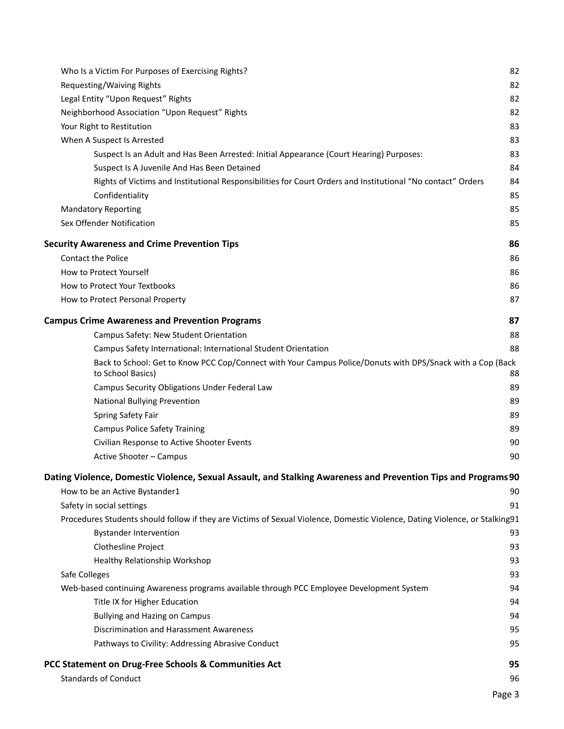Who Is a Victim For Purposes of Exercising Rights? 82

Requesting/Waiving Rights 82

Legal Entity "Upon Request" Rights 82

Neighborhood Association "Upon Request" Rights 82

Your Right to Restitution 83

When A Suspect Is Arrested 83

- Suspect Is an Adult and Has Been Arrested: Initial Appearance (Court Hearing) Purposes: 83
- Suspect Is A Juvenile And Has Been Detained 84
- Rights of Victims and Institutional Responsibilities for Court Orders and Institutional "No contact" Orders 84
- Confidentiality 85

Mandatory Reporting 85

Sex Offender Notification 85

**Security Awareness and Crime Prevention Tips** **86**

Contact the Police 86

How to Protect Yourself 86

How to Protect Your Textbooks 86

How to Protect Personal Property 87

**Campus Crime Awareness and Prevention Programs** **87**

- Campus Safety: New Student Orientation 88
- Campus Safety International: International Student Orientation 88
- Back to School: Get to Know PCC Cop/Connect with Your Campus Police/Donuts with DPS/Snack with a Cop (Back to School Basics) 88
- Campus Security Obligations Under Federal Law 89
- National Bullying Prevention 89
- Spring Safety Fair 89
- Campus Police Safety Training 89
- Civilian Response to Active Shooter Events 90
- Active Shooter – Campus 90

**Dating Violence, Domestic Violence, Sexual Assault, and Stalking Awareness and Prevention Tips and Programs** **90**

How to be an Active Bystander1 90

Safety in social settings 91

Procedures Students should follow if they are Victims of Sexual Violence, Domestic Violence, Dating Violence, or Stalking 91

- Bystander Intervention 93
- Clothesline Project 93
- Healthy Relationship Workshop 93

Safe Colleges 93

Web-based continuing Awareness programs available through PCC Employee Development System 94

- Title IX for Higher Education 94
- Bullying and Hazing on Campus 94
- Discrimination and Harassment Awareness 95
- Pathways to Civility: Addressing Abrasive Conduct 95

**PCC Statement on Drug-Free Schools & Communities Act** **95**

Standards of Conduct 96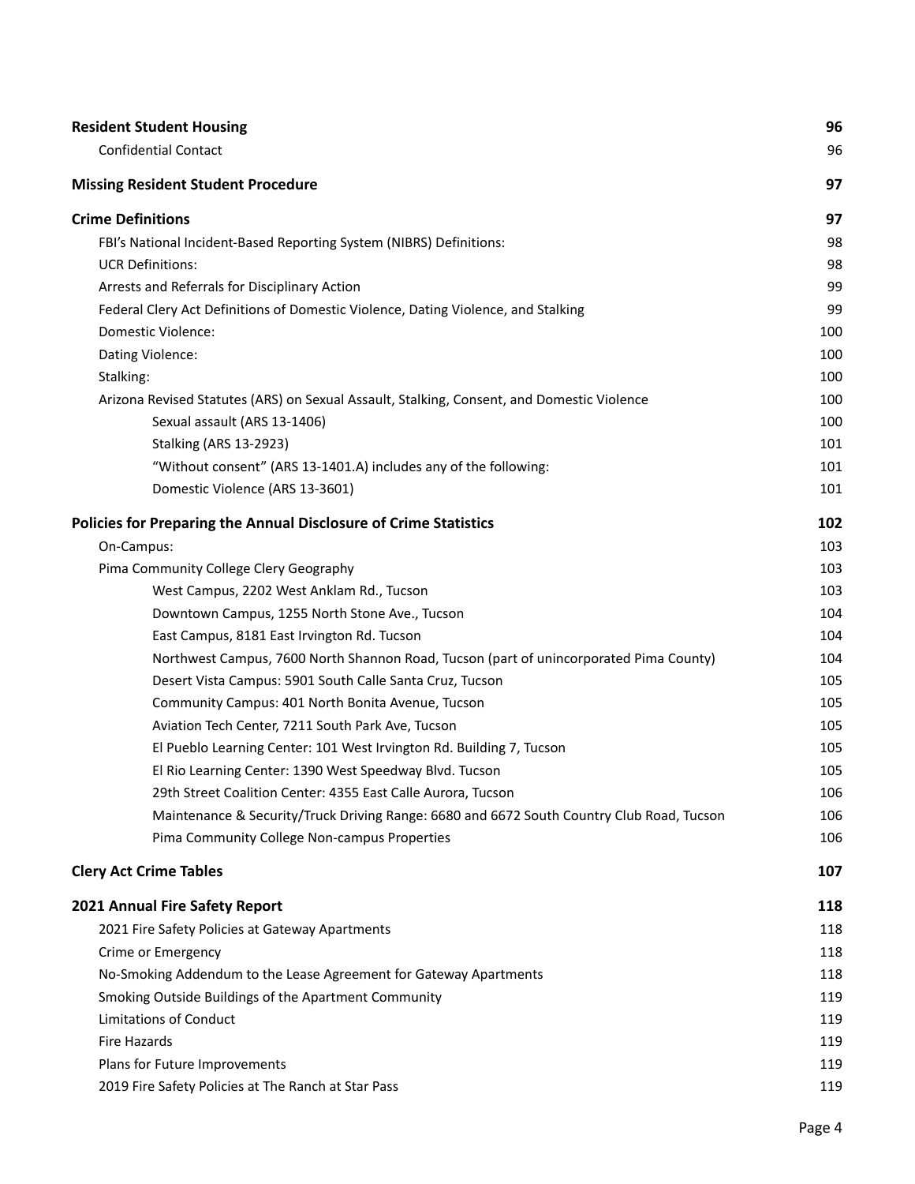| | |
|---|---|
| **Resident Student Housing** | **96** |
| Confidential Contact | 96 |
| **Missing Resident Student Procedure** | **97** |
| **Crime Definitions** | **97** |
| FBI's National Incident-Based Reporting System (NIBRS) Definitions: | 98 |
| UCR Definitions: | 98 |
| Arrests and Referrals for Disciplinary Action | 99 |
| Federal Clery Act Definitions of Domestic Violence, Dating Violence, and Stalking | 99 |
| Domestic Violence: | 100 |
| Dating Violence: | 100 |
| Stalking: | 100 |
| Arizona Revised Statutes (ARS) on Sexual Assault, Stalking, Consent, and Domestic Violence | 100 |
| Sexual assault (ARS 13-1406) | 100 |
| Stalking (ARS 13-2923) | 101 |
| "Without consent" (ARS 13-1401.A) includes any of the following: | 101 |
| Domestic Violence (ARS 13-3601) | 101 |
| **Policies for Preparing the Annual Disclosure of Crime Statistics** | **102** |
| On-Campus: | 103 |
| Pima Community College Clery Geography | 103 |
| West Campus, 2202 West Anklam Rd., Tucson | 103 |
| Downtown Campus, 1255 North Stone Ave., Tucson | 104 |
| East Campus, 8181 East Irvington Rd. Tucson | 104 |
| Northwest Campus, 7600 North Shannon Road, Tucson (part of unincorporated Pima County) | 104 |
| Desert Vista Campus: 5901 South Calle Santa Cruz, Tucson | 105 |
| Community Campus: 401 North Bonita Avenue, Tucson | 105 |
| Aviation Tech Center, 7211 South Park Ave, Tucson | 105 |
| El Pueblo Learning Center: 101 West Irvington Rd. Building 7, Tucson | 105 |
| El Rio Learning Center: 1390 West Speedway Blvd. Tucson | 105 |
| 29th Street Coalition Center: 4355 East Calle Aurora, Tucson | 106 |
| Maintenance & Security/Truck Driving Range: 6680 and 6672 South Country Club Road, Tucson | 106 |
| Pima Community College Non-campus Properties | 106 |
| **Clery Act Crime Tables** | **107** |
| **2021 Annual Fire Safety Report** | **118** |
| 2021 Fire Safety Policies at Gateway Apartments | 118 |
| Crime or Emergency | 118 |
| No-Smoking Addendum to the Lease Agreement for Gateway Apartments | 118 |
| Smoking Outside Buildings of the Apartment Community | 119 |
| Limitations of Conduct | 119 |
| Fire Hazards | 119 |
| Plans for Future Improvements | 119 |
| 2019 Fire Safety Policies at The Ranch at Star Pass | 119 |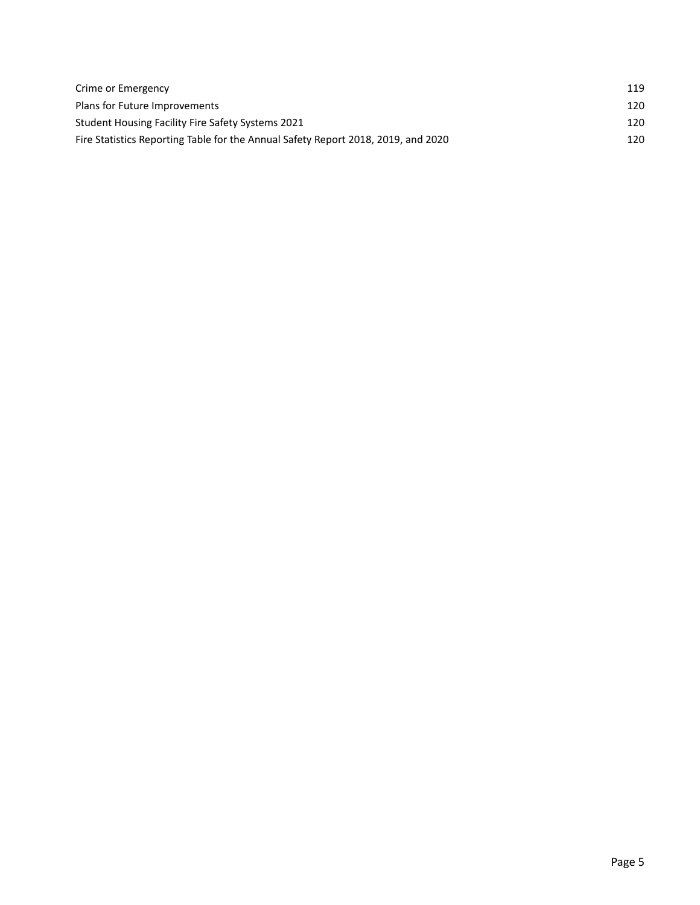| | |
|---|---|
| Crime or Emergency | 119 |
| Plans for Future Improvements | 120 |
| Student Housing Facility Fire Safety Systems 2021 | 120 |
| Fire Statistics Reporting Table for the Annual Safety Report 2018, 2019, and 2020 | 120 |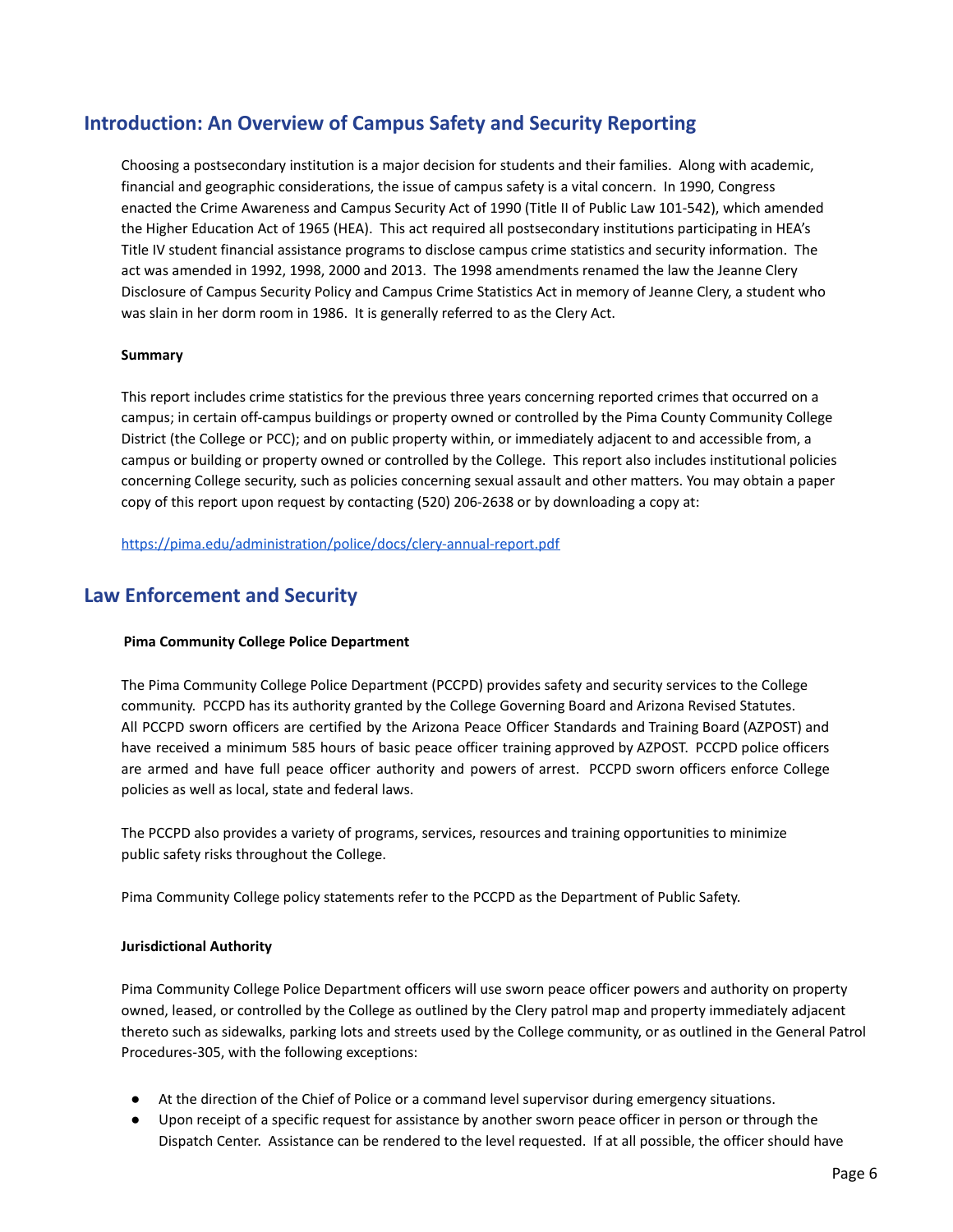## Introduction: An Overview of Campus Safety and Security Reporting

Choosing a postsecondary institution is a major decision for students and their families. Along with academic, financial and geographic considerations, the issue of campus safety is a vital concern. In 1990, Congress enacted the Crime Awareness and Campus Security Act of 1990 (Title II of Public Law 101-542), which amended the Higher Education Act of 1965 (HEA). This act required all postsecondary institutions participating in HEA's Title IV student financial assistance programs to disclose campus crime statistics and security information. The act was amended in 1992, 1998, 2000 and 2013. The 1998 amendments renamed the law the Jeanne Clery Disclosure of Campus Security Policy and Campus Crime Statistics Act in memory of Jeanne Clery, a student who was slain in her dorm room in 1986. It is generally referred to as the Clery Act.

**Summary**

This report includes crime statistics for the previous three years concerning reported crimes that occurred on a campus; in certain off-campus buildings or property owned or controlled by the Pima County Community College District (the College or PCC); and on public property within, or immediately adjacent to and accessible from, a campus or building or property owned or controlled by the College. This report also includes institutional policies concerning College security, such as policies concerning sexual assault and other matters. You may obtain a paper copy of this report upon request by contacting (520) 206-2638 or by downloading a copy at:

https://pima.edu/administration/police/docs/clery-annual-report.pdf

## Law Enforcement and Security

**Pima Community College Police Department**

The Pima Community College Police Department (PCCPD) provides safety and security services to the College community. PCCPD has its authority granted by the College Governing Board and Arizona Revised Statutes. All PCCPD sworn officers are certified by the Arizona Peace Officer Standards and Training Board (AZPOST) and have received a minimum 585 hours of basic peace officer training approved by AZPOST. PCCPD police officers are armed and have full peace officer authority and powers of arrest. PCCPD sworn officers enforce College policies as well as local, state and federal laws.

The PCCPD also provides a variety of programs, services, resources and training opportunities to minimize public safety risks throughout the College.

Pima Community College policy statements refer to the PCCPD as the Department of Public Safety.

**Jurisdictional Authority**

Pima Community College Police Department officers will use sworn peace officer powers and authority on property owned, leased, or controlled by the College as outlined by the Clery patrol map and property immediately adjacent thereto such as sidewalks, parking lots and streets used by the College community, or as outlined in the General Patrol Procedures-305, with the following exceptions:

- At the direction of the Chief of Police or a command level supervisor during emergency situations.
- Upon receipt of a specific request for assistance by another sworn peace officer in person or through the Dispatch Center. Assistance can be rendered to the level requested. If at all possible, the officer should have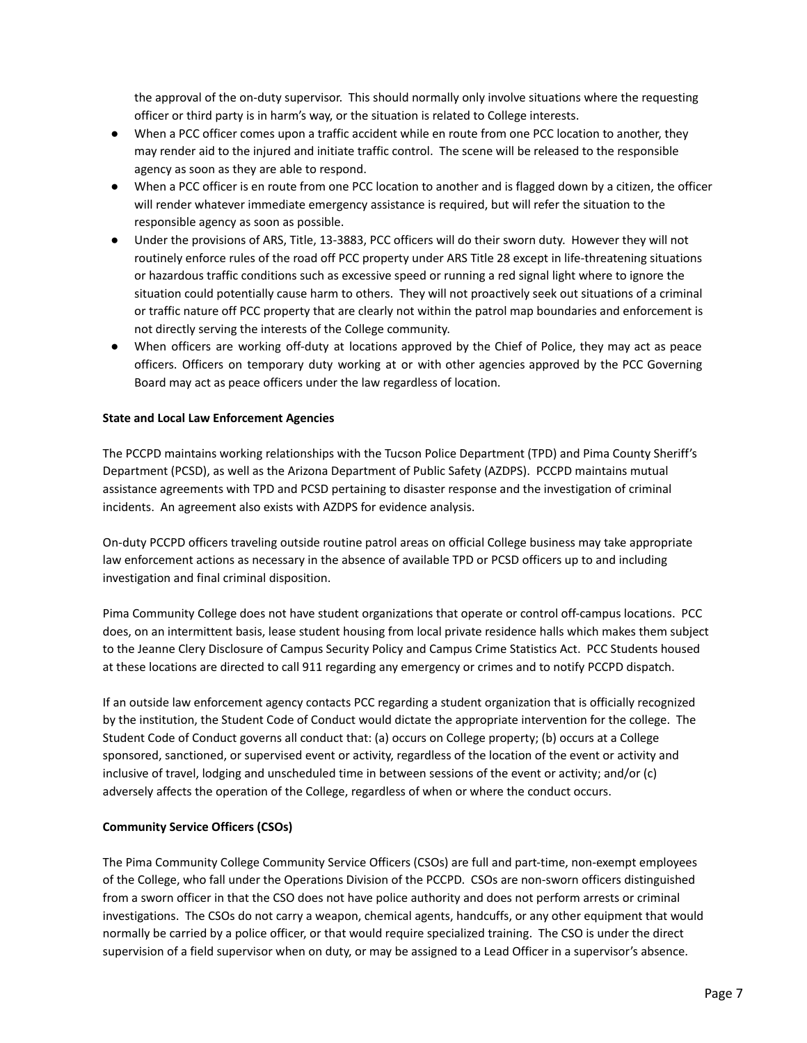the approval of the on-duty supervisor. This should normally only involve situations where the requesting officer or third party is in harm's way, or the situation is related to College interests.

- When a PCC officer comes upon a traffic accident while en route from one PCC location to another, they may render aid to the injured and initiate traffic control. The scene will be released to the responsible agency as soon as they are able to respond.
- When a PCC officer is en route from one PCC location to another and is flagged down by a citizen, the officer will render whatever immediate emergency assistance is required, but will refer the situation to the responsible agency as soon as possible.
- Under the provisions of ARS, Title, 13-3883, PCC officers will do their sworn duty. However they will not routinely enforce rules of the road off PCC property under ARS Title 28 except in life-threatening situations or hazardous traffic conditions such as excessive speed or running a red signal light where to ignore the situation could potentially cause harm to others. They will not proactively seek out situations of a criminal or traffic nature off PCC property that are clearly not within the patrol map boundaries and enforcement is not directly serving the interests of the College community.
- When officers are working off-duty at locations approved by the Chief of Police, they may act as peace officers. Officers on temporary duty working at or with other agencies approved by the PCC Governing Board may act as peace officers under the law regardless of location.

**State and Local Law Enforcement Agencies**

The PCCPD maintains working relationships with the Tucson Police Department (TPD) and Pima County Sheriff's Department (PCSD), as well as the Arizona Department of Public Safety (AZDPS). PCCPD maintains mutual assistance agreements with TPD and PCSD pertaining to disaster response and the investigation of criminal incidents. An agreement also exists with AZDPS for evidence analysis.

On-duty PCCPD officers traveling outside routine patrol areas on official College business may take appropriate law enforcement actions as necessary in the absence of available TPD or PCSD officers up to and including investigation and final criminal disposition.

Pima Community College does not have student organizations that operate or control off-campus locations. PCC does, on an intermittent basis, lease student housing from local private residence halls which makes them subject to the Jeanne Clery Disclosure of Campus Security Policy and Campus Crime Statistics Act. PCC Students housed at these locations are directed to call 911 regarding any emergency or crimes and to notify PCCPD dispatch.

If an outside law enforcement agency contacts PCC regarding a student organization that is officially recognized by the institution, the Student Code of Conduct would dictate the appropriate intervention for the college. The Student Code of Conduct governs all conduct that: (a) occurs on College property; (b) occurs at a College sponsored, sanctioned, or supervised event or activity, regardless of the location of the event or activity and inclusive of travel, lodging and unscheduled time in between sessions of the event or activity; and/or (c) adversely affects the operation of the College, regardless of when or where the conduct occurs.

**Community Service Officers (CSOs)**

The Pima Community College Community Service Officers (CSOs) are full and part-time, non-exempt employees of the College, who fall under the Operations Division of the PCCPD. CSOs are non-sworn officers distinguished from a sworn officer in that the CSO does not have police authority and does not perform arrests or criminal investigations. The CSOs do not carry a weapon, chemical agents, handcuffs, or any other equipment that would normally be carried by a police officer, or that would require specialized training. The CSO is under the direct supervision of a field supervisor when on duty, or may be assigned to a Lead Officer in a supervisor's absence.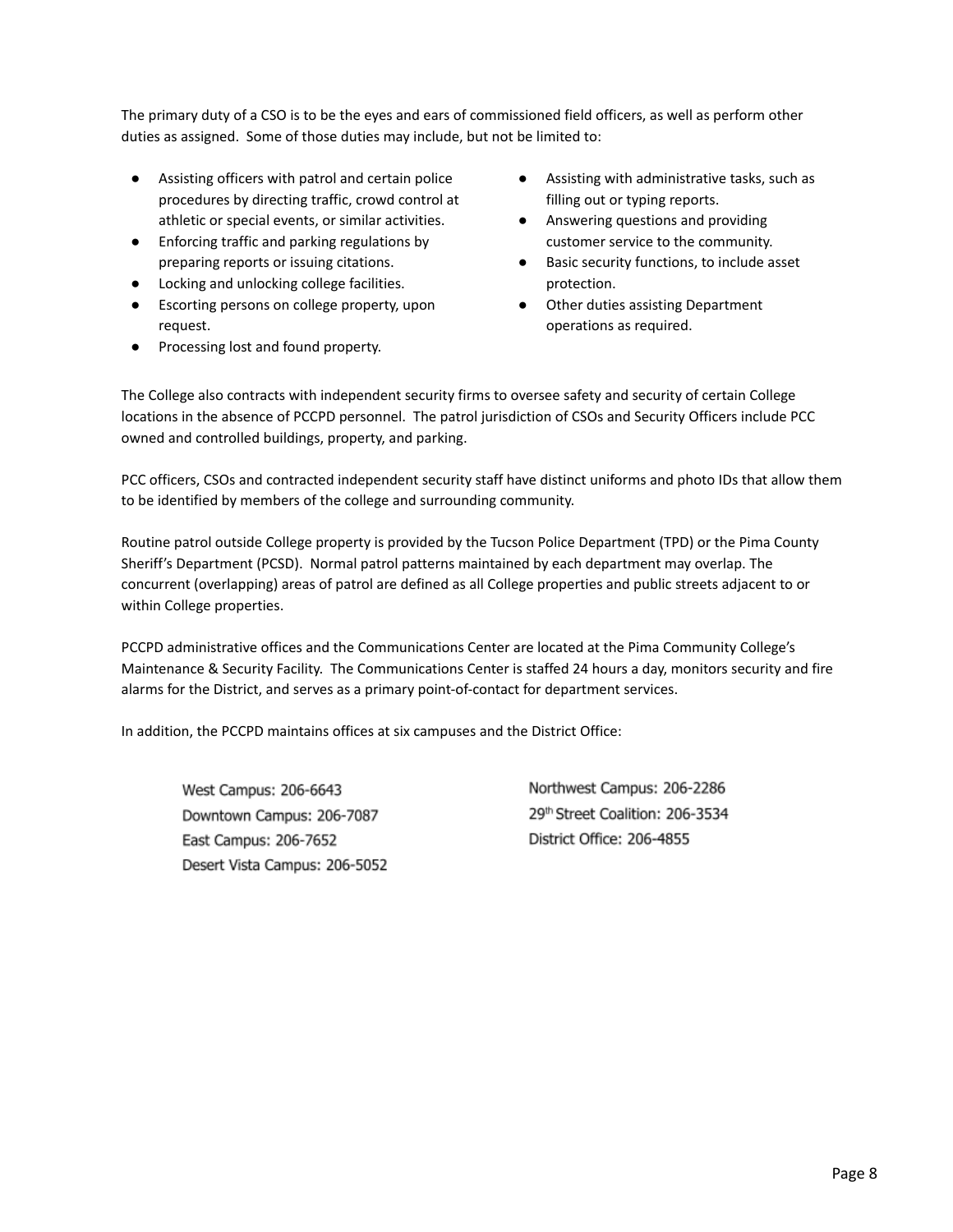The primary duty of a CSO is to be the eyes and ears of commissioned field officers, as well as perform other duties as assigned. Some of those duties may include, but not be limited to:

- Assisting officers with patrol and certain police procedures by directing traffic, crowd control at athletic or special events, or similar activities.
- Enforcing traffic and parking regulations by preparing reports or issuing citations.
- Locking and unlocking college facilities.
- Escorting persons on college property, upon request.
- Processing lost and found property.
- Assisting with administrative tasks, such as filling out or typing reports.
- Answering questions and providing customer service to the community.
- Basic security functions, to include asset protection.
- Other duties assisting Department operations as required.

The College also contracts with independent security firms to oversee safety and security of certain College locations in the absence of PCCPD personnel. The patrol jurisdiction of CSOs and Security Officers include PCC owned and controlled buildings, property, and parking.

PCC officers, CSOs and contracted independent security staff have distinct uniforms and photo IDs that allow them to be identified by members of the college and surrounding community.

Routine patrol outside College property is provided by the Tucson Police Department (TPD) or the Pima County Sheriff's Department (PCSD). Normal patrol patterns maintained by each department may overlap. The concurrent (overlapping) areas of patrol are defined as all College properties and public streets adjacent to or within College properties.

PCCPD administrative offices and the Communications Center are located at the Pima Community College's Maintenance & Security Facility. The Communications Center is staffed 24 hours a day, monitors security and fire alarms for the District, and serves as a primary point-of-contact for department services.

In addition, the PCCPD maintains offices at six campuses and the District Office:

West Campus: 206-6643
Downtown Campus: 206-7087
East Campus: 206-7652
Desert Vista Campus: 206-5052
Northwest Campus: 206-2286
29th Street Coalition: 206-3534
District Office: 206-4855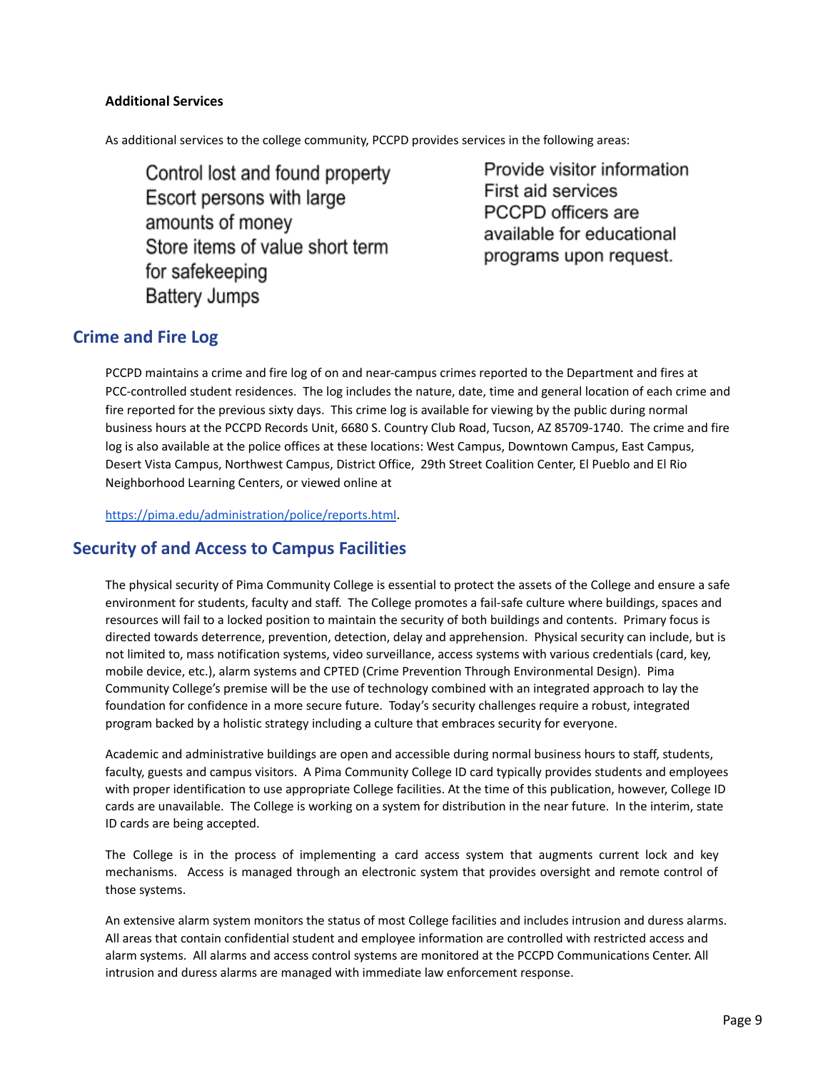**Additional Services**

As additional services to the college community, PCCPD provides services in the following areas:

- Control lost and found property
- Escort persons with large amounts of money
- Store items of value short term for safekeeping
- Battery Jumps
- Provide visitor information
- First aid services
- PCCPD officers are available for educational programs upon request.

## Crime and Fire Log

PCCPD maintains a crime and fire log of on and near-campus crimes reported to the Department and fires at PCC-controlled student residences. The log includes the nature, date, time and general location of each crime and fire reported for the previous sixty days. This crime log is available for viewing by the public during normal business hours at the PCCPD Records Unit, 6680 S. Country Club Road, Tucson, AZ 85709-1740. The crime and fire log is also available at the police offices at these locations: West Campus, Downtown Campus, East Campus, Desert Vista Campus, Northwest Campus, District Office, 29th Street Coalition Center, El Pueblo and El Rio Neighborhood Learning Centers, or viewed online at

https://pima.edu/administration/police/reports.html.

## Security of and Access to Campus Facilities

The physical security of Pima Community College is essential to protect the assets of the College and ensure a safe environment for students, faculty and staff. The College promotes a fail-safe culture where buildings, spaces and resources will fail to a locked position to maintain the security of both buildings and contents. Primary focus is directed towards deterrence, prevention, detection, delay and apprehension. Physical security can include, but is not limited to, mass notification systems, video surveillance, access systems with various credentials (card, key, mobile device, etc.), alarm systems and CPTED (Crime Prevention Through Environmental Design). Pima Community College's premise will be the use of technology combined with an integrated approach to lay the foundation for confidence in a more secure future. Today's security challenges require a robust, integrated program backed by a holistic strategy including a culture that embraces security for everyone.

Academic and administrative buildings are open and accessible during normal business hours to staff, students, faculty, guests and campus visitors. A Pima Community College ID card typically provides students and employees with proper identification to use appropriate College facilities. At the time of this publication, however, College ID cards are unavailable. The College is working on a system for distribution in the near future. In the interim, state ID cards are being accepted.

The College is in the process of implementing a card access system that augments current lock and key mechanisms. Access is managed through an electronic system that provides oversight and remote control of those systems.

An extensive alarm system monitors the status of most College facilities and includes intrusion and duress alarms. All areas that contain confidential student and employee information are controlled with restricted access and alarm systems. All alarms and access control systems are monitored at the PCCPD Communications Center. All intrusion and duress alarms are managed with immediate law enforcement response.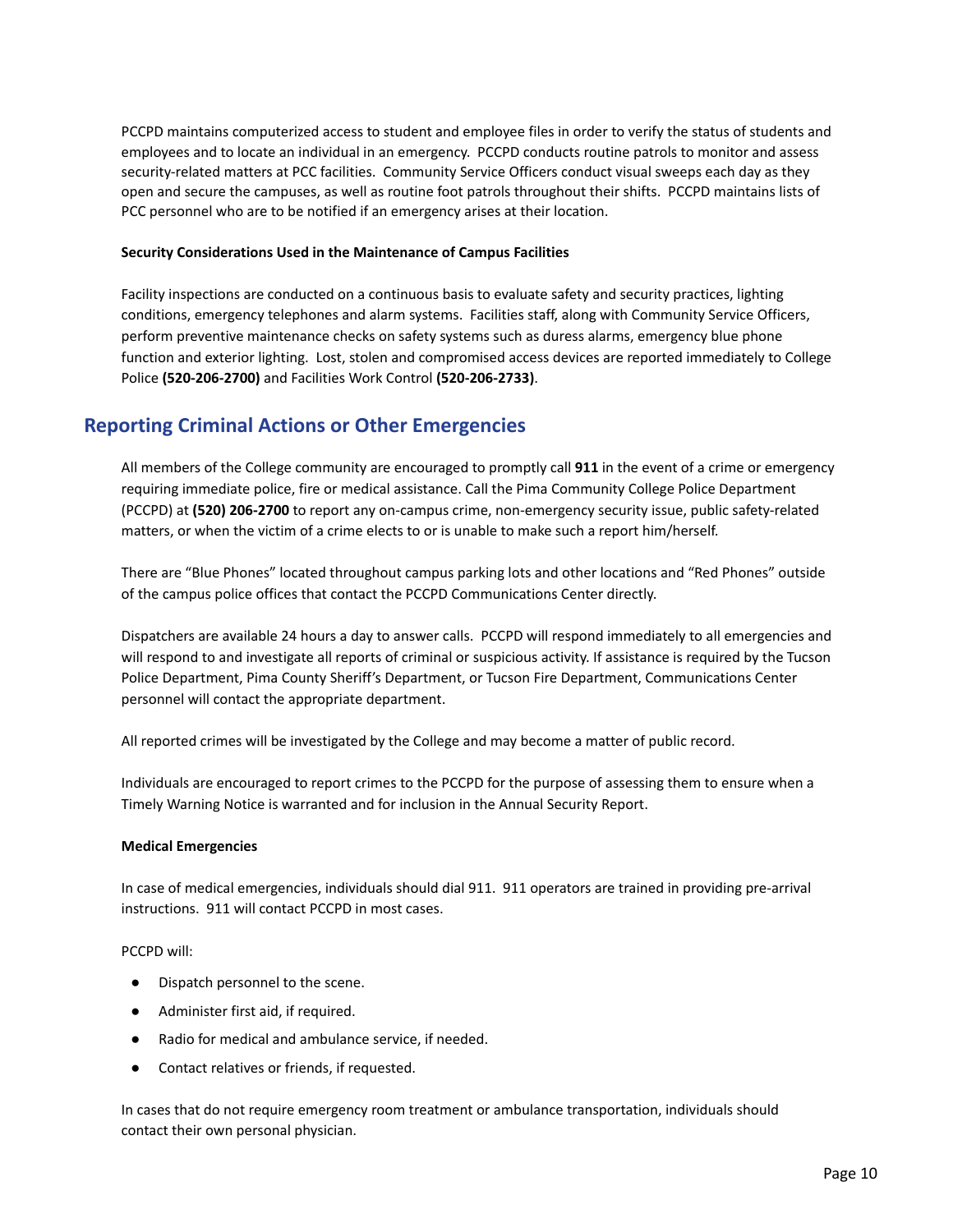PCCPD maintains computerized access to student and employee files in order to verify the status of students and employees and to locate an individual in an emergency. PCCPD conducts routine patrols to monitor and assess security-related matters at PCC facilities. Community Service Officers conduct visual sweeps each day as they open and secure the campuses, as well as routine foot patrols throughout their shifts. PCCPD maintains lists of PCC personnel who are to be notified if an emergency arises at their location.

#### Security Considerations Used in the Maintenance of Campus Facilities

Facility inspections are conducted on a continuous basis to evaluate safety and security practices, lighting conditions, emergency telephones and alarm systems. Facilities staff, along with Community Service Officers, perform preventive maintenance checks on safety systems such as duress alarms, emergency blue phone function and exterior lighting. Lost, stolen and compromised access devices are reported immediately to College Police **(520-206-2700)** and Facilities Work Control **(520-206-2733)**.

## Reporting Criminal Actions or Other Emergencies

All members of the College community are encouraged to promptly call **911** in the event of a crime or emergency requiring immediate police, fire or medical assistance. Call the Pima Community College Police Department (PCCPD) at **(520) 206-2700** to report any on-campus crime, non-emergency security issue, public safety-related matters, or when the victim of a crime elects to or is unable to make such a report him/herself.

There are "Blue Phones" located throughout campus parking lots and other locations and "Red Phones" outside of the campus police offices that contact the PCCPD Communications Center directly.

Dispatchers are available 24 hours a day to answer calls. PCCPD will respond immediately to all emergencies and will respond to and investigate all reports of criminal or suspicious activity. If assistance is required by the Tucson Police Department, Pima County Sheriff's Department, or Tucson Fire Department, Communications Center personnel will contact the appropriate department.

All reported crimes will be investigated by the College and may become a matter of public record.

Individuals are encouraged to report crimes to the PCCPD for the purpose of assessing them to ensure when a Timely Warning Notice is warranted and for inclusion in the Annual Security Report.

#### Medical Emergencies

In case of medical emergencies, individuals should dial 911. 911 operators are trained in providing pre-arrival instructions. 911 will contact PCCPD in most cases.

PCCPD will:

- Dispatch personnel to the scene.
- Administer first aid, if required.
- Radio for medical and ambulance service, if needed.
- Contact relatives or friends, if requested.

In cases that do not require emergency room treatment or ambulance transportation, individuals should contact their own personal physician.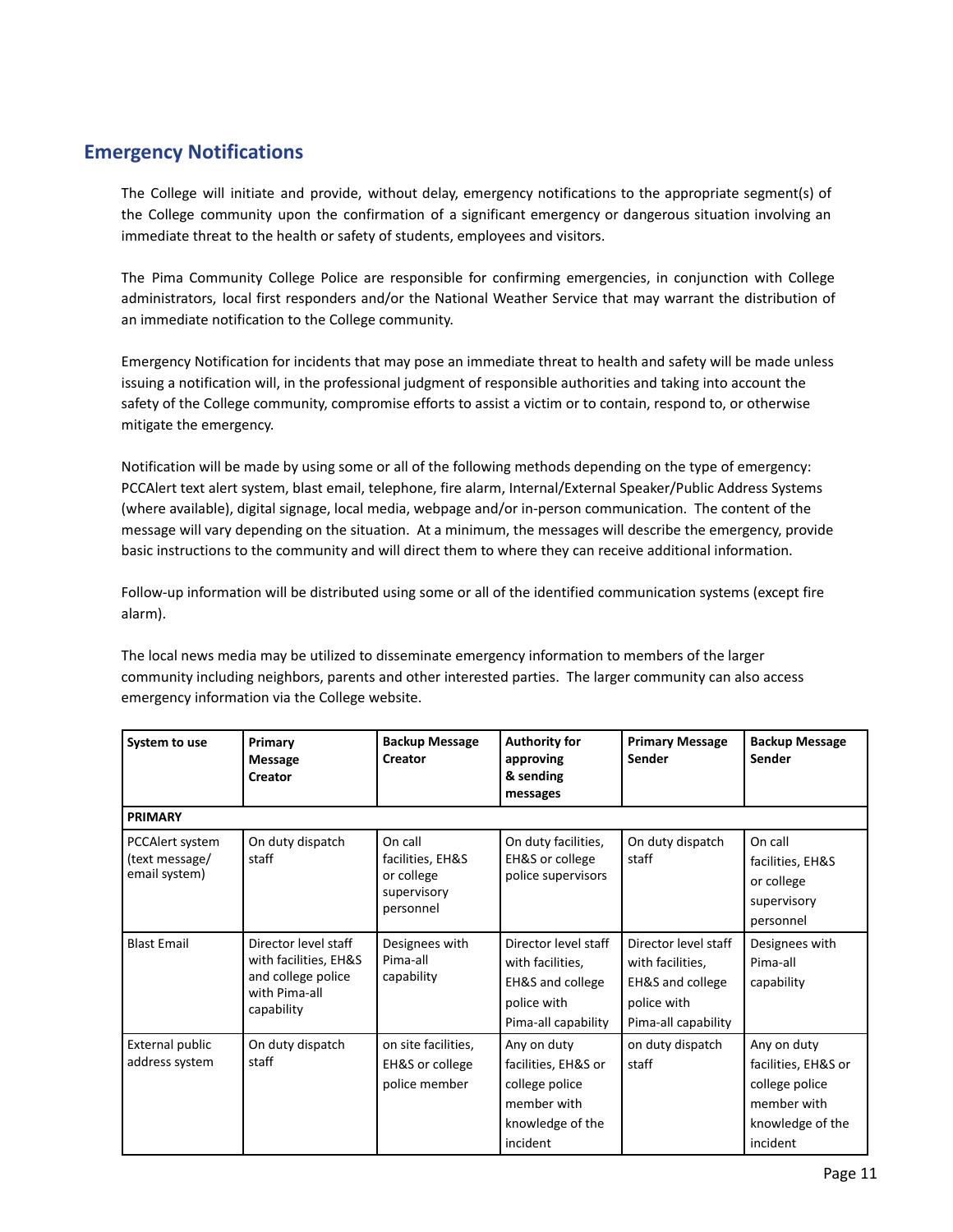## Emergency Notifications

The College will initiate and provide, without delay, emergency notifications to the appropriate segment(s) of the College community upon the confirmation of a significant emergency or dangerous situation involving an immediate threat to the health or safety of students, employees and visitors.

The Pima Community College Police are responsible for confirming emergencies, in conjunction with College administrators, local first responders and/or the National Weather Service that may warrant the distribution of an immediate notification to the College community.

Emergency Notification for incidents that may pose an immediate threat to health and safety will be made unless issuing a notification will, in the professional judgment of responsible authorities and taking into account the safety of the College community, compromise efforts to assist a victim or to contain, respond to, or otherwise mitigate the emergency.

Notification will be made by using some or all of the following methods depending on the type of emergency: PCCAlert text alert system, blast email, telephone, fire alarm, Internal/External Speaker/Public Address Systems (where available), digital signage, local media, webpage and/or in-person communication. The content of the message will vary depending on the situation. At a minimum, the messages will describe the emergency, provide basic instructions to the community and will direct them to where they can receive additional information.

Follow-up information will be distributed using some or all of the identified communication systems (except fire alarm).

The local news media may be utilized to disseminate emergency information to members of the larger community including neighbors, parents and other interested parties. The larger community can also access emergency information via the College website.

| System to use | Primary Message Creator | Backup Message Creator | Authority for approving & sending messages | Primary Message Sender | Backup Message Sender |
|---|---|---|---|---|---|
| **PRIMARY** | | | | | |
| PCCAlert system (text message/ email system) | On duty dispatch staff | On call facilities, EH&S or college supervisory personnel | On duty facilities, EH&S or college police supervisors | On duty dispatch staff | On call facilities, EH&S or college supervisory personnel |
| Blast Email | Director level staff with facilities, EH&S and college police with Pima-all capability | Designees with Pima-all capability | Director level staff with facilities, EH&S and college police with Pima-all capability | Director level staff with facilities, EH&S and college police with Pima-all capability | Designees with Pima-all capability |
| External public address system | On duty dispatch staff | on site facilities, EH&S or college police member | Any on duty facilities, EH&S or college police member with knowledge of the incident | on duty dispatch staff | Any on duty facilities, EH&S or college police member with knowledge of the incident |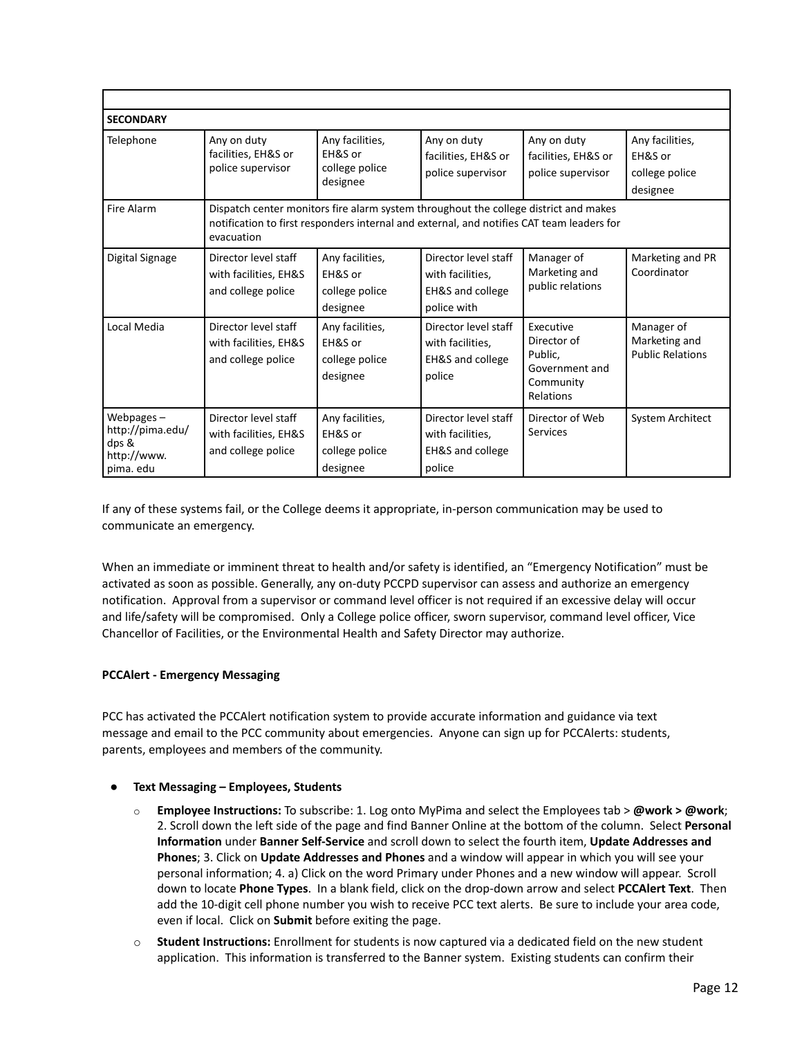| | | | | | |
|---|---|---|---|---|---|
| **SECONDARY** | | | | | |
| Telephone | Any on duty facilities, EH&S or police supervisor | Any facilities, EH&S or college police designee | Any on duty facilities, EH&S or police supervisor | Any on duty facilities, EH&S or police supervisor | Any facilities, EH&S or college police designee |
| Fire Alarm | Dispatch center monitors fire alarm system throughout the college district and makes notification to first responders internal and external, and notifies CAT team leaders for evacuation | | | | |
| Digital Signage | Director level staff with facilities, EH&S and college police | Any facilities, EH&S or college police designee | Director level staff with facilities, EH&S and college police with | Manager of Marketing and public relations | Marketing and PR Coordinator |
| Local Media | Director level staff with facilities, EH&S and college police | Any facilities, EH&S or college police designee | Director level staff with facilities, EH&S and college police | Executive Director of Public, Government and Community Relations | Manager of Marketing and Public Relations |
| Webpages – http://pima.edu/dps & http://www.pima.edu | Director level staff with facilities, EH&S and college police | Any facilities, EH&S or college police designee | Director level staff with facilities, EH&S and college police | Director of Web Services | System Architect |

If any of these systems fail, or the College deems it appropriate, in-person communication may be used to communicate an emergency.

When an immediate or imminent threat to health and/or safety is identified, an "Emergency Notification" must be activated as soon as possible. Generally, any on-duty PCCPD supervisor can assess and authorize an emergency notification. Approval from a supervisor or command level officer is not required if an excessive delay will occur and life/safety will be compromised. Only a College police officer, sworn supervisor, command level officer, Vice Chancellor of Facilities, or the Environmental Health and Safety Director may authorize.

**PCCAlert - Emergency Messaging**

PCC has activated the PCCAlert notification system to provide accurate information and guidance via text message and email to the PCC community about emergencies. Anyone can sign up for PCCAlerts: students, parents, employees and members of the community.

- **Text Messaging – Employees, Students**
  - **Employee Instructions:** To subscribe: 1. Log onto MyPima and select the Employees tab > **@work > @work**; 2. Scroll down the left side of the page and find Banner Online at the bottom of the column. Select **Personal Information** under **Banner Self-Service** and scroll down to select the fourth item, **Update Addresses and Phones**; 3. Click on **Update Addresses and Phones** and a window will appear in which you will see your personal information; 4. a) Click on the word Primary under Phones and a new window will appear. Scroll down to locate **Phone Types**. In a blank field, click on the drop-down arrow and select **PCCAlert Text**. Then add the 10-digit cell phone number you wish to receive PCC text alerts. Be sure to include your area code, even if local. Click on **Submit** before exiting the page.
  - **Student Instructions:** Enrollment for students is now captured via a dedicated field on the new student application. This information is transferred to the Banner system. Existing students can confirm their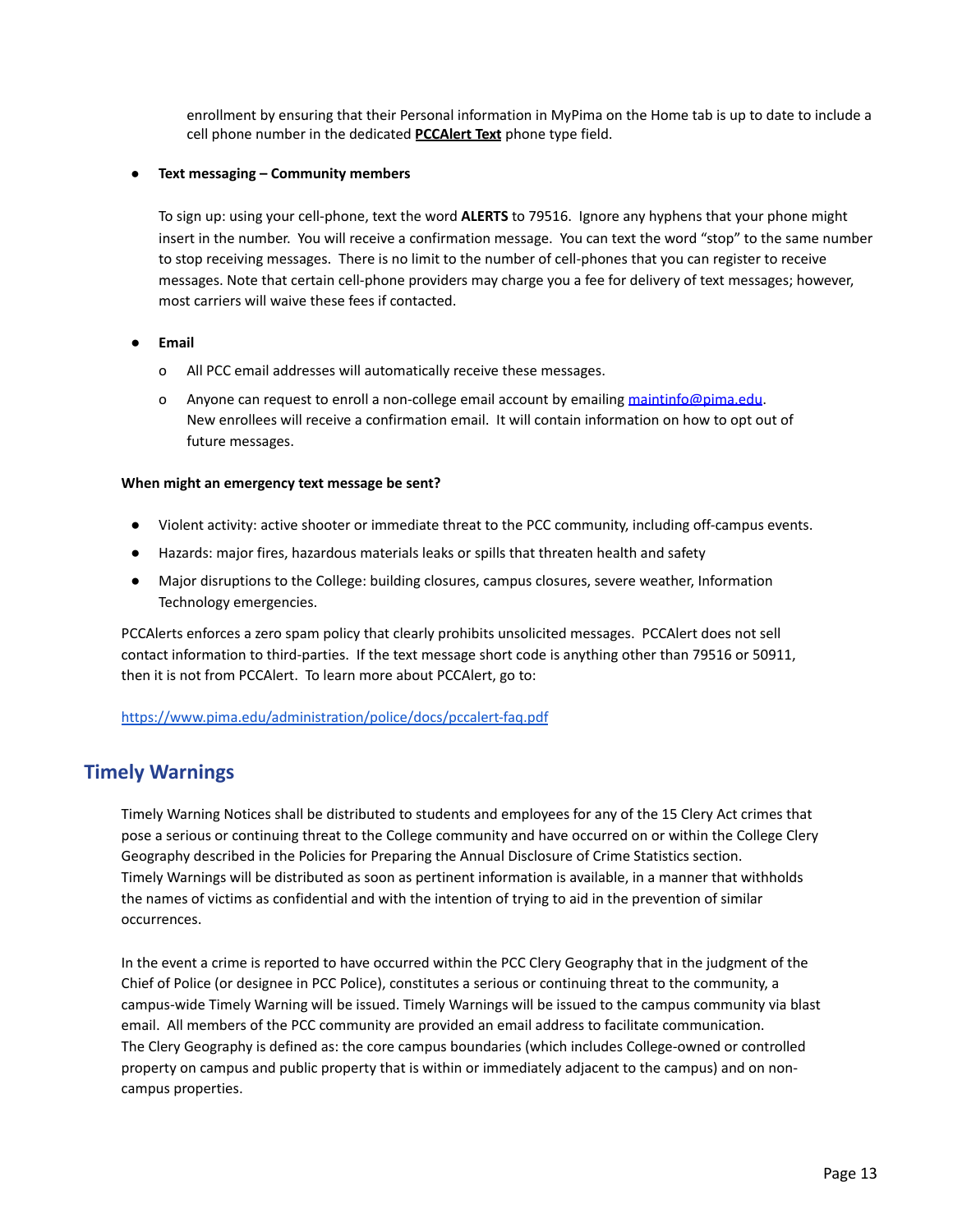enrollment by ensuring that their Personal information in MyPima on the Home tab is up to date to include a cell phone number in the dedicated **PCCAlert Text** phone type field.

- **Text messaging – Community members**

  To sign up: using your cell-phone, text the word **ALERTS** to 79516. Ignore any hyphens that your phone might insert in the number. You will receive a confirmation message. You can text the word "stop" to the same number to stop receiving messages. There is no limit to the number of cell-phones that you can register to receive messages. Note that certain cell-phone providers may charge you a fee for delivery of text messages; however, most carriers will waive these fees if contacted.

- **Email**
  - All PCC email addresses will automatically receive these messages.
  - Anyone can request to enroll a non-college email account by emailing maintinfo@pima.edu. New enrollees will receive a confirmation email. It will contain information on how to opt out of future messages.

**When might an emergency text message be sent?**

- Violent activity: active shooter or immediate threat to the PCC community, including off-campus events.
- Hazards: major fires, hazardous materials leaks or spills that threaten health and safety
- Major disruptions to the College: building closures, campus closures, severe weather, Information Technology emergencies.

PCCAlerts enforces a zero spam policy that clearly prohibits unsolicited messages. PCCAlert does not sell contact information to third-parties. If the text message short code is anything other than 79516 or 50911, then it is not from PCCAlert. To learn more about PCCAlert, go to:

https://www.pima.edu/administration/police/docs/pccalert-faq.pdf

## Timely Warnings

Timely Warning Notices shall be distributed to students and employees for any of the 15 Clery Act crimes that pose a serious or continuing threat to the College community and have occurred on or within the College Clery Geography described in the Policies for Preparing the Annual Disclosure of Crime Statistics section. Timely Warnings will be distributed as soon as pertinent information is available, in a manner that withholds the names of victims as confidential and with the intention of trying to aid in the prevention of similar occurrences.

In the event a crime is reported to have occurred within the PCC Clery Geography that in the judgment of the Chief of Police (or designee in PCC Police), constitutes a serious or continuing threat to the community, a campus-wide Timely Warning will be issued. Timely Warnings will be issued to the campus community via blast email. All members of the PCC community are provided an email address to facilitate communication. The Clery Geography is defined as: the core campus boundaries (which includes College-owned or controlled property on campus and public property that is within or immediately adjacent to the campus) and on non-campus properties.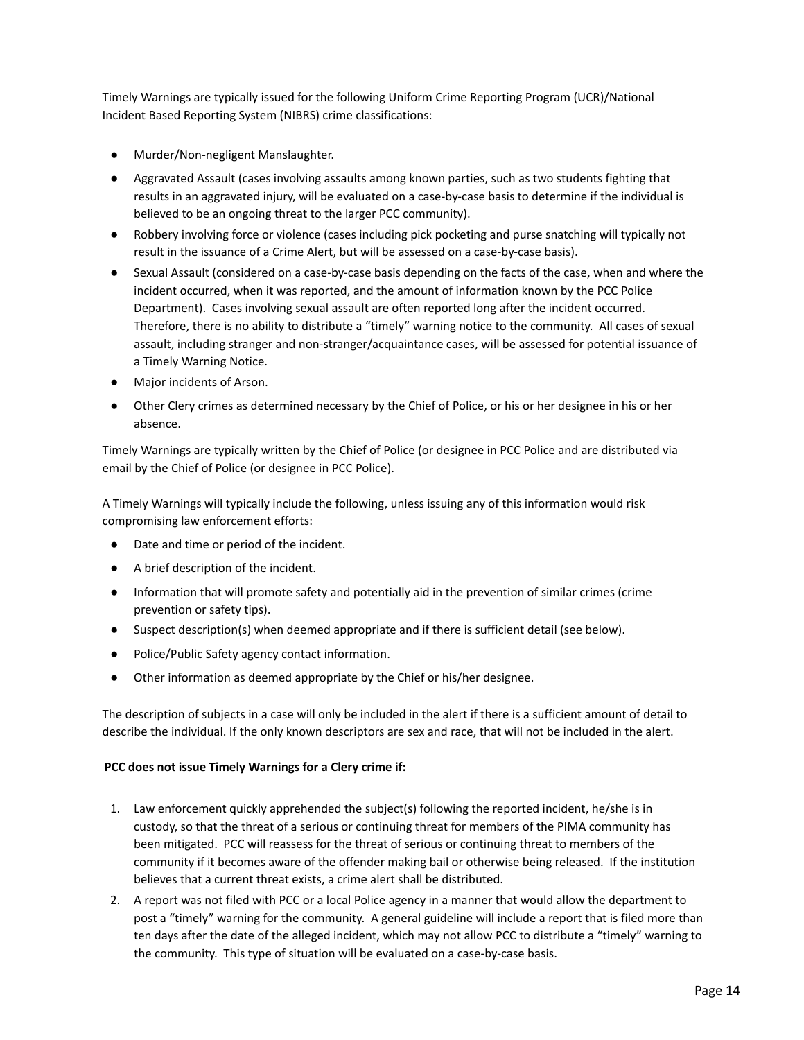Timely Warnings are typically issued for the following Uniform Crime Reporting Program (UCR)/National Incident Based Reporting System (NIBRS) crime classifications:

- Murder/Non-negligent Manslaughter.
- Aggravated Assault (cases involving assaults among known parties, such as two students fighting that results in an aggravated injury, will be evaluated on a case-by-case basis to determine if the individual is believed to be an ongoing threat to the larger PCC community).
- Robbery involving force or violence (cases including pick pocketing and purse snatching will typically not result in the issuance of a Crime Alert, but will be assessed on a case-by-case basis).
- Sexual Assault (considered on a case-by-case basis depending on the facts of the case, when and where the incident occurred, when it was reported, and the amount of information known by the PCC Police Department). Cases involving sexual assault are often reported long after the incident occurred. Therefore, there is no ability to distribute a "timely" warning notice to the community. All cases of sexual assault, including stranger and non-stranger/acquaintance cases, will be assessed for potential issuance of a Timely Warning Notice.
- Major incidents of Arson.
- Other Clery crimes as determined necessary by the Chief of Police, or his or her designee in his or her absence.

Timely Warnings are typically written by the Chief of Police (or designee in PCC Police and are distributed via email by the Chief of Police (or designee in PCC Police).

A Timely Warnings will typically include the following, unless issuing any of this information would risk compromising law enforcement efforts:

- Date and time or period of the incident.
- A brief description of the incident.
- Information that will promote safety and potentially aid in the prevention of similar crimes (crime prevention or safety tips).
- Suspect description(s) when deemed appropriate and if there is sufficient detail (see below).
- Police/Public Safety agency contact information.
- Other information as deemed appropriate by the Chief or his/her designee.

The description of subjects in a case will only be included in the alert if there is a sufficient amount of detail to describe the individual. If the only known descriptors are sex and race, that will not be included in the alert.

**PCC does not issue Timely Warnings for a Clery crime if:**

1. Law enforcement quickly apprehended the subject(s) following the reported incident, he/she is in custody, so that the threat of a serious or continuing threat for members of the PIMA community has been mitigated. PCC will reassess for the threat of serious or continuing threat to members of the community if it becomes aware of the offender making bail or otherwise being released. If the institution believes that a current threat exists, a crime alert shall be distributed.
2. A report was not filed with PCC or a local Police agency in a manner that would allow the department to post a "timely" warning for the community. A general guideline will include a report that is filed more than ten days after the date of the alleged incident, which may not allow PCC to distribute a "timely" warning to the community. This type of situation will be evaluated on a case-by-case basis.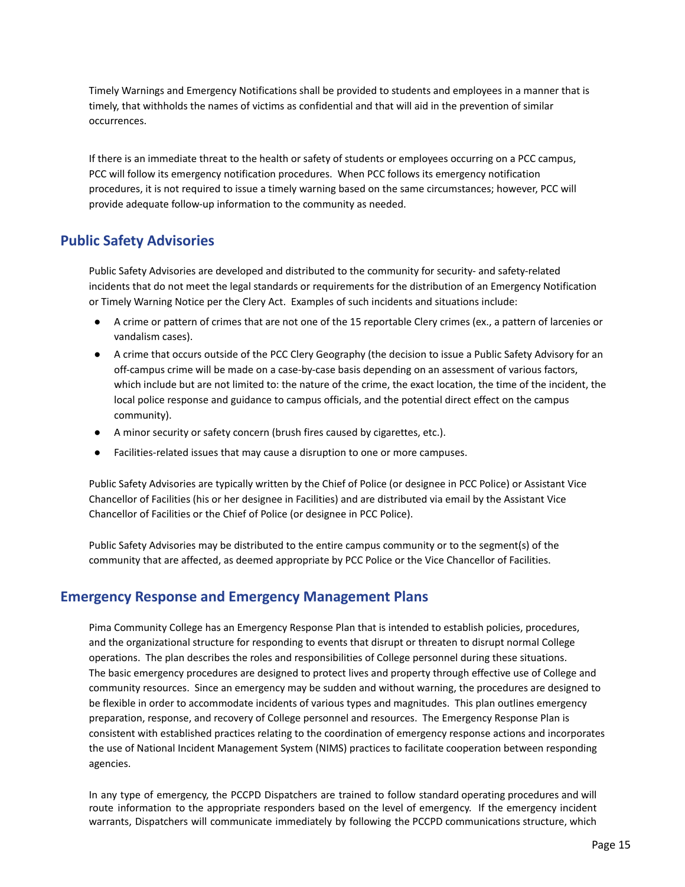Timely Warnings and Emergency Notifications shall be provided to students and employees in a manner that is timely, that withholds the names of victims as confidential and that will aid in the prevention of similar occurrences.

If there is an immediate threat to the health or safety of students or employees occurring on a PCC campus, PCC will follow its emergency notification procedures. When PCC follows its emergency notification procedures, it is not required to issue a timely warning based on the same circumstances; however, PCC will provide adequate follow-up information to the community as needed.

## Public Safety Advisories

Public Safety Advisories are developed and distributed to the community for security- and safety-related incidents that do not meet the legal standards or requirements for the distribution of an Emergency Notification or Timely Warning Notice per the Clery Act. Examples of such incidents and situations include:

- A crime or pattern of crimes that are not one of the 15 reportable Clery crimes (ex., a pattern of larcenies or vandalism cases).
- A crime that occurs outside of the PCC Clery Geography (the decision to issue a Public Safety Advisory for an off-campus crime will be made on a case-by-case basis depending on an assessment of various factors, which include but are not limited to: the nature of the crime, the exact location, the time of the incident, the local police response and guidance to campus officials, and the potential direct effect on the campus community).
- A minor security or safety concern (brush fires caused by cigarettes, etc.).
- Facilities-related issues that may cause a disruption to one or more campuses.

Public Safety Advisories are typically written by the Chief of Police (or designee in PCC Police) or Assistant Vice Chancellor of Facilities (his or her designee in Facilities) and are distributed via email by the Assistant Vice Chancellor of Facilities or the Chief of Police (or designee in PCC Police).

Public Safety Advisories may be distributed to the entire campus community or to the segment(s) of the community that are affected, as deemed appropriate by PCC Police or the Vice Chancellor of Facilities.

## Emergency Response and Emergency Management Plans

Pima Community College has an Emergency Response Plan that is intended to establish policies, procedures, and the organizational structure for responding to events that disrupt or threaten to disrupt normal College operations. The plan describes the roles and responsibilities of College personnel during these situations. The basic emergency procedures are designed to protect lives and property through effective use of College and community resources. Since an emergency may be sudden and without warning, the procedures are designed to be flexible in order to accommodate incidents of various types and magnitudes. This plan outlines emergency preparation, response, and recovery of College personnel and resources. The Emergency Response Plan is consistent with established practices relating to the coordination of emergency response actions and incorporates the use of National Incident Management System (NIMS) practices to facilitate cooperation between responding agencies.

In any type of emergency, the PCCPD Dispatchers are trained to follow standard operating procedures and will route information to the appropriate responders based on the level of emergency. If the emergency incident warrants, Dispatchers will communicate immediately by following the PCCPD communications structure, which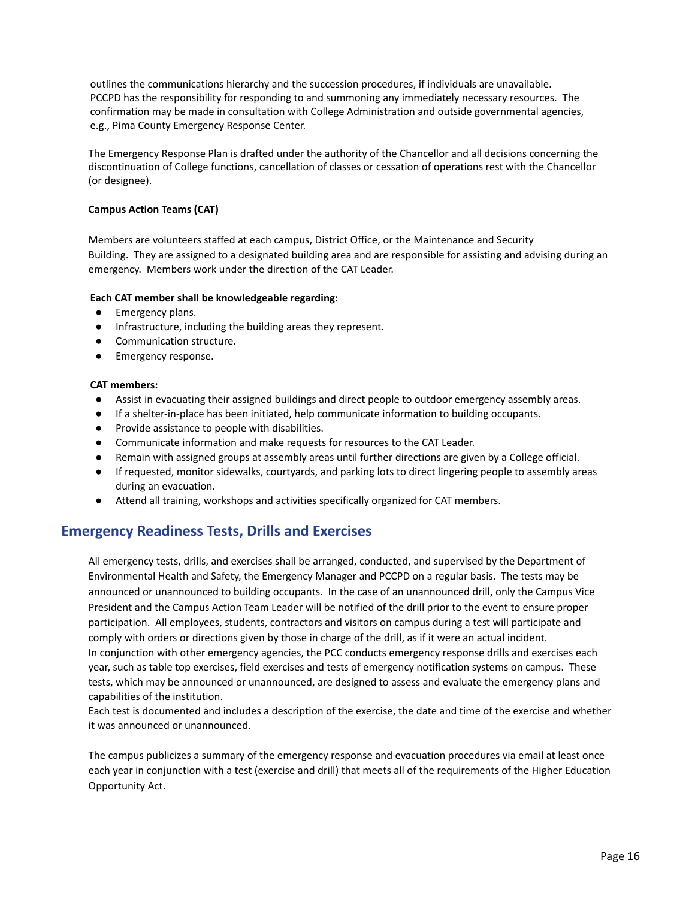outlines the communications hierarchy and the succession procedures, if individuals are unavailable. PCCPD has the responsibility for responding to and summoning any immediately necessary resources. The confirmation may be made in consultation with College Administration and outside governmental agencies, e.g., Pima County Emergency Response Center.

The Emergency Response Plan is drafted under the authority of the Chancellor and all decisions concerning the discontinuation of College functions, cancellation of classes or cessation of operations rest with the Chancellor (or designee).

**Campus Action Teams (CAT)**

Members are volunteers staffed at each campus, District Office, or the Maintenance and Security Building. They are assigned to a designated building area and are responsible for assisting and advising during an emergency. Members work under the direction of the CAT Leader.

**Each CAT member shall be knowledgeable regarding:**

- Emergency plans.
- Infrastructure, including the building areas they represent.
- Communication structure.
- Emergency response.

**CAT members:**

- Assist in evacuating their assigned buildings and direct people to outdoor emergency assembly areas.
- If a shelter-in-place has been initiated, help communicate information to building occupants.
- Provide assistance to people with disabilities.
- Communicate information and make requests for resources to the CAT Leader.
- Remain with assigned groups at assembly areas until further directions are given by a College official.
- If requested, monitor sidewalks, courtyards, and parking lots to direct lingering people to assembly areas during an evacuation.
- Attend all training, workshops and activities specifically organized for CAT members.

## Emergency Readiness Tests, Drills and Exercises

All emergency tests, drills, and exercises shall be arranged, conducted, and supervised by the Department of Environmental Health and Safety, the Emergency Manager and PCCPD on a regular basis. The tests may be announced or unannounced to building occupants. In the case of an unannounced drill, only the Campus Vice President and the Campus Action Team Leader will be notified of the drill prior to the event to ensure proper participation. All employees, students, contractors and visitors on campus during a test will participate and comply with orders or directions given by those in charge of the drill, as if it were an actual incident.
In conjunction with other emergency agencies, the PCC conducts emergency response drills and exercises each year, such as table top exercises, field exercises and tests of emergency notification systems on campus. These tests, which may be announced or unannounced, are designed to assess and evaluate the emergency plans and capabilities of the institution.
Each test is documented and includes a description of the exercise, the date and time of the exercise and whether it was announced or unannounced.

The campus publicizes a summary of the emergency response and evacuation procedures via email at least once each year in conjunction with a test (exercise and drill) that meets all of the requirements of the Higher Education Opportunity Act.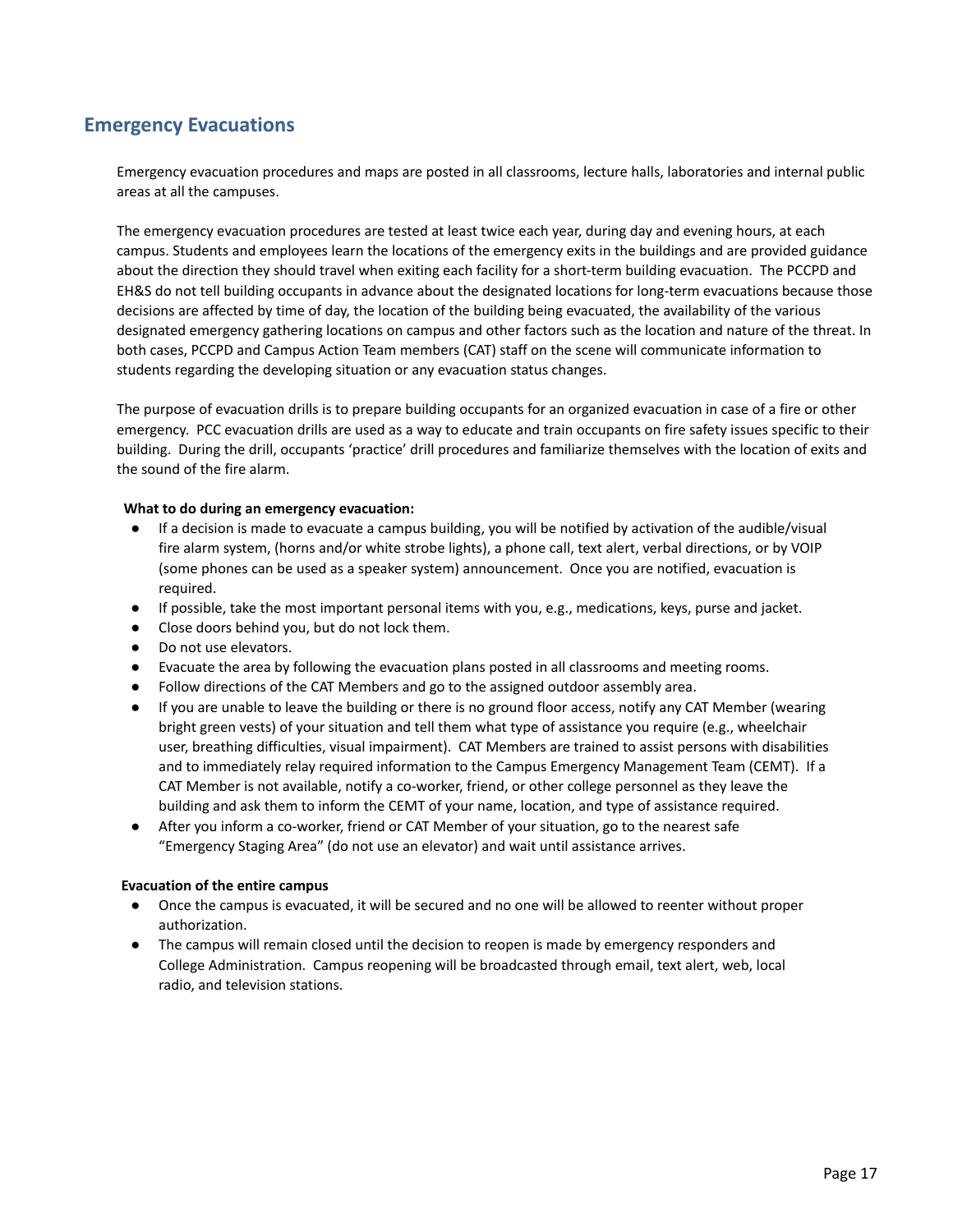## Emergency Evacuations

Emergency evacuation procedures and maps are posted in all classrooms, lecture halls, laboratories and internal public areas at all the campuses.

The emergency evacuation procedures are tested at least twice each year, during day and evening hours, at each campus. Students and employees learn the locations of the emergency exits in the buildings and are provided guidance about the direction they should travel when exiting each facility for a short-term building evacuation. The PCCPD and EH&S do not tell building occupants in advance about the designated locations for long-term evacuations because those decisions are affected by time of day, the location of the building being evacuated, the availability of the various designated emergency gathering locations on campus and other factors such as the location and nature of the threat. In both cases, PCCPD and Campus Action Team members (CAT) staff on the scene will communicate information to students regarding the developing situation or any evacuation status changes.

The purpose of evacuation drills is to prepare building occupants for an organized evacuation in case of a fire or other emergency. PCC evacuation drills are used as a way to educate and train occupants on fire safety issues specific to their building. During the drill, occupants 'practice' drill procedures and familiarize themselves with the location of exits and the sound of the fire alarm.

**What to do during an emergency evacuation:**

- If a decision is made to evacuate a campus building, you will be notified by activation of the audible/visual fire alarm system, (horns and/or white strobe lights), a phone call, text alert, verbal directions, or by VOIP (some phones can be used as a speaker system) announcement. Once you are notified, evacuation is required.
- If possible, take the most important personal items with you, e.g., medications, keys, purse and jacket.
- Close doors behind you, but do not lock them.
- Do not use elevators.
- Evacuate the area by following the evacuation plans posted in all classrooms and meeting rooms.
- Follow directions of the CAT Members and go to the assigned outdoor assembly area.
- If you are unable to leave the building or there is no ground floor access, notify any CAT Member (wearing bright green vests) of your situation and tell them what type of assistance you require (e.g., wheelchair user, breathing difficulties, visual impairment). CAT Members are trained to assist persons with disabilities and to immediately relay required information to the Campus Emergency Management Team (CEMT). If a CAT Member is not available, notify a co-worker, friend, or other college personnel as they leave the building and ask them to inform the CEMT of your name, location, and type of assistance required.
- After you inform a co-worker, friend or CAT Member of your situation, go to the nearest safe "Emergency Staging Area" (do not use an elevator) and wait until assistance arrives.

**Evacuation of the entire campus**

- Once the campus is evacuated, it will be secured and no one will be allowed to reenter without proper authorization.
- The campus will remain closed until the decision to reopen is made by emergency responders and College Administration. Campus reopening will be broadcasted through email, text alert, web, local radio, and television stations.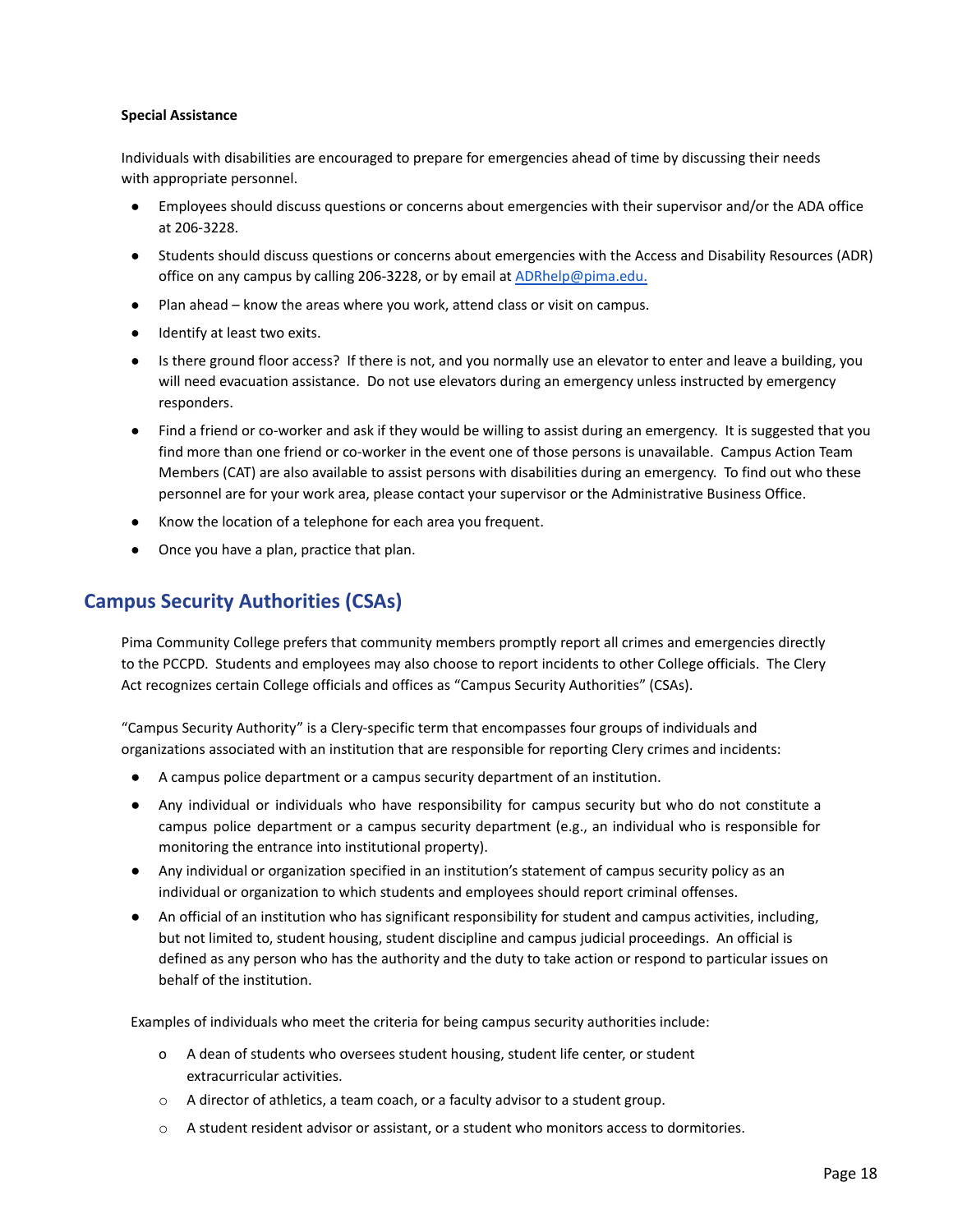**Special Assistance**

Individuals with disabilities are encouraged to prepare for emergencies ahead of time by discussing their needs with appropriate personnel.

- Employees should discuss questions or concerns about emergencies with their supervisor and/or the ADA office at 206-3228.
- Students should discuss questions or concerns about emergencies with the Access and Disability Resources (ADR) office on any campus by calling 206-3228, or by email at ADRhelp@pima.edu.
- Plan ahead – know the areas where you work, attend class or visit on campus.
- Identify at least two exits.
- Is there ground floor access? If there is not, and you normally use an elevator to enter and leave a building, you will need evacuation assistance. Do not use elevators during an emergency unless instructed by emergency responders.
- Find a friend or co-worker and ask if they would be willing to assist during an emergency. It is suggested that you find more than one friend or co-worker in the event one of those persons is unavailable. Campus Action Team Members (CAT) are also available to assist persons with disabilities during an emergency. To find out who these personnel are for your work area, please contact your supervisor or the Administrative Business Office.
- Know the location of a telephone for each area you frequent.
- Once you have a plan, practice that plan.

## Campus Security Authorities (CSAs)

Pima Community College prefers that community members promptly report all crimes and emergencies directly to the PCCPD. Students and employees may also choose to report incidents to other College officials. The Clery Act recognizes certain College officials and offices as "Campus Security Authorities" (CSAs).

"Campus Security Authority" is a Clery-specific term that encompasses four groups of individuals and organizations associated with an institution that are responsible for reporting Clery crimes and incidents:

- A campus police department or a campus security department of an institution.
- Any individual or individuals who have responsibility for campus security but who do not constitute a campus police department or a campus security department (e.g., an individual who is responsible for monitoring the entrance into institutional property).
- Any individual or organization specified in an institution's statement of campus security policy as an individual or organization to which students and employees should report criminal offenses.
- An official of an institution who has significant responsibility for student and campus activities, including, but not limited to, student housing, student discipline and campus judicial proceedings. An official is defined as any person who has the authority and the duty to take action or respond to particular issues on behalf of the institution.

Examples of individuals who meet the criteria for being campus security authorities include:

- A dean of students who oversees student housing, student life center, or student extracurricular activities.
- A director of athletics, a team coach, or a faculty advisor to a student group.
- A student resident advisor or assistant, or a student who monitors access to dormitories.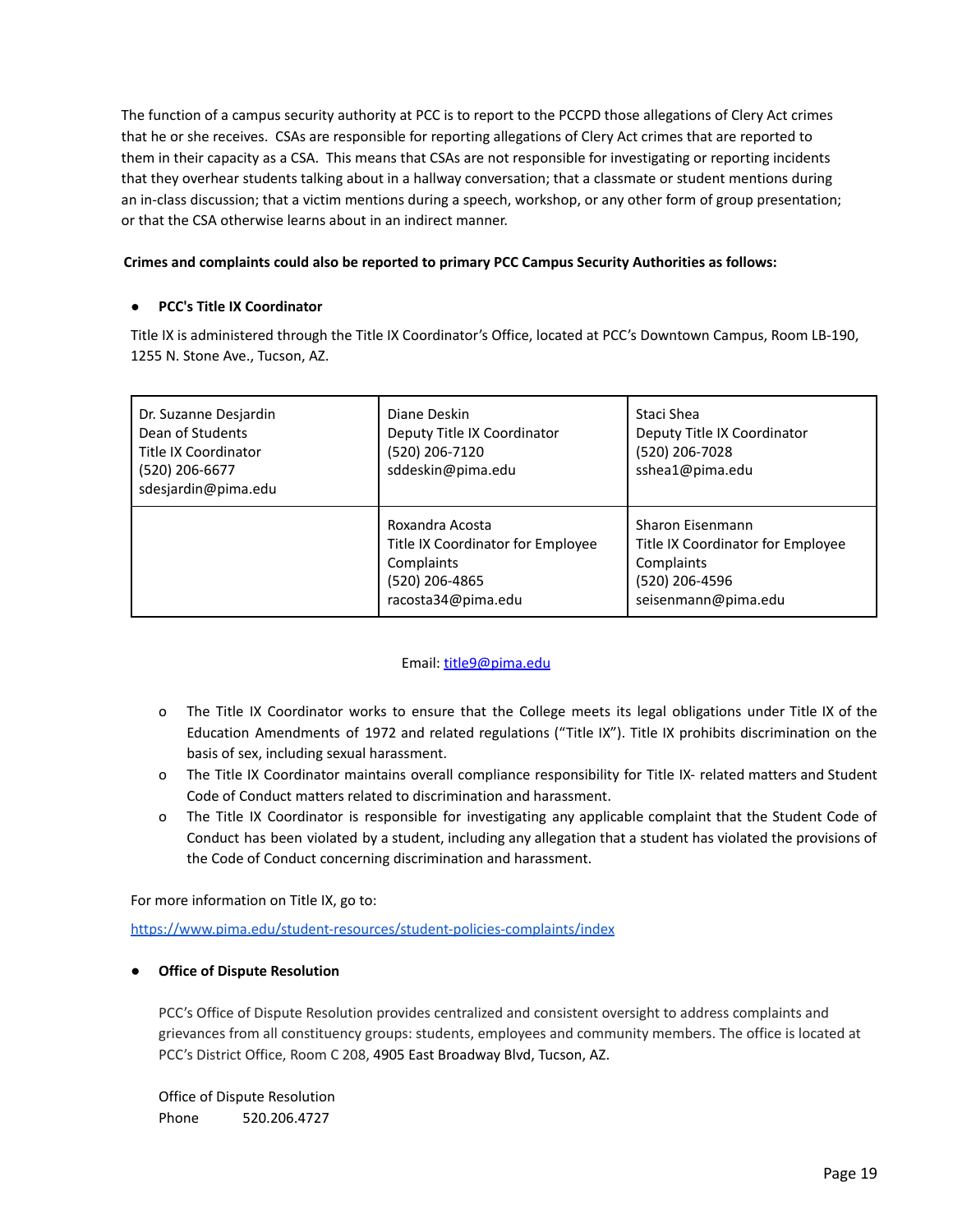The function of a campus security authority at PCC is to report to the PCCPD those allegations of Clery Act crimes that he or she receives. CSAs are responsible for reporting allegations of Clery Act crimes that are reported to them in their capacity as a CSA. This means that CSAs are not responsible for investigating or reporting incidents that they overhear students talking about in a hallway conversation; that a classmate or student mentions during an in-class discussion; that a victim mentions during a speech, workshop, or any other form of group presentation; or that the CSA otherwise learns about in an indirect manner.

**Crimes and complaints could also be reported to primary PCC Campus Security Authorities as follows:**

- **PCC's Title IX Coordinator**

Title IX is administered through the Title IX Coordinator's Office, located at PCC's Downtown Campus, Room LB-190, 1255 N. Stone Ave., Tucson, AZ.

| | | |
|---|---|---|
| Dr. Suzanne Desjardin<br>Dean of Students<br>Title IX Coordinator<br>(520) 206-6677<br>sdesjardin@pima.edu | Diane Deskin<br>Deputy Title IX Coordinator<br>(520) 206-7120<br>sddeskin@pima.edu | Staci Shea<br>Deputy Title IX Coordinator<br>(520) 206-7028<br>sshea1@pima.edu |
| | Roxandra Acosta<br>Title IX Coordinator for Employee Complaints<br>(520) 206-4865<br>racosta34@pima.edu | Sharon Eisenmann<br>Title IX Coordinator for Employee Complaints<br>(520) 206-4596<br>seisenmann@pima.edu |

Email: title9@pima.edu

- The Title IX Coordinator works to ensure that the College meets its legal obligations under Title IX of the Education Amendments of 1972 and related regulations ("Title IX"). Title IX prohibits discrimination on the basis of sex, including sexual harassment.
- The Title IX Coordinator maintains overall compliance responsibility for Title IX- related matters and Student Code of Conduct matters related to discrimination and harassment.
- The Title IX Coordinator is responsible for investigating any applicable complaint that the Student Code of Conduct has been violated by a student, including any allegation that a student has violated the provisions of the Code of Conduct concerning discrimination and harassment.

For more information on Title IX, go to:

https://www.pima.edu/student-resources/student-policies-complaints/index

- **Office of Dispute Resolution**

PCC's Office of Dispute Resolution provides centralized and consistent oversight to address complaints and grievances from all constituency groups: students, employees and community members. The office is located at PCC's District Office, Room C 208, 4905 East Broadway Blvd, Tucson, AZ.

Office of Dispute Resolution
Phone 520.206.4727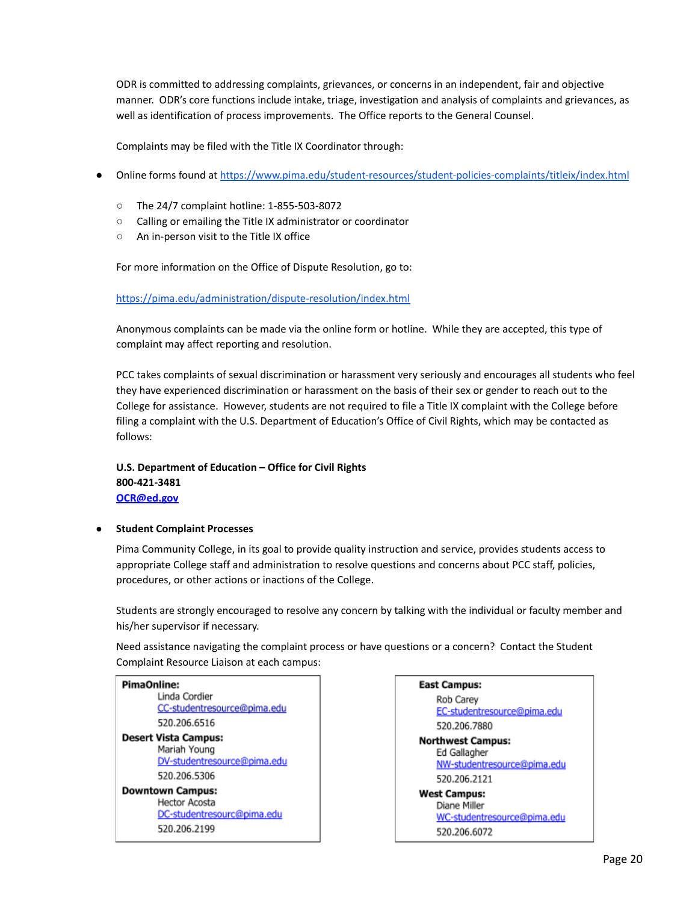ODR is committed to addressing complaints, grievances, or concerns in an independent, fair and objective manner. ODR's core functions include intake, triage, investigation and analysis of complaints and grievances, as well as identification of process improvements. The Office reports to the General Counsel.

Complaints may be filed with the Title IX Coordinator through:

- Online forms found at https://www.pima.edu/student-resources/student-policies-complaints/titleix/index.html
    - The 24/7 complaint hotline: 1-855-503-8072
    - Calling or emailing the Title IX administrator or coordinator
    - An in-person visit to the Title IX office

For more information on the Office of Dispute Resolution, go to:

https://pima.edu/administration/dispute-resolution/index.html

Anonymous complaints can be made via the online form or hotline. While they are accepted, this type of complaint may affect reporting and resolution.

PCC takes complaints of sexual discrimination or harassment very seriously and encourages all students who feel they have experienced discrimination or harassment on the basis of their sex or gender to reach out to the College for assistance. However, students are not required to file a Title IX complaint with the College before filing a complaint with the U.S. Department of Education's Office of Civil Rights, which may be contacted as follows:

**U.S. Department of Education – Office for Civil Rights**
**800-421-3481**
**OCR@ed.gov**

- **Student Complaint Processes**

Pima Community College, in its goal to provide quality instruction and service, provides students access to appropriate College staff and administration to resolve questions and concerns about PCC staff, policies, procedures, or other actions or inactions of the College.

Students are strongly encouraged to resolve any concern by talking with the individual or faculty member and his/her supervisor if necessary.

Need assistance navigating the complaint process or have questions or a concern? Contact the Student Complaint Resource Liaison at each campus:

**PimaOnline:**
Linda Cordier
CC-studentresource@pima.edu
520.206.6516

**Desert Vista Campus:**
Mariah Young
DV-studentresource@pima.edu
520.206.5306

**Downtown Campus:**
Hector Acosta
DC-studentresourc@pima.edu
520.206.2199

**East Campus:**
Rob Carey
EC-studentresource@pima.edu
520.206.7880

**Northwest Campus:**
Ed Gallagher
NW-studentresource@pima.edu
520.206.2121

**West Campus:**
Diane Miller
WC-studentresource@pima.edu
520.206.6072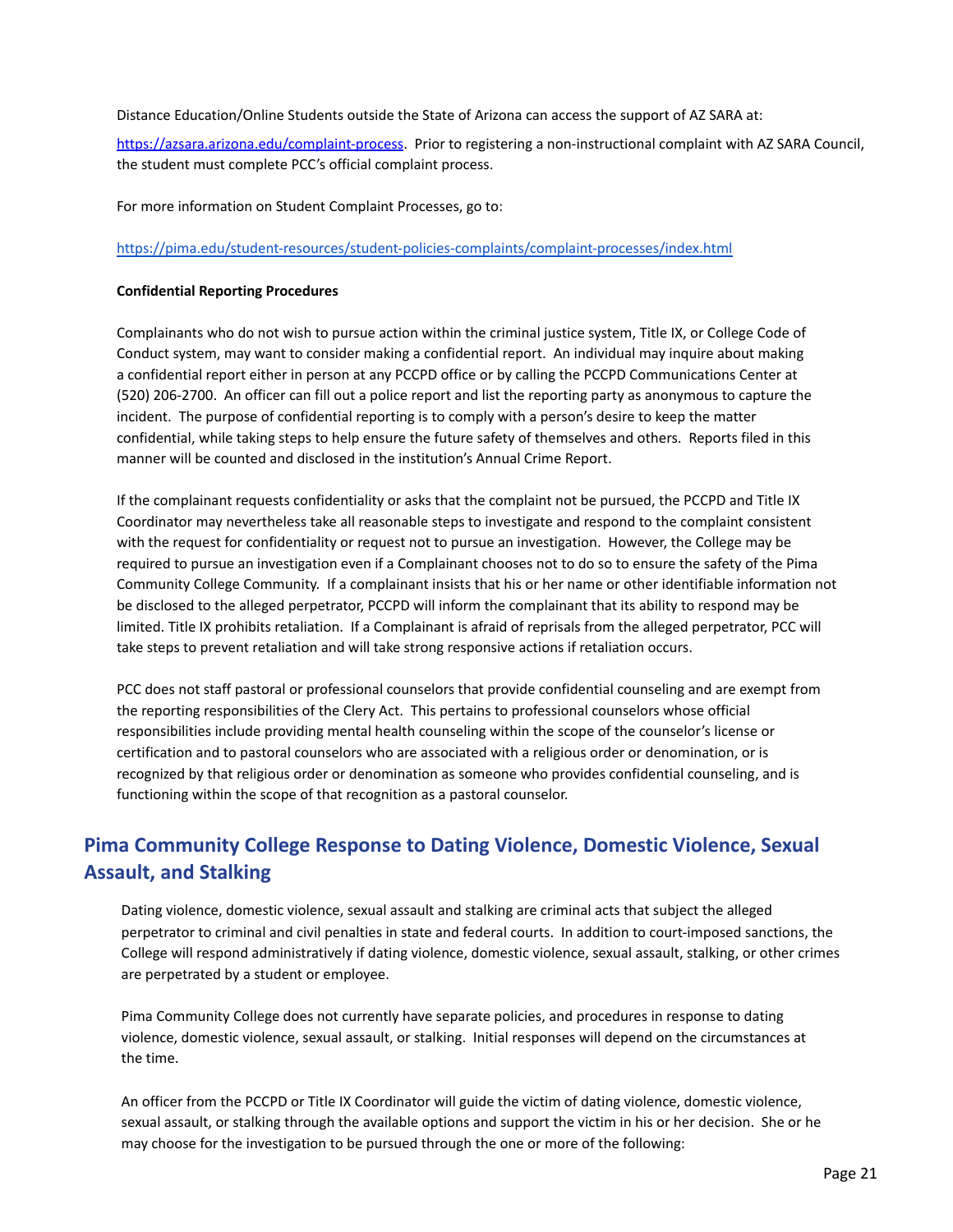Distance Education/Online Students outside the State of Arizona can access the support of AZ SARA at:

https://azsara.arizona.edu/complaint-process. Prior to registering a non-instructional complaint with AZ SARA Council, the student must complete PCC's official complaint process.

For more information on Student Complaint Processes, go to:

https://pima.edu/student-resources/student-policies-complaints/complaint-processes/index.html

**Confidential Reporting Procedures**

Complainants who do not wish to pursue action within the criminal justice system, Title IX, or College Code of Conduct system, may want to consider making a confidential report. An individual may inquire about making a confidential report either in person at any PCCPD office or by calling the PCCPD Communications Center at (520) 206-2700. An officer can fill out a police report and list the reporting party as anonymous to capture the incident. The purpose of confidential reporting is to comply with a person's desire to keep the matter confidential, while taking steps to help ensure the future safety of themselves and others. Reports filed in this manner will be counted and disclosed in the institution's Annual Crime Report.

If the complainant requests confidentiality or asks that the complaint not be pursued, the PCCPD and Title IX Coordinator may nevertheless take all reasonable steps to investigate and respond to the complaint consistent with the request for confidentiality or request not to pursue an investigation. However, the College may be required to pursue an investigation even if a Complainant chooses not to do so to ensure the safety of the Pima Community College Community. If a complainant insists that his or her name or other identifiable information not be disclosed to the alleged perpetrator, PCCPD will inform the complainant that its ability to respond may be limited. Title IX prohibits retaliation. If a Complainant is afraid of reprisals from the alleged perpetrator, PCC will take steps to prevent retaliation and will take strong responsive actions if retaliation occurs.

PCC does not staff pastoral or professional counselors that provide confidential counseling and are exempt from the reporting responsibilities of the Clery Act. This pertains to professional counselors whose official responsibilities include providing mental health counseling within the scope of the counselor's license or certification and to pastoral counselors who are associated with a religious order or denomination, or is recognized by that religious order or denomination as someone who provides confidential counseling, and is functioning within the scope of that recognition as a pastoral counselor.

## Pima Community College Response to Dating Violence, Domestic Violence, Sexual Assault, and Stalking

Dating violence, domestic violence, sexual assault and stalking are criminal acts that subject the alleged perpetrator to criminal and civil penalties in state and federal courts. In addition to court-imposed sanctions, the College will respond administratively if dating violence, domestic violence, sexual assault, stalking, or other crimes are perpetrated by a student or employee.

Pima Community College does not currently have separate policies, and procedures in response to dating violence, domestic violence, sexual assault, or stalking. Initial responses will depend on the circumstances at the time.

An officer from the PCCPD or Title IX Coordinator will guide the victim of dating violence, domestic violence, sexual assault, or stalking through the available options and support the victim in his or her decision. She or he may choose for the investigation to be pursued through the one or more of the following: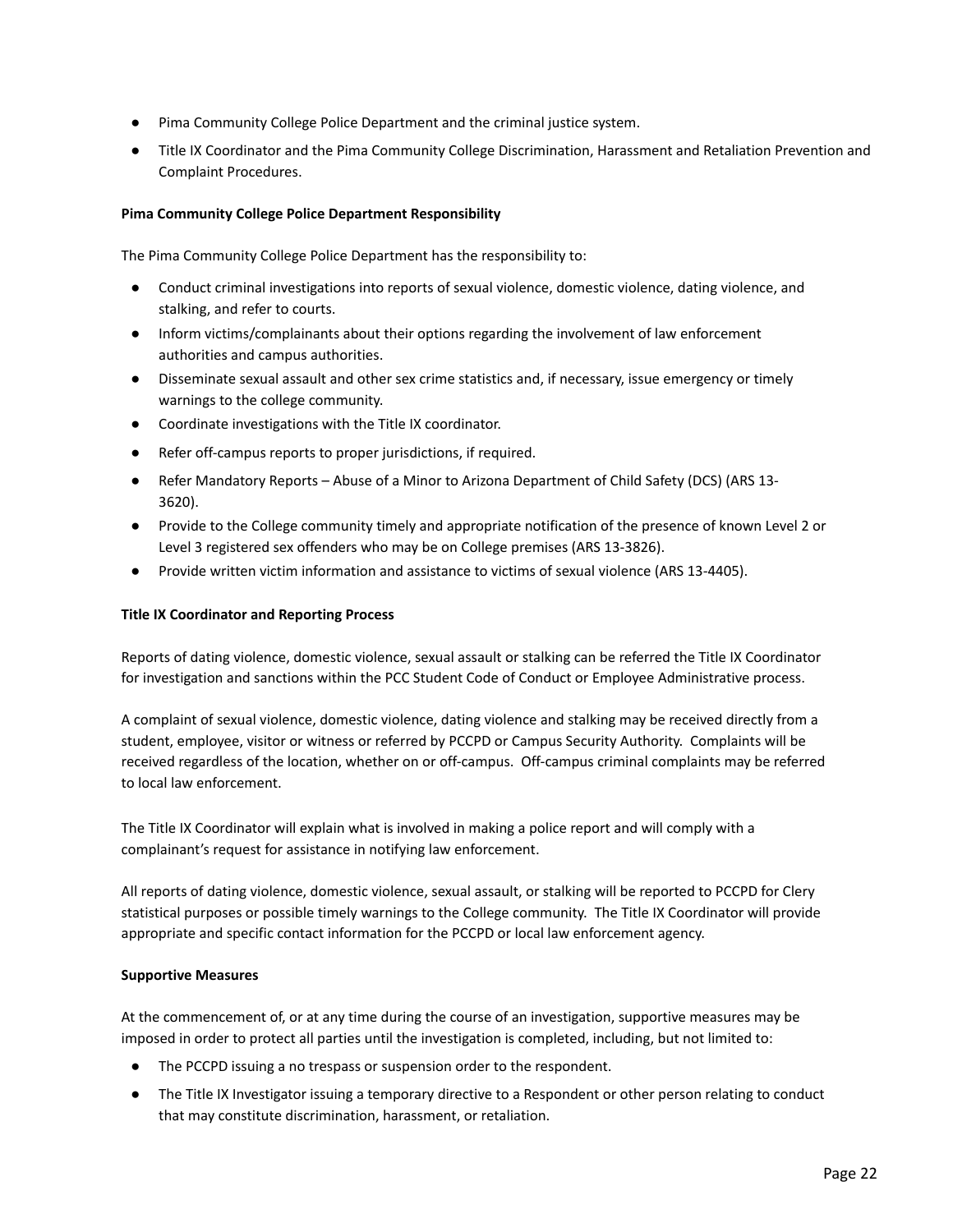- Pima Community College Police Department and the criminal justice system.
- Title IX Coordinator and the Pima Community College Discrimination, Harassment and Retaliation Prevention and Complaint Procedures.

**Pima Community College Police Department Responsibility**

The Pima Community College Police Department has the responsibility to:

- Conduct criminal investigations into reports of sexual violence, domestic violence, dating violence, and stalking, and refer to courts.
- Inform victims/complainants about their options regarding the involvement of law enforcement authorities and campus authorities.
- Disseminate sexual assault and other sex crime statistics and, if necessary, issue emergency or timely warnings to the college community.
- Coordinate investigations with the Title IX coordinator.
- Refer off-campus reports to proper jurisdictions, if required.
- Refer Mandatory Reports – Abuse of a Minor to Arizona Department of Child Safety (DCS) (ARS 13-3620).
- Provide to the College community timely and appropriate notification of the presence of known Level 2 or Level 3 registered sex offenders who may be on College premises (ARS 13-3826).
- Provide written victim information and assistance to victims of sexual violence (ARS 13-4405).

**Title IX Coordinator and Reporting Process**

Reports of dating violence, domestic violence, sexual assault or stalking can be referred the Title IX Coordinator for investigation and sanctions within the PCC Student Code of Conduct or Employee Administrative process.

A complaint of sexual violence, domestic violence, dating violence and stalking may be received directly from a student, employee, visitor or witness or referred by PCCPD or Campus Security Authority. Complaints will be received regardless of the location, whether on or off-campus. Off-campus criminal complaints may be referred to local law enforcement.

The Title IX Coordinator will explain what is involved in making a police report and will comply with a complainant's request for assistance in notifying law enforcement.

All reports of dating violence, domestic violence, sexual assault, or stalking will be reported to PCCPD for Clery statistical purposes or possible timely warnings to the College community. The Title IX Coordinator will provide appropriate and specific contact information for the PCCPD or local law enforcement agency.

**Supportive Measures**

At the commencement of, or at any time during the course of an investigation, supportive measures may be imposed in order to protect all parties until the investigation is completed, including, but not limited to:

- The PCCPD issuing a no trespass or suspension order to the respondent.
- The Title IX Investigator issuing a temporary directive to a Respondent or other person relating to conduct that may constitute discrimination, harassment, or retaliation.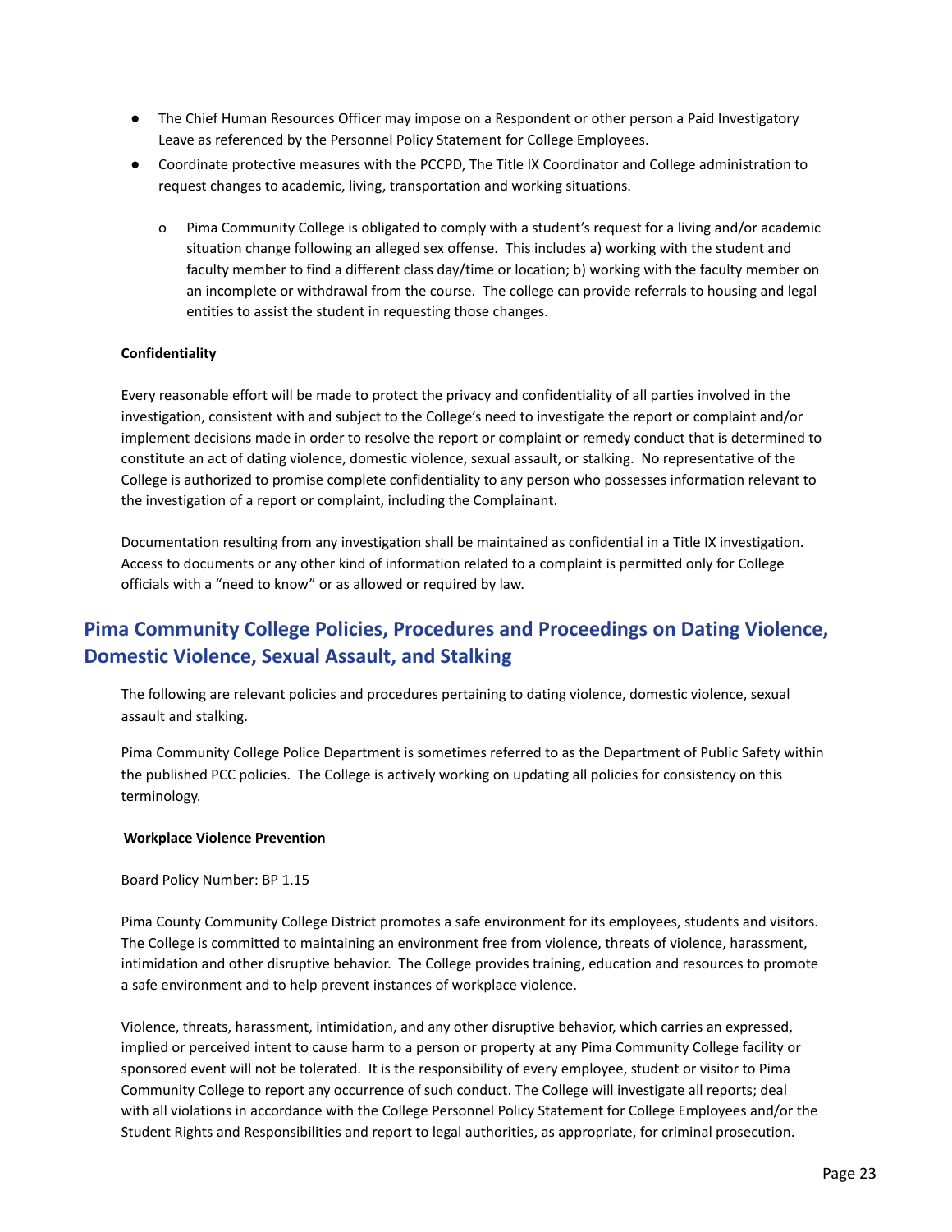- The Chief Human Resources Officer may impose on a Respondent or other person a Paid Investigatory Leave as referenced by the Personnel Policy Statement for College Employees.
- Coordinate protective measures with the PCCPD, The Title IX Coordinator and College administration to request changes to academic, living, transportation and working situations.
  - Pima Community College is obligated to comply with a student's request for a living and/or academic situation change following an alleged sex offense. This includes a) working with the student and faculty member to find a different class day/time or location; b) working with the faculty member on an incomplete or withdrawal from the course. The college can provide referrals to housing and legal entities to assist the student in requesting those changes.

**Confidentiality**

Every reasonable effort will be made to protect the privacy and confidentiality of all parties involved in the investigation, consistent with and subject to the College's need to investigate the report or complaint and/or implement decisions made in order to resolve the report or complaint or remedy conduct that is determined to constitute an act of dating violence, domestic violence, sexual assault, or stalking. No representative of the College is authorized to promise complete confidentiality to any person who possesses information relevant to the investigation of a report or complaint, including the Complainant.

Documentation resulting from any investigation shall be maintained as confidential in a Title IX investigation. Access to documents or any other kind of information related to a complaint is permitted only for College officials with a "need to know" or as allowed or required by law.

## Pima Community College Policies, Procedures and Proceedings on Dating Violence, Domestic Violence, Sexual Assault, and Stalking

The following are relevant policies and procedures pertaining to dating violence, domestic violence, sexual assault and stalking.

Pima Community College Police Department is sometimes referred to as the Department of Public Safety within the published PCC policies. The College is actively working on updating all policies for consistency on this terminology.

**Workplace Violence Prevention**

Board Policy Number: BP 1.15

Pima County Community College District promotes a safe environment for its employees, students and visitors. The College is committed to maintaining an environment free from violence, threats of violence, harassment, intimidation and other disruptive behavior. The College provides training, education and resources to promote a safe environment and to help prevent instances of workplace violence.

Violence, threats, harassment, intimidation, and any other disruptive behavior, which carries an expressed, implied or perceived intent to cause harm to a person or property at any Pima Community College facility or sponsored event will not be tolerated. It is the responsibility of every employee, student or visitor to Pima Community College to report any occurrence of such conduct. The College will investigate all reports; deal with all violations in accordance with the College Personnel Policy Statement for College Employees and/or the Student Rights and Responsibilities and report to legal authorities, as appropriate, for criminal prosecution.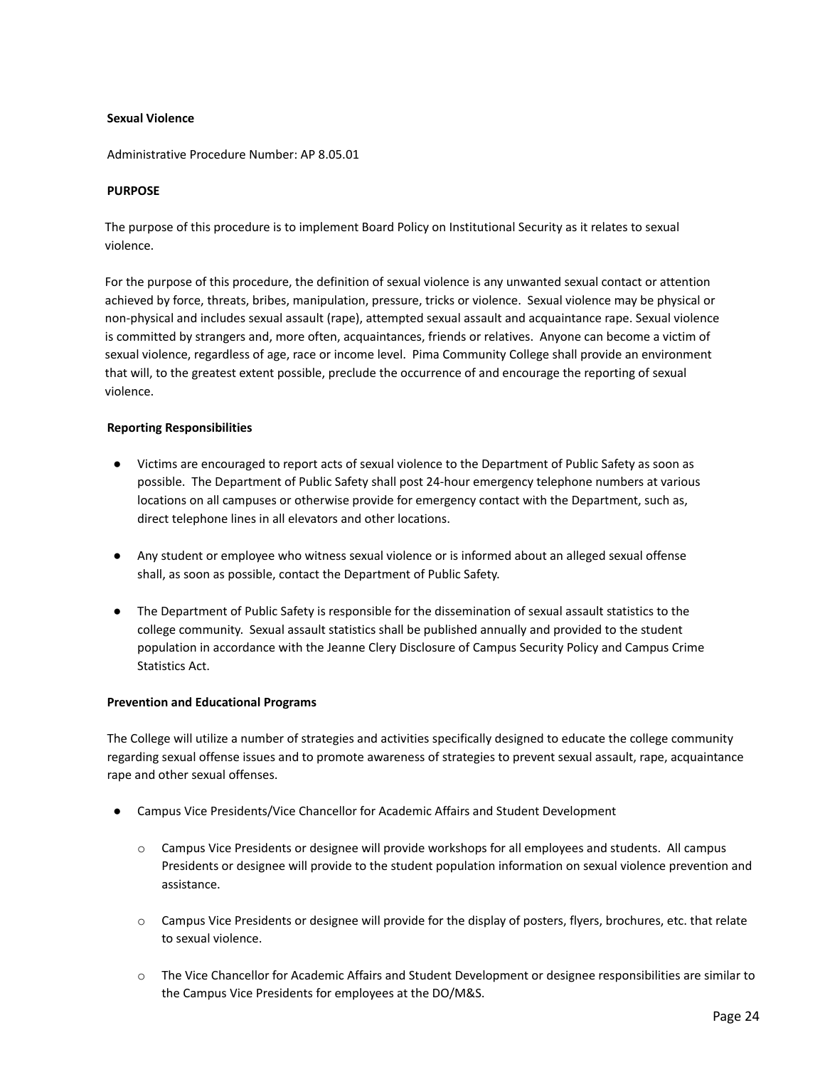**Sexual Violence**

Administrative Procedure Number: AP 8.05.01

**PURPOSE**

The purpose of this procedure is to implement Board Policy on Institutional Security as it relates to sexual violence.

For the purpose of this procedure, the definition of sexual violence is any unwanted sexual contact or attention achieved by force, threats, bribes, manipulation, pressure, tricks or violence. Sexual violence may be physical or non-physical and includes sexual assault (rape), attempted sexual assault and acquaintance rape. Sexual violence is committed by strangers and, more often, acquaintances, friends or relatives. Anyone can become a victim of sexual violence, regardless of age, race or income level. Pima Community College shall provide an environment that will, to the greatest extent possible, preclude the occurrence of and encourage the reporting of sexual violence.

**Reporting Responsibilities**

- Victims are encouraged to report acts of sexual violence to the Department of Public Safety as soon as possible. The Department of Public Safety shall post 24-hour emergency telephone numbers at various locations on all campuses or otherwise provide for emergency contact with the Department, such as, direct telephone lines in all elevators and other locations.

- Any student or employee who witness sexual violence or is informed about an alleged sexual offense shall, as soon as possible, contact the Department of Public Safety.

- The Department of Public Safety is responsible for the dissemination of sexual assault statistics to the college community. Sexual assault statistics shall be published annually and provided to the student population in accordance with the Jeanne Clery Disclosure of Campus Security Policy and Campus Crime Statistics Act.

**Prevention and Educational Programs**

The College will utilize a number of strategies and activities specifically designed to educate the college community regarding sexual offense issues and to promote awareness of strategies to prevent sexual assault, rape, acquaintance rape and other sexual offenses.

- Campus Vice Presidents/Vice Chancellor for Academic Affairs and Student Development
  - Campus Vice Presidents or designee will provide workshops for all employees and students. All campus Presidents or designee will provide to the student population information on sexual violence prevention and assistance.
  - Campus Vice Presidents or designee will provide for the display of posters, flyers, brochures, etc. that relate to sexual violence.
  - The Vice Chancellor for Academic Affairs and Student Development or designee responsibilities are similar to the Campus Vice Presidents for employees at the DO/M&S.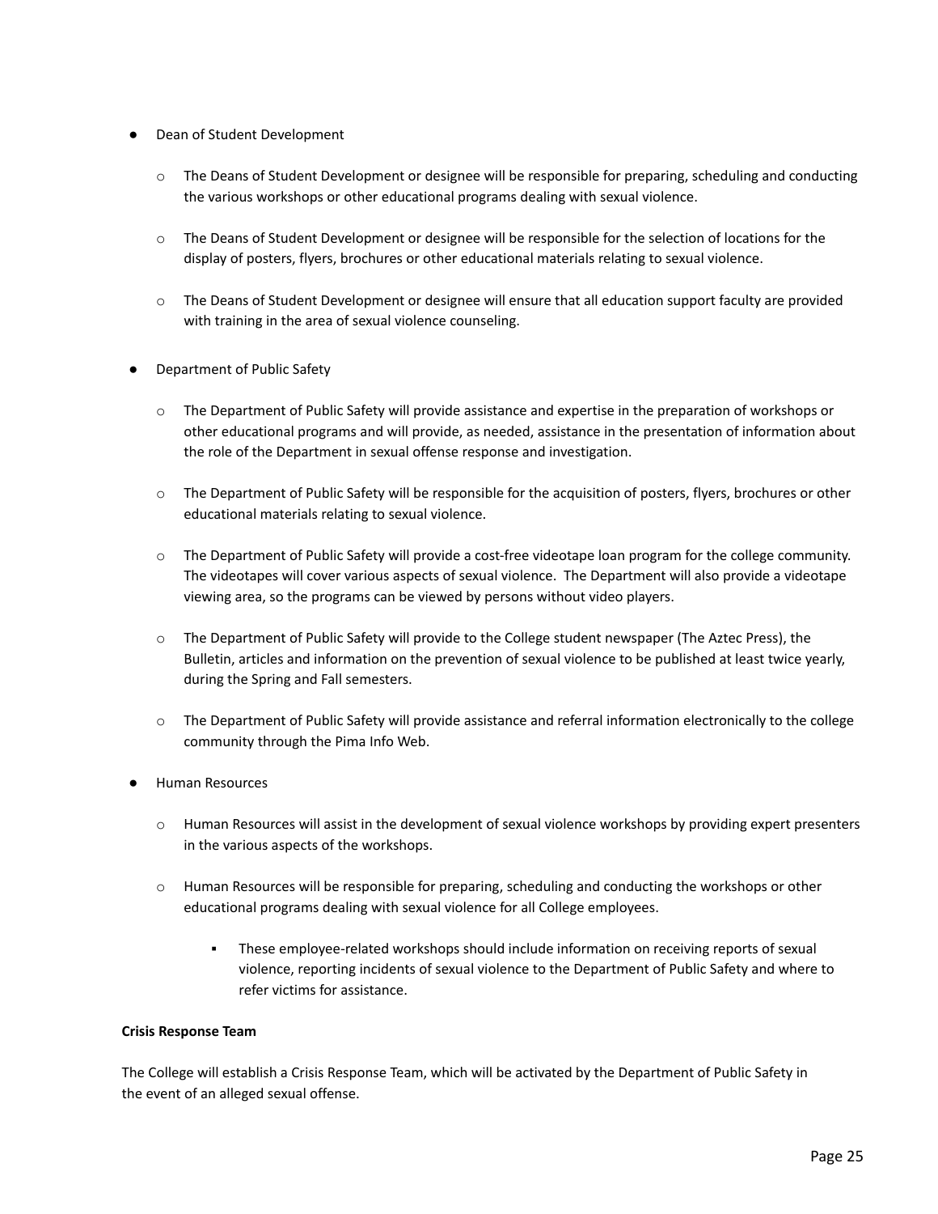- Dean of Student Development
  - The Deans of Student Development or designee will be responsible for preparing, scheduling and conducting the various workshops or other educational programs dealing with sexual violence.
  - The Deans of Student Development or designee will be responsible for the selection of locations for the display of posters, flyers, brochures or other educational materials relating to sexual violence.
  - The Deans of Student Development or designee will ensure that all education support faculty are provided with training in the area of sexual violence counseling.
- Department of Public Safety
  - The Department of Public Safety will provide assistance and expertise in the preparation of workshops or other educational programs and will provide, as needed, assistance in the presentation of information about the role of the Department in sexual offense response and investigation.
  - The Department of Public Safety will be responsible for the acquisition of posters, flyers, brochures or other educational materials relating to sexual violence.
  - The Department of Public Safety will provide a cost-free videotape loan program for the college community. The videotapes will cover various aspects of sexual violence. The Department will also provide a videotape viewing area, so the programs can be viewed by persons without video players.
  - The Department of Public Safety will provide to the College student newspaper (The Aztec Press), the Bulletin, articles and information on the prevention of sexual violence to be published at least twice yearly, during the Spring and Fall semesters.
  - The Department of Public Safety will provide assistance and referral information electronically to the college community through the Pima Info Web.
- Human Resources
  - Human Resources will assist in the development of sexual violence workshops by providing expert presenters in the various aspects of the workshops.
  - Human Resources will be responsible for preparing, scheduling and conducting the workshops or other educational programs dealing with sexual violence for all College employees.
    - These employee-related workshops should include information on receiving reports of sexual violence, reporting incidents of sexual violence to the Department of Public Safety and where to refer victims for assistance.

**Crisis Response Team**

The College will establish a Crisis Response Team, which will be activated by the Department of Public Safety in the event of an alleged sexual offense.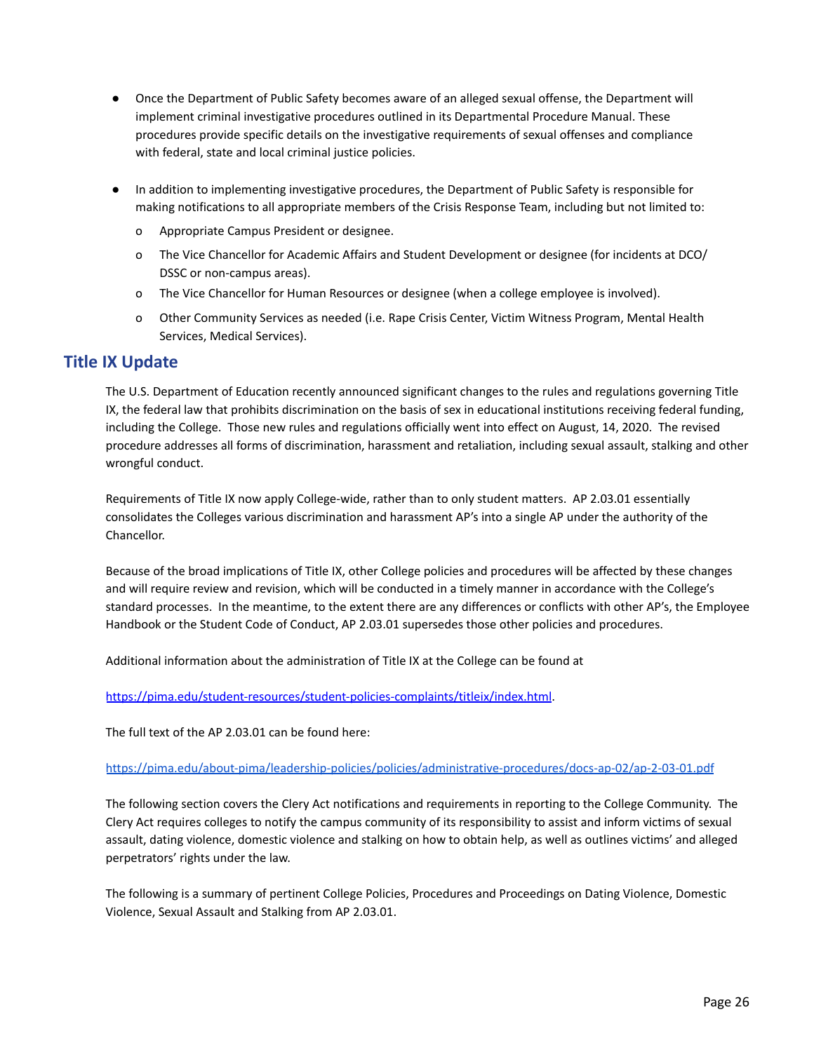- Once the Department of Public Safety becomes aware of an alleged sexual offense, the Department will implement criminal investigative procedures outlined in its Departmental Procedure Manual. These procedures provide specific details on the investigative requirements of sexual offenses and compliance with federal, state and local criminal justice policies.

- In addition to implementing investigative procedures, the Department of Public Safety is responsible for making notifications to all appropriate members of the Crisis Response Team, including but not limited to:
  - Appropriate Campus President or designee.
  - The Vice Chancellor for Academic Affairs and Student Development or designee (for incidents at DCO/ DSSC or non-campus areas).
  - The Vice Chancellor for Human Resources or designee (when a college employee is involved).
  - Other Community Services as needed (i.e. Rape Crisis Center, Victim Witness Program, Mental Health Services, Medical Services).

## Title IX Update

The U.S. Department of Education recently announced significant changes to the rules and regulations governing Title IX, the federal law that prohibits discrimination on the basis of sex in educational institutions receiving federal funding, including the College. Those new rules and regulations officially went into effect on August, 14, 2020. The revised procedure addresses all forms of discrimination, harassment and retaliation, including sexual assault, stalking and other wrongful conduct.

Requirements of Title IX now apply College-wide, rather than to only student matters. AP 2.03.01 essentially consolidates the Colleges various discrimination and harassment AP's into a single AP under the authority of the Chancellor.

Because of the broad implications of Title IX, other College policies and procedures will be affected by these changes and will require review and revision, which will be conducted in a timely manner in accordance with the College's standard processes. In the meantime, to the extent there are any differences or conflicts with other AP's, the Employee Handbook or the Student Code of Conduct, AP 2.03.01 supersedes those other policies and procedures.

Additional information about the administration of Title IX at the College can be found at

https://pima.edu/student-resources/student-policies-complaints/titleix/index.html.

The full text of the AP 2.03.01 can be found here:

https://pima.edu/about-pima/leadership-policies/policies/administrative-procedures/docs-ap-02/ap-2-03-01.pdf

The following section covers the Clery Act notifications and requirements in reporting to the College Community. The Clery Act requires colleges to notify the campus community of its responsibility to assist and inform victims of sexual assault, dating violence, domestic violence and stalking on how to obtain help, as well as outlines victims' and alleged perpetrators' rights under the law.

The following is a summary of pertinent College Policies, Procedures and Proceedings on Dating Violence, Domestic Violence, Sexual Assault and Stalking from AP 2.03.01.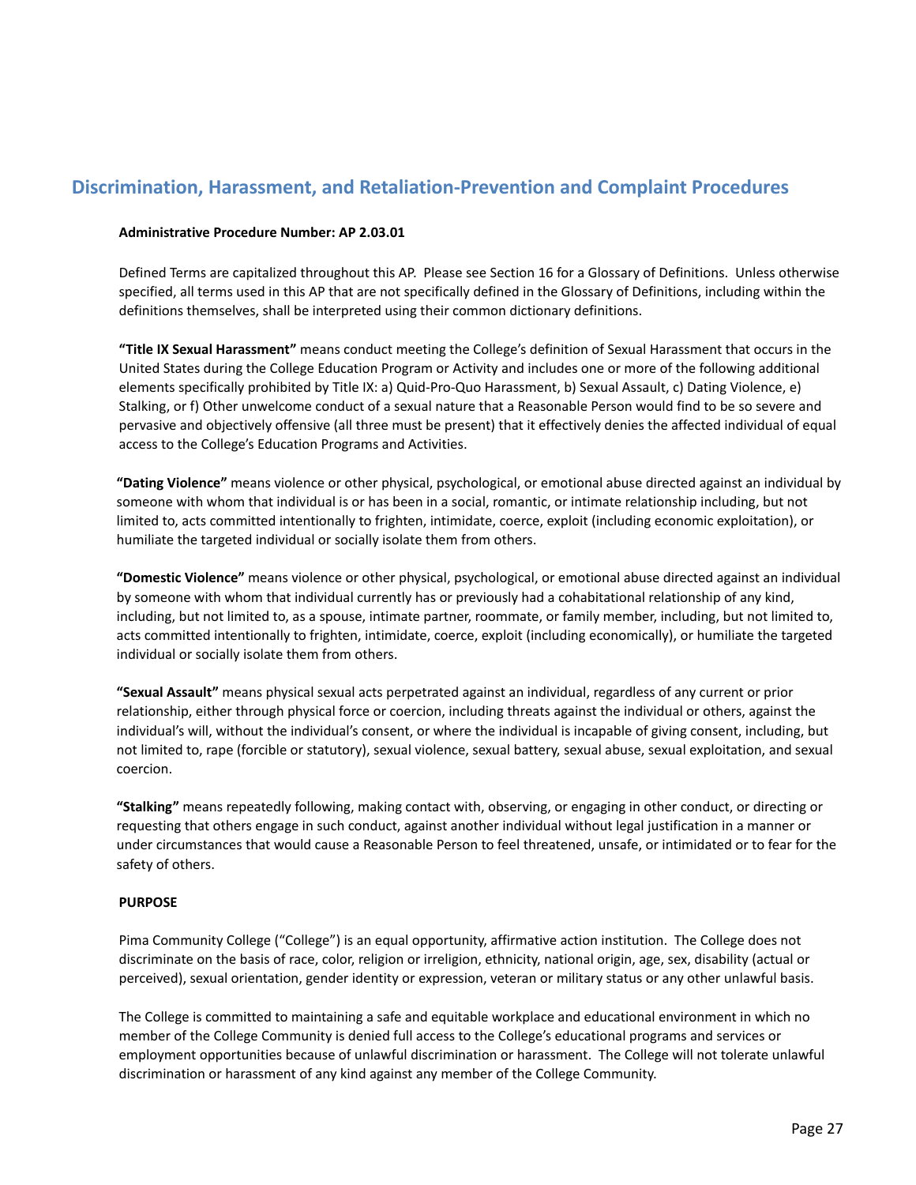## Discrimination, Harassment, and Retaliation-Prevention and Complaint Procedures

**Administrative Procedure Number: AP 2.03.01**

Defined Terms are capitalized throughout this AP. Please see Section 16 for a Glossary of Definitions. Unless otherwise specified, all terms used in this AP that are not specifically defined in the Glossary of Definitions, including within the definitions themselves, shall be interpreted using their common dictionary definitions.

**"Title IX Sexual Harassment"** means conduct meeting the College's definition of Sexual Harassment that occurs in the United States during the College Education Program or Activity and includes one or more of the following additional elements specifically prohibited by Title IX: a) Quid-Pro-Quo Harassment, b) Sexual Assault, c) Dating Violence, e) Stalking, or f) Other unwelcome conduct of a sexual nature that a Reasonable Person would find to be so severe and pervasive and objectively offensive (all three must be present) that it effectively denies the affected individual of equal access to the College's Education Programs and Activities.

**"Dating Violence"** means violence or other physical, psychological, or emotional abuse directed against an individual by someone with whom that individual is or has been in a social, romantic, or intimate relationship including, but not limited to, acts committed intentionally to frighten, intimidate, coerce, exploit (including economic exploitation), or humiliate the targeted individual or socially isolate them from others.

**"Domestic Violence"** means violence or other physical, psychological, or emotional abuse directed against an individual by someone with whom that individual currently has or previously had a cohabitational relationship of any kind, including, but not limited to, as a spouse, intimate partner, roommate, or family member, including, but not limited to, acts committed intentionally to frighten, intimidate, coerce, exploit (including economically), or humiliate the targeted individual or socially isolate them from others.

**"Sexual Assault"** means physical sexual acts perpetrated against an individual, regardless of any current or prior relationship, either through physical force or coercion, including threats against the individual or others, against the individual's will, without the individual's consent, or where the individual is incapable of giving consent, including, but not limited to, rape (forcible or statutory), sexual violence, sexual battery, sexual abuse, sexual exploitation, and sexual coercion.

**"Stalking"** means repeatedly following, making contact with, observing, or engaging in other conduct, or directing or requesting that others engage in such conduct, against another individual without legal justification in a manner or under circumstances that would cause a Reasonable Person to feel threatened, unsafe, or intimidated or to fear for the safety of others.

**PURPOSE**

Pima Community College ("College") is an equal opportunity, affirmative action institution. The College does not discriminate on the basis of race, color, religion or irreligion, ethnicity, national origin, age, sex, disability (actual or perceived), sexual orientation, gender identity or expression, veteran or military status or any other unlawful basis.

The College is committed to maintaining a safe and equitable workplace and educational environment in which no member of the College Community is denied full access to the College's educational programs and services or employment opportunities because of unlawful discrimination or harassment. The College will not tolerate unlawful discrimination or harassment of any kind against any member of the College Community.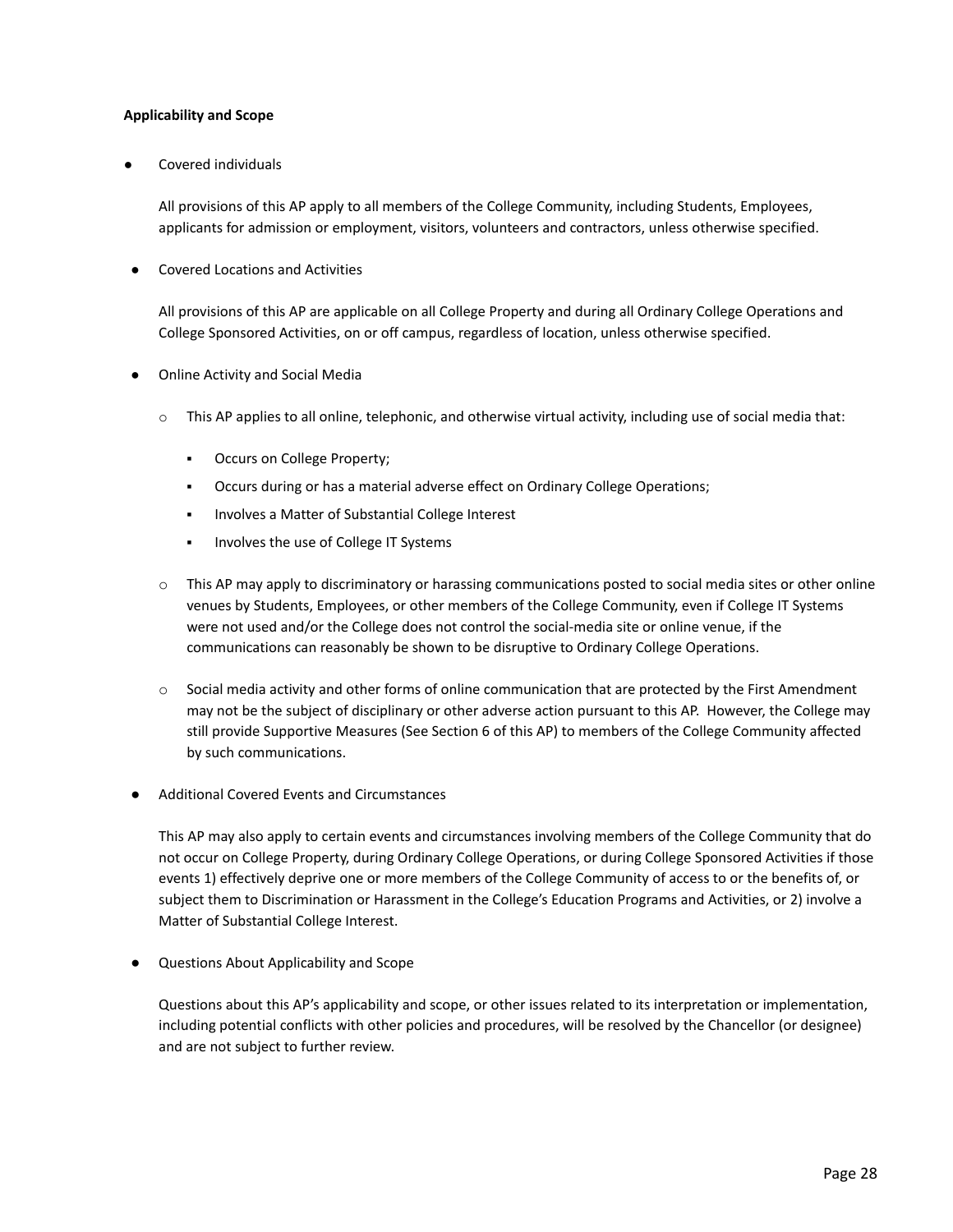**Applicability and Scope**

- Covered individuals

  All provisions of this AP apply to all members of the College Community, including Students, Employees, applicants for admission or employment, visitors, volunteers and contractors, unless otherwise specified.

- Covered Locations and Activities

  All provisions of this AP are applicable on all College Property and during all Ordinary College Operations and College Sponsored Activities, on or off campus, regardless of location, unless otherwise specified.

- Online Activity and Social Media

  - This AP applies to all online, telephonic, and otherwise virtual activity, including use of social media that:

    - Occurs on College Property;
    - Occurs during or has a material adverse effect on Ordinary College Operations;
    - Involves a Matter of Substantial College Interest
    - Involves the use of College IT Systems

  - This AP may apply to discriminatory or harassing communications posted to social media sites or other online venues by Students, Employees, or other members of the College Community, even if College IT Systems were not used and/or the College does not control the social-media site or online venue, if the communications can reasonably be shown to be disruptive to Ordinary College Operations.

  - Social media activity and other forms of online communication that are protected by the First Amendment may not be the subject of disciplinary or other adverse action pursuant to this AP. However, the College may still provide Supportive Measures (See Section 6 of this AP) to members of the College Community affected by such communications.

- Additional Covered Events and Circumstances

  This AP may also apply to certain events and circumstances involving members of the College Community that do not occur on College Property, during Ordinary College Operations, or during College Sponsored Activities if those events 1) effectively deprive one or more members of the College Community of access to or the benefits of, or subject them to Discrimination or Harassment in the College's Education Programs and Activities, or 2) involve a Matter of Substantial College Interest.

- Questions About Applicability and Scope

  Questions about this AP's applicability and scope, or other issues related to its interpretation or implementation, including potential conflicts with other policies and procedures, will be resolved by the Chancellor (or designee) and are not subject to further review.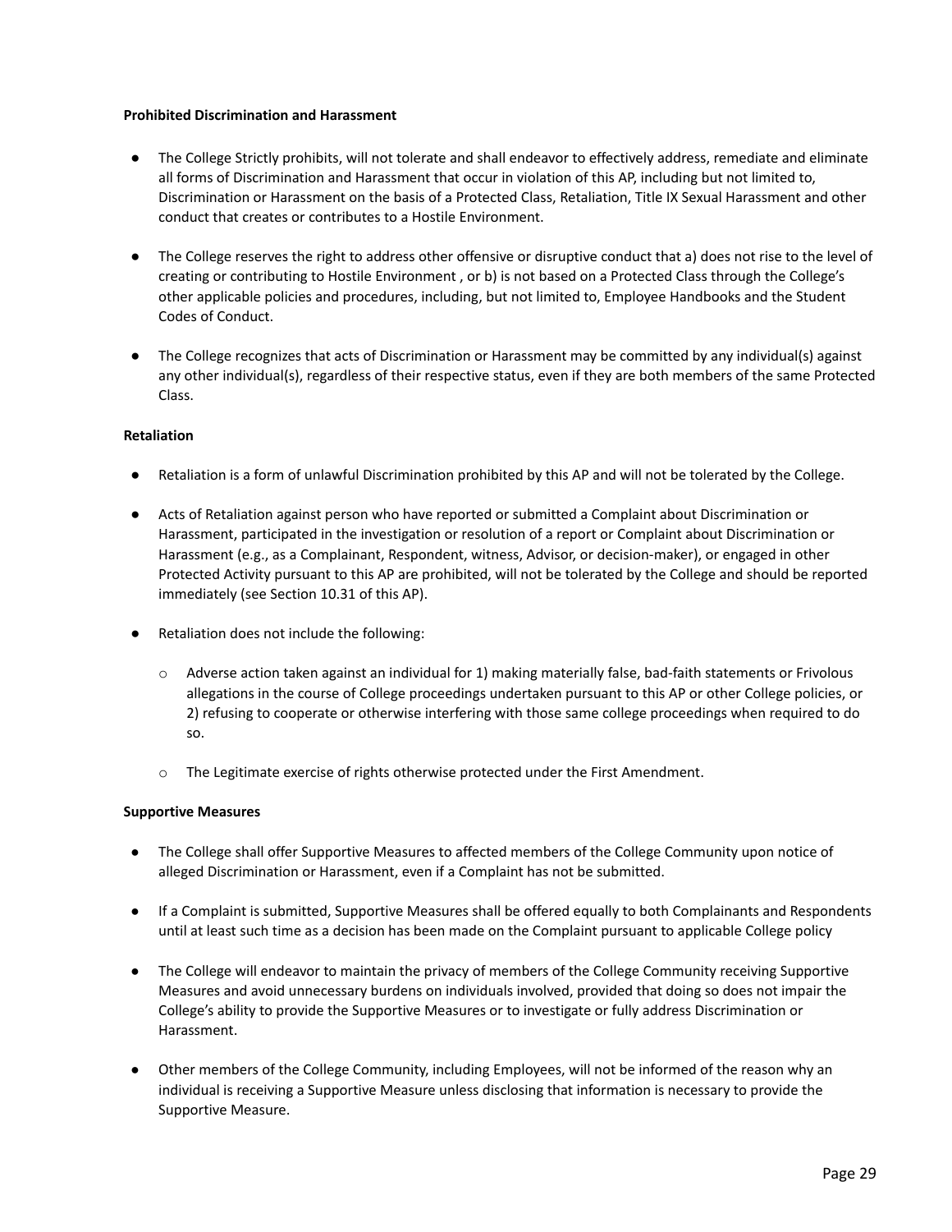**Prohibited Discrimination and Harassment**

- The College Strictly prohibits, will not tolerate and shall endeavor to effectively address, remediate and eliminate all forms of Discrimination and Harassment that occur in violation of this AP, including but not limited to, Discrimination or Harassment on the basis of a Protected Class, Retaliation, Title IX Sexual Harassment and other conduct that creates or contributes to a Hostile Environment.

- The College reserves the right to address other offensive or disruptive conduct that a) does not rise to the level of creating or contributing to Hostile Environment , or b) is not based on a Protected Class through the College's other applicable policies and procedures, including, but not limited to, Employee Handbooks and the Student Codes of Conduct.

- The College recognizes that acts of Discrimination or Harassment may be committed by any individual(s) against any other individual(s), regardless of their respective status, even if they are both members of the same Protected Class.

**Retaliation**

- Retaliation is a form of unlawful Discrimination prohibited by this AP and will not be tolerated by the College.

- Acts of Retaliation against person who have reported or submitted a Complaint about Discrimination or Harassment, participated in the investigation or resolution of a report or Complaint about Discrimination or Harassment (e.g., as a Complainant, Respondent, witness, Advisor, or decision-maker), or engaged in other Protected Activity pursuant to this AP are prohibited, will not be tolerated by the College and should be reported immediately (see Section 10.31 of this AP).

- Retaliation does not include the following:

  - Adverse action taken against an individual for 1) making materially false, bad-faith statements or Frivolous allegations in the course of College proceedings undertaken pursuant to this AP or other College policies, or 2) refusing to cooperate or otherwise interfering with those same college proceedings when required to do so.

  - The Legitimate exercise of rights otherwise protected under the First Amendment.

**Supportive Measures**

- The College shall offer Supportive Measures to affected members of the College Community upon notice of alleged Discrimination or Harassment, even if a Complaint has not be submitted.

- If a Complaint is submitted, Supportive Measures shall be offered equally to both Complainants and Respondents until at least such time as a decision has been made on the Complaint pursuant to applicable College policy

- The College will endeavor to maintain the privacy of members of the College Community receiving Supportive Measures and avoid unnecessary burdens on individuals involved, provided that doing so does not impair the College's ability to provide the Supportive Measures or to investigate or fully address Discrimination or Harassment.

- Other members of the College Community, including Employees, will not be informed of the reason why an individual is receiving a Supportive Measure unless disclosing that information is necessary to provide the Supportive Measure.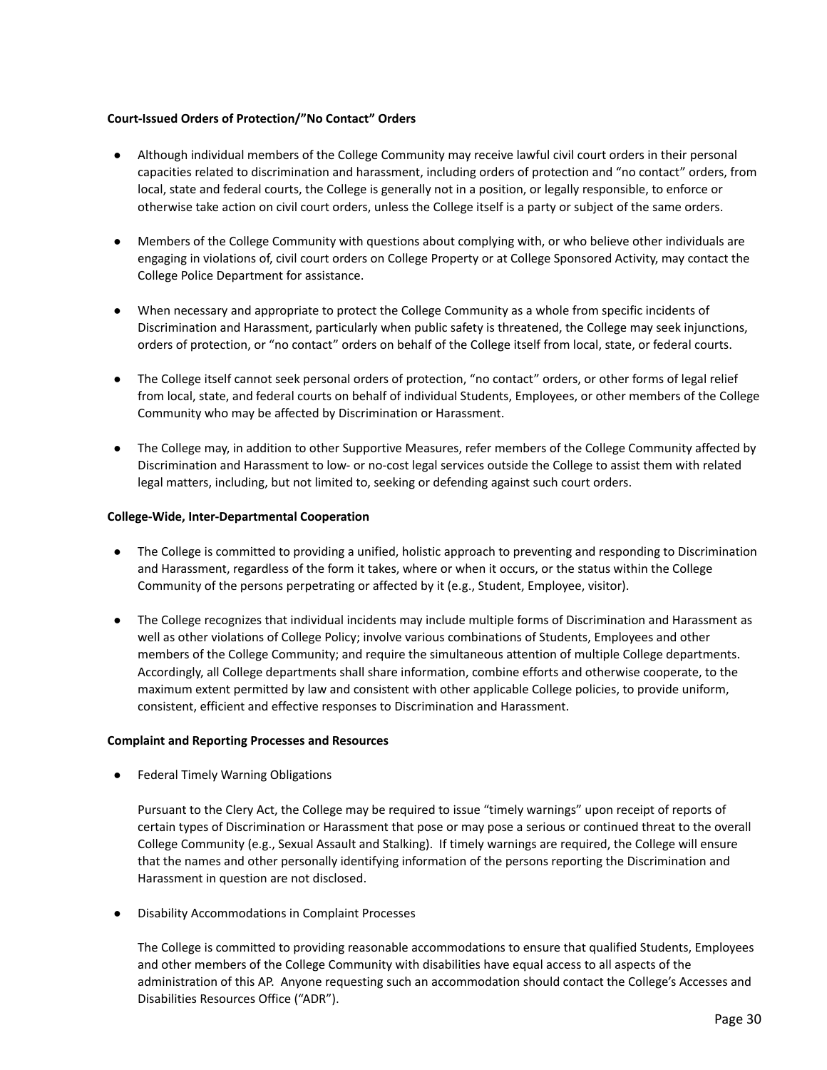**Court-Issued Orders of Protection/"No Contact" Orders**

- Although individual members of the College Community may receive lawful civil court orders in their personal capacities related to discrimination and harassment, including orders of protection and "no contact" orders, from local, state and federal courts, the College is generally not in a position, or legally responsible, to enforce or otherwise take action on civil court orders, unless the College itself is a party or subject of the same orders.

- Members of the College Community with questions about complying with, or who believe other individuals are engaging in violations of, civil court orders on College Property or at College Sponsored Activity, may contact the College Police Department for assistance.

- When necessary and appropriate to protect the College Community as a whole from specific incidents of Discrimination and Harassment, particularly when public safety is threatened, the College may seek injunctions, orders of protection, or "no contact" orders on behalf of the College itself from local, state, or federal courts.

- The College itself cannot seek personal orders of protection, "no contact" orders, or other forms of legal relief from local, state, and federal courts on behalf of individual Students, Employees, or other members of the College Community who may be affected by Discrimination or Harassment.

- The College may, in addition to other Supportive Measures, refer members of the College Community affected by Discrimination and Harassment to low- or no-cost legal services outside the College to assist them with related legal matters, including, but not limited to, seeking or defending against such court orders.

**College-Wide, Inter-Departmental Cooperation**

- The College is committed to providing a unified, holistic approach to preventing and responding to Discrimination and Harassment, regardless of the form it takes, where or when it occurs, or the status within the College Community of the persons perpetrating or affected by it (e.g., Student, Employee, visitor).

- The College recognizes that individual incidents may include multiple forms of Discrimination and Harassment as well as other violations of College Policy; involve various combinations of Students, Employees and other members of the College Community; and require the simultaneous attention of multiple College departments. Accordingly, all College departments shall share information, combine efforts and otherwise cooperate, to the maximum extent permitted by law and consistent with other applicable College policies, to provide uniform, consistent, efficient and effective responses to Discrimination and Harassment.

**Complaint and Reporting Processes and Resources**

- Federal Timely Warning Obligations

  Pursuant to the Clery Act, the College may be required to issue "timely warnings" upon receipt of reports of certain types of Discrimination or Harassment that pose or may pose a serious or continued threat to the overall College Community (e.g., Sexual Assault and Stalking). If timely warnings are required, the College will ensure that the names and other personally identifying information of the persons reporting the Discrimination and Harassment in question are not disclosed.

- Disability Accommodations in Complaint Processes

  The College is committed to providing reasonable accommodations to ensure that qualified Students, Employees and other members of the College Community with disabilities have equal access to all aspects of the administration of this AP. Anyone requesting such an accommodation should contact the College's Accesses and Disabilities Resources Office ("ADR").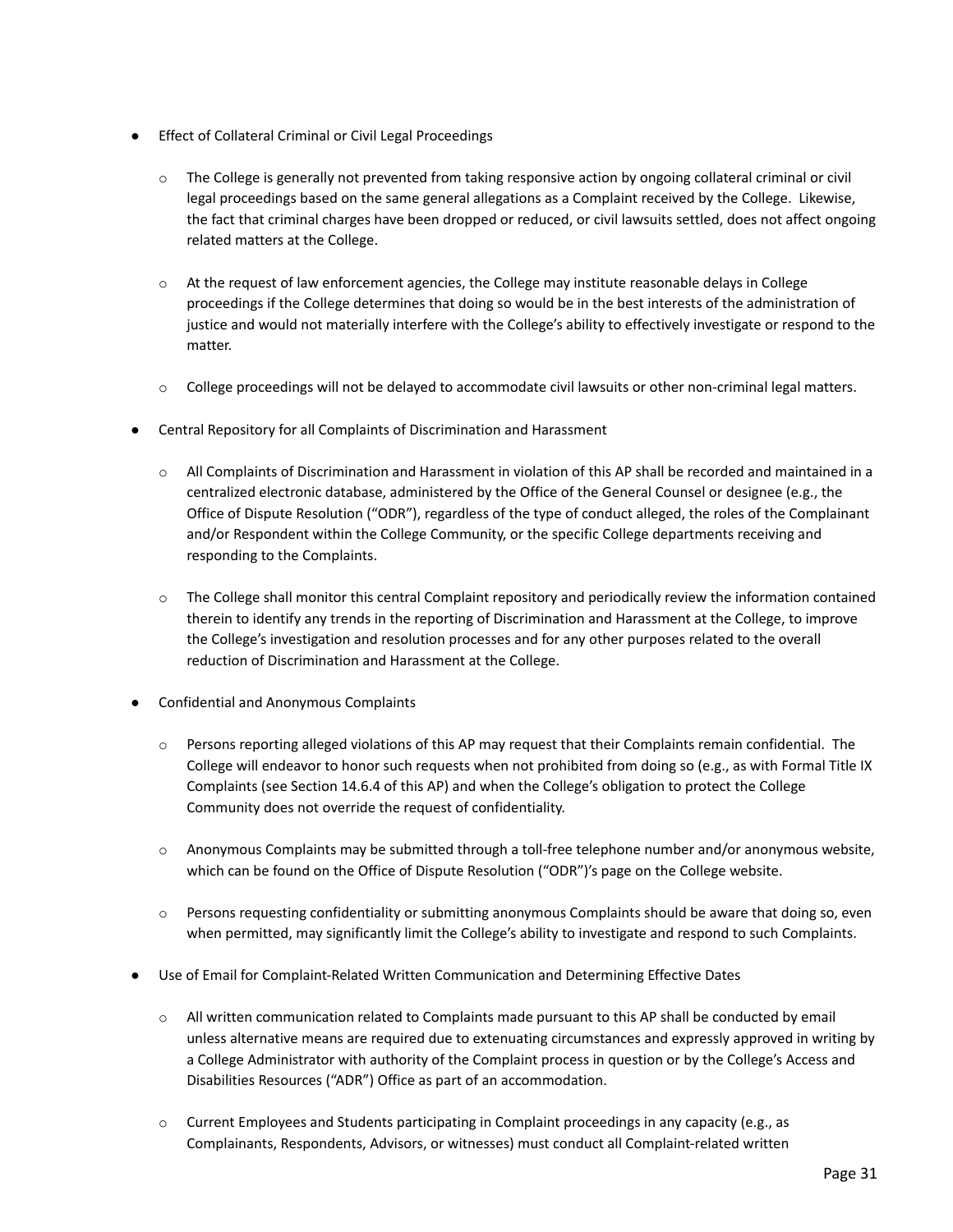- Effect of Collateral Criminal or Civil Legal Proceedings

  - The College is generally not prevented from taking responsive action by ongoing collateral criminal or civil legal proceedings based on the same general allegations as a Complaint received by the College. Likewise, the fact that criminal charges have been dropped or reduced, or civil lawsuits settled, does not affect ongoing related matters at the College.

  - At the request of law enforcement agencies, the College may institute reasonable delays in College proceedings if the College determines that doing so would be in the best interests of the administration of justice and would not materially interfere with the College's ability to effectively investigate or respond to the matter.

  - College proceedings will not be delayed to accommodate civil lawsuits or other non-criminal legal matters.

- Central Repository for all Complaints of Discrimination and Harassment

  - All Complaints of Discrimination and Harassment in violation of this AP shall be recorded and maintained in a centralized electronic database, administered by the Office of the General Counsel or designee (e.g., the Office of Dispute Resolution ("ODR"), regardless of the type of conduct alleged, the roles of the Complainant and/or Respondent within the College Community, or the specific College departments receiving and responding to the Complaints.

  - The College shall monitor this central Complaint repository and periodically review the information contained therein to identify any trends in the reporting of Discrimination and Harassment at the College, to improve the College's investigation and resolution processes and for any other purposes related to the overall reduction of Discrimination and Harassment at the College.

- Confidential and Anonymous Complaints

  - Persons reporting alleged violations of this AP may request that their Complaints remain confidential. The College will endeavor to honor such requests when not prohibited from doing so (e.g., as with Formal Title IX Complaints (see Section 14.6.4 of this AP) and when the College's obligation to protect the College Community does not override the request of confidentiality.

  - Anonymous Complaints may be submitted through a toll-free telephone number and/or anonymous website, which can be found on the Office of Dispute Resolution ("ODR")'s page on the College website.

  - Persons requesting confidentiality or submitting anonymous Complaints should be aware that doing so, even when permitted, may significantly limit the College's ability to investigate and respond to such Complaints.

- Use of Email for Complaint-Related Written Communication and Determining Effective Dates

  - All written communication related to Complaints made pursuant to this AP shall be conducted by email unless alternative means are required due to extenuating circumstances and expressly approved in writing by a College Administrator with authority of the Complaint process in question or by the College's Access and Disabilities Resources ("ADR") Office as part of an accommodation.

  - Current Employees and Students participating in Complaint proceedings in any capacity (e.g., as Complainants, Respondents, Advisors, or witnesses) must conduct all Complaint-related written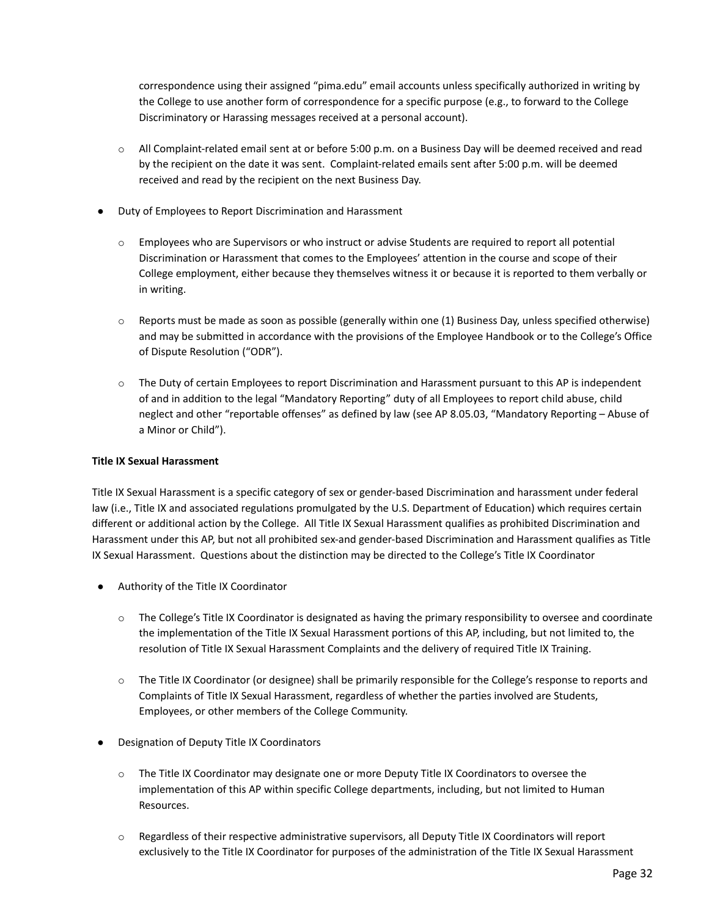correspondence using their assigned "pima.edu" email accounts unless specifically authorized in writing by the College to use another form of correspondence for a specific purpose (e.g., to forward to the College Discriminatory or Harassing messages received at a personal account).

  - All Complaint-related email sent at or before 5:00 p.m. on a Business Day will be deemed received and read by the recipient on the date it was sent. Complaint-related emails sent after 5:00 p.m. will be deemed received and read by the recipient on the next Business Day.

- Duty of Employees to Report Discrimination and Harassment

  - Employees who are Supervisors or who instruct or advise Students are required to report all potential Discrimination or Harassment that comes to the Employees' attention in the course and scope of their College employment, either because they themselves witness it or because it is reported to them verbally or in writing.

  - Reports must be made as soon as possible (generally within one (1) Business Day, unless specified otherwise) and may be submitted in accordance with the provisions of the Employee Handbook or to the College's Office of Dispute Resolution ("ODR").

  - The Duty of certain Employees to report Discrimination and Harassment pursuant to this AP is independent of and in addition to the legal "Mandatory Reporting" duty of all Employees to report child abuse, child neglect and other "reportable offenses" as defined by law (see AP 8.05.03, "Mandatory Reporting – Abuse of a Minor or Child").

**Title IX Sexual Harassment**

Title IX Sexual Harassment is a specific category of sex or gender-based Discrimination and harassment under federal law (i.e., Title IX and associated regulations promulgated by the U.S. Department of Education) which requires certain different or additional action by the College. All Title IX Sexual Harassment qualifies as prohibited Discrimination and Harassment under this AP, but not all prohibited sex-and gender-based Discrimination and Harassment qualifies as Title IX Sexual Harassment. Questions about the distinction may be directed to the College's Title IX Coordinator

- Authority of the Title IX Coordinator

  - The College's Title IX Coordinator is designated as having the primary responsibility to oversee and coordinate the implementation of the Title IX Sexual Harassment portions of this AP, including, but not limited to, the resolution of Title IX Sexual Harassment Complaints and the delivery of required Title IX Training.

  - The Title IX Coordinator (or designee) shall be primarily responsible for the College's response to reports and Complaints of Title IX Sexual Harassment, regardless of whether the parties involved are Students, Employees, or other members of the College Community.

- Designation of Deputy Title IX Coordinators

  - The Title IX Coordinator may designate one or more Deputy Title IX Coordinators to oversee the implementation of this AP within specific College departments, including, but not limited to Human Resources.

  - Regardless of their respective administrative supervisors, all Deputy Title IX Coordinators will report exclusively to the Title IX Coordinator for purposes of the administration of the Title IX Sexual Harassment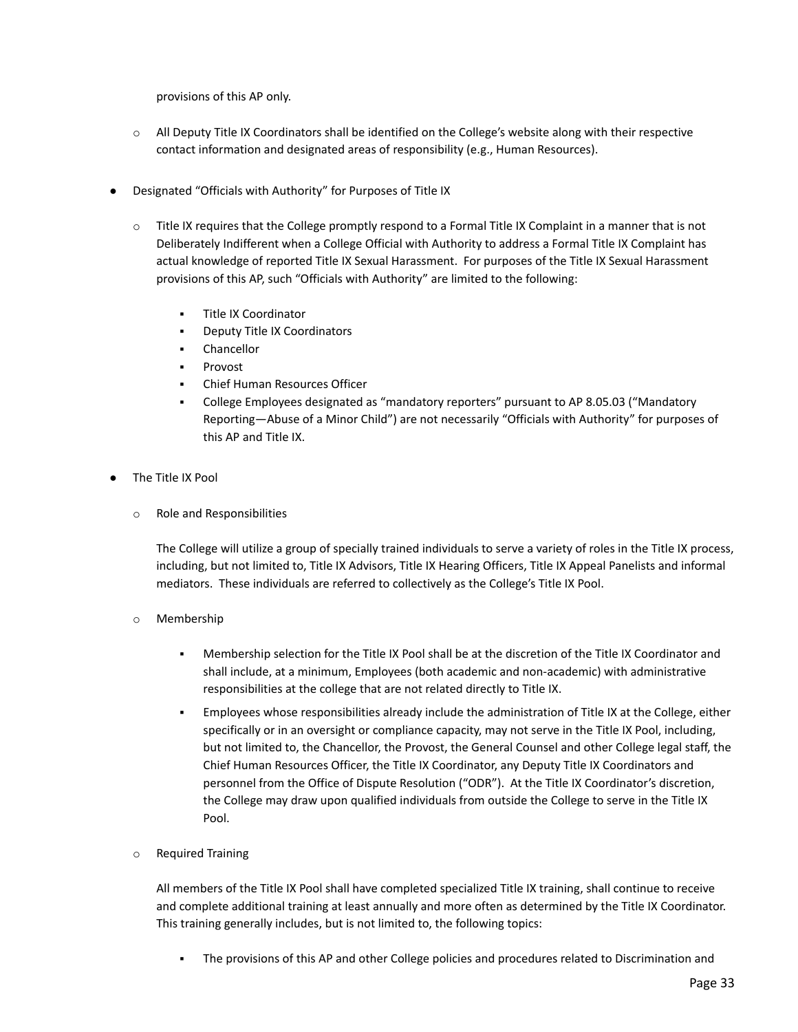provisions of this AP only.

- All Deputy Title IX Coordinators shall be identified on the College's website along with their respective contact information and designated areas of responsibility (e.g., Human Resources).

- Designated "Officials with Authority" for Purposes of Title IX
  - Title IX requires that the College promptly respond to a Formal Title IX Complaint in a manner that is not Deliberately Indifferent when a College Official with Authority to address a Formal Title IX Complaint has actual knowledge of reported Title IX Sexual Harassment. For purposes of the Title IX Sexual Harassment provisions of this AP, such "Officials with Authority" are limited to the following:
    - Title IX Coordinator
    - Deputy Title IX Coordinators
    - Chancellor
    - Provost
    - Chief Human Resources Officer
    - College Employees designated as "mandatory reporters" pursuant to AP 8.05.03 ("Mandatory Reporting—Abuse of a Minor Child") are not necessarily "Officials with Authority" for purposes of this AP and Title IX.

- The Title IX Pool
  - Role and Responsibilities

    The College will utilize a group of specially trained individuals to serve a variety of roles in the Title IX process, including, but not limited to, Title IX Advisors, Title IX Hearing Officers, Title IX Appeal Panelists and informal mediators. These individuals are referred to collectively as the College's Title IX Pool.

  - Membership
    - Membership selection for the Title IX Pool shall be at the discretion of the Title IX Coordinator and shall include, at a minimum, Employees (both academic and non-academic) with administrative responsibilities at the college that are not related directly to Title IX.
    - Employees whose responsibilities already include the administration of Title IX at the College, either specifically or in an oversight or compliance capacity, may not serve in the Title IX Pool, including, but not limited to, the Chancellor, the Provost, the General Counsel and other College legal staff, the Chief Human Resources Officer, the Title IX Coordinator, any Deputy Title IX Coordinators and personnel from the Office of Dispute Resolution ("ODR"). At the Title IX Coordinator's discretion, the College may draw upon qualified individuals from outside the College to serve in the Title IX Pool.

  - Required Training

    All members of the Title IX Pool shall have completed specialized Title IX training, shall continue to receive and complete additional training at least annually and more often as determined by the Title IX Coordinator. This training generally includes, but is not limited to, the following topics:

    - The provisions of this AP and other College policies and procedures related to Discrimination and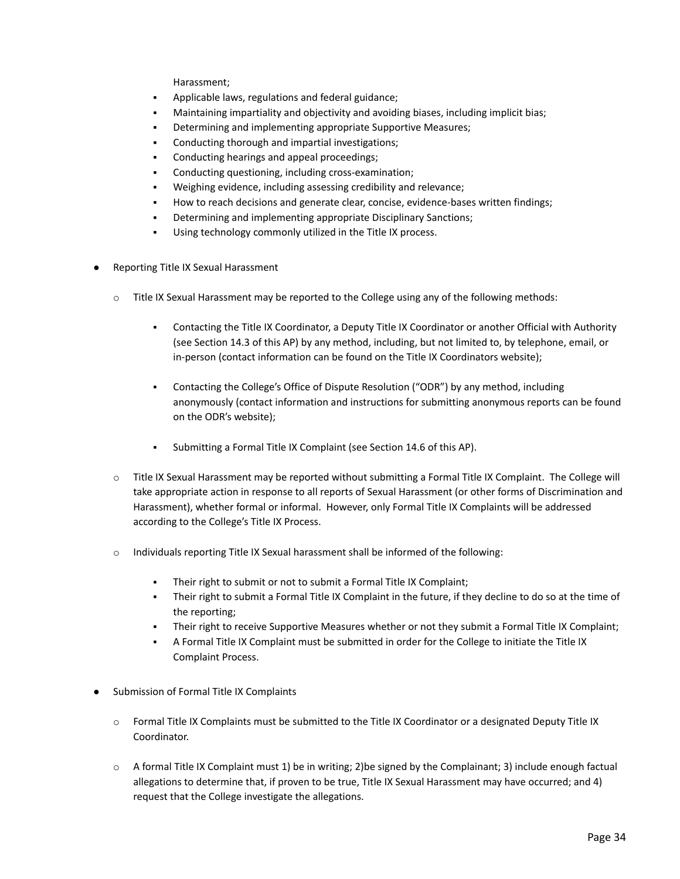Harassment;
        - Applicable laws, regulations and federal guidance;
        - Maintaining impartiality and objectivity and avoiding biases, including implicit bias;
        - Determining and implementing appropriate Supportive Measures;
        - Conducting thorough and impartial investigations;
        - Conducting hearings and appeal proceedings;
        - Conducting questioning, including cross-examination;
        - Weighing evidence, including assessing credibility and relevance;
        - How to reach decisions and generate clear, concise, evidence-bases written findings;
        - Determining and implementing appropriate Disciplinary Sanctions;
        - Using technology commonly utilized in the Title IX process.

- Reporting Title IX Sexual Harassment

    - Title IX Sexual Harassment may be reported to the College using any of the following methods:

        - Contacting the Title IX Coordinator, a Deputy Title IX Coordinator or another Official with Authority (see Section 14.3 of this AP) by any method, including, but not limited to, by telephone, email, or in-person (contact information can be found on the Title IX Coordinators website);

        - Contacting the College's Office of Dispute Resolution ("ODR") by any method, including anonymously (contact information and instructions for submitting anonymous reports can be found on the ODR's website);

        - Submitting a Formal Title IX Complaint (see Section 14.6 of this AP).

    - Title IX Sexual Harassment may be reported without submitting a Formal Title IX Complaint. The College will take appropriate action in response to all reports of Sexual Harassment (or other forms of Discrimination and Harassment), whether formal or informal. However, only Formal Title IX Complaints will be addressed according to the College's Title IX Process.

    - Individuals reporting Title IX Sexual harassment shall be informed of the following:

        - Their right to submit or not to submit a Formal Title IX Complaint;
        - Their right to submit a Formal Title IX Complaint in the future, if they decline to do so at the time of the reporting;
        - Their right to receive Supportive Measures whether or not they submit a Formal Title IX Complaint;
        - A Formal Title IX Complaint must be submitted in order for the College to initiate the Title IX Complaint Process.

- Submission of Formal Title IX Complaints

    - Formal Title IX Complaints must be submitted to the Title IX Coordinator or a designated Deputy Title IX Coordinator.

    - A formal Title IX Complaint must 1) be in writing; 2)be signed by the Complainant; 3) include enough factual allegations to determine that, if proven to be true, Title IX Sexual Harassment may have occurred; and 4) request that the College investigate the allegations.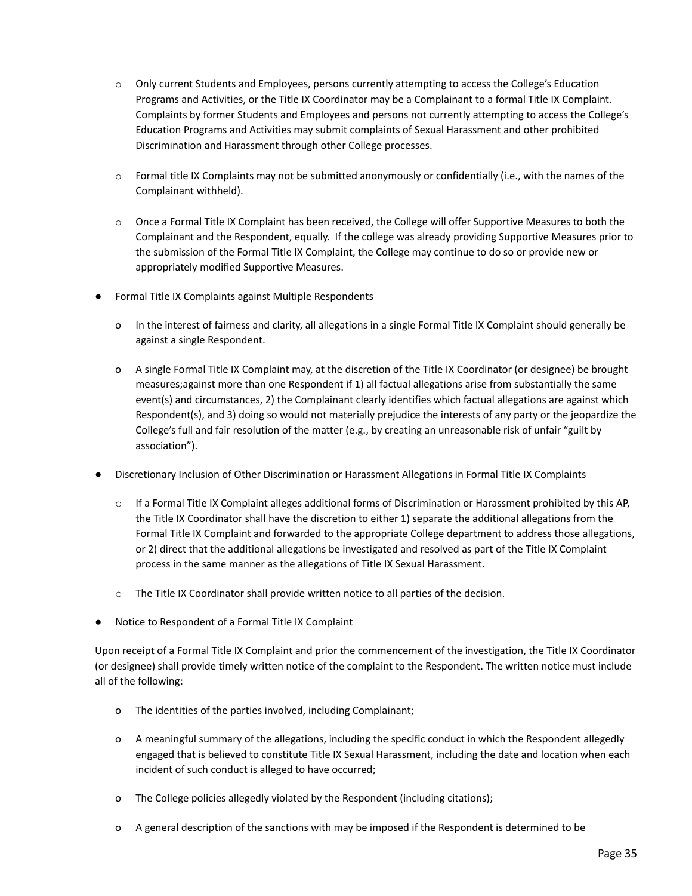- Only current Students and Employees, persons currently attempting to access the College's Education Programs and Activities, or the Title IX Coordinator may be a Complainant to a formal Title IX Complaint. Complaints by former Students and Employees and persons not currently attempting to access the College's Education Programs and Activities may submit complaints of Sexual Harassment and other prohibited Discrimination and Harassment through other College processes.

- Formal title IX Complaints may not be submitted anonymously or confidentially (i.e., with the names of the Complainant withheld).

- Once a Formal Title IX Complaint has been received, the College will offer Supportive Measures to both the Complainant and the Respondent, equally. If the college was already providing Supportive Measures prior to the submission of the Formal Title IX Complaint, the College may continue to do so or provide new or appropriately modified Supportive Measures.

- Formal Title IX Complaints against Multiple Respondents

  - In the interest of fairness and clarity, all allegations in a single Formal Title IX Complaint should generally be against a single Respondent.

  - A single Formal Title IX Complaint may, at the discretion of the Title IX Coordinator (or designee) be brought measures;against more than one Respondent if 1) all factual allegations arise from substantially the same event(s) and circumstances, 2) the Complainant clearly identifies which factual allegations are against which Respondent(s), and 3) doing so would not materially prejudice the interests of any party or the jeopardize the College's full and fair resolution of the matter (e.g., by creating an unreasonable risk of unfair "guilt by association").

- Discretionary Inclusion of Other Discrimination or Harassment Allegations in Formal Title IX Complaints

  - If a Formal Title IX Complaint alleges additional forms of Discrimination or Harassment prohibited by this AP, the Title IX Coordinator shall have the discretion to either 1) separate the additional allegations from the Formal Title IX Complaint and forwarded to the appropriate College department to address those allegations, or 2) direct that the additional allegations be investigated and resolved as part of the Title IX Complaint process in the same manner as the allegations of Title IX Sexual Harassment.

  - The Title IX Coordinator shall provide written notice to all parties of the decision.

- Notice to Respondent of a Formal Title IX Complaint

Upon receipt of a Formal Title IX Complaint and prior the commencement of the investigation, the Title IX Coordinator (or designee) shall provide timely written notice of the complaint to the Respondent. The written notice must include all of the following:

  - The identities of the parties involved, including Complainant;

  - A meaningful summary of the allegations, including the specific conduct in which the Respondent allegedly engaged that is believed to constitute Title IX Sexual Harassment, including the date and location when each incident of such conduct is alleged to have occurred;

  - The College policies allegedly violated by the Respondent (including citations);

  - A general description of the sanctions with may be imposed if the Respondent is determined to be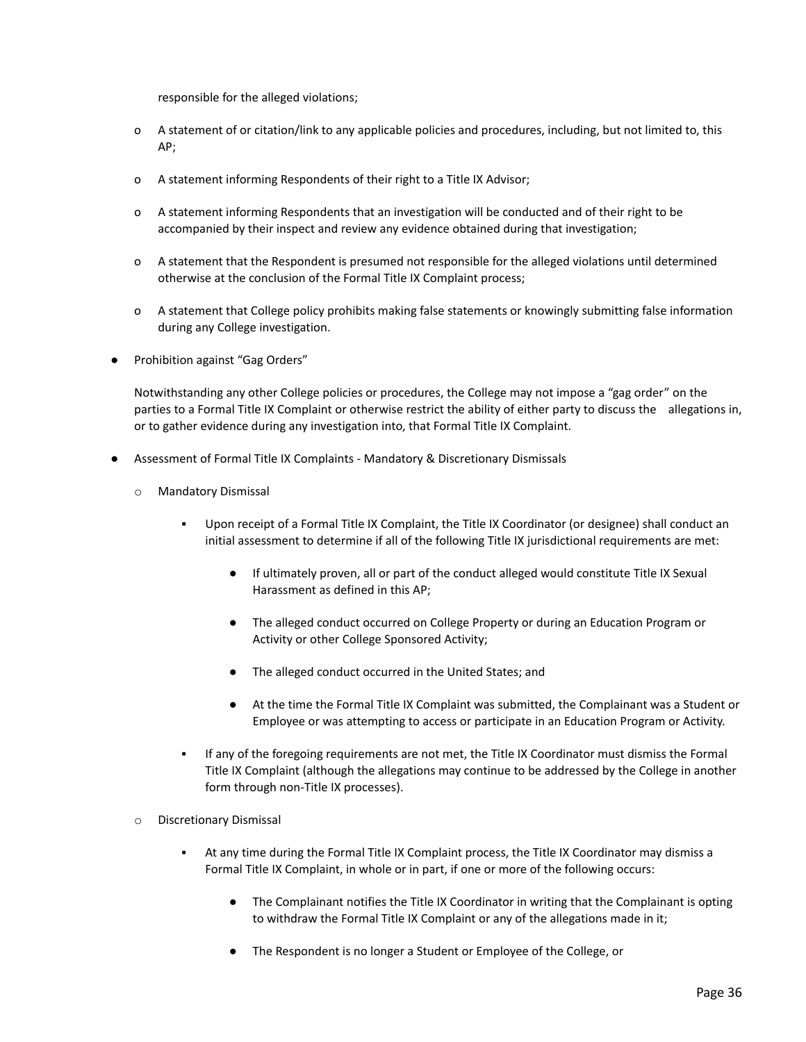responsible for the alleged violations;

- o A statement of or citation/link to any applicable policies and procedures, including, but not limited to, this AP;
- o A statement informing Respondents of their right to a Title IX Advisor;
- o A statement informing Respondents that an investigation will be conducted and of their right to be accompanied by their inspect and review any evidence obtained during that investigation;
- o A statement that the Respondent is presumed not responsible for the alleged violations until determined otherwise at the conclusion of the Formal Title IX Complaint process;
- o A statement that College policy prohibits making false statements or knowingly submitting false information during any College investigation.

- Prohibition against "Gag Orders"

  Notwithstanding any other College policies or procedures, the College may not impose a "gag order" on the parties to a Formal Title IX Complaint or otherwise restrict the ability of either party to discuss the allegations in, or to gather evidence during any investigation into, that Formal Title IX Complaint.

- Assessment of Formal Title IX Complaints - Mandatory & Discretionary Dismissals
  - o Mandatory Dismissal
    - ▪ Upon receipt of a Formal Title IX Complaint, the Title IX Coordinator (or designee) shall conduct an initial assessment to determine if all of the following Title IX jurisdictional requirements are met:
      - If ultimately proven, all or part of the conduct alleged would constitute Title IX Sexual Harassment as defined in this AP;
      - The alleged conduct occurred on College Property or during an Education Program or Activity or other College Sponsored Activity;
      - The alleged conduct occurred in the United States; and
      - At the time the Formal Title IX Complaint was submitted, the Complainant was a Student or Employee or was attempting to access or participate in an Education Program or Activity.
    - ▪ If any of the foregoing requirements are not met, the Title IX Coordinator must dismiss the Formal Title IX Complaint (although the allegations may continue to be addressed by the College in another form through non-Title IX processes).
  - o Discretionary Dismissal
    - ▪ At any time during the Formal Title IX Complaint process, the Title IX Coordinator may dismiss a Formal Title IX Complaint, in whole or in part, if one or more of the following occurs:
      - The Complainant notifies the Title IX Coordinator in writing that the Complainant is opting to withdraw the Formal Title IX Complaint or any of the allegations made in it;
      - The Respondent is no longer a Student or Employee of the College, or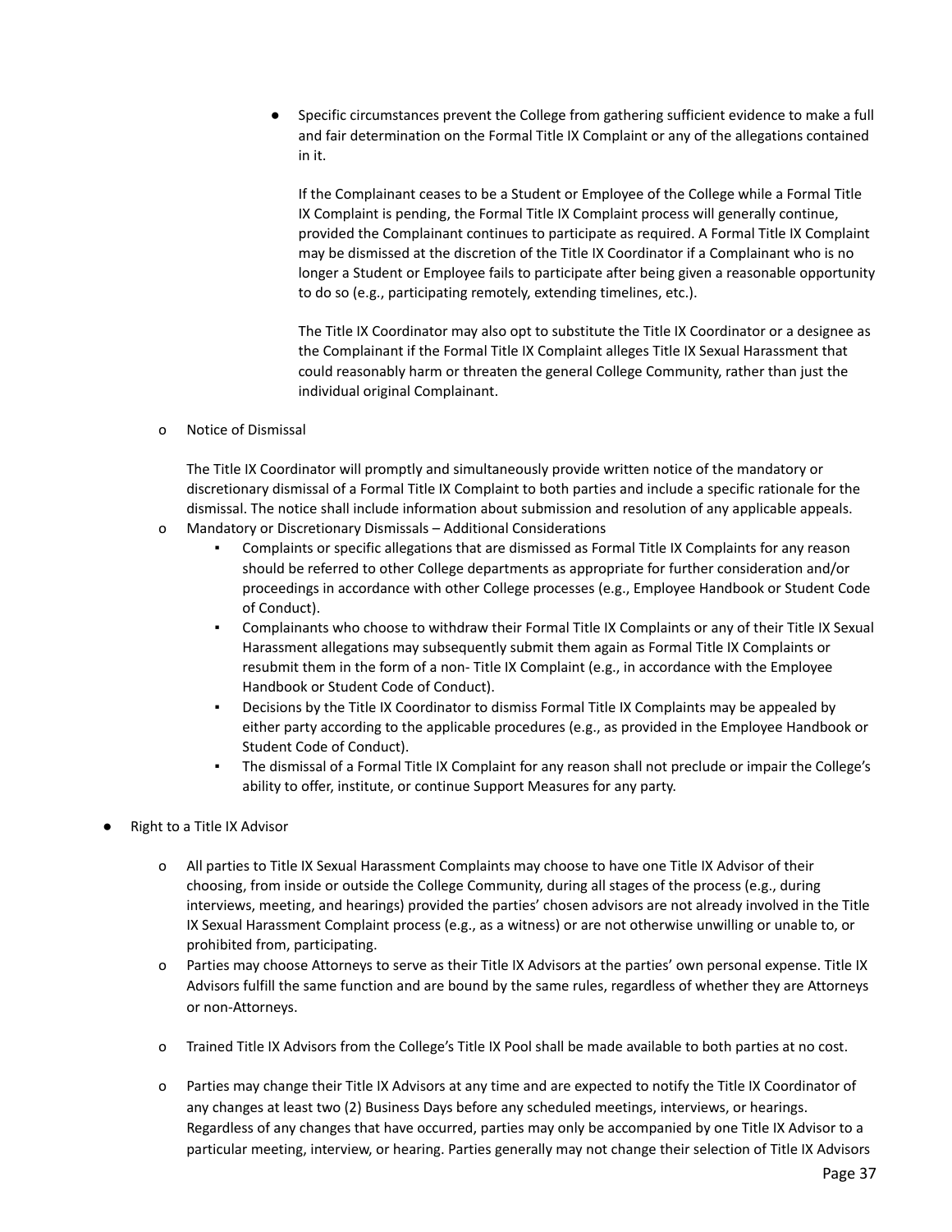- Specific circumstances prevent the College from gathering sufficient evidence to make a full and fair determination on the Formal Title IX Complaint or any of the allegations contained in it.

    If the Complainant ceases to be a Student or Employee of the College while a Formal Title IX Complaint is pending, the Formal Title IX Complaint process will generally continue, provided the Complainant continues to participate as required. A Formal Title IX Complaint may be dismissed at the discretion of the Title IX Coordinator if a Complainant who is no longer a Student or Employee fails to participate after being given a reasonable opportunity to do so (e.g., participating remotely, extending timelines, etc.).

    The Title IX Coordinator may also opt to substitute the Title IX Coordinator or a designee as the Complainant if the Formal Title IX Complaint alleges Title IX Sexual Harassment that could reasonably harm or threaten the general College Community, rather than just the individual original Complainant.

- o Notice of Dismissal

  The Title IX Coordinator will promptly and simultaneously provide written notice of the mandatory or discretionary dismissal of a Formal Title IX Complaint to both parties and include a specific rationale for the dismissal. The notice shall include information about submission and resolution of any applicable appeals.

- o Mandatory or Discretionary Dismissals – Additional Considerations
  - ▪ Complaints or specific allegations that are dismissed as Formal Title IX Complaints for any reason should be referred to other College departments as appropriate for further consideration and/or proceedings in accordance with other College processes (e.g., Employee Handbook or Student Code of Conduct).
  - ▪ Complainants who choose to withdraw their Formal Title IX Complaints or any of their Title IX Sexual Harassment allegations may subsequently submit them again as Formal Title IX Complaints or resubmit them in the form of a non- Title IX Complaint (e.g., in accordance with the Employee Handbook or Student Code of Conduct).
  - ▪ Decisions by the Title IX Coordinator to dismiss Formal Title IX Complaints may be appealed by either party according to the applicable procedures (e.g., as provided in the Employee Handbook or Student Code of Conduct).
  - ▪ The dismissal of a Formal Title IX Complaint for any reason shall not preclude or impair the College's ability to offer, institute, or continue Support Measures for any party.

- Right to a Title IX Advisor

  - o All parties to Title IX Sexual Harassment Complaints may choose to have one Title IX Advisor of their choosing, from inside or outside the College Community, during all stages of the process (e.g., during interviews, meeting, and hearings) provided the parties' chosen advisors are not already involved in the Title IX Sexual Harassment Complaint process (e.g., as a witness) or are not otherwise unwilling or unable to, or prohibited from, participating.
  - o Parties may choose Attorneys to serve as their Title IX Advisors at the parties' own personal expense. Title IX Advisors fulfill the same function and are bound by the same rules, regardless of whether they are Attorneys or non-Attorneys.
  - o Trained Title IX Advisors from the College's Title IX Pool shall be made available to both parties at no cost.
  - o Parties may change their Title IX Advisors at any time and are expected to notify the Title IX Coordinator of any changes at least two (2) Business Days before any scheduled meetings, interviews, or hearings. Regardless of any changes that have occurred, parties may only be accompanied by one Title IX Advisor to a particular meeting, interview, or hearing. Parties generally may not change their selection of Title IX Advisors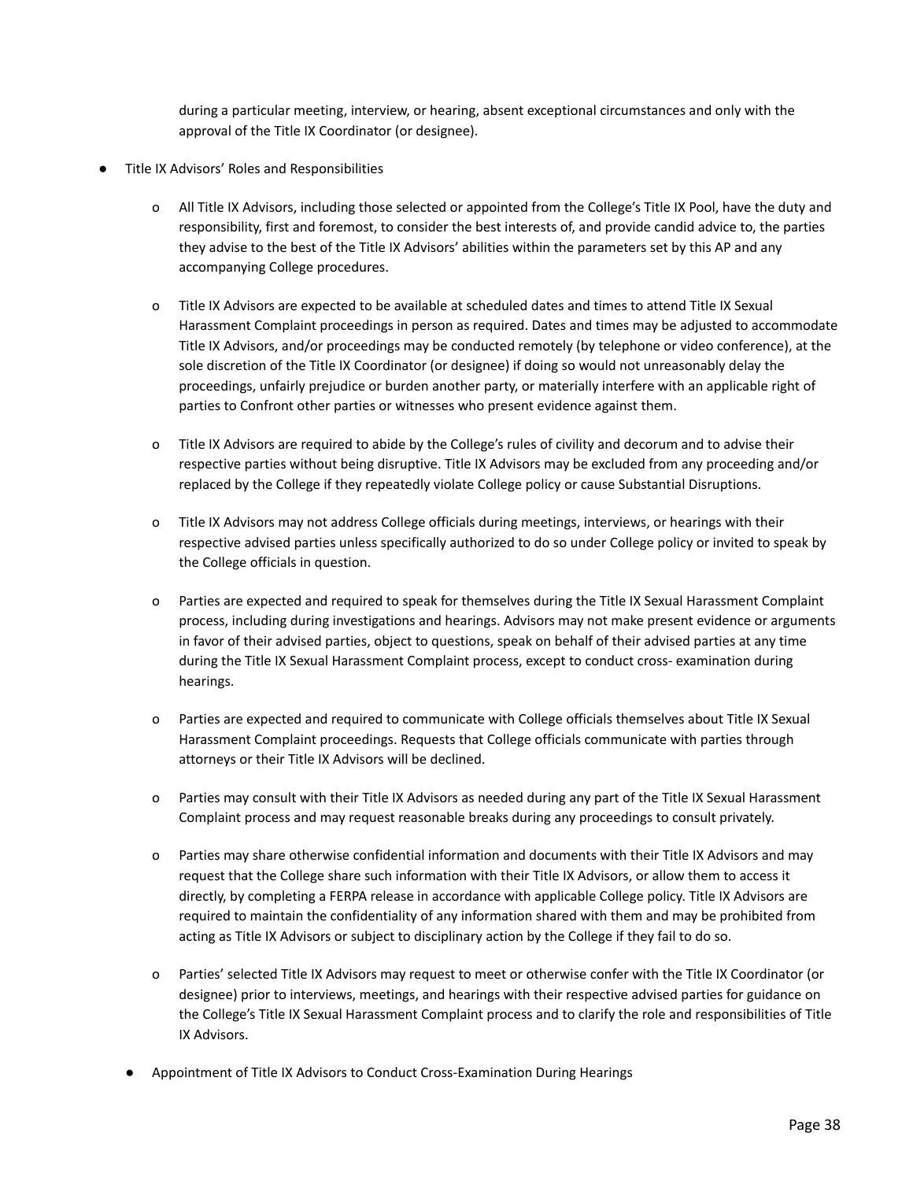during a particular meeting, interview, or hearing, absent exceptional circumstances and only with the approval of the Title IX Coordinator (or designee).

- Title IX Advisors' Roles and Responsibilities
    - All Title IX Advisors, including those selected or appointed from the College's Title IX Pool, have the duty and responsibility, first and foremost, to consider the best interests of, and provide candid advice to, the parties they advise to the best of the Title IX Advisors' abilities within the parameters set by this AP and any accompanying College procedures.
    - Title IX Advisors are expected to be available at scheduled dates and times to attend Title IX Sexual Harassment Complaint proceedings in person as required. Dates and times may be adjusted to accommodate Title IX Advisors, and/or proceedings may be conducted remotely (by telephone or video conference), at the sole discretion of the Title IX Coordinator (or designee) if doing so would not unreasonably delay the proceedings, unfairly prejudice or burden another party, or materially interfere with an applicable right of parties to Confront other parties or witnesses who present evidence against them.
    - Title IX Advisors are required to abide by the College's rules of civility and decorum and to advise their respective parties without being disruptive. Title IX Advisors may be excluded from any proceeding and/or replaced by the College if they repeatedly violate College policy or cause Substantial Disruptions.
    - Title IX Advisors may not address College officials during meetings, interviews, or hearings with their respective advised parties unless specifically authorized to do so under College policy or invited to speak by the College officials in question.
    - Parties are expected and required to speak for themselves during the Title IX Sexual Harassment Complaint process, including during investigations and hearings. Advisors may not make present evidence or arguments in favor of their advised parties, object to questions, speak on behalf of their advised parties at any time during the Title IX Sexual Harassment Complaint process, except to conduct cross- examination during hearings.
    - Parties are expected and required to communicate with College officials themselves about Title IX Sexual Harassment Complaint proceedings. Requests that College officials communicate with parties through attorneys or their Title IX Advisors will be declined.
    - Parties may consult with their Title IX Advisors as needed during any part of the Title IX Sexual Harassment Complaint process and may request reasonable breaks during any proceedings to consult privately.
    - Parties may share otherwise confidential information and documents with their Title IX Advisors and may request that the College share such information with their Title IX Advisors, or allow them to access it directly, by completing a FERPA release in accordance with applicable College policy. Title IX Advisors are required to maintain the confidentiality of any information shared with them and may be prohibited from acting as Title IX Advisors or subject to disciplinary action by the College if they fail to do so.
    - Parties' selected Title IX Advisors may request to meet or otherwise confer with the Title IX Coordinator (or designee) prior to interviews, meetings, and hearings with their respective advised parties for guidance on the College's Title IX Sexual Harassment Complaint process and to clarify the role and responsibilities of Title IX Advisors.
- Appointment of Title IX Advisors to Conduct Cross-Examination During Hearings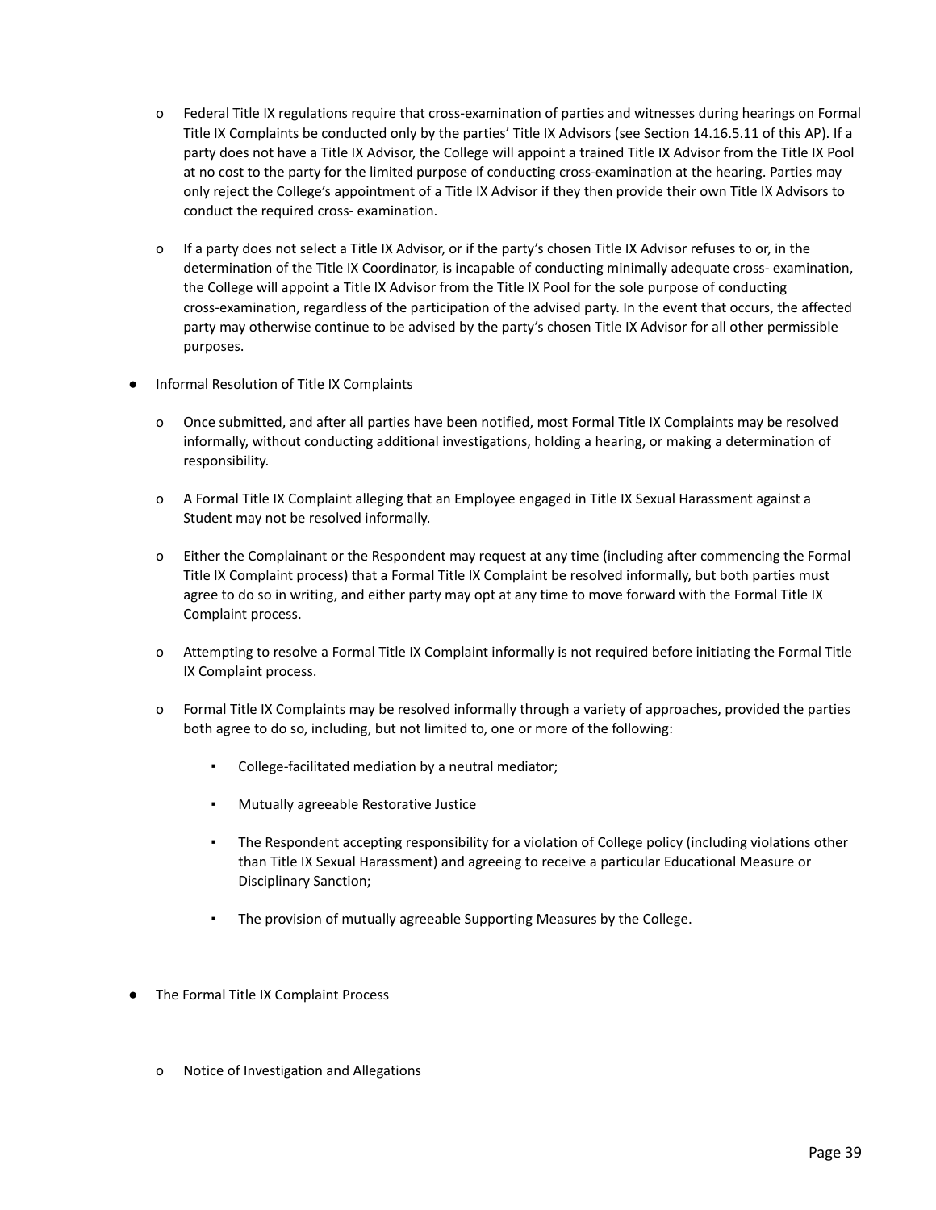- Federal Title IX regulations require that cross-examination of parties and witnesses during hearings on Formal Title IX Complaints be conducted only by the parties' Title IX Advisors (see Section 14.16.5.11 of this AP). If a party does not have a Title IX Advisor, the College will appoint a trained Title IX Advisor from the Title IX Pool at no cost to the party for the limited purpose of conducting cross-examination at the hearing. Parties may only reject the College's appointment of a Title IX Advisor if they then provide their own Title IX Advisors to conduct the required cross- examination.

- If a party does not select a Title IX Advisor, or if the party's chosen Title IX Advisor refuses to or, in the determination of the Title IX Coordinator, is incapable of conducting minimally adequate cross- examination, the College will appoint a Title IX Advisor from the Title IX Pool for the sole purpose of conducting cross-examination, regardless of the participation of the advised party. In the event that occurs, the affected party may otherwise continue to be advised by the party's chosen Title IX Advisor for all other permissible purposes.

- Informal Resolution of Title IX Complaints

  - Once submitted, and after all parties have been notified, most Formal Title IX Complaints may be resolved informally, without conducting additional investigations, holding a hearing, or making a determination of responsibility.

  - A Formal Title IX Complaint alleging that an Employee engaged in Title IX Sexual Harassment against a Student may not be resolved informally.

  - Either the Complainant or the Respondent may request at any time (including after commencing the Formal Title IX Complaint process) that a Formal Title IX Complaint be resolved informally, but both parties must agree to do so in writing, and either party may opt at any time to move forward with the Formal Title IX Complaint process.

  - Attempting to resolve a Formal Title IX Complaint informally is not required before initiating the Formal Title IX Complaint process.

  - Formal Title IX Complaints may be resolved informally through a variety of approaches, provided the parties both agree to do so, including, but not limited to, one or more of the following:

    - College-facilitated mediation by a neutral mediator;

    - Mutually agreeable Restorative Justice

    - The Respondent accepting responsibility for a violation of College policy (including violations other than Title IX Sexual Harassment) and agreeing to receive a particular Educational Measure or Disciplinary Sanction;

    - The provision of mutually agreeable Supporting Measures by the College.

- The Formal Title IX Complaint Process

  - Notice of Investigation and Allegations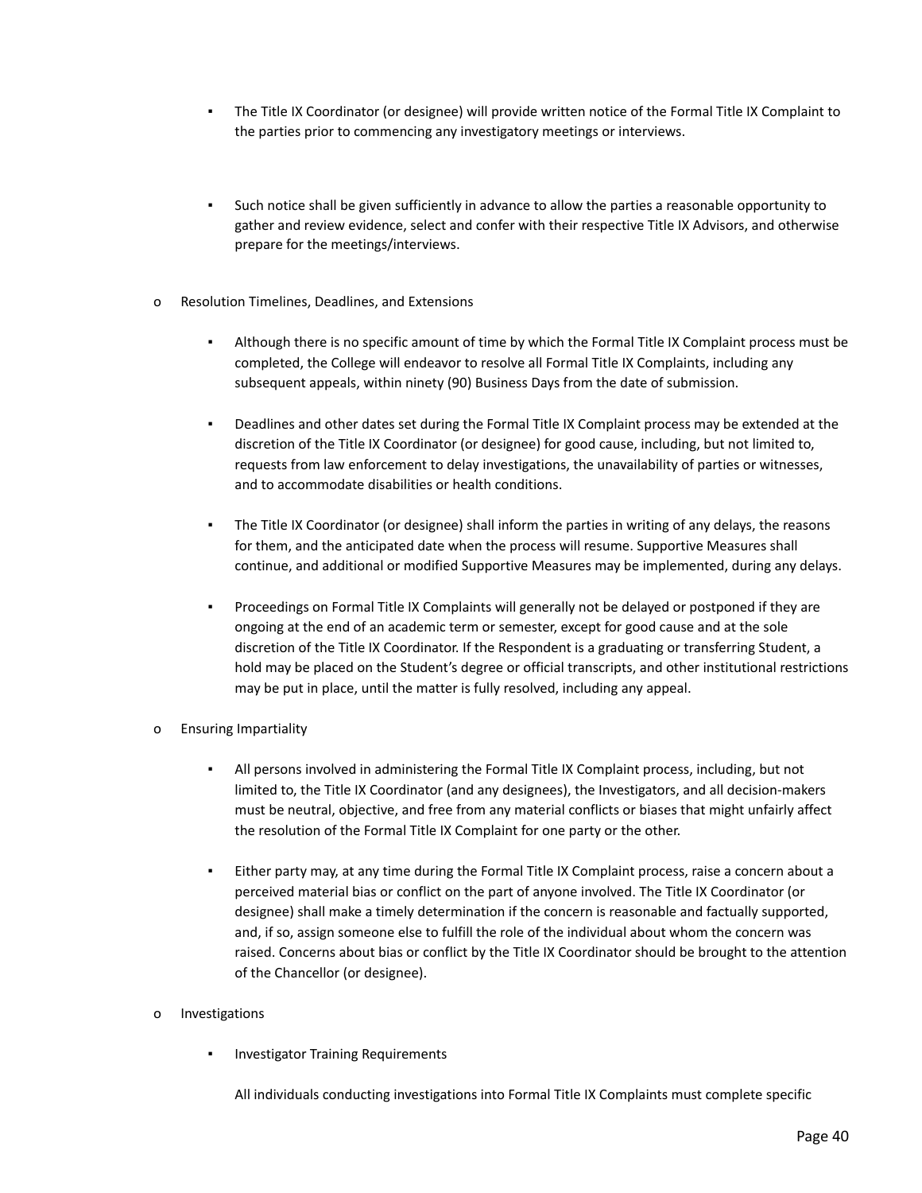- The Title IX Coordinator (or designee) will provide written notice of the Formal Title IX Complaint to the parties prior to commencing any investigatory meetings or interviews.

  - Such notice shall be given sufficiently in advance to allow the parties a reasonable opportunity to gather and review evidence, select and confer with their respective Title IX Advisors, and otherwise prepare for the meetings/interviews.

- Resolution Timelines, Deadlines, and Extensions

  - Although there is no specific amount of time by which the Formal Title IX Complaint process must be completed, the College will endeavor to resolve all Formal Title IX Complaints, including any subsequent appeals, within ninety (90) Business Days from the date of submission.

  - Deadlines and other dates set during the Formal Title IX Complaint process may be extended at the discretion of the Title IX Coordinator (or designee) for good cause, including, but not limited to, requests from law enforcement to delay investigations, the unavailability of parties or witnesses, and to accommodate disabilities or health conditions.

  - The Title IX Coordinator (or designee) shall inform the parties in writing of any delays, the reasons for them, and the anticipated date when the process will resume. Supportive Measures shall continue, and additional or modified Supportive Measures may be implemented, during any delays.

  - Proceedings on Formal Title IX Complaints will generally not be delayed or postponed if they are ongoing at the end of an academic term or semester, except for good cause and at the sole discretion of the Title IX Coordinator. If the Respondent is a graduating or transferring Student, a hold may be placed on the Student's degree or official transcripts, and other institutional restrictions may be put in place, until the matter is fully resolved, including any appeal.

- Ensuring Impartiality

  - All persons involved in administering the Formal Title IX Complaint process, including, but not limited to, the Title IX Coordinator (and any designees), the Investigators, and all decision-makers must be neutral, objective, and free from any material conflicts or biases that might unfairly affect the resolution of the Formal Title IX Complaint for one party or the other.

  - Either party may, at any time during the Formal Title IX Complaint process, raise a concern about a perceived material bias or conflict on the part of anyone involved. The Title IX Coordinator (or designee) shall make a timely determination if the concern is reasonable and factually supported, and, if so, assign someone else to fulfill the role of the individual about whom the concern was raised. Concerns about bias or conflict by the Title IX Coordinator should be brought to the attention of the Chancellor (or designee).

- Investigations

  - Investigator Training Requirements

    All individuals conducting investigations into Formal Title IX Complaints must complete specific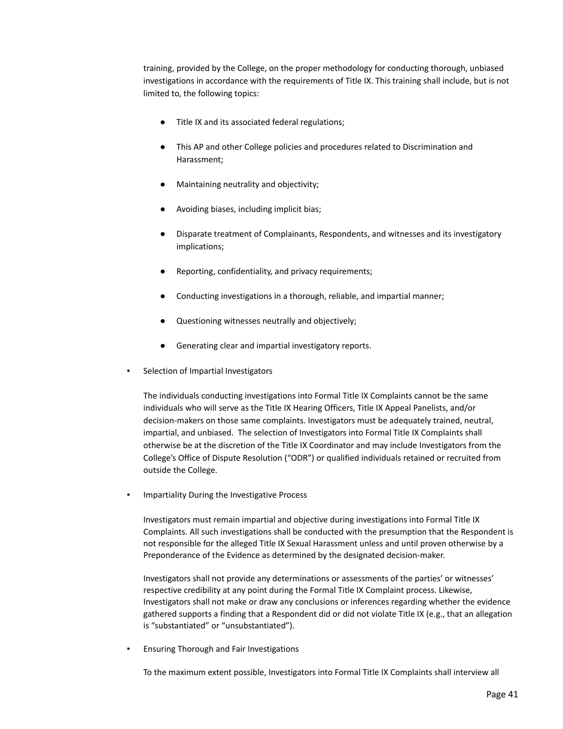training, provided by the College, on the proper methodology for conducting thorough, unbiased investigations in accordance with the requirements of Title IX. This training shall include, but is not limited to, the following topics:

- Title IX and its associated federal regulations;
- This AP and other College policies and procedures related to Discrimination and Harassment;
- Maintaining neutrality and objectivity;
- Avoiding biases, including implicit bias;
- Disparate treatment of Complainants, Respondents, and witnesses and its investigatory implications;
- Reporting, confidentiality, and privacy requirements;
- Conducting investigations in a thorough, reliable, and impartial manner;
- Questioning witnesses neutrally and objectively;
- Generating clear and impartial investigatory reports.

▪ Selection of Impartial Investigators

The individuals conducting investigations into Formal Title IX Complaints cannot be the same individuals who will serve as the Title IX Hearing Officers, Title IX Appeal Panelists, and/or decision-makers on those same complaints. Investigators must be adequately trained, neutral, impartial, and unbiased. The selection of Investigators into Formal Title IX Complaints shall otherwise be at the discretion of the Title IX Coordinator and may include Investigators from the College's Office of Dispute Resolution ("ODR") or qualified individuals retained or recruited from outside the College.

▪ Impartiality During the Investigative Process

Investigators must remain impartial and objective during investigations into Formal Title IX Complaints. All such investigations shall be conducted with the presumption that the Respondent is not responsible for the alleged Title IX Sexual Harassment unless and until proven otherwise by a Preponderance of the Evidence as determined by the designated decision-maker.

Investigators shall not provide any determinations or assessments of the parties' or witnesses' respective credibility at any point during the Formal Title IX Complaint process. Likewise, Investigators shall not make or draw any conclusions or inferences regarding whether the evidence gathered supports a finding that a Respondent did or did not violate Title IX (e.g., that an allegation is "substantiated" or "unsubstantiated").

▪ Ensuring Thorough and Fair Investigations

To the maximum extent possible, Investigators into Formal Title IX Complaints shall interview all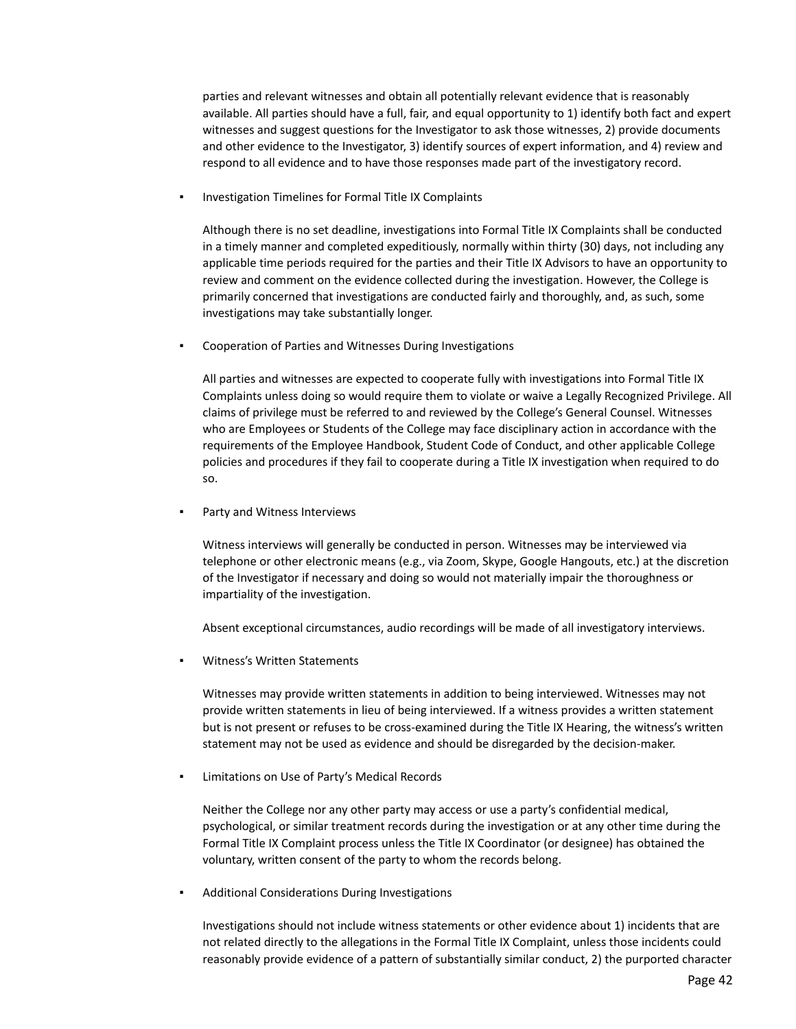parties and relevant witnesses and obtain all potentially relevant evidence that is reasonably available. All parties should have a full, fair, and equal opportunity to 1) identify both fact and expert witnesses and suggest questions for the Investigator to ask those witnesses, 2) provide documents and other evidence to the Investigator, 3) identify sources of expert information, and 4) review and respond to all evidence and to have those responses made part of the investigatory record.

- Investigation Timelines for Formal Title IX Complaints

  Although there is no set deadline, investigations into Formal Title IX Complaints shall be conducted in a timely manner and completed expeditiously, normally within thirty (30) days, not including any applicable time periods required for the parties and their Title IX Advisors to have an opportunity to review and comment on the evidence collected during the investigation. However, the College is primarily concerned that investigations are conducted fairly and thoroughly, and, as such, some investigations may take substantially longer.

- Cooperation of Parties and Witnesses During Investigations

  All parties and witnesses are expected to cooperate fully with investigations into Formal Title IX Complaints unless doing so would require them to violate or waive a Legally Recognized Privilege. All claims of privilege must be referred to and reviewed by the College's General Counsel. Witnesses who are Employees or Students of the College may face disciplinary action in accordance with the requirements of the Employee Handbook, Student Code of Conduct, and other applicable College policies and procedures if they fail to cooperate during a Title IX investigation when required to do so.

- Party and Witness Interviews

  Witness interviews will generally be conducted in person. Witnesses may be interviewed via telephone or other electronic means (e.g., via Zoom, Skype, Google Hangouts, etc.) at the discretion of the Investigator if necessary and doing so would not materially impair the thoroughness or impartiality of the investigation.

  Absent exceptional circumstances, audio recordings will be made of all investigatory interviews.

- Witness's Written Statements

  Witnesses may provide written statements in addition to being interviewed. Witnesses may not provide written statements in lieu of being interviewed. If a witness provides a written statement but is not present or refuses to be cross-examined during the Title IX Hearing, the witness's written statement may not be used as evidence and should be disregarded by the decision-maker.

- Limitations on Use of Party's Medical Records

  Neither the College nor any other party may access or use a party's confidential medical, psychological, or similar treatment records during the investigation or at any other time during the Formal Title IX Complaint process unless the Title IX Coordinator (or designee) has obtained the voluntary, written consent of the party to whom the records belong.

- Additional Considerations During Investigations

  Investigations should not include witness statements or other evidence about 1) incidents that are not related directly to the allegations in the Formal Title IX Complaint, unless those incidents could reasonably provide evidence of a pattern of substantially similar conduct, 2) the purported character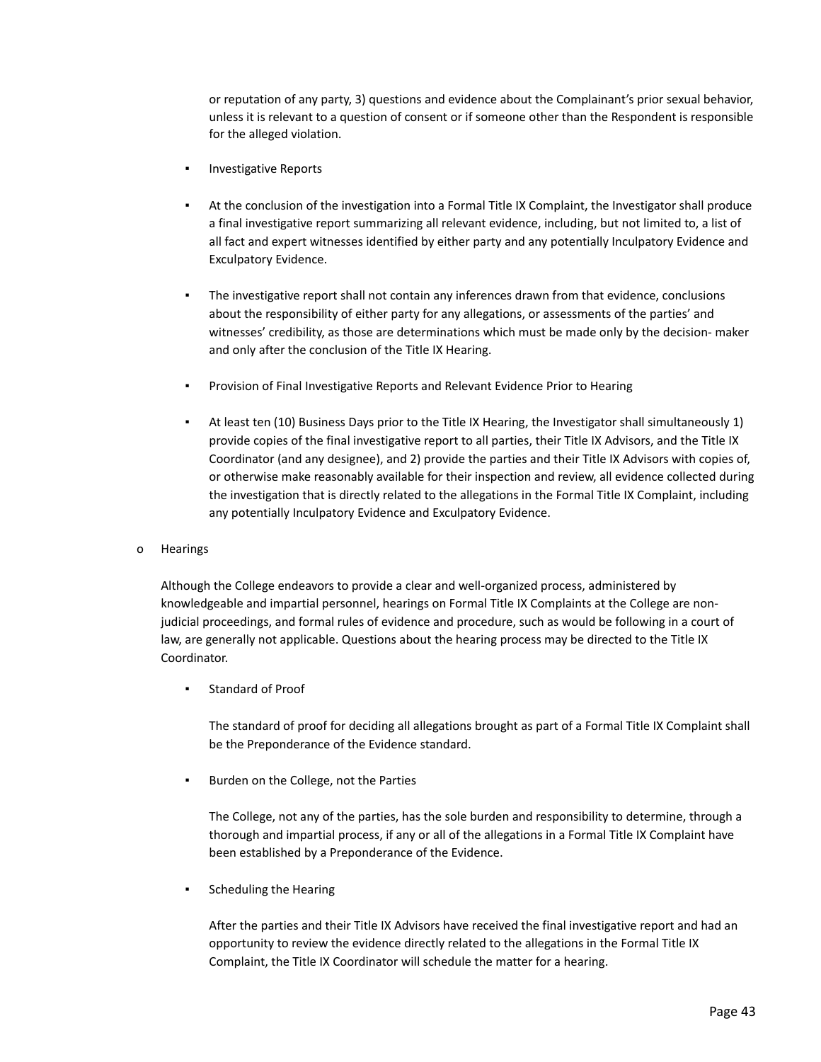or reputation of any party, 3) questions and evidence about the Complainant's prior sexual behavior, unless it is relevant to a question of consent or if someone other than the Respondent is responsible for the alleged violation.

- Investigative Reports

- At the conclusion of the investigation into a Formal Title IX Complaint, the Investigator shall produce a final investigative report summarizing all relevant evidence, including, but not limited to, a list of all fact and expert witnesses identified by either party and any potentially Inculpatory Evidence and Exculpatory Evidence.

- The investigative report shall not contain any inferences drawn from that evidence, conclusions about the responsibility of either party for any allegations, or assessments of the parties' and witnesses' credibility, as those are determinations which must be made only by the decision- maker and only after the conclusion of the Title IX Hearing.

- Provision of Final Investigative Reports and Relevant Evidence Prior to Hearing

- At least ten (10) Business Days prior to the Title IX Hearing, the Investigator shall simultaneously 1) provide copies of the final investigative report to all parties, their Title IX Advisors, and the Title IX Coordinator (and any designee), and 2) provide the parties and their Title IX Advisors with copies of, or otherwise make reasonably available for their inspection and review, all evidence collected during the investigation that is directly related to the allegations in the Formal Title IX Complaint, including any potentially Inculpatory Evidence and Exculpatory Evidence.

- Hearings

  Although the College endeavors to provide a clear and well-organized process, administered by knowledgeable and impartial personnel, hearings on Formal Title IX Complaints at the College are non-judicial proceedings, and formal rules of evidence and procedure, such as would be following in a court of law, are generally not applicable. Questions about the hearing process may be directed to the Title IX Coordinator.

  - Standard of Proof

    The standard of proof for deciding all allegations brought as part of a Formal Title IX Complaint shall be the Preponderance of the Evidence standard.

  - Burden on the College, not the Parties

    The College, not any of the parties, has the sole burden and responsibility to determine, through a thorough and impartial process, if any or all of the allegations in a Formal Title IX Complaint have been established by a Preponderance of the Evidence.

  - Scheduling the Hearing

    After the parties and their Title IX Advisors have received the final investigative report and had an opportunity to review the evidence directly related to the allegations in the Formal Title IX Complaint, the Title IX Coordinator will schedule the matter for a hearing.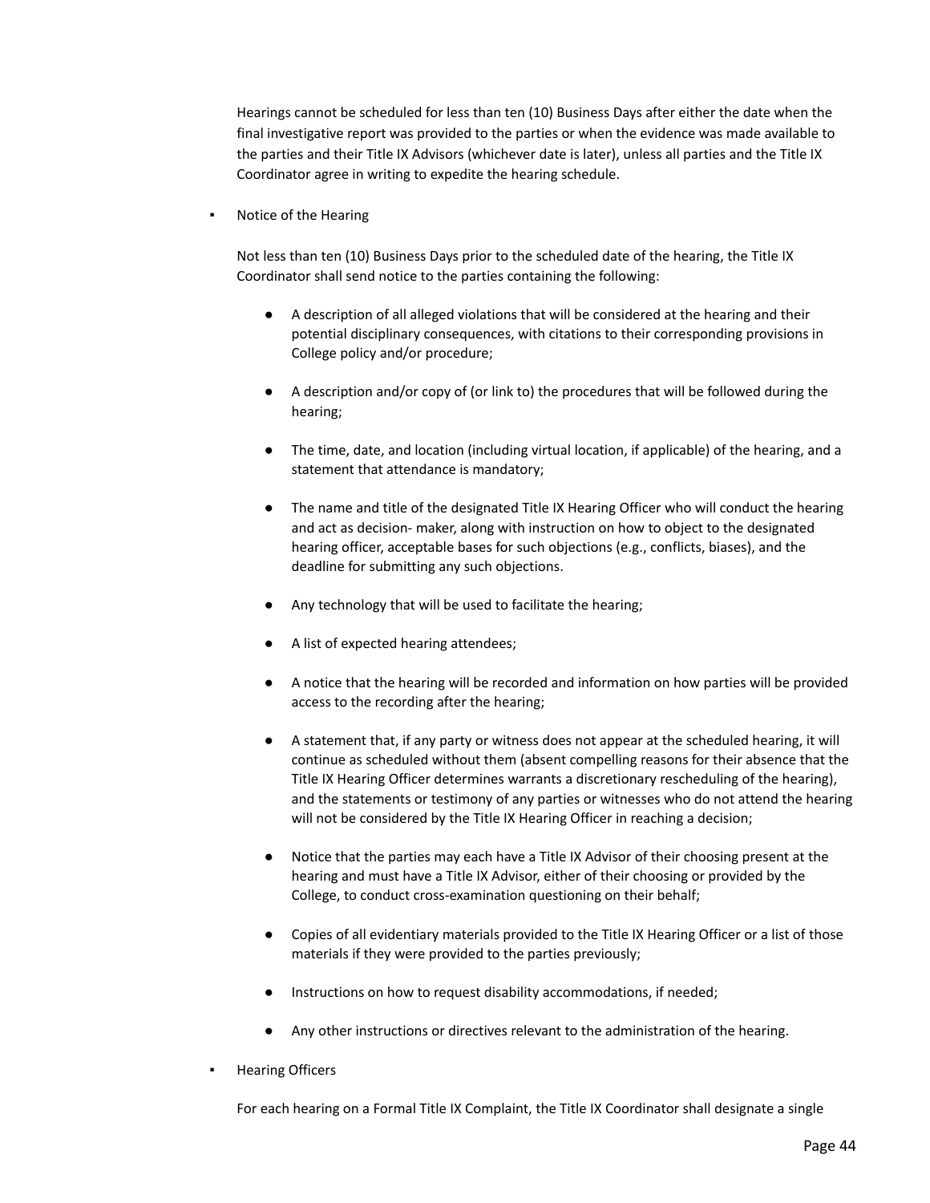Hearings cannot be scheduled for less than ten (10) Business Days after either the date when the final investigative report was provided to the parties or when the evidence was made available to the parties and their Title IX Advisors (whichever date is later), unless all parties and the Title IX Coordinator agree in writing to expedite the hearing schedule.

- Notice of the Hearing

  Not less than ten (10) Business Days prior to the scheduled date of the hearing, the Title IX Coordinator shall send notice to the parties containing the following:

  - A description of all alleged violations that will be considered at the hearing and their potential disciplinary consequences, with citations to their corresponding provisions in College policy and/or procedure;
  - A description and/or copy of (or link to) the procedures that will be followed during the hearing;
  - The time, date, and location (including virtual location, if applicable) of the hearing, and a statement that attendance is mandatory;
  - The name and title of the designated Title IX Hearing Officer who will conduct the hearing and act as decision- maker, along with instruction on how to object to the designated hearing officer, acceptable bases for such objections (e.g., conflicts, biases), and the deadline for submitting any such objections.
  - Any technology that will be used to facilitate the hearing;
  - A list of expected hearing attendees;
  - A notice that the hearing will be recorded and information on how parties will be provided access to the recording after the hearing;
  - A statement that, if any party or witness does not appear at the scheduled hearing, it will continue as scheduled without them (absent compelling reasons for their absence that the Title IX Hearing Officer determines warrants a discretionary rescheduling of the hearing), and the statements or testimony of any parties or witnesses who do not attend the hearing will not be considered by the Title IX Hearing Officer in reaching a decision;
  - Notice that the parties may each have a Title IX Advisor of their choosing present at the hearing and must have a Title IX Advisor, either of their choosing or provided by the College, to conduct cross-examination questioning on their behalf;
  - Copies of all evidentiary materials provided to the Title IX Hearing Officer or a list of those materials if they were provided to the parties previously;
  - Instructions on how to request disability accommodations, if needed;
  - Any other instructions or directives relevant to the administration of the hearing.

- Hearing Officers

  For each hearing on a Formal Title IX Complaint, the Title IX Coordinator shall designate a single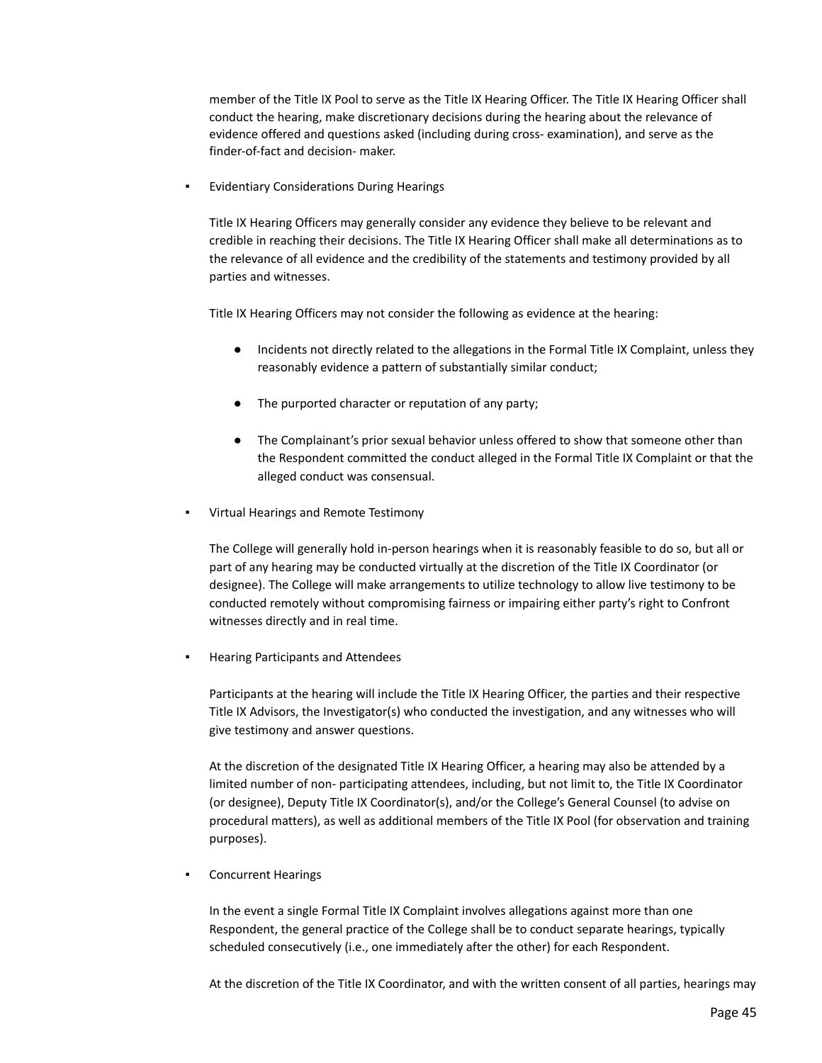member of the Title IX Pool to serve as the Title IX Hearing Officer. The Title IX Hearing Officer shall conduct the hearing, make discretionary decisions during the hearing about the relevance of evidence offered and questions asked (including during cross- examination), and serve as the finder-of-fact and decision- maker.

- Evidentiary Considerations During Hearings

  Title IX Hearing Officers may generally consider any evidence they believe to be relevant and credible in reaching their decisions. The Title IX Hearing Officer shall make all determinations as to the relevance of all evidence and the credibility of the statements and testimony provided by all parties and witnesses.

  Title IX Hearing Officers may not consider the following as evidence at the hearing:

  - Incidents not directly related to the allegations in the Formal Title IX Complaint, unless they reasonably evidence a pattern of substantially similar conduct;
  - The purported character or reputation of any party;
  - The Complainant's prior sexual behavior unless offered to show that someone other than the Respondent committed the conduct alleged in the Formal Title IX Complaint or that the alleged conduct was consensual.

- Virtual Hearings and Remote Testimony

  The College will generally hold in-person hearings when it is reasonably feasible to do so, but all or part of any hearing may be conducted virtually at the discretion of the Title IX Coordinator (or designee). The College will make arrangements to utilize technology to allow live testimony to be conducted remotely without compromising fairness or impairing either party's right to Confront witnesses directly and in real time.

- Hearing Participants and Attendees

  Participants at the hearing will include the Title IX Hearing Officer, the parties and their respective Title IX Advisors, the Investigator(s) who conducted the investigation, and any witnesses who will give testimony and answer questions.

  At the discretion of the designated Title IX Hearing Officer, a hearing may also be attended by a limited number of non- participating attendees, including, but not limit to, the Title IX Coordinator (or designee), Deputy Title IX Coordinator(s), and/or the College's General Counsel (to advise on procedural matters), as well as additional members of the Title IX Pool (for observation and training purposes).

- Concurrent Hearings

  In the event a single Formal Title IX Complaint involves allegations against more than one Respondent, the general practice of the College shall be to conduct separate hearings, typically scheduled consecutively (i.e., one immediately after the other) for each Respondent.

  At the discretion of the Title IX Coordinator, and with the written consent of all parties, hearings may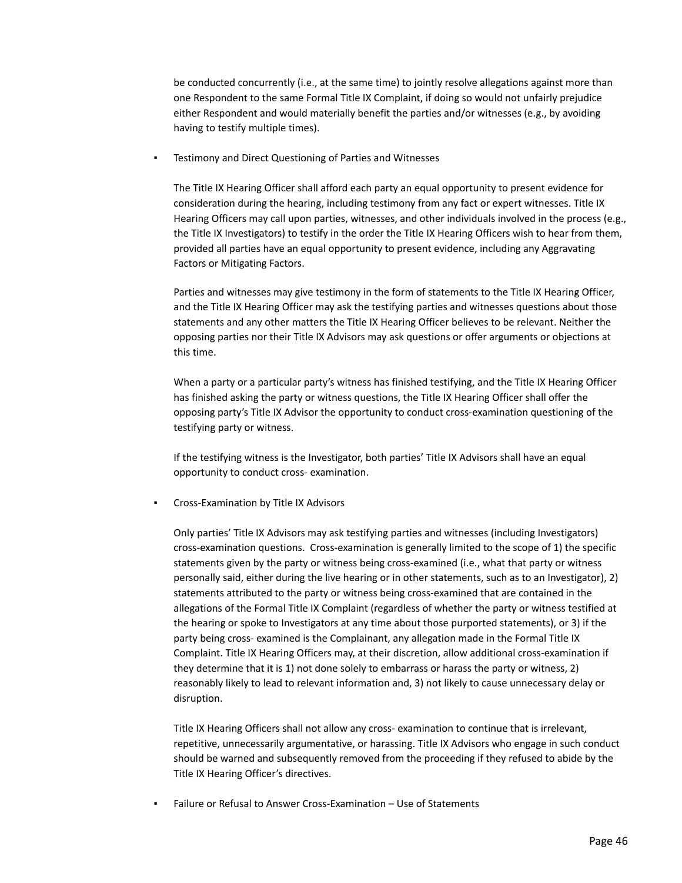be conducted concurrently (i.e., at the same time) to jointly resolve allegations against more than one Respondent to the same Formal Title IX Complaint, if doing so would not unfairly prejudice either Respondent and would materially benefit the parties and/or witnesses (e.g., by avoiding having to testify multiple times).

- Testimony and Direct Questioning of Parties and Witnesses

  The Title IX Hearing Officer shall afford each party an equal opportunity to present evidence for consideration during the hearing, including testimony from any fact or expert witnesses. Title IX Hearing Officers may call upon parties, witnesses, and other individuals involved in the process (e.g., the Title IX Investigators) to testify in the order the Title IX Hearing Officers wish to hear from them, provided all parties have an equal opportunity to present evidence, including any Aggravating Factors or Mitigating Factors.

  Parties and witnesses may give testimony in the form of statements to the Title IX Hearing Officer, and the Title IX Hearing Officer may ask the testifying parties and witnesses questions about those statements and any other matters the Title IX Hearing Officer believes to be relevant. Neither the opposing parties nor their Title IX Advisors may ask questions or offer arguments or objections at this time.

  When a party or a particular party's witness has finished testifying, and the Title IX Hearing Officer has finished asking the party or witness questions, the Title IX Hearing Officer shall offer the opposing party's Title IX Advisor the opportunity to conduct cross-examination questioning of the testifying party or witness.

  If the testifying witness is the Investigator, both parties' Title IX Advisors shall have an equal opportunity to conduct cross- examination.

- Cross-Examination by Title IX Advisors

  Only parties' Title IX Advisors may ask testifying parties and witnesses (including Investigators) cross-examination questions. Cross-examination is generally limited to the scope of 1) the specific statements given by the party or witness being cross-examined (i.e., what that party or witness personally said, either during the live hearing or in other statements, such as to an Investigator), 2) statements attributed to the party or witness being cross-examined that are contained in the allegations of the Formal Title IX Complaint (regardless of whether the party or witness testified at the hearing or spoke to Investigators at any time about those purported statements), or 3) if the party being cross- examined is the Complainant, any allegation made in the Formal Title IX Complaint. Title IX Hearing Officers may, at their discretion, allow additional cross-examination if they determine that it is 1) not done solely to embarrass or harass the party or witness, 2) reasonably likely to lead to relevant information and, 3) not likely to cause unnecessary delay or disruption.

  Title IX Hearing Officers shall not allow any cross- examination to continue that is irrelevant, repetitive, unnecessarily argumentative, or harassing. Title IX Advisors who engage in such conduct should be warned and subsequently removed from the proceeding if they refused to abide by the Title IX Hearing Officer's directives.

- Failure or Refusal to Answer Cross-Examination – Use of Statements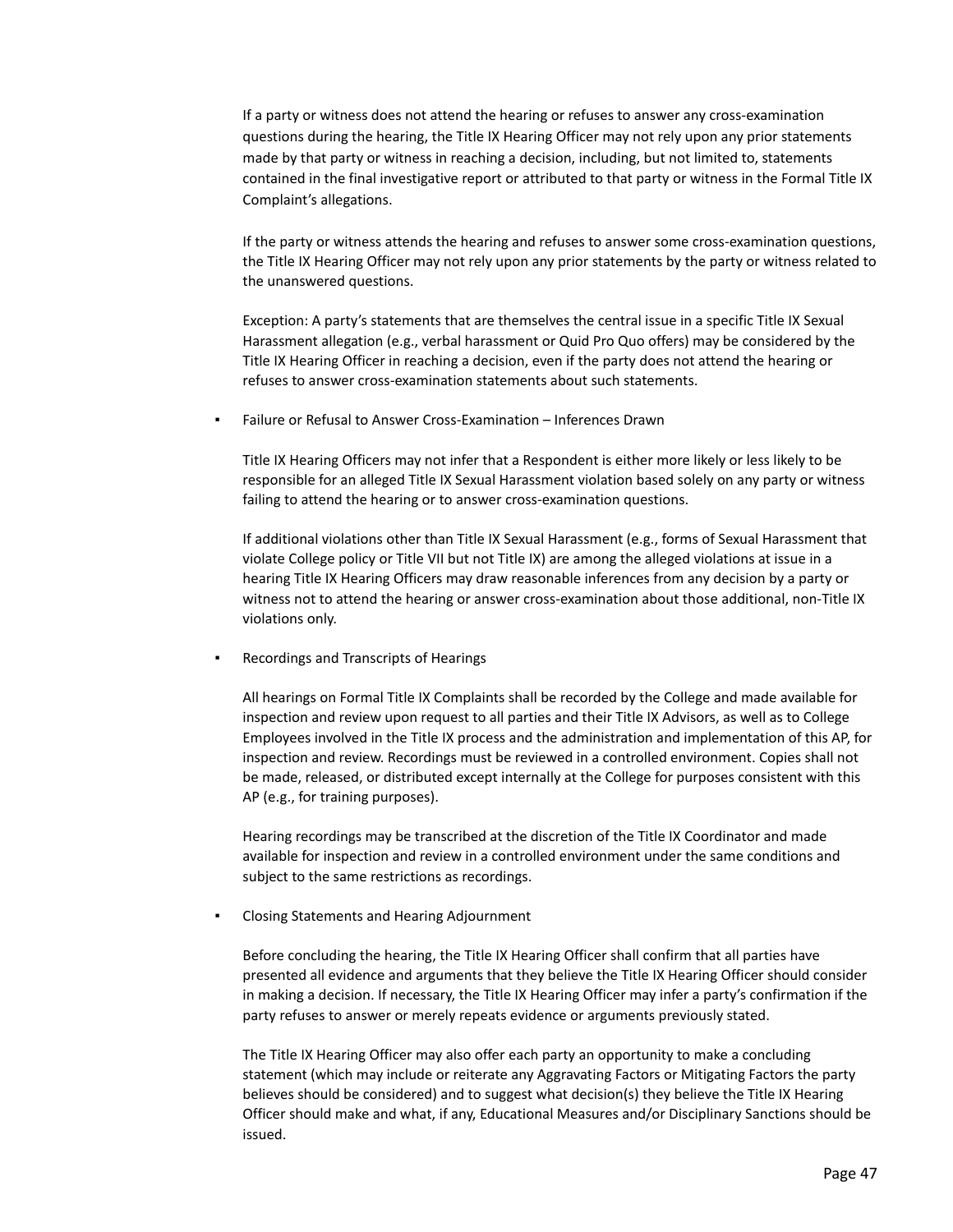If a party or witness does not attend the hearing or refuses to answer any cross-examination questions during the hearing, the Title IX Hearing Officer may not rely upon any prior statements made by that party or witness in reaching a decision, including, but not limited to, statements contained in the final investigative report or attributed to that party or witness in the Formal Title IX Complaint's allegations.

If the party or witness attends the hearing and refuses to answer some cross-examination questions, the Title IX Hearing Officer may not rely upon any prior statements by the party or witness related to the unanswered questions.

Exception: A party's statements that are themselves the central issue in a specific Title IX Sexual Harassment allegation (e.g., verbal harassment or Quid Pro Quo offers) may be considered by the Title IX Hearing Officer in reaching a decision, even if the party does not attend the hearing or refuses to answer cross-examination statements about such statements.

- Failure or Refusal to Answer Cross-Examination – Inferences Drawn

  Title IX Hearing Officers may not infer that a Respondent is either more likely or less likely to be responsible for an alleged Title IX Sexual Harassment violation based solely on any party or witness failing to attend the hearing or to answer cross-examination questions.

  If additional violations other than Title IX Sexual Harassment (e.g., forms of Sexual Harassment that violate College policy or Title VII but not Title IX) are among the alleged violations at issue in a hearing Title IX Hearing Officers may draw reasonable inferences from any decision by a party or witness not to attend the hearing or answer cross-examination about those additional, non-Title IX violations only.

- Recordings and Transcripts of Hearings

  All hearings on Formal Title IX Complaints shall be recorded by the College and made available for inspection and review upon request to all parties and their Title IX Advisors, as well as to College Employees involved in the Title IX process and the administration and implementation of this AP, for inspection and review. Recordings must be reviewed in a controlled environment. Copies shall not be made, released, or distributed except internally at the College for purposes consistent with this AP (e.g., for training purposes).

  Hearing recordings may be transcribed at the discretion of the Title IX Coordinator and made available for inspection and review in a controlled environment under the same conditions and subject to the same restrictions as recordings.

- Closing Statements and Hearing Adjournment

  Before concluding the hearing, the Title IX Hearing Officer shall confirm that all parties have presented all evidence and arguments that they believe the Title IX Hearing Officer should consider in making a decision. If necessary, the Title IX Hearing Officer may infer a party's confirmation if the party refuses to answer or merely repeats evidence or arguments previously stated.

  The Title IX Hearing Officer may also offer each party an opportunity to make a concluding statement (which may include or reiterate any Aggravating Factors or Mitigating Factors the party believes should be considered) and to suggest what decision(s) they believe the Title IX Hearing Officer should make and what, if any, Educational Measures and/or Disciplinary Sanctions should be issued.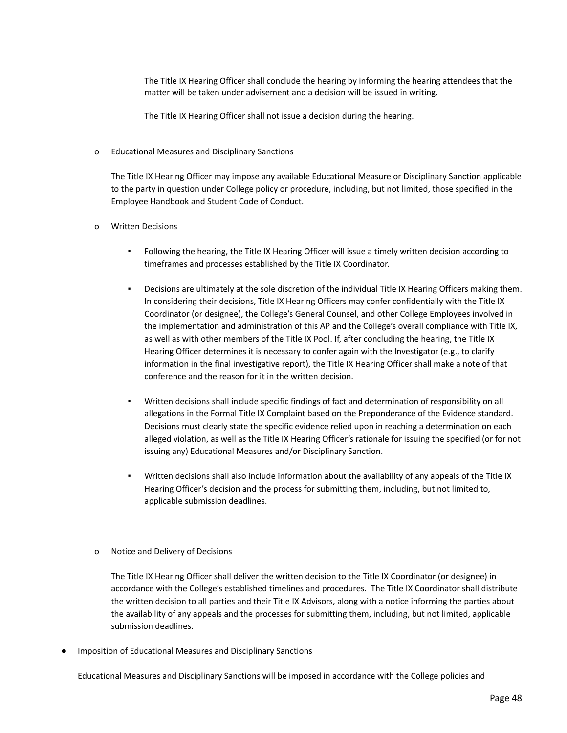The Title IX Hearing Officer shall conclude the hearing by informing the hearing attendees that the matter will be taken under advisement and a decision will be issued in writing.

The Title IX Hearing Officer shall not issue a decision during the hearing.

- Educational Measures and Disciplinary Sanctions

  The Title IX Hearing Officer may impose any available Educational Measure or Disciplinary Sanction applicable to the party in question under College policy or procedure, including, but not limited, those specified in the Employee Handbook and Student Code of Conduct.

- Written Decisions

  - Following the hearing, the Title IX Hearing Officer will issue a timely written decision according to timeframes and processes established by the Title IX Coordinator.

  - Decisions are ultimately at the sole discretion of the individual Title IX Hearing Officers making them. In considering their decisions, Title IX Hearing Officers may confer confidentially with the Title IX Coordinator (or designee), the College's General Counsel, and other College Employees involved in the implementation and administration of this AP and the College's overall compliance with Title IX, as well as with other members of the Title IX Pool. If, after concluding the hearing, the Title IX Hearing Officer determines it is necessary to confer again with the Investigator (e.g., to clarify information in the final investigative report), the Title IX Hearing Officer shall make a note of that conference and the reason for it in the written decision.

  - Written decisions shall include specific findings of fact and determination of responsibility on all allegations in the Formal Title IX Complaint based on the Preponderance of the Evidence standard. Decisions must clearly state the specific evidence relied upon in reaching a determination on each alleged violation, as well as the Title IX Hearing Officer's rationale for issuing the specified (or for not issuing any) Educational Measures and/or Disciplinary Sanction.

  - Written decisions shall also include information about the availability of any appeals of the Title IX Hearing Officer's decision and the process for submitting them, including, but not limited to, applicable submission deadlines.

- Notice and Delivery of Decisions

  The Title IX Hearing Officer shall deliver the written decision to the Title IX Coordinator (or designee) in accordance with the College's established timelines and procedures. The Title IX Coordinator shall distribute the written decision to all parties and their Title IX Advisors, along with a notice informing the parties about the availability of any appeals and the processes for submitting them, including, but not limited, applicable submission deadlines.

- Imposition of Educational Measures and Disciplinary Sanctions

  Educational Measures and Disciplinary Sanctions will be imposed in accordance with the College policies and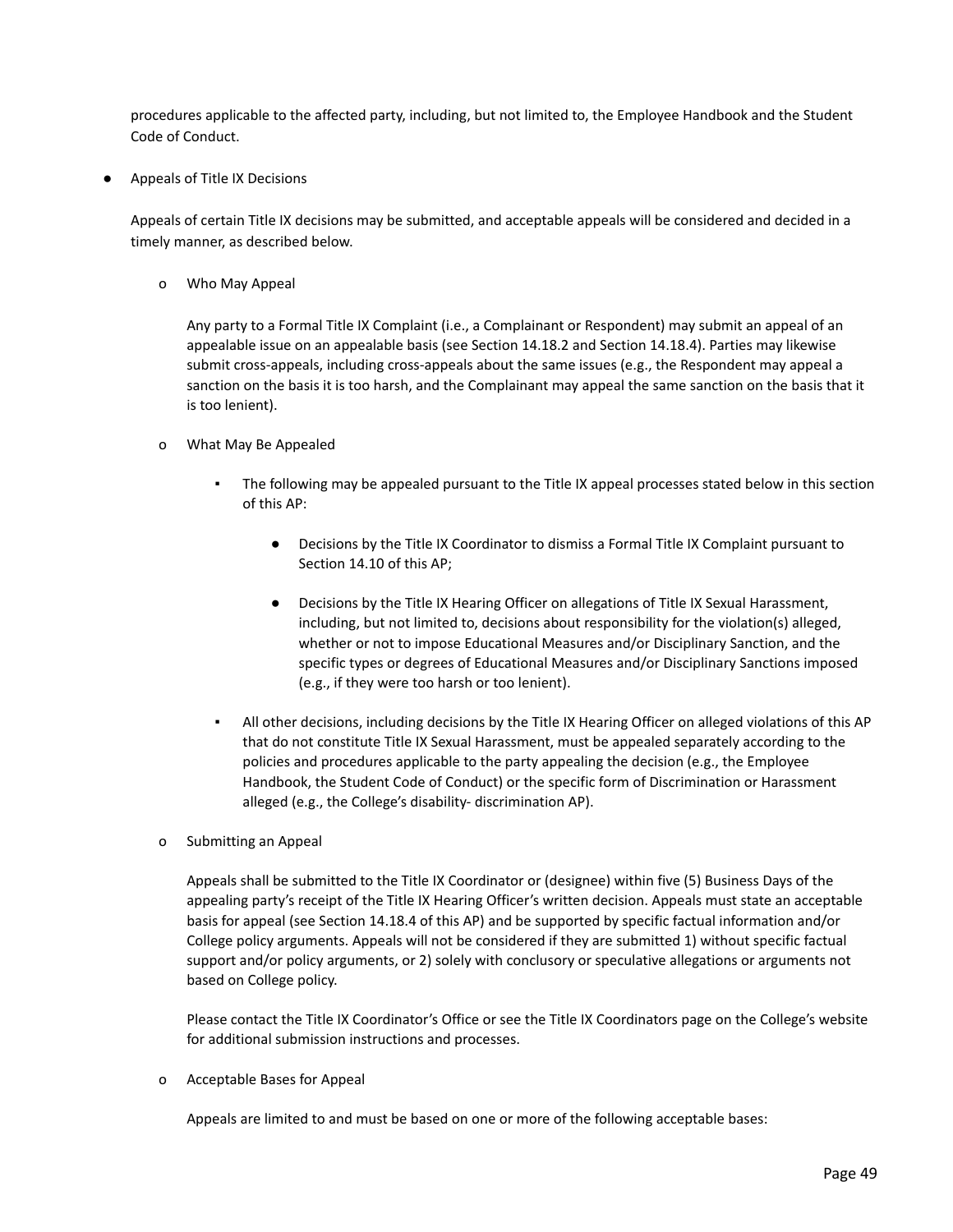procedures applicable to the affected party, including, but not limited to, the Employee Handbook and the Student Code of Conduct.

- Appeals of Title IX Decisions

  Appeals of certain Title IX decisions may be submitted, and acceptable appeals will be considered and decided in a timely manner, as described below.

  - Who May Appeal

    Any party to a Formal Title IX Complaint (i.e., a Complainant or Respondent) may submit an appeal of an appealable issue on an appealable basis (see Section 14.18.2 and Section 14.18.4). Parties may likewise submit cross-appeals, including cross-appeals about the same issues (e.g., the Respondent may appeal a sanction on the basis it is too harsh, and the Complainant may appeal the same sanction on the basis that it is too lenient).

  - What May Be Appealed

    - The following may be appealed pursuant to the Title IX appeal processes stated below in this section of this AP:

      - Decisions by the Title IX Coordinator to dismiss a Formal Title IX Complaint pursuant to Section 14.10 of this AP;

      - Decisions by the Title IX Hearing Officer on allegations of Title IX Sexual Harassment, including, but not limited to, decisions about responsibility for the violation(s) alleged, whether or not to impose Educational Measures and/or Disciplinary Sanction, and the specific types or degrees of Educational Measures and/or Disciplinary Sanctions imposed (e.g., if they were too harsh or too lenient).

    - All other decisions, including decisions by the Title IX Hearing Officer on alleged violations of this AP that do not constitute Title IX Sexual Harassment, must be appealed separately according to the policies and procedures applicable to the party appealing the decision (e.g., the Employee Handbook, the Student Code of Conduct) or the specific form of Discrimination or Harassment alleged (e.g., the College's disability- discrimination AP).

  - Submitting an Appeal

    Appeals shall be submitted to the Title IX Coordinator or (designee) within five (5) Business Days of the appealing party's receipt of the Title IX Hearing Officer's written decision. Appeals must state an acceptable basis for appeal (see Section 14.18.4 of this AP) and be supported by specific factual information and/or College policy arguments. Appeals will not be considered if they are submitted 1) without specific factual support and/or policy arguments, or 2) solely with conclusory or speculative allegations or arguments not based on College policy.

    Please contact the Title IX Coordinator's Office or see the Title IX Coordinators page on the College's website for additional submission instructions and processes.

  - Acceptable Bases for Appeal

    Appeals are limited to and must be based on one or more of the following acceptable bases: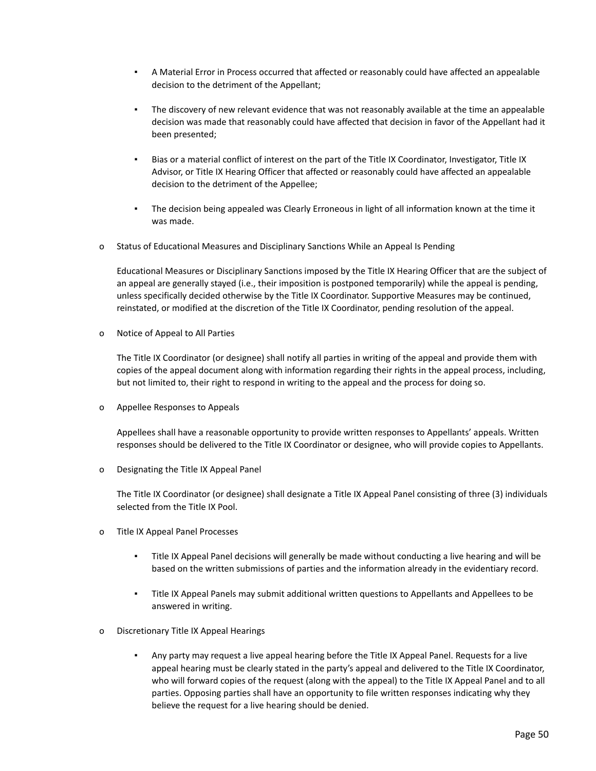- A Material Error in Process occurred that affected or reasonably could have affected an appealable decision to the detriment of the Appellant;

  - The discovery of new relevant evidence that was not reasonably available at the time an appealable decision was made that reasonably could have affected that decision in favor of the Appellant had it been presented;

  - Bias or a material conflict of interest on the part of the Title IX Coordinator, Investigator, Title IX Advisor, or Title IX Hearing Officer that affected or reasonably could have affected an appealable decision to the detriment of the Appellee;

  - The decision being appealed was Clearly Erroneous in light of all information known at the time it was made.

- Status of Educational Measures and Disciplinary Sanctions While an Appeal Is Pending

  Educational Measures or Disciplinary Sanctions imposed by the Title IX Hearing Officer that are the subject of an appeal are generally stayed (i.e., their imposition is postponed temporarily) while the appeal is pending, unless specifically decided otherwise by the Title IX Coordinator. Supportive Measures may be continued, reinstated, or modified at the discretion of the Title IX Coordinator, pending resolution of the appeal.

- Notice of Appeal to All Parties

  The Title IX Coordinator (or designee) shall notify all parties in writing of the appeal and provide them with copies of the appeal document along with information regarding their rights in the appeal process, including, but not limited to, their right to respond in writing to the appeal and the process for doing so.

- Appellee Responses to Appeals

  Appellees shall have a reasonable opportunity to provide written responses to Appellants' appeals. Written responses should be delivered to the Title IX Coordinator or designee, who will provide copies to Appellants.

- Designating the Title IX Appeal Panel

  The Title IX Coordinator (or designee) shall designate a Title IX Appeal Panel consisting of three (3) individuals selected from the Title IX Pool.

- Title IX Appeal Panel Processes

  - Title IX Appeal Panel decisions will generally be made without conducting a live hearing and will be based on the written submissions of parties and the information already in the evidentiary record.

  - Title IX Appeal Panels may submit additional written questions to Appellants and Appellees to be answered in writing.

- Discretionary Title IX Appeal Hearings

  - Any party may request a live appeal hearing before the Title IX Appeal Panel. Requests for a live appeal hearing must be clearly stated in the party's appeal and delivered to the Title IX Coordinator, who will forward copies of the request (along with the appeal) to the Title IX Appeal Panel and to all parties. Opposing parties shall have an opportunity to file written responses indicating why they believe the request for a live hearing should be denied.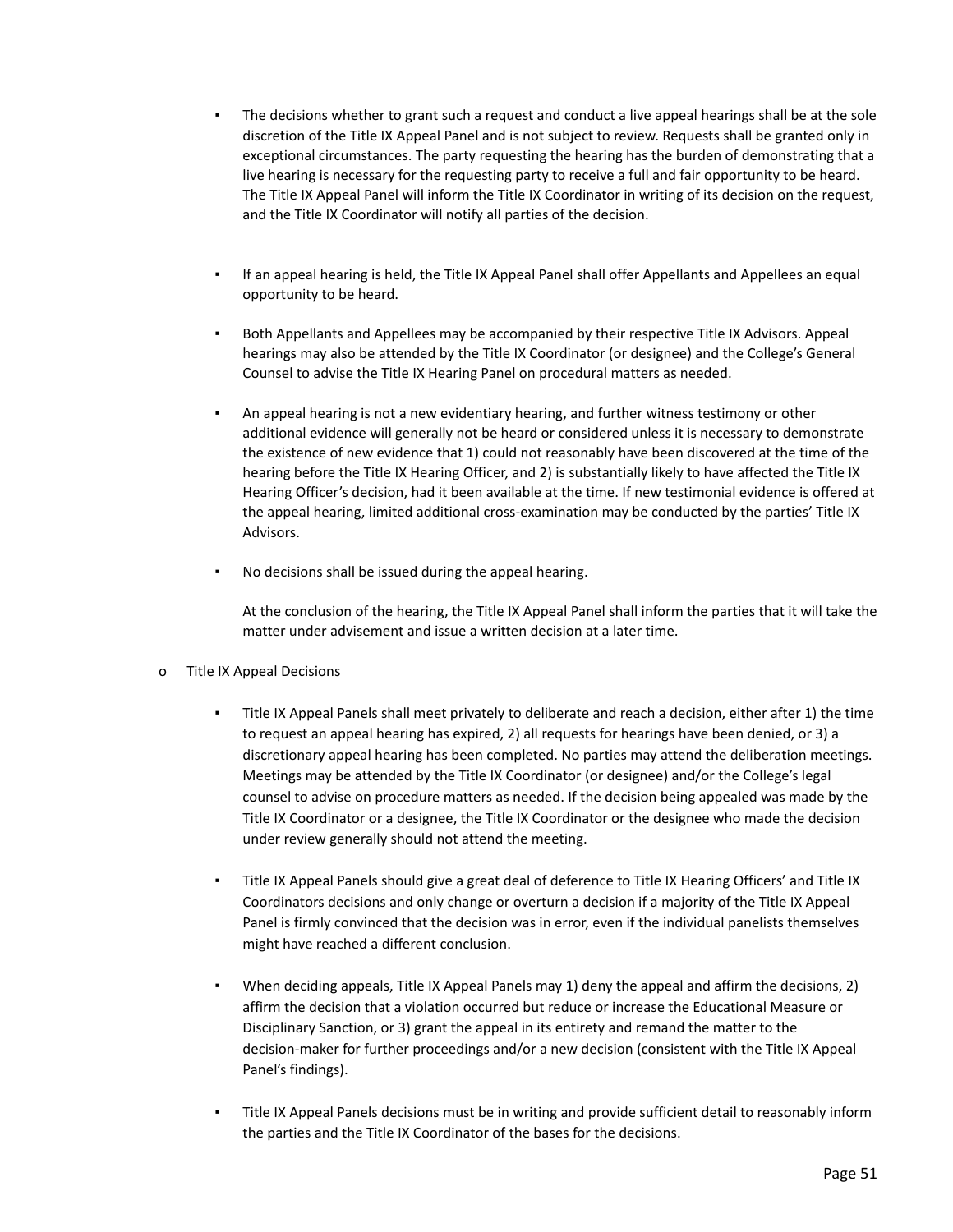- The decisions whether to grant such a request and conduct a live appeal hearings shall be at the sole discretion of the Title IX Appeal Panel and is not subject to review. Requests shall be granted only in exceptional circumstances. The party requesting the hearing has the burden of demonstrating that a live hearing is necessary for the requesting party to receive a full and fair opportunity to be heard. The Title IX Appeal Panel will inform the Title IX Coordinator in writing of its decision on the request, and the Title IX Coordinator will notify all parties of the decision.

- If an appeal hearing is held, the Title IX Appeal Panel shall offer Appellants and Appellees an equal opportunity to be heard.

- Both Appellants and Appellees may be accompanied by their respective Title IX Advisors. Appeal hearings may also be attended by the Title IX Coordinator (or designee) and the College's General Counsel to advise the Title IX Hearing Panel on procedural matters as needed.

- An appeal hearing is not a new evidentiary hearing, and further witness testimony or other additional evidence will generally not be heard or considered unless it is necessary to demonstrate the existence of new evidence that 1) could not reasonably have been discovered at the time of the hearing before the Title IX Hearing Officer, and 2) is substantially likely to have affected the Title IX Hearing Officer's decision, had it been available at the time. If new testimonial evidence is offered at the appeal hearing, limited additional cross-examination may be conducted by the parties' Title IX Advisors.

- No decisions shall be issued during the appeal hearing.

  At the conclusion of the hearing, the Title IX Appeal Panel shall inform the parties that it will take the matter under advisement and issue a written decision at a later time.

- Title IX Appeal Decisions

  - Title IX Appeal Panels shall meet privately to deliberate and reach a decision, either after 1) the time to request an appeal hearing has expired, 2) all requests for hearings have been denied, or 3) a discretionary appeal hearing has been completed. No parties may attend the deliberation meetings. Meetings may be attended by the Title IX Coordinator (or designee) and/or the College's legal counsel to advise on procedure matters as needed. If the decision being appealed was made by the Title IX Coordinator or a designee, the Title IX Coordinator or the designee who made the decision under review generally should not attend the meeting.

  - Title IX Appeal Panels should give a great deal of deference to Title IX Hearing Officers' and Title IX Coordinators decisions and only change or overturn a decision if a majority of the Title IX Appeal Panel is firmly convinced that the decision was in error, even if the individual panelists themselves might have reached a different conclusion.

  - When deciding appeals, Title IX Appeal Panels may 1) deny the appeal and affirm the decisions, 2) affirm the decision that a violation occurred but reduce or increase the Educational Measure or Disciplinary Sanction, or 3) grant the appeal in its entirety and remand the matter to the decision-maker for further proceedings and/or a new decision (consistent with the Title IX Appeal Panel's findings).

  - Title IX Appeal Panels decisions must be in writing and provide sufficient detail to reasonably inform the parties and the Title IX Coordinator of the bases for the decisions.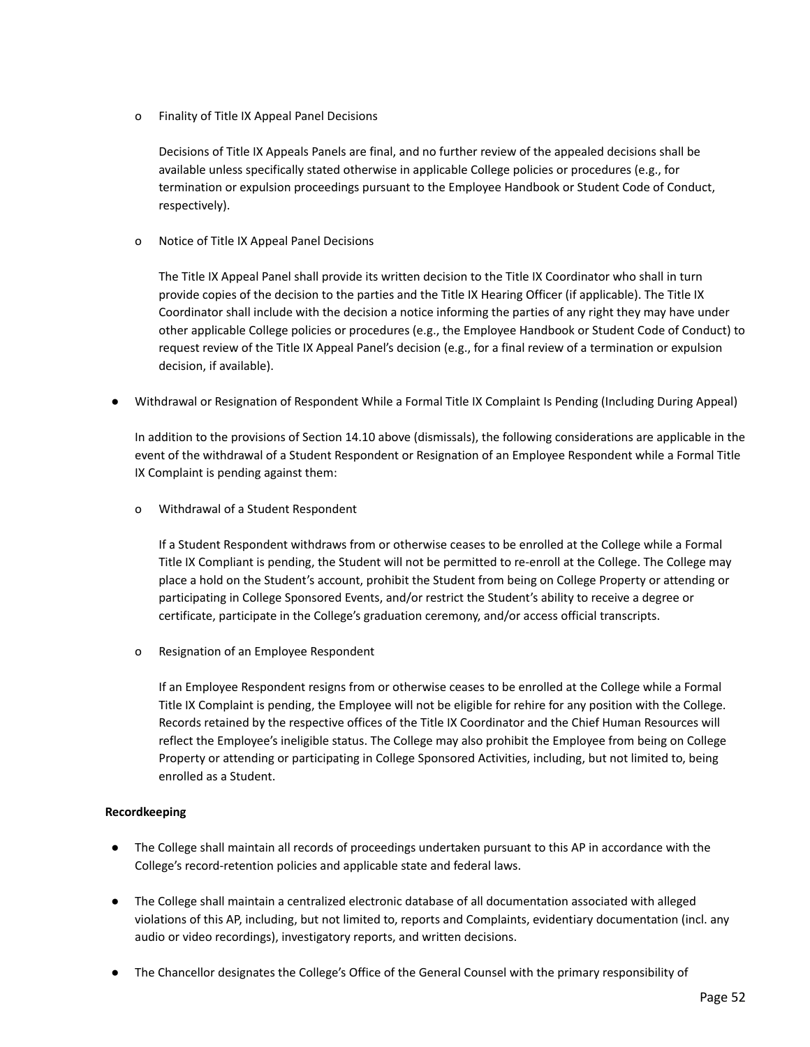- Finality of Title IX Appeal Panel Decisions

  Decisions of Title IX Appeals Panels are final, and no further review of the appealed decisions shall be available unless specifically stated otherwise in applicable College policies or procedures (e.g., for termination or expulsion proceedings pursuant to the Employee Handbook or Student Code of Conduct, respectively).

- Notice of Title IX Appeal Panel Decisions

  The Title IX Appeal Panel shall provide its written decision to the Title IX Coordinator who shall in turn provide copies of the decision to the parties and the Title IX Hearing Officer (if applicable). The Title IX Coordinator shall include with the decision a notice informing the parties of any right they may have under other applicable College policies or procedures (e.g., the Employee Handbook or Student Code of Conduct) to request review of the Title IX Appeal Panel's decision (e.g., for a final review of a termination or expulsion decision, if available).

- Withdrawal or Resignation of Respondent While a Formal Title IX Complaint Is Pending (Including During Appeal)

  In addition to the provisions of Section 14.10 above (dismissals), the following considerations are applicable in the event of the withdrawal of a Student Respondent or Resignation of an Employee Respondent while a Formal Title IX Complaint is pending against them:

  - Withdrawal of a Student Respondent

    If a Student Respondent withdraws from or otherwise ceases to be enrolled at the College while a Formal Title IX Compliant is pending, the Student will not be permitted to re-enroll at the College. The College may place a hold on the Student's account, prohibit the Student from being on College Property or attending or participating in College Sponsored Events, and/or restrict the Student's ability to receive a degree or certificate, participate in the College's graduation ceremony, and/or access official transcripts.

  - Resignation of an Employee Respondent

    If an Employee Respondent resigns from or otherwise ceases to be enrolled at the College while a Formal Title IX Complaint is pending, the Employee will not be eligible for rehire for any position with the College. Records retained by the respective offices of the Title IX Coordinator and the Chief Human Resources will reflect the Employee's ineligible status. The College may also prohibit the Employee from being on College Property or attending or participating in College Sponsored Activities, including, but not limited to, being enrolled as a Student.

**Recordkeeping**

- The College shall maintain all records of proceedings undertaken pursuant to this AP in accordance with the College's record-retention policies and applicable state and federal laws.

- The College shall maintain a centralized electronic database of all documentation associated with alleged violations of this AP, including, but not limited to, reports and Complaints, evidentiary documentation (incl. any audio or video recordings), investigatory reports, and written decisions.

- The Chancellor designates the College's Office of the General Counsel with the primary responsibility of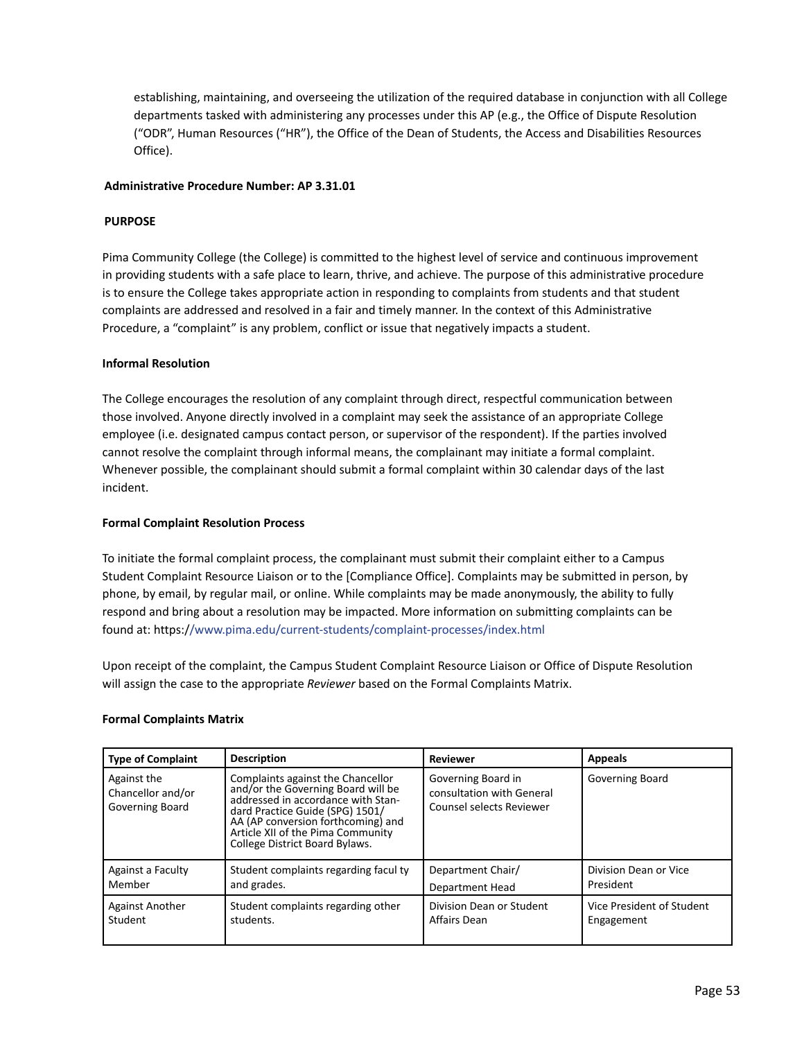establishing, maintaining, and overseeing the utilization of the required database in conjunction with all College departments tasked with administering any processes under this AP (e.g., the Office of Dispute Resolution ("ODR", Human Resources ("HR"), the Office of the Dean of Students, the Access and Disabilities Resources Office).

**Administrative Procedure Number: AP 3.31.01**

**PURPOSE**

Pima Community College (the College) is committed to the highest level of service and continuous improvement in providing students with a safe place to learn, thrive, and achieve. The purpose of this administrative procedure is to ensure the College takes appropriate action in responding to complaints from students and that student complaints are addressed and resolved in a fair and timely manner. In the context of this Administrative Procedure, a "complaint" is any problem, conflict or issue that negatively impacts a student.

**Informal Resolution**

The College encourages the resolution of any complaint through direct, respectful communication between those involved. Anyone directly involved in a complaint may seek the assistance of an appropriate College employee (i.e. designated campus contact person, or supervisor of the respondent). If the parties involved cannot resolve the complaint through informal means, the complainant may initiate a formal complaint. Whenever possible, the complainant should submit a formal complaint within 30 calendar days of the last incident.

**Formal Complaint Resolution Process**

To initiate the formal complaint process, the complainant must submit their complaint either to a Campus Student Complaint Resource Liaison or to the [Compliance Office]. Complaints may be submitted in person, by phone, by email, by regular mail, or online. While complaints may be made anonymously, the ability to fully respond and bring about a resolution may be impacted. More information on submitting complaints can be found at: https://www.pima.edu/current-students/complaint-processes/index.html

Upon receipt of the complaint, the Campus Student Complaint Resource Liaison or Office of Dispute Resolution will assign the case to the appropriate *Reviewer* based on the Formal Complaints Matrix.

**Formal Complaints Matrix**

| Type of Complaint | Description | Reviewer | Appeals |
|---|---|---|---|
| Against the Chancellor and/or Governing Board | Complaints against the Chancellor and/or the Governing Board will be addressed in accordance with Standard Practice Guide (SPG) 1501/AA (AP conversion forthcoming) and Article XII of the Pima Community College District Board Bylaws. | Governing Board in consultation with General Counsel selects Reviewer | Governing Board |
| Against a Faculty Member | Student complaints regarding facul ty and grades. | Department Chair/ Department Head | Division Dean or Vice President |
| Against Another Student | Student complaints regarding other students. | Division Dean or Student Affairs Dean | Vice President of Student Engagement |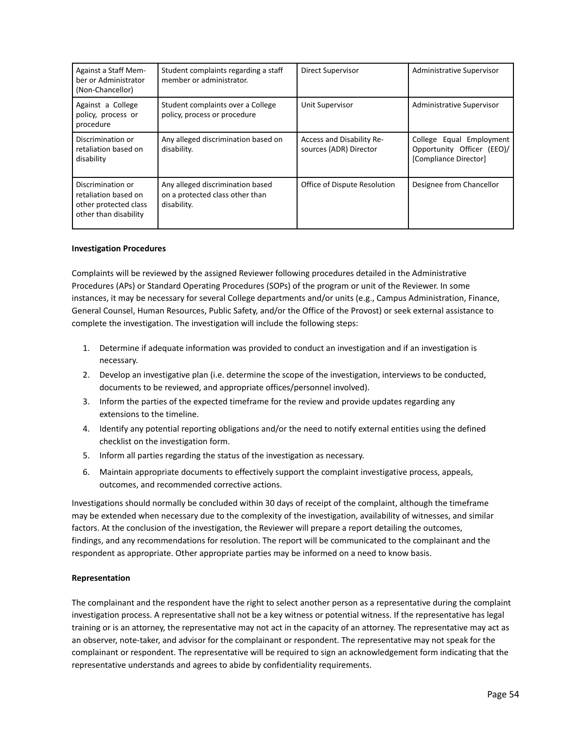| Against a Staff Member or Administrator (Non-Chancellor) | Student complaints regarding a staff member or administrator. | Direct Supervisor | Administrative Supervisor |
|---|---|---|---|
| Against a College policy, process or procedure | Student complaints over a College policy, process or procedure | Unit Supervisor | Administrative Supervisor |
| Discrimination or retaliation based on disability | Any alleged discrimination based on disability. | Access and Disability Resources (ADR) Director | College Equal Employment Opportunity Officer (EEO)/ [Compliance Director] |
| Discrimination or retaliation based on other protected class other than disability | Any alleged discrimination based on a protected class other than disability. | Office of Dispute Resolution | Designee from Chancellor |

**Investigation Procedures**

Complaints will be reviewed by the assigned Reviewer following procedures detailed in the Administrative Procedures (APs) or Standard Operating Procedures (SOPs) of the program or unit of the Reviewer. In some instances, it may be necessary for several College departments and/or units (e.g., Campus Administration, Finance, General Counsel, Human Resources, Public Safety, and/or the Office of the Provost) or seek external assistance to complete the investigation. The investigation will include the following steps:

1. Determine if adequate information was provided to conduct an investigation and if an investigation is necessary.
2. Develop an investigative plan (i.e. determine the scope of the investigation, interviews to be conducted, documents to be reviewed, and appropriate offices/personnel involved).
3. Inform the parties of the expected timeframe for the review and provide updates regarding any extensions to the timeline.
4. Identify any potential reporting obligations and/or the need to notify external entities using the defined checklist on the investigation form.
5. Inform all parties regarding the status of the investigation as necessary.
6. Maintain appropriate documents to effectively support the complaint investigative process, appeals, outcomes, and recommended corrective actions.

Investigations should normally be concluded within 30 days of receipt of the complaint, although the timeframe may be extended when necessary due to the complexity of the investigation, availability of witnesses, and similar factors. At the conclusion of the investigation, the Reviewer will prepare a report detailing the outcomes, findings, and any recommendations for resolution. The report will be communicated to the complainant and the respondent as appropriate. Other appropriate parties may be informed on a need to know basis.

**Representation**

The complainant and the respondent have the right to select another person as a representative during the complaint investigation process. A representative shall not be a key witness or potential witness. If the representative has legal training or is an attorney, the representative may not act in the capacity of an attorney. The representative may act as an observer, note-taker, and advisor for the complainant or respondent. The representative may not speak for the complainant or respondent. The representative will be required to sign an acknowledgement form indicating that the representative understands and agrees to abide by confidentiality requirements.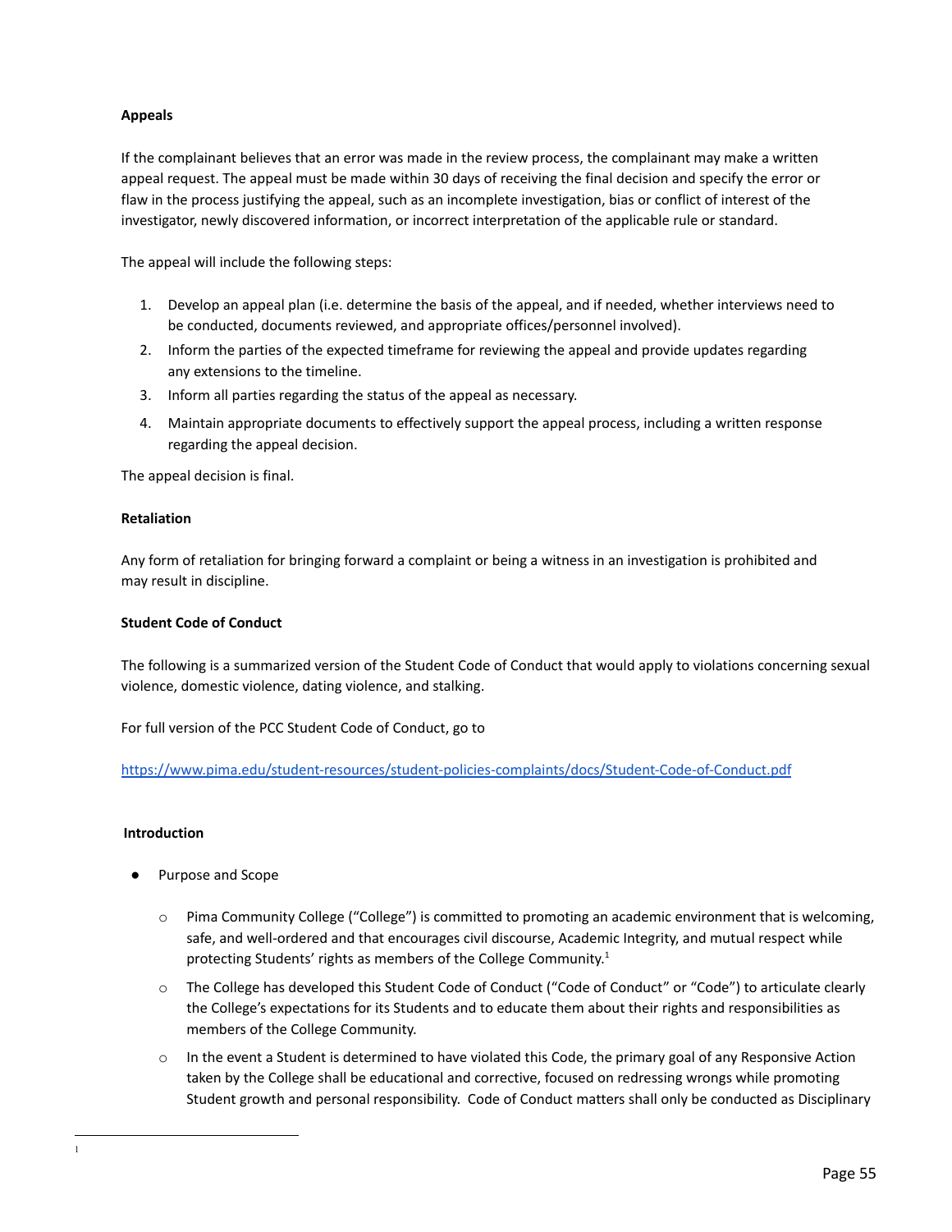**Appeals**

If the complainant believes that an error was made in the review process, the complainant may make a written appeal request. The appeal must be made within 30 days of receiving the final decision and specify the error or flaw in the process justifying the appeal, such as an incomplete investigation, bias or conflict of interest of the investigator, newly discovered information, or incorrect interpretation of the applicable rule or standard.

The appeal will include the following steps:

1. Develop an appeal plan (i.e. determine the basis of the appeal, and if needed, whether interviews need to be conducted, documents reviewed, and appropriate offices/personnel involved).
2. Inform the parties of the expected timeframe for reviewing the appeal and provide updates regarding any extensions to the timeline.
3. Inform all parties regarding the status of the appeal as necessary.
4. Maintain appropriate documents to effectively support the appeal process, including a written response regarding the appeal decision.

The appeal decision is final.

**Retaliation**

Any form of retaliation for bringing forward a complaint or being a witness in an investigation is prohibited and may result in discipline.

**Student Code of Conduct**

The following is a summarized version of the Student Code of Conduct that would apply to violations concerning sexual violence, domestic violence, dating violence, and stalking.

For full version of the PCC Student Code of Conduct, go to

https://www.pima.edu/student-resources/student-policies-complaints/docs/Student-Code-of-Conduct.pdf

**Introduction**

- Purpose and Scope
  - Pima Community College ("College") is committed to promoting an academic environment that is welcoming, safe, and well-ordered and that encourages civil discourse, Academic Integrity, and mutual respect while protecting Students' rights as members of the College Community.[1]
  - The College has developed this Student Code of Conduct ("Code of Conduct" or "Code") to articulate clearly the College's expectations for its Students and to educate them about their rights and responsibilities as members of the College Community.
  - In the event a Student is determined to have violated this Code, the primary goal of any Responsive Action taken by the College shall be educational and corrective, focused on redressing wrongs while promoting Student growth and personal responsibility. Code of Conduct matters shall only be conducted as Disciplinary

[1]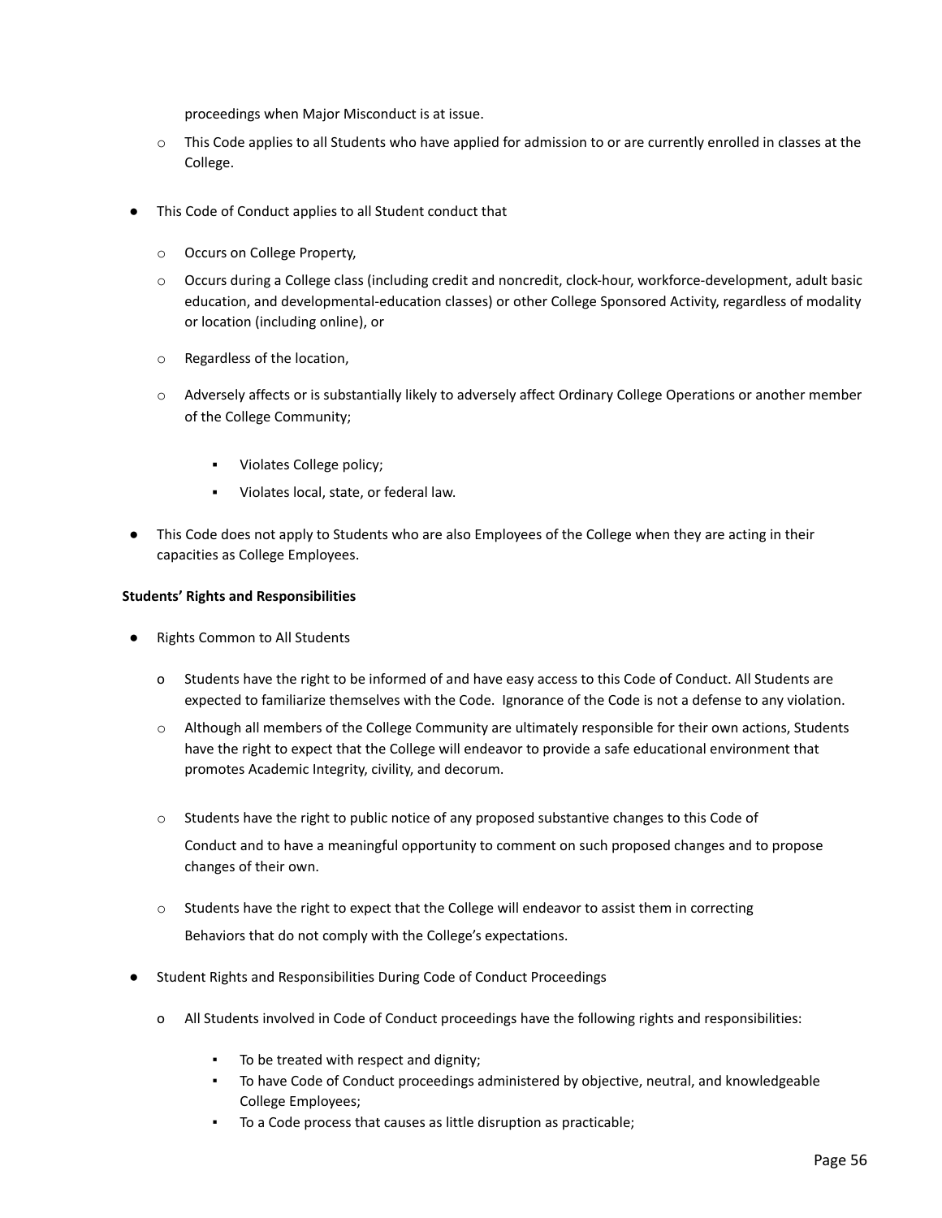proceedings when Major Misconduct is at issue.

- This Code applies to all Students who have applied for admission to or are currently enrolled in classes at the College.

- This Code of Conduct applies to all Student conduct that
  - Occurs on College Property,
  - Occurs during a College class (including credit and noncredit, clock-hour, workforce-development, adult basic education, and developmental-education classes) or other College Sponsored Activity, regardless of modality or location (including online), or
  - Regardless of the location,
  - Adversely affects or is substantially likely to adversely affect Ordinary College Operations or another member of the College Community;
    - Violates College policy;
    - Violates local, state, or federal law.
- This Code does not apply to Students who are also Employees of the College when they are acting in their capacities as College Employees.

**Students' Rights and Responsibilities**

- Rights Common to All Students
  - Students have the right to be informed of and have easy access to this Code of Conduct. All Students are expected to familiarize themselves with the Code. Ignorance of the Code is not a defense to any violation.
  - Although all members of the College Community are ultimately responsible for their own actions, Students have the right to expect that the College will endeavor to provide a safe educational environment that promotes Academic Integrity, civility, and decorum.
  - Students have the right to public notice of any proposed substantive changes to this Code of Conduct and to have a meaningful opportunity to comment on such proposed changes and to propose changes of their own.
  - Students have the right to expect that the College will endeavor to assist them in correcting Behaviors that do not comply with the College's expectations.
- Student Rights and Responsibilities During Code of Conduct Proceedings
  - All Students involved in Code of Conduct proceedings have the following rights and responsibilities:
    - To be treated with respect and dignity;
    - To have Code of Conduct proceedings administered by objective, neutral, and knowledgeable College Employees;
    - To a Code process that causes as little disruption as practicable;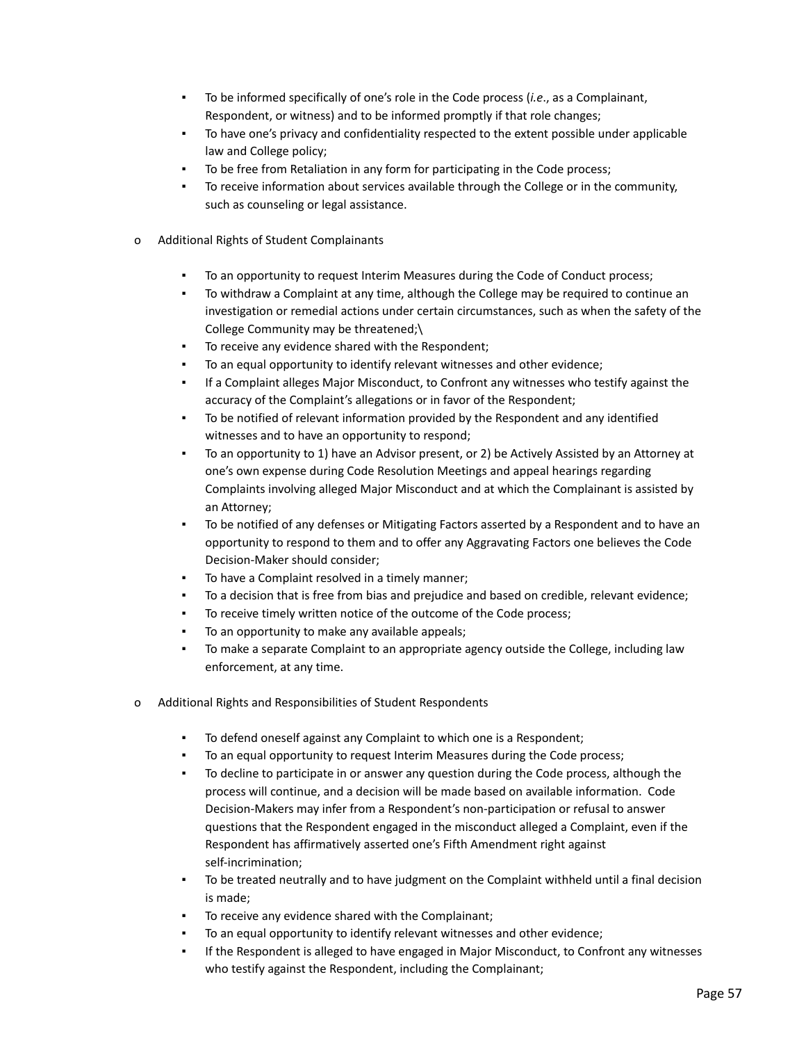- To be informed specifically of one's role in the Code process (*i.e*., as a Complainant, Respondent, or witness) and to be informed promptly if that role changes;
- To have one's privacy and confidentiality respected to the extent possible under applicable law and College policy;
- To be free from Retaliation in any form for participating in the Code process;
- To receive information about services available through the College or in the community, such as counseling or legal assistance.

- Additional Rights of Student Complainants

  - To an opportunity to request Interim Measures during the Code of Conduct process;
  - To withdraw a Complaint at any time, although the College may be required to continue an investigation or remedial actions under certain circumstances, such as when the safety of the College Community may be threatened;\
  - To receive any evidence shared with the Respondent;
  - To an equal opportunity to identify relevant witnesses and other evidence;
  - If a Complaint alleges Major Misconduct, to Confront any witnesses who testify against the accuracy of the Complaint's allegations or in favor of the Respondent;
  - To be notified of relevant information provided by the Respondent and any identified witnesses and to have an opportunity to respond;
  - To an opportunity to 1) have an Advisor present, or 2) be Actively Assisted by an Attorney at one's own expense during Code Resolution Meetings and appeal hearings regarding Complaints involving alleged Major Misconduct and at which the Complainant is assisted by an Attorney;
  - To be notified of any defenses or Mitigating Factors asserted by a Respondent and to have an opportunity to respond to them and to offer any Aggravating Factors one believes the Code Decision-Maker should consider;
  - To have a Complaint resolved in a timely manner;
  - To a decision that is free from bias and prejudice and based on credible, relevant evidence;
  - To receive timely written notice of the outcome of the Code process;
  - To an opportunity to make any available appeals;
  - To make a separate Complaint to an appropriate agency outside the College, including law enforcement, at any time.

- Additional Rights and Responsibilities of Student Respondents

  - To defend oneself against any Complaint to which one is a Respondent;
  - To an equal opportunity to request Interim Measures during the Code process;
  - To decline to participate in or answer any question during the Code process, although the process will continue, and a decision will be made based on available information. Code Decision-Makers may infer from a Respondent's non-participation or refusal to answer questions that the Respondent engaged in the misconduct alleged a Complaint, even if the Respondent has affirmatively asserted one's Fifth Amendment right against self-incrimination;
  - To be treated neutrally and to have judgment on the Complaint withheld until a final decision is made;
  - To receive any evidence shared with the Complainant;
  - To an equal opportunity to identify relevant witnesses and other evidence;
  - If the Respondent is alleged to have engaged in Major Misconduct, to Confront any witnesses who testify against the Respondent, including the Complainant;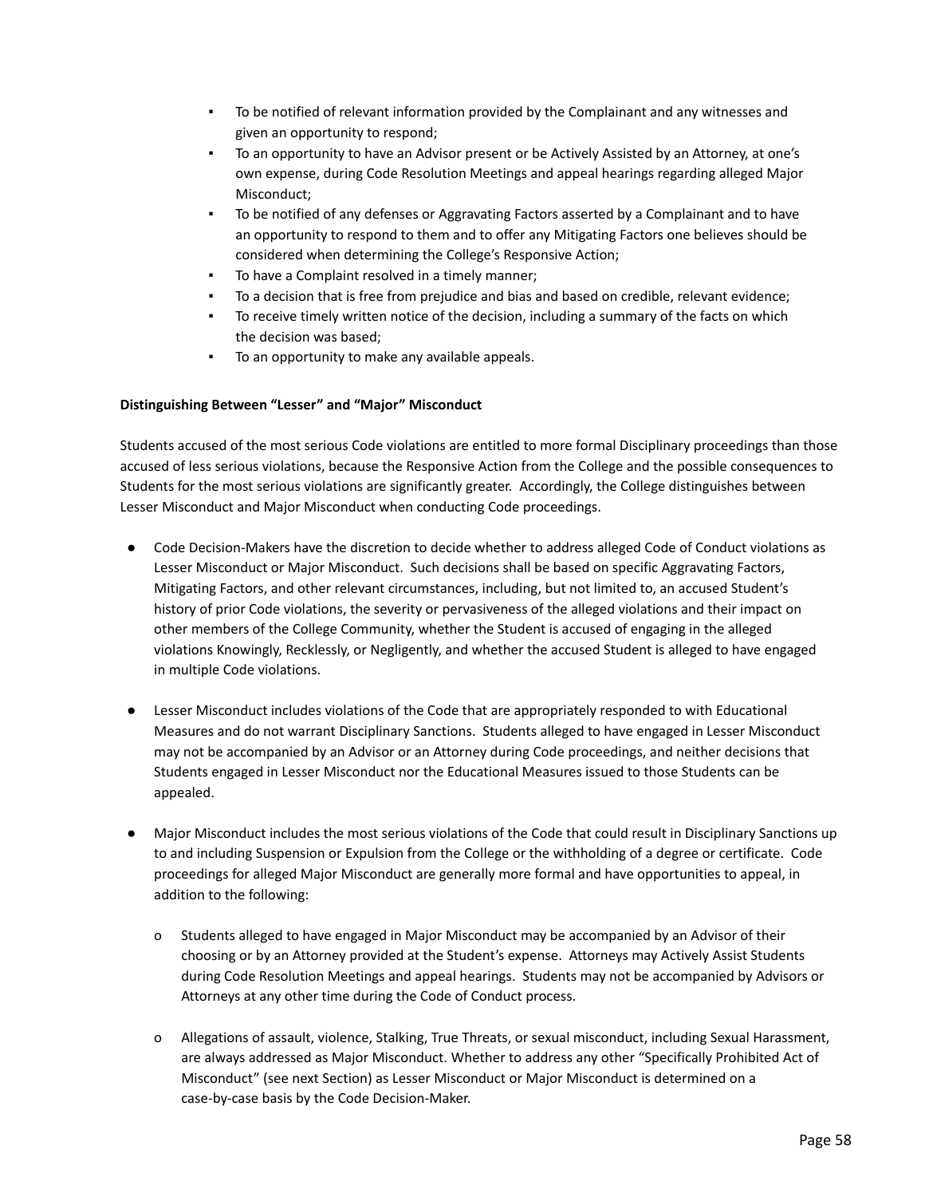- To be notified of relevant information provided by the Complainant and any witnesses and given an opportunity to respond;
- To an opportunity to have an Advisor present or be Actively Assisted by an Attorney, at one's own expense, during Code Resolution Meetings and appeal hearings regarding alleged Major Misconduct;
- To be notified of any defenses or Aggravating Factors asserted by a Complainant and to have an opportunity to respond to them and to offer any Mitigating Factors one believes should be considered when determining the College's Responsive Action;
- To have a Complaint resolved in a timely manner;
- To a decision that is free from prejudice and bias and based on credible, relevant evidence;
- To receive timely written notice of the decision, including a summary of the facts on which the decision was based;
- To an opportunity to make any available appeals.

**Distinguishing Between "Lesser" and "Major" Misconduct**

Students accused of the most serious Code violations are entitled to more formal Disciplinary proceedings than those accused of less serious violations, because the Responsive Action from the College and the possible consequences to Students for the most serious violations are significantly greater. Accordingly, the College distinguishes between Lesser Misconduct and Major Misconduct when conducting Code proceedings.

- Code Decision-Makers have the discretion to decide whether to address alleged Code of Conduct violations as Lesser Misconduct or Major Misconduct. Such decisions shall be based on specific Aggravating Factors, Mitigating Factors, and other relevant circumstances, including, but not limited to, an accused Student's history of prior Code violations, the severity or pervasiveness of the alleged violations and their impact on other members of the College Community, whether the Student is accused of engaging in the alleged violations Knowingly, Recklessly, or Negligently, and whether the accused Student is alleged to have engaged in multiple Code violations.

- Lesser Misconduct includes violations of the Code that are appropriately responded to with Educational Measures and do not warrant Disciplinary Sanctions. Students alleged to have engaged in Lesser Misconduct may not be accompanied by an Advisor or an Attorney during Code proceedings, and neither decisions that Students engaged in Lesser Misconduct nor the Educational Measures issued to those Students can be appealed.

- Major Misconduct includes the most serious violations of the Code that could result in Disciplinary Sanctions up to and including Suspension or Expulsion from the College or the withholding of a degree or certificate. Code proceedings for alleged Major Misconduct are generally more formal and have opportunities to appeal, in addition to the following:

  - Students alleged to have engaged in Major Misconduct may be accompanied by an Advisor of their choosing or by an Attorney provided at the Student's expense. Attorneys may Actively Assist Students during Code Resolution Meetings and appeal hearings. Students may not be accompanied by Advisors or Attorneys at any other time during the Code of Conduct process.

  - Allegations of assault, violence, Stalking, True Threats, or sexual misconduct, including Sexual Harassment, are always addressed as Major Misconduct. Whether to address any other "Specifically Prohibited Act of Misconduct" (see next Section) as Lesser Misconduct or Major Misconduct is determined on a case-by-case basis by the Code Decision-Maker.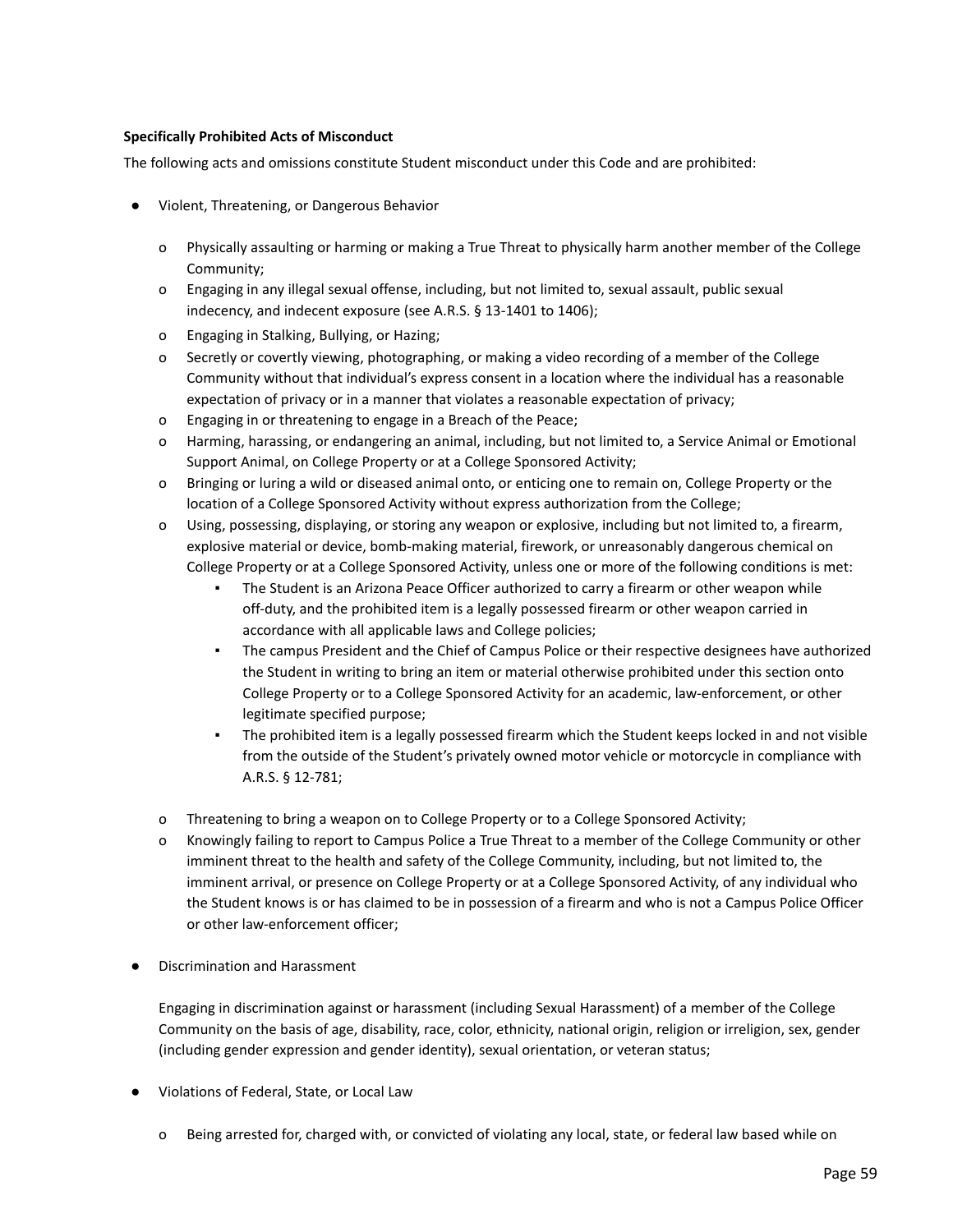**Specifically Prohibited Acts of Misconduct**

The following acts and omissions constitute Student misconduct under this Code and are prohibited:

- Violent, Threatening, or Dangerous Behavior
  - Physically assaulting or harming or making a True Threat to physically harm another member of the College Community;
  - Engaging in any illegal sexual offense, including, but not limited to, sexual assault, public sexual indecency, and indecent exposure (see A.R.S. § 13-1401 to 1406);
  - Engaging in Stalking, Bullying, or Hazing;
  - Secretly or covertly viewing, photographing, or making a video recording of a member of the College Community without that individual's express consent in a location where the individual has a reasonable expectation of privacy or in a manner that violates a reasonable expectation of privacy;
  - Engaging in or threatening to engage in a Breach of the Peace;
  - Harming, harassing, or endangering an animal, including, but not limited to, a Service Animal or Emotional Support Animal, on College Property or at a College Sponsored Activity;
  - Bringing or luring a wild or diseased animal onto, or enticing one to remain on, College Property or the location of a College Sponsored Activity without express authorization from the College;
  - Using, possessing, displaying, or storing any weapon or explosive, including but not limited to, a firearm, explosive material or device, bomb-making material, firework, or unreasonably dangerous chemical on College Property or at a College Sponsored Activity, unless one or more of the following conditions is met:
    - The Student is an Arizona Peace Officer authorized to carry a firearm or other weapon while off-duty, and the prohibited item is a legally possessed firearm or other weapon carried in accordance with all applicable laws and College policies;
    - The campus President and the Chief of Campus Police or their respective designees have authorized the Student in writing to bring an item or material otherwise prohibited under this section onto College Property or to a College Sponsored Activity for an academic, law-enforcement, or other legitimate specified purpose;
    - The prohibited item is a legally possessed firearm which the Student keeps locked in and not visible from the outside of the Student's privately owned motor vehicle or motorcycle in compliance with A.R.S. § 12-781;
  - Threatening to bring a weapon on to College Property or to a College Sponsored Activity;
  - Knowingly failing to report to Campus Police a True Threat to a member of the College Community or other imminent threat to the health and safety of the College Community, including, but not limited to, the imminent arrival, or presence on College Property or at a College Sponsored Activity, of any individual who the Student knows is or has claimed to be in possession of a firearm and who is not a Campus Police Officer or other law-enforcement officer;

- Discrimination and Harassment

  Engaging in discrimination against or harassment (including Sexual Harassment) of a member of the College Community on the basis of age, disability, race, color, ethnicity, national origin, religion or irreligion, sex, gender (including gender expression and gender identity), sexual orientation, or veteran status;

- Violations of Federal, State, or Local Law
  - Being arrested for, charged with, or convicted of violating any local, state, or federal law based while on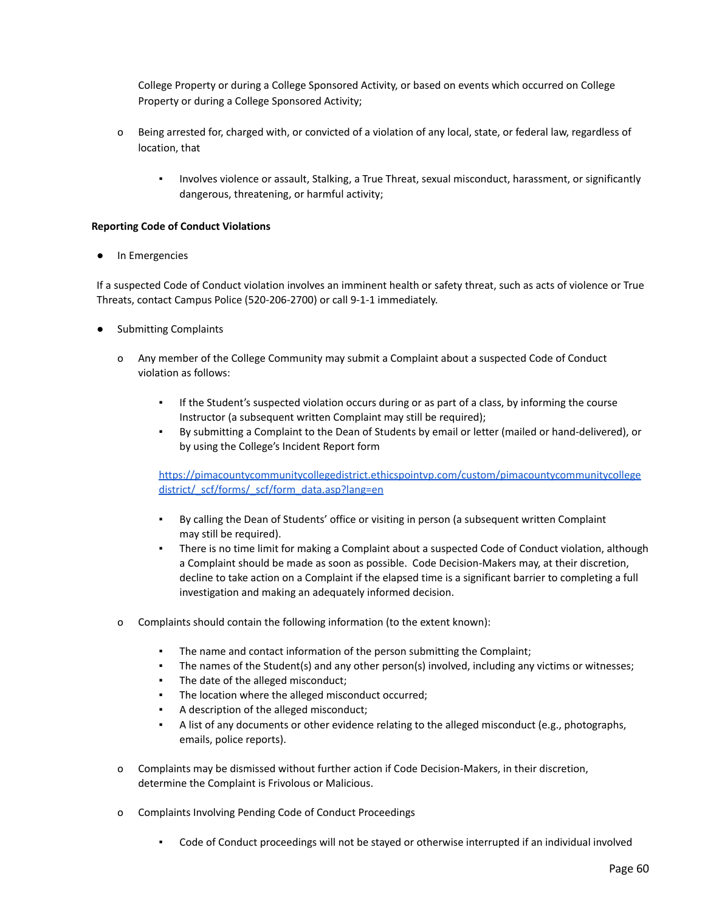College Property or during a College Sponsored Activity, or based on events which occurred on College Property or during a College Sponsored Activity;

- Being arrested for, charged with, or convicted of a violation of any local, state, or federal law, regardless of location, that
  - Involves violence or assault, Stalking, a True Threat, sexual misconduct, harassment, or significantly dangerous, threatening, or harmful activity;

**Reporting Code of Conduct Violations**

- In Emergencies

If a suspected Code of Conduct violation involves an imminent health or safety threat, such as acts of violence or True Threats, contact Campus Police (520-206-2700) or call 9-1-1 immediately.

- Submitting Complaints
  - Any member of the College Community may submit a Complaint about a suspected Code of Conduct violation as follows:
    - If the Student's suspected violation occurs during or as part of a class, by informing the course Instructor (a subsequent written Complaint may still be required);
    - By submitting a Complaint to the Dean of Students by email or letter (mailed or hand-delivered), or by using the College's Incident Report form

      https://pimacountycommunitycollegedistrict.ethicspointvp.com/custom/pimacountycommunitycollegedistrict/_scf/forms/_scf/form_data.asp?lang=en

    - By calling the Dean of Students' office or visiting in person (a subsequent written Complaint may still be required).
    - There is no time limit for making a Complaint about a suspected Code of Conduct violation, although a Complaint should be made as soon as possible. Code Decision-Makers may, at their discretion, decline to take action on a Complaint if the elapsed time is a significant barrier to completing a full investigation and making an adequately informed decision.
  - Complaints should contain the following information (to the extent known):
    - The name and contact information of the person submitting the Complaint;
    - The names of the Student(s) and any other person(s) involved, including any victims or witnesses;
    - The date of the alleged misconduct;
    - The location where the alleged misconduct occurred;
    - A description of the alleged misconduct;
    - A list of any documents or other evidence relating to the alleged misconduct (e.g., photographs, emails, police reports).
  - Complaints may be dismissed without further action if Code Decision-Makers, in their discretion, determine the Complaint is Frivolous or Malicious.
  - Complaints Involving Pending Code of Conduct Proceedings
    - Code of Conduct proceedings will not be stayed or otherwise interrupted if an individual involved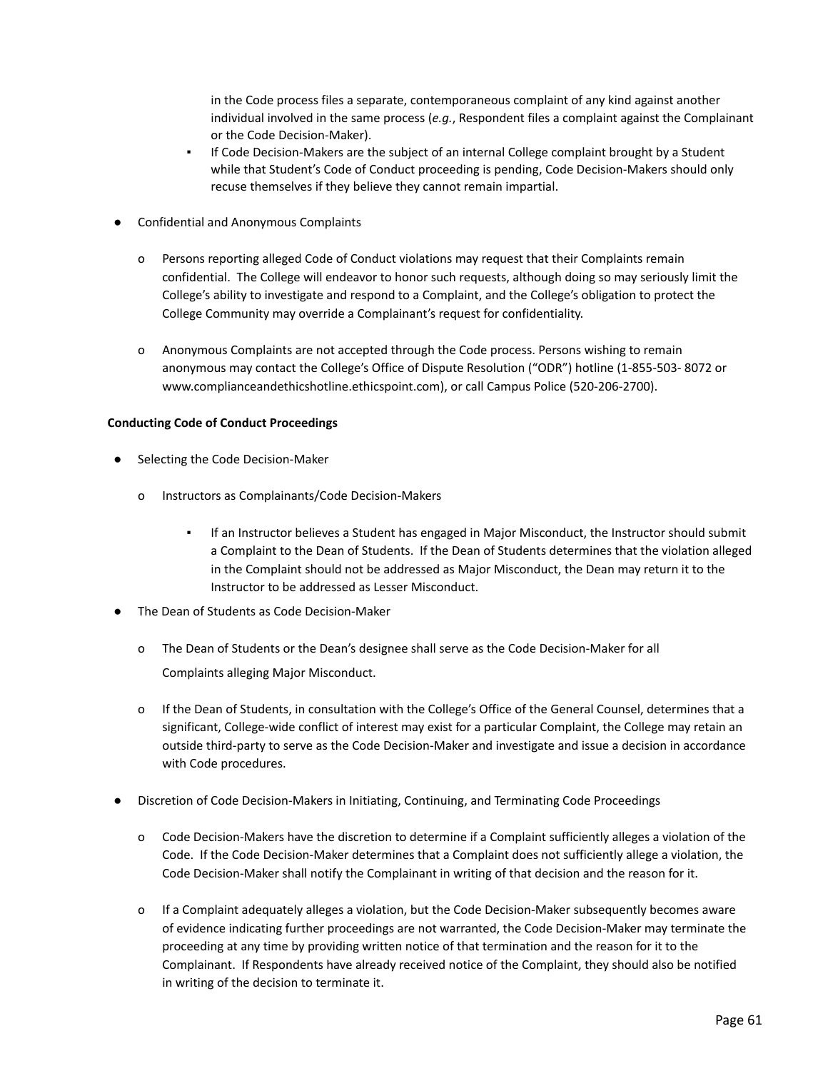in the Code process files a separate, contemporaneous complaint of any kind against another individual involved in the same process (*e.g.*, Respondent files a complaint against the Complainant or the Code Decision-Maker).

- If Code Decision-Makers are the subject of an internal College complaint brought by a Student while that Student's Code of Conduct proceeding is pending, Code Decision-Makers should only recuse themselves if they believe they cannot remain impartial.

- Confidential and Anonymous Complaints

  - Persons reporting alleged Code of Conduct violations may request that their Complaints remain confidential. The College will endeavor to honor such requests, although doing so may seriously limit the College's ability to investigate and respond to a Complaint, and the College's obligation to protect the College Community may override a Complainant's request for confidentiality.

  - Anonymous Complaints are not accepted through the Code process. Persons wishing to remain anonymous may contact the College's Office of Dispute Resolution ("ODR") hotline (1-855-503- 8072 or www.complianceandethicshotline.ethicspoint.com), or call Campus Police (520-206-2700).

**Conducting Code of Conduct Proceedings**

- Selecting the Code Decision-Maker

  - Instructors as Complainants/Code Decision-Makers

    - If an Instructor believes a Student has engaged in Major Misconduct, the Instructor should submit a Complaint to the Dean of Students. If the Dean of Students determines that the violation alleged in the Complaint should not be addressed as Major Misconduct, the Dean may return it to the Instructor to be addressed as Lesser Misconduct.

- The Dean of Students as Code Decision-Maker

  - The Dean of Students or the Dean's designee shall serve as the Code Decision-Maker for all Complaints alleging Major Misconduct.

  - If the Dean of Students, in consultation with the College's Office of the General Counsel, determines that a significant, College-wide conflict of interest may exist for a particular Complaint, the College may retain an outside third-party to serve as the Code Decision-Maker and investigate and issue a decision in accordance with Code procedures.

- Discretion of Code Decision-Makers in Initiating, Continuing, and Terminating Code Proceedings

  - Code Decision-Makers have the discretion to determine if a Complaint sufficiently alleges a violation of the Code. If the Code Decision-Maker determines that a Complaint does not sufficiently allege a violation, the Code Decision-Maker shall notify the Complainant in writing of that decision and the reason for it.

  - If a Complaint adequately alleges a violation, but the Code Decision-Maker subsequently becomes aware of evidence indicating further proceedings are not warranted, the Code Decision-Maker may terminate the proceeding at any time by providing written notice of that termination and the reason for it to the Complainant. If Respondents have already received notice of the Complaint, they should also be notified in writing of the decision to terminate it.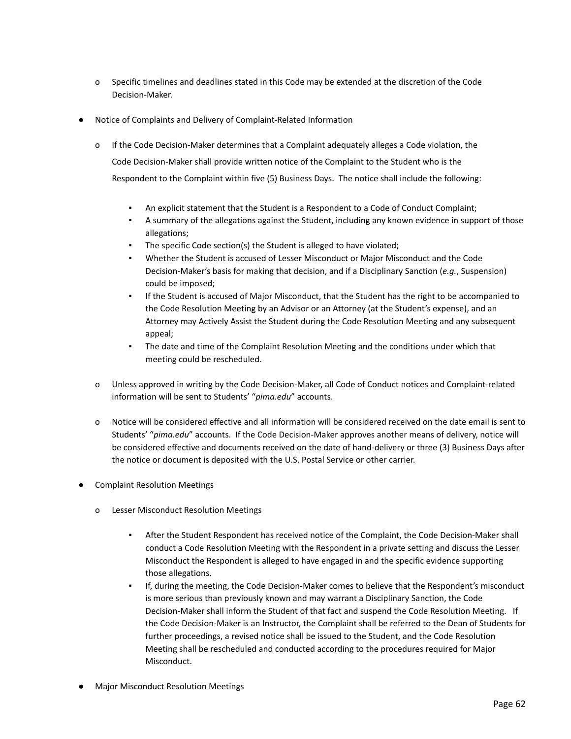- Specific timelines and deadlines stated in this Code may be extended at the discretion of the Code Decision-Maker.

- Notice of Complaints and Delivery of Complaint-Related Information

  - If the Code Decision-Maker determines that a Complaint adequately alleges a Code violation, the Code Decision-Maker shall provide written notice of the Complaint to the Student who is the Respondent to the Complaint within five (5) Business Days. The notice shall include the following:

    - An explicit statement that the Student is a Respondent to a Code of Conduct Complaint;
    - A summary of the allegations against the Student, including any known evidence in support of those allegations;
    - The specific Code section(s) the Student is alleged to have violated;
    - Whether the Student is accused of Lesser Misconduct or Major Misconduct and the Code Decision-Maker's basis for making that decision, and if a Disciplinary Sanction (*e.g.*, Suspension) could be imposed;
    - If the Student is accused of Major Misconduct, that the Student has the right to be accompanied to the Code Resolution Meeting by an Advisor or an Attorney (at the Student's expense), and an Attorney may Actively Assist the Student during the Code Resolution Meeting and any subsequent appeal;
    - The date and time of the Complaint Resolution Meeting and the conditions under which that meeting could be rescheduled.

  - Unless approved in writing by the Code Decision-Maker, all Code of Conduct notices and Complaint-related information will be sent to Students' "*pima.edu*" accounts.

  - Notice will be considered effective and all information will be considered received on the date email is sent to Students' "*pima.edu*" accounts. If the Code Decision-Maker approves another means of delivery, notice will be considered effective and documents received on the date of hand-delivery or three (3) Business Days after the notice or document is deposited with the U.S. Postal Service or other carrier.

- Complaint Resolution Meetings

  - Lesser Misconduct Resolution Meetings

    - After the Student Respondent has received notice of the Complaint, the Code Decision-Maker shall conduct a Code Resolution Meeting with the Respondent in a private setting and discuss the Lesser Misconduct the Respondent is alleged to have engaged in and the specific evidence supporting those allegations.
    - If, during the meeting, the Code Decision-Maker comes to believe that the Respondent's misconduct is more serious than previously known and may warrant a Disciplinary Sanction, the Code Decision-Maker shall inform the Student of that fact and suspend the Code Resolution Meeting. If the Code Decision-Maker is an Instructor, the Complaint shall be referred to the Dean of Students for further proceedings, a revised notice shall be issued to the Student, and the Code Resolution Meeting shall be rescheduled and conducted according to the procedures required for Major Misconduct.

- Major Misconduct Resolution Meetings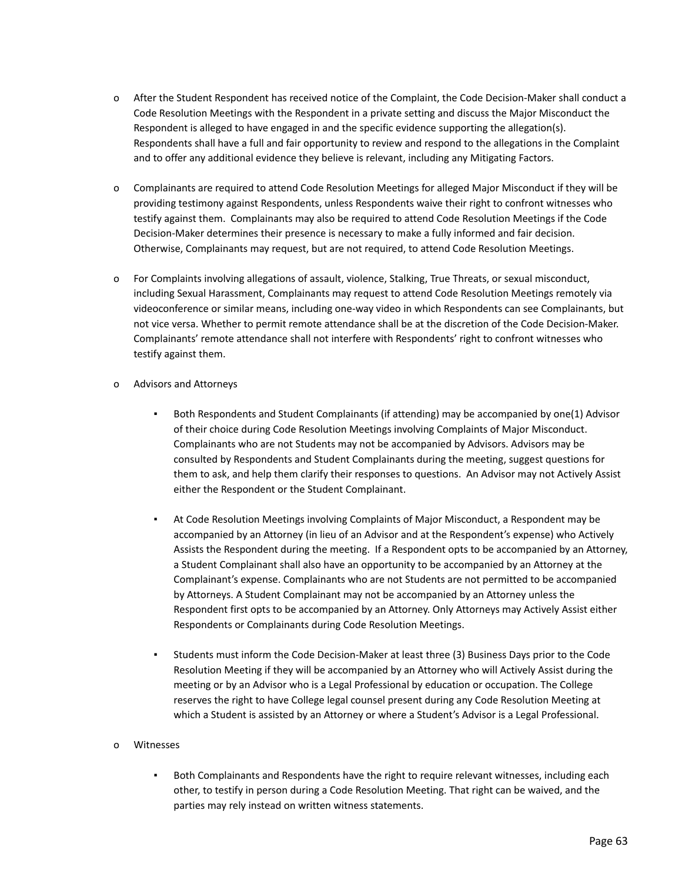- After the Student Respondent has received notice of the Complaint, the Code Decision-Maker shall conduct a Code Resolution Meetings with the Respondent in a private setting and discuss the Major Misconduct the Respondent is alleged to have engaged in and the specific evidence supporting the allegation(s). Respondents shall have a full and fair opportunity to review and respond to the allegations in the Complaint and to offer any additional evidence they believe is relevant, including any Mitigating Factors.

- Complainants are required to attend Code Resolution Meetings for alleged Major Misconduct if they will be providing testimony against Respondents, unless Respondents waive their right to confront witnesses who testify against them. Complainants may also be required to attend Code Resolution Meetings if the Code Decision-Maker determines their presence is necessary to make a fully informed and fair decision. Otherwise, Complainants may request, but are not required, to attend Code Resolution Meetings.

- For Complaints involving allegations of assault, violence, Stalking, True Threats, or sexual misconduct, including Sexual Harassment, Complainants may request to attend Code Resolution Meetings remotely via videoconference or similar means, including one-way video in which Respondents can see Complainants, but not vice versa. Whether to permit remote attendance shall be at the discretion of the Code Decision-Maker. Complainants' remote attendance shall not interfere with Respondents' right to confront witnesses who testify against them.

- Advisors and Attorneys

  - Both Respondents and Student Complainants (if attending) may be accompanied by one(1) Advisor of their choice during Code Resolution Meetings involving Complaints of Major Misconduct. Complainants who are not Students may not be accompanied by Advisors. Advisors may be consulted by Respondents and Student Complainants during the meeting, suggest questions for them to ask, and help them clarify their responses to questions. An Advisor may not Actively Assist either the Respondent or the Student Complainant.

  - At Code Resolution Meetings involving Complaints of Major Misconduct, a Respondent may be accompanied by an Attorney (in lieu of an Advisor and at the Respondent's expense) who Actively Assists the Respondent during the meeting. If a Respondent opts to be accompanied by an Attorney, a Student Complainant shall also have an opportunity to be accompanied by an Attorney at the Complainant's expense. Complainants who are not Students are not permitted to be accompanied by Attorneys. A Student Complainant may not be accompanied by an Attorney unless the Respondent first opts to be accompanied by an Attorney. Only Attorneys may Actively Assist either Respondents or Complainants during Code Resolution Meetings.

  - Students must inform the Code Decision-Maker at least three (3) Business Days prior to the Code Resolution Meeting if they will be accompanied by an Attorney who will Actively Assist during the meeting or by an Advisor who is a Legal Professional by education or occupation. The College reserves the right to have College legal counsel present during any Code Resolution Meeting at which a Student is assisted by an Attorney or where a Student's Advisor is a Legal Professional.

- Witnesses

  - Both Complainants and Respondents have the right to require relevant witnesses, including each other, to testify in person during a Code Resolution Meeting. That right can be waived, and the parties may rely instead on written witness statements.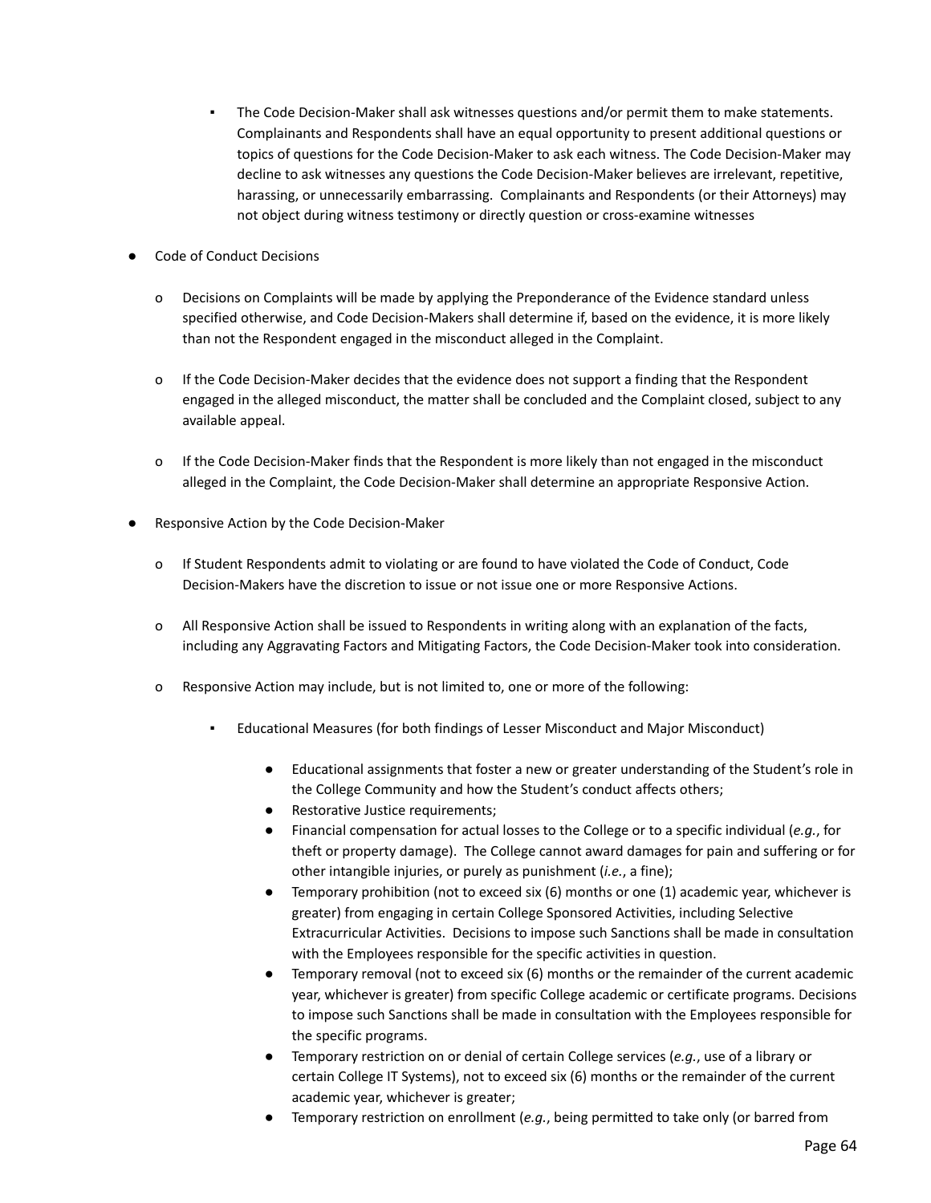- The Code Decision-Maker shall ask witnesses questions and/or permit them to make statements. Complainants and Respondents shall have an equal opportunity to present additional questions or topics of questions for the Code Decision-Maker to ask each witness. The Code Decision-Maker may decline to ask witnesses any questions the Code Decision-Maker believes are irrelevant, repetitive, harassing, or unnecessarily embarrassing. Complainants and Respondents (or their Attorneys) may not object during witness testimony or directly question or cross-examine witnesses

- Code of Conduct Decisions
    - Decisions on Complaints will be made by applying the Preponderance of the Evidence standard unless specified otherwise, and Code Decision-Makers shall determine if, based on the evidence, it is more likely than not the Respondent engaged in the misconduct alleged in the Complaint.
    - If the Code Decision-Maker decides that the evidence does not support a finding that the Respondent engaged in the alleged misconduct, the matter shall be concluded and the Complaint closed, subject to any available appeal.
    - If the Code Decision-Maker finds that the Respondent is more likely than not engaged in the misconduct alleged in the Complaint, the Code Decision-Maker shall determine an appropriate Responsive Action.

- Responsive Action by the Code Decision-Maker
    - If Student Respondents admit to violating or are found to have violated the Code of Conduct, Code Decision-Makers have the discretion to issue or not issue one or more Responsive Actions.
    - All Responsive Action shall be issued to Respondents in writing along with an explanation of the facts, including any Aggravating Factors and Mitigating Factors, the Code Decision-Maker took into consideration.
    - Responsive Action may include, but is not limited to, one or more of the following:
        - Educational Measures (for both findings of Lesser Misconduct and Major Misconduct)
            - Educational assignments that foster a new or greater understanding of the Student's role in the College Community and how the Student's conduct affects others;
            - Restorative Justice requirements;
            - Financial compensation for actual losses to the College or to a specific individual (*e.g.*, for theft or property damage). The College cannot award damages for pain and suffering or for other intangible injuries, or purely as punishment (*i.e.*, a fine);
            - Temporary prohibition (not to exceed six (6) months or one (1) academic year, whichever is greater) from engaging in certain College Sponsored Activities, including Selective Extracurricular Activities. Decisions to impose such Sanctions shall be made in consultation with the Employees responsible for the specific activities in question.
            - Temporary removal (not to exceed six (6) months or the remainder of the current academic year, whichever is greater) from specific College academic or certificate programs. Decisions to impose such Sanctions shall be made in consultation with the Employees responsible for the specific programs.
            - Temporary restriction on or denial of certain College services (*e.g.*, use of a library or certain College IT Systems), not to exceed six (6) months or the remainder of the current academic year, whichever is greater;
            - Temporary restriction on enrollment (*e.g.*, being permitted to take only (or barred from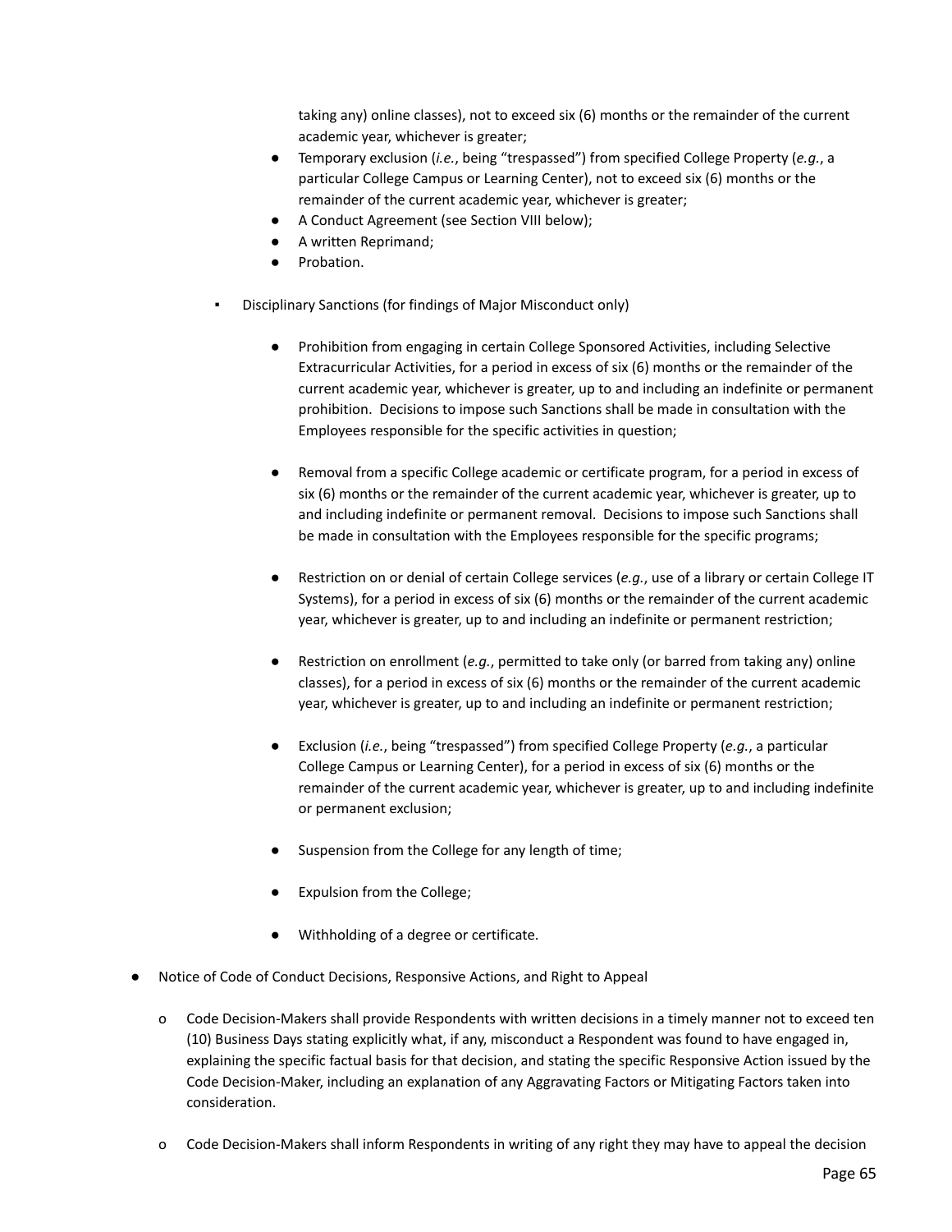taking any) online classes), not to exceed six (6) months or the remainder of the current academic year, whichever is greater;

- Temporary exclusion (*i.e.*, being "trespassed") from specified College Property (*e.g.*, a particular College Campus or Learning Center), not to exceed six (6) months or the remainder of the current academic year, whichever is greater;
- A Conduct Agreement (see Section VIII below);
- A written Reprimand;
- Probation.

- Disciplinary Sanctions (for findings of Major Misconduct only)

  - Prohibition from engaging in certain College Sponsored Activities, including Selective Extracurricular Activities, for a period in excess of six (6) months or the remainder of the current academic year, whichever is greater, up to and including an indefinite or permanent prohibition. Decisions to impose such Sanctions shall be made in consultation with the Employees responsible for the specific activities in question;

  - Removal from a specific College academic or certificate program, for a period in excess of six (6) months or the remainder of the current academic year, whichever is greater, up to and including indefinite or permanent removal. Decisions to impose such Sanctions shall be made in consultation with the Employees responsible for the specific programs;

  - Restriction on or denial of certain College services (*e.g.*, use of a library or certain College IT Systems), for a period in excess of six (6) months or the remainder of the current academic year, whichever is greater, up to and including an indefinite or permanent restriction;

  - Restriction on enrollment (*e.g.*, permitted to take only (or barred from taking any) online classes), for a period in excess of six (6) months or the remainder of the current academic year, whichever is greater, up to and including an indefinite or permanent restriction;

  - Exclusion (*i.e.*, being "trespassed") from specified College Property (*e.g.*, a particular College Campus or Learning Center), for a period in excess of six (6) months or the remainder of the current academic year, whichever is greater, up to and including indefinite or permanent exclusion;

  - Suspension from the College for any length of time;

  - Expulsion from the College;

  - Withholding of a degree or certificate.

- Notice of Code of Conduct Decisions, Responsive Actions, and Right to Appeal

  - Code Decision-Makers shall provide Respondents with written decisions in a timely manner not to exceed ten (10) Business Days stating explicitly what, if any, misconduct a Respondent was found to have engaged in, explaining the specific factual basis for that decision, and stating the specific Responsive Action issued by the Code Decision-Maker, including an explanation of any Aggravating Factors or Mitigating Factors taken into consideration.

  - Code Decision-Makers shall inform Respondents in writing of any right they may have to appeal the decision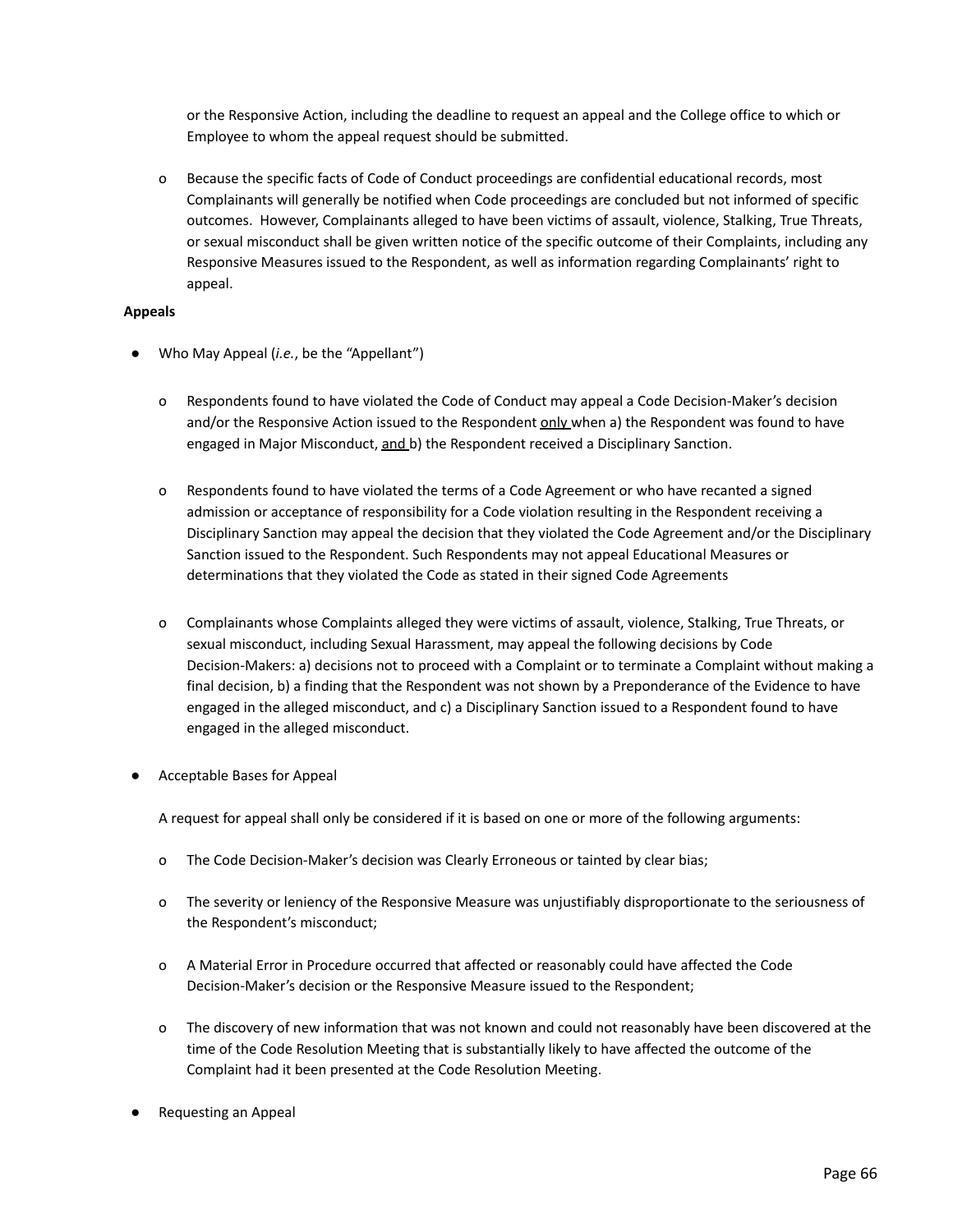or the Responsive Action, including the deadline to request an appeal and the College office to which or Employee to whom the appeal request should be submitted.

- Because the specific facts of Code of Conduct proceedings are confidential educational records, most Complainants will generally be notified when Code proceedings are concluded but not informed of specific outcomes. However, Complainants alleged to have been victims of assault, violence, Stalking, True Threats, or sexual misconduct shall be given written notice of the specific outcome of their Complaints, including any Responsive Measures issued to the Respondent, as well as information regarding Complainants' right to appeal.

**Appeals**

- Who May Appeal (*i.e.*, be the "Appellant")
  - Respondents found to have violated the Code of Conduct may appeal a Code Decision-Maker's decision and/or the Responsive Action issued to the Respondent <u>only</u> when a) the Respondent was found to have engaged in Major Misconduct, <u>and</u> b) the Respondent received a Disciplinary Sanction.
  - Respondents found to have violated the terms of a Code Agreement or who have recanted a signed admission or acceptance of responsibility for a Code violation resulting in the Respondent receiving a Disciplinary Sanction may appeal the decision that they violated the Code Agreement and/or the Disciplinary Sanction issued to the Respondent. Such Respondents may not appeal Educational Measures or determinations that they violated the Code as stated in their signed Code Agreements
  - Complainants whose Complaints alleged they were victims of assault, violence, Stalking, True Threats, or sexual misconduct, including Sexual Harassment, may appeal the following decisions by Code Decision-Makers: a) decisions not to proceed with a Complaint or to terminate a Complaint without making a final decision, b) a finding that the Respondent was not shown by a Preponderance of the Evidence to have engaged in the alleged misconduct, and c) a Disciplinary Sanction issued to a Respondent found to have engaged in the alleged misconduct.
- Acceptable Bases for Appeal

  A request for appeal shall only be considered if it is based on one or more of the following arguments:

  - The Code Decision-Maker's decision was Clearly Erroneous or tainted by clear bias;
  - The severity or leniency of the Responsive Measure was unjustifiably disproportionate to the seriousness of the Respondent's misconduct;
  - A Material Error in Procedure occurred that affected or reasonably could have affected the Code Decision-Maker's decision or the Responsive Measure issued to the Respondent;
  - The discovery of new information that was not known and could not reasonably have been discovered at the time of the Code Resolution Meeting that is substantially likely to have affected the outcome of the Complaint had it been presented at the Code Resolution Meeting.
- Requesting an Appeal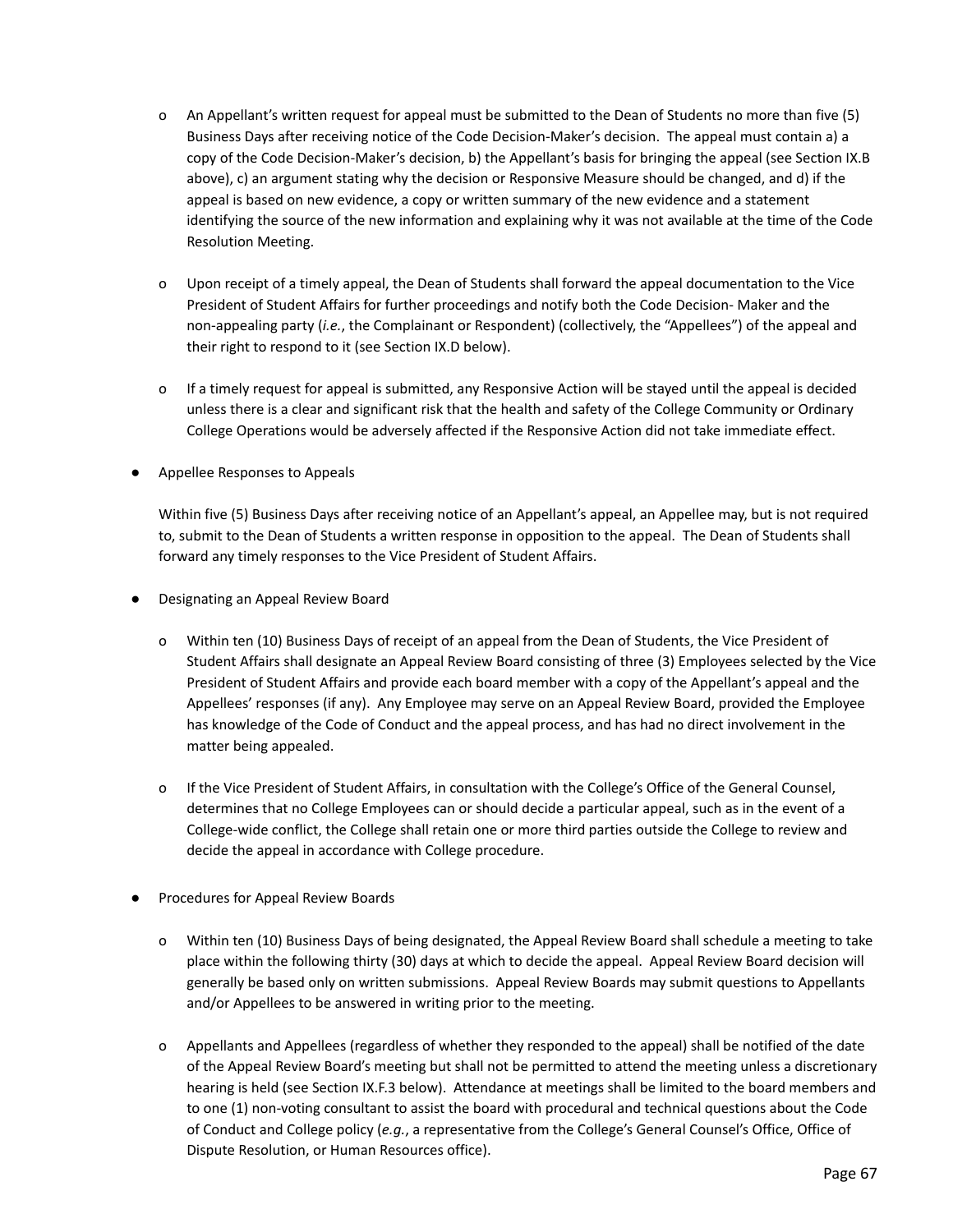- An Appellant's written request for appeal must be submitted to the Dean of Students no more than five (5) Business Days after receiving notice of the Code Decision-Maker's decision. The appeal must contain a) a copy of the Code Decision-Maker's decision, b) the Appellant's basis for bringing the appeal (see Section IX.B above), c) an argument stating why the decision or Responsive Measure should be changed, and d) if the appeal is based on new evidence, a copy or written summary of the new evidence and a statement identifying the source of the new information and explaining why it was not available at the time of the Code Resolution Meeting.

- Upon receipt of a timely appeal, the Dean of Students shall forward the appeal documentation to the Vice President of Student Affairs for further proceedings and notify both the Code Decision- Maker and the non-appealing party (*i.e.*, the Complainant or Respondent) (collectively, the "Appellees") of the appeal and their right to respond to it (see Section IX.D below).

- If a timely request for appeal is submitted, any Responsive Action will be stayed until the appeal is decided unless there is a clear and significant risk that the health and safety of the College Community or Ordinary College Operations would be adversely affected if the Responsive Action did not take immediate effect.

- Appellee Responses to Appeals

  Within five (5) Business Days after receiving notice of an Appellant's appeal, an Appellee may, but is not required to, submit to the Dean of Students a written response in opposition to the appeal. The Dean of Students shall forward any timely responses to the Vice President of Student Affairs.

- Designating an Appeal Review Board

  - Within ten (10) Business Days of receipt of an appeal from the Dean of Students, the Vice President of Student Affairs shall designate an Appeal Review Board consisting of three (3) Employees selected by the Vice President of Student Affairs and provide each board member with a copy of the Appellant's appeal and the Appellees' responses (if any). Any Employee may serve on an Appeal Review Board, provided the Employee has knowledge of the Code of Conduct and the appeal process, and has had no direct involvement in the matter being appealed.

  - If the Vice President of Student Affairs, in consultation with the College's Office of the General Counsel, determines that no College Employees can or should decide a particular appeal, such as in the event of a College-wide conflict, the College shall retain one or more third parties outside the College to review and decide the appeal in accordance with College procedure.

- Procedures for Appeal Review Boards

  - Within ten (10) Business Days of being designated, the Appeal Review Board shall schedule a meeting to take place within the following thirty (30) days at which to decide the appeal. Appeal Review Board decision will generally be based only on written submissions. Appeal Review Boards may submit questions to Appellants and/or Appellees to be answered in writing prior to the meeting.

  - Appellants and Appellees (regardless of whether they responded to the appeal) shall be notified of the date of the Appeal Review Board's meeting but shall not be permitted to attend the meeting unless a discretionary hearing is held (see Section IX.F.3 below). Attendance at meetings shall be limited to the board members and to one (1) non-voting consultant to assist the board with procedural and technical questions about the Code of Conduct and College policy (*e.g.*, a representative from the College's General Counsel's Office, Office of Dispute Resolution, or Human Resources office).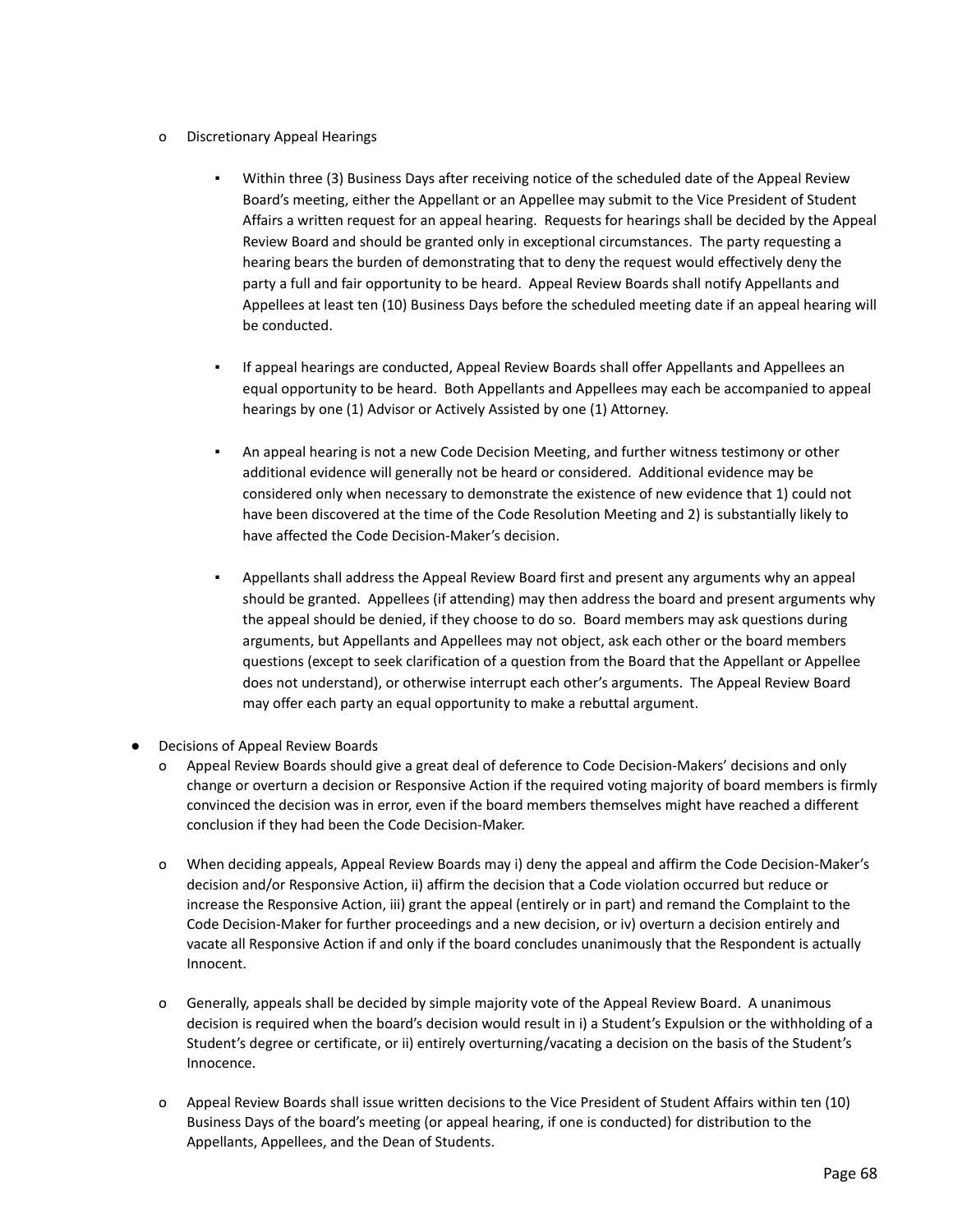- Discretionary Appeal Hearings
  - Within three (3) Business Days after receiving notice of the scheduled date of the Appeal Review Board's meeting, either the Appellant or an Appellee may submit to the Vice President of Student Affairs a written request for an appeal hearing. Requests for hearings shall be decided by the Appeal Review Board and should be granted only in exceptional circumstances. The party requesting a hearing bears the burden of demonstrating that to deny the request would effectively deny the party a full and fair opportunity to be heard. Appeal Review Boards shall notify Appellants and Appellees at least ten (10) Business Days before the scheduled meeting date if an appeal hearing will be conducted.

  - If appeal hearings are conducted, Appeal Review Boards shall offer Appellants and Appellees an equal opportunity to be heard. Both Appellants and Appellees may each be accompanied to appeal hearings by one (1) Advisor or Actively Assisted by one (1) Attorney.

  - An appeal hearing is not a new Code Decision Meeting, and further witness testimony or other additional evidence will generally not be heard or considered. Additional evidence may be considered only when necessary to demonstrate the existence of new evidence that 1) could not have been discovered at the time of the Code Resolution Meeting and 2) is substantially likely to have affected the Code Decision-Maker's decision.

  - Appellants shall address the Appeal Review Board first and present any arguments why an appeal should be granted. Appellees (if attending) may then address the board and present arguments why the appeal should be denied, if they choose to do so. Board members may ask questions during arguments, but Appellants and Appellees may not object, ask each other or the board members questions (except to seek clarification of a question from the Board that the Appellant or Appellee does not understand), or otherwise interrupt each other's arguments. The Appeal Review Board may offer each party an equal opportunity to make a rebuttal argument.

- Decisions of Appeal Review Boards
  - Appeal Review Boards should give a great deal of deference to Code Decision-Makers' decisions and only change or overturn a decision or Responsive Action if the required voting majority of board members is firmly convinced the decision was in error, even if the board members themselves might have reached a different conclusion if they had been the Code Decision-Maker.

  - When deciding appeals, Appeal Review Boards may i) deny the appeal and affirm the Code Decision-Maker's decision and/or Responsive Action, ii) affirm the decision that a Code violation occurred but reduce or increase the Responsive Action, iii) grant the appeal (entirely or in part) and remand the Complaint to the Code Decision-Maker for further proceedings and a new decision, or iv) overturn a decision entirely and vacate all Responsive Action if and only if the board concludes unanimously that the Respondent is actually Innocent.

  - Generally, appeals shall be decided by simple majority vote of the Appeal Review Board. A unanimous decision is required when the board's decision would result in i) a Student's Expulsion or the withholding of a Student's degree or certificate, or ii) entirely overturning/vacating a decision on the basis of the Student's Innocence.

  - Appeal Review Boards shall issue written decisions to the Vice President of Student Affairs within ten (10) Business Days of the board's meeting (or appeal hearing, if one is conducted) for distribution to the Appellants, Appellees, and the Dean of Students.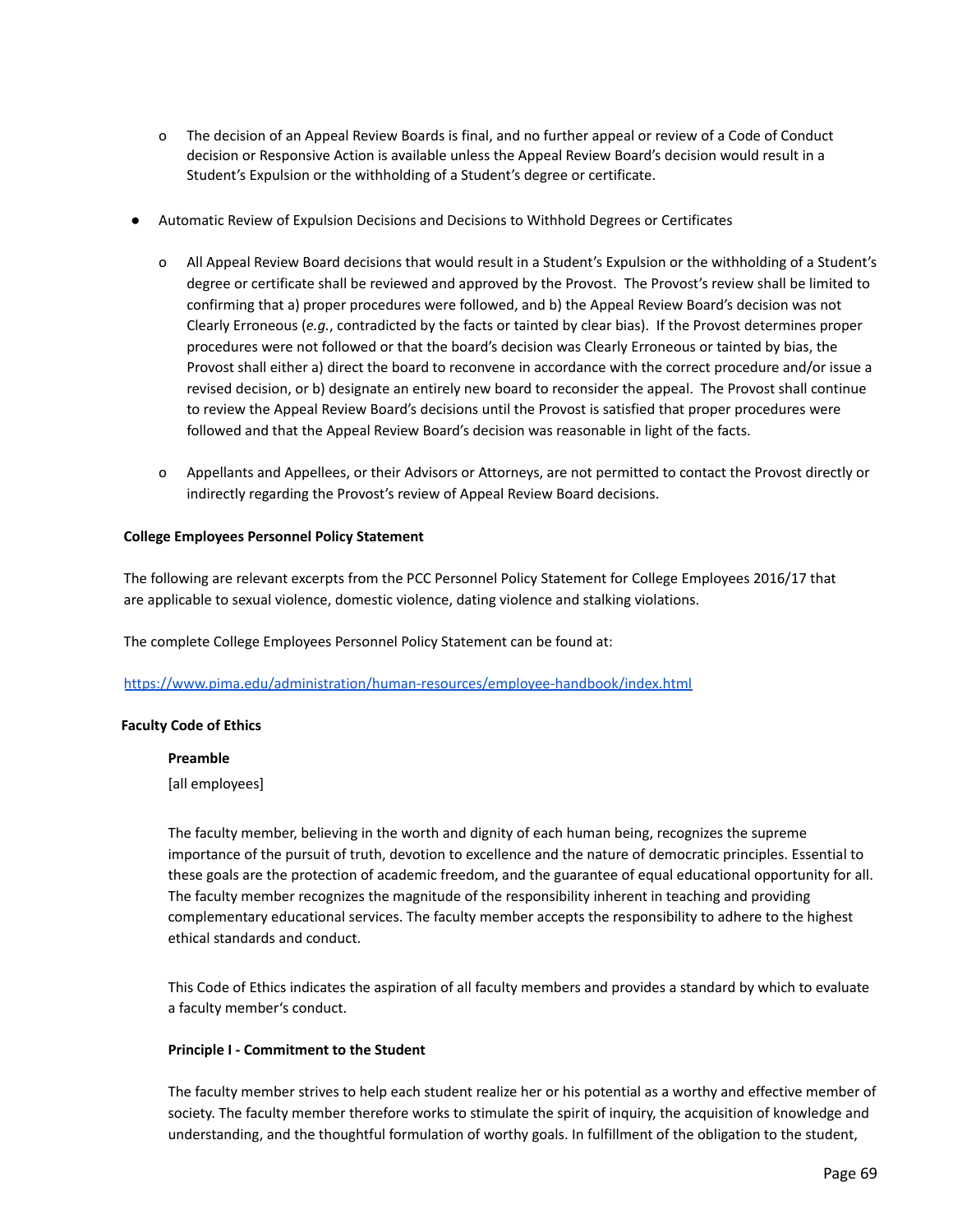- The decision of an Appeal Review Boards is final, and no further appeal or review of a Code of Conduct decision or Responsive Action is available unless the Appeal Review Board's decision would result in a Student's Expulsion or the withholding of a Student's degree or certificate.

- Automatic Review of Expulsion Decisions and Decisions to Withhold Degrees or Certificates

  - All Appeal Review Board decisions that would result in a Student's Expulsion or the withholding of a Student's degree or certificate shall be reviewed and approved by the Provost. The Provost's review shall be limited to confirming that a) proper procedures were followed, and b) the Appeal Review Board's decision was not Clearly Erroneous (*e.g.*, contradicted by the facts or tainted by clear bias). If the Provost determines proper procedures were not followed or that the board's decision was Clearly Erroneous or tainted by bias, the Provost shall either a) direct the board to reconvene in accordance with the correct procedure and/or issue a revised decision, or b) designate an entirely new board to reconsider the appeal. The Provost shall continue to review the Appeal Review Board's decisions until the Provost is satisfied that proper procedures were followed and that the Appeal Review Board's decision was reasonable in light of the facts.

  - Appellants and Appellees, or their Advisors or Attorneys, are not permitted to contact the Provost directly or indirectly regarding the Provost's review of Appeal Review Board decisions.

**College Employees Personnel Policy Statement**

The following are relevant excerpts from the PCC Personnel Policy Statement for College Employees 2016/17 that are applicable to sexual violence, domestic violence, dating violence and stalking violations.

The complete College Employees Personnel Policy Statement can be found at:

https://www.pima.edu/administration/human-resources/employee-handbook/index.html

**Faculty Code of Ethics**

**Preamble**

[all employees]

The faculty member, believing in the worth and dignity of each human being, recognizes the supreme importance of the pursuit of truth, devotion to excellence and the nature of democratic principles. Essential to these goals are the protection of academic freedom, and the guarantee of equal educational opportunity for all. The faculty member recognizes the magnitude of the responsibility inherent in teaching and providing complementary educational services. The faculty member accepts the responsibility to adhere to the highest ethical standards and conduct.

This Code of Ethics indicates the aspiration of all faculty members and provides a standard by which to evaluate a faculty member's conduct.

**Principle I - Commitment to the Student**

The faculty member strives to help each student realize her or his potential as a worthy and effective member of society. The faculty member therefore works to stimulate the spirit of inquiry, the acquisition of knowledge and understanding, and the thoughtful formulation of worthy goals. In fulfillment of the obligation to the student,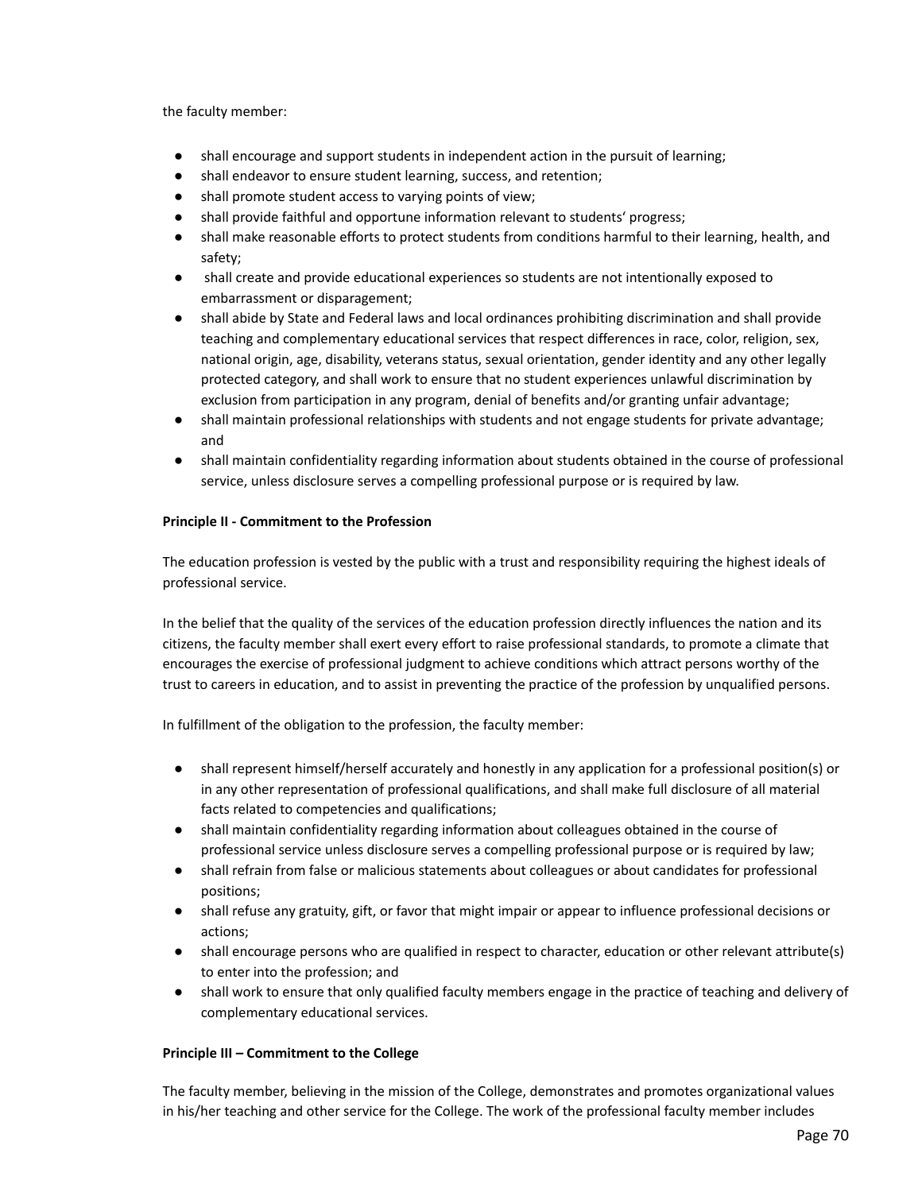the faculty member:

- shall encourage and support students in independent action in the pursuit of learning;
- shall endeavor to ensure student learning, success, and retention;
- shall promote student access to varying points of view;
- shall provide faithful and opportune information relevant to students' progress;
- shall make reasonable efforts to protect students from conditions harmful to their learning, health, and safety;
- shall create and provide educational experiences so students are not intentionally exposed to embarrassment or disparagement;
- shall abide by State and Federal laws and local ordinances prohibiting discrimination and shall provide teaching and complementary educational services that respect differences in race, color, religion, sex, national origin, age, disability, veterans status, sexual orientation, gender identity and any other legally protected category, and shall work to ensure that no student experiences unlawful discrimination by exclusion from participation in any program, denial of benefits and/or granting unfair advantage;
- shall maintain professional relationships with students and not engage students for private advantage; and
- shall maintain confidentiality regarding information about students obtained in the course of professional service, unless disclosure serves a compelling professional purpose or is required by law.

**Principle II - Commitment to the Profession**

The education profession is vested by the public with a trust and responsibility requiring the highest ideals of professional service.

In the belief that the quality of the services of the education profession directly influences the nation and its citizens, the faculty member shall exert every effort to raise professional standards, to promote a climate that encourages the exercise of professional judgment to achieve conditions which attract persons worthy of the trust to careers in education, and to assist in preventing the practice of the profession by unqualified persons.

In fulfillment of the obligation to the profession, the faculty member:

- shall represent himself/herself accurately and honestly in any application for a professional position(s) or in any other representation of professional qualifications, and shall make full disclosure of all material facts related to competencies and qualifications;
- shall maintain confidentiality regarding information about colleagues obtained in the course of professional service unless disclosure serves a compelling professional purpose or is required by law;
- shall refrain from false or malicious statements about colleagues or about candidates for professional positions;
- shall refuse any gratuity, gift, or favor that might impair or appear to influence professional decisions or actions;
- shall encourage persons who are qualified in respect to character, education or other relevant attribute(s) to enter into the profession; and
- shall work to ensure that only qualified faculty members engage in the practice of teaching and delivery of complementary educational services.

**Principle III – Commitment to the College**

The faculty member, believing in the mission of the College, demonstrates and promotes organizational values in his/her teaching and other service for the College. The work of the professional faculty member includes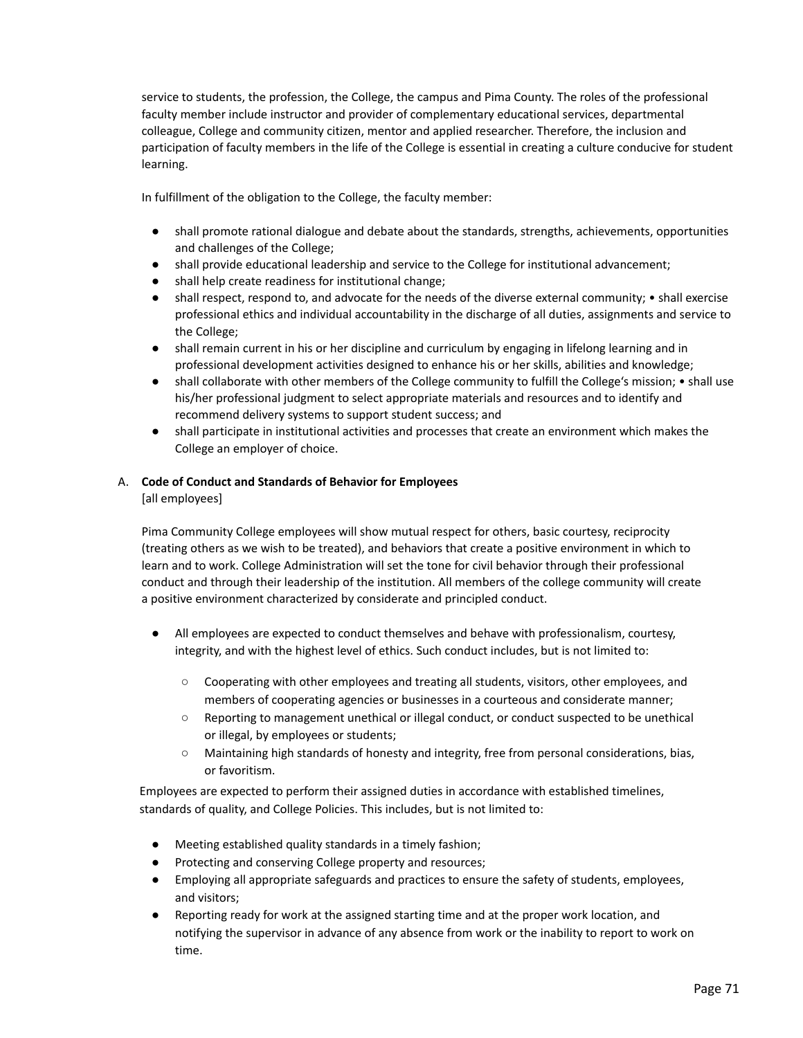service to students, the profession, the College, the campus and Pima County. The roles of the professional faculty member include instructor and provider of complementary educational services, departmental colleague, College and community citizen, mentor and applied researcher. Therefore, the inclusion and participation of faculty members in the life of the College is essential in creating a culture conducive for student learning.

In fulfillment of the obligation to the College, the faculty member:

- shall promote rational dialogue and debate about the standards, strengths, achievements, opportunities and challenges of the College;
- shall provide educational leadership and service to the College for institutional advancement;
- shall help create readiness for institutional change;
- shall respect, respond to, and advocate for the needs of the diverse external community; • shall exercise professional ethics and individual accountability in the discharge of all duties, assignments and service to the College;
- shall remain current in his or her discipline and curriculum by engaging in lifelong learning and in professional development activities designed to enhance his or her skills, abilities and knowledge;
- shall collaborate with other members of the College community to fulfill the College's mission; • shall use his/her professional judgment to select appropriate materials and resources and to identify and recommend delivery systems to support student success; and
- shall participate in institutional activities and processes that create an environment which makes the College an employer of choice.

A. **Code of Conduct and Standards of Behavior for Employees**
[all employees]

Pima Community College employees will show mutual respect for others, basic courtesy, reciprocity (treating others as we wish to be treated), and behaviors that create a positive environment in which to learn and to work. College Administration will set the tone for civil behavior through their professional conduct and through their leadership of the institution. All members of the college community will create a positive environment characterized by considerate and principled conduct.

- All employees are expected to conduct themselves and behave with professionalism, courtesy, integrity, and with the highest level of ethics. Such conduct includes, but is not limited to:
  - Cooperating with other employees and treating all students, visitors, other employees, and members of cooperating agencies or businesses in a courteous and considerate manner;
  - Reporting to management unethical or illegal conduct, or conduct suspected to be unethical or illegal, by employees or students;
  - Maintaining high standards of honesty and integrity, free from personal considerations, bias, or favoritism.

Employees are expected to perform their assigned duties in accordance with established timelines, standards of quality, and College Policies. This includes, but is not limited to:

- Meeting established quality standards in a timely fashion;
- Protecting and conserving College property and resources;
- Employing all appropriate safeguards and practices to ensure the safety of students, employees, and visitors;
- Reporting ready for work at the assigned starting time and at the proper work location, and notifying the supervisor in advance of any absence from work or the inability to report to work on time.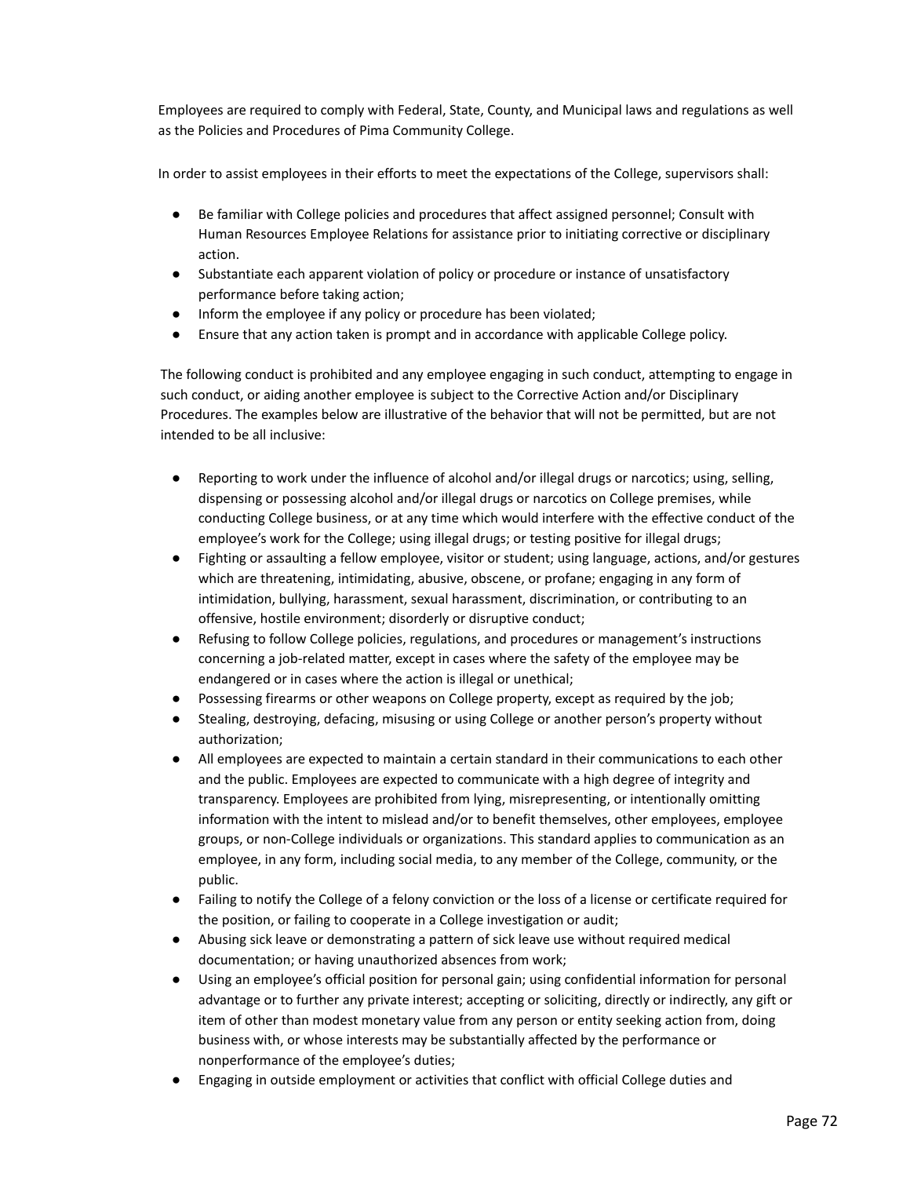Employees are required to comply with Federal, State, County, and Municipal laws and regulations as well as the Policies and Procedures of Pima Community College.

In order to assist employees in their efforts to meet the expectations of the College, supervisors shall:

- Be familiar with College policies and procedures that affect assigned personnel; Consult with Human Resources Employee Relations for assistance prior to initiating corrective or disciplinary action.
- Substantiate each apparent violation of policy or procedure or instance of unsatisfactory performance before taking action;
- Inform the employee if any policy or procedure has been violated;
- Ensure that any action taken is prompt and in accordance with applicable College policy.

The following conduct is prohibited and any employee engaging in such conduct, attempting to engage in such conduct, or aiding another employee is subject to the Corrective Action and/or Disciplinary Procedures. The examples below are illustrative of the behavior that will not be permitted, but are not intended to be all inclusive:

- Reporting to work under the influence of alcohol and/or illegal drugs or narcotics; using, selling, dispensing or possessing alcohol and/or illegal drugs or narcotics on College premises, while conducting College business, or at any time which would interfere with the effective conduct of the employee's work for the College; using illegal drugs; or testing positive for illegal drugs;
- Fighting or assaulting a fellow employee, visitor or student; using language, actions, and/or gestures which are threatening, intimidating, abusive, obscene, or profane; engaging in any form of intimidation, bullying, harassment, sexual harassment, discrimination, or contributing to an offensive, hostile environment; disorderly or disruptive conduct;
- Refusing to follow College policies, regulations, and procedures or management's instructions concerning a job-related matter, except in cases where the safety of the employee may be endangered or in cases where the action is illegal or unethical;
- Possessing firearms or other weapons on College property, except as required by the job;
- Stealing, destroying, defacing, misusing or using College or another person's property without authorization;
- All employees are expected to maintain a certain standard in their communications to each other and the public. Employees are expected to communicate with a high degree of integrity and transparency. Employees are prohibited from lying, misrepresenting, or intentionally omitting information with the intent to mislead and/or to benefit themselves, other employees, employee groups, or non-College individuals or organizations. This standard applies to communication as an employee, in any form, including social media, to any member of the College, community, or the public.
- Failing to notify the College of a felony conviction or the loss of a license or certificate required for the position, or failing to cooperate in a College investigation or audit;
- Abusing sick leave or demonstrating a pattern of sick leave use without required medical documentation; or having unauthorized absences from work;
- Using an employee's official position for personal gain; using confidential information for personal advantage or to further any private interest; accepting or soliciting, directly or indirectly, any gift or item of other than modest monetary value from any person or entity seeking action from, doing business with, or whose interests may be substantially affected by the performance or nonperformance of the employee's duties;
- Engaging in outside employment or activities that conflict with official College duties and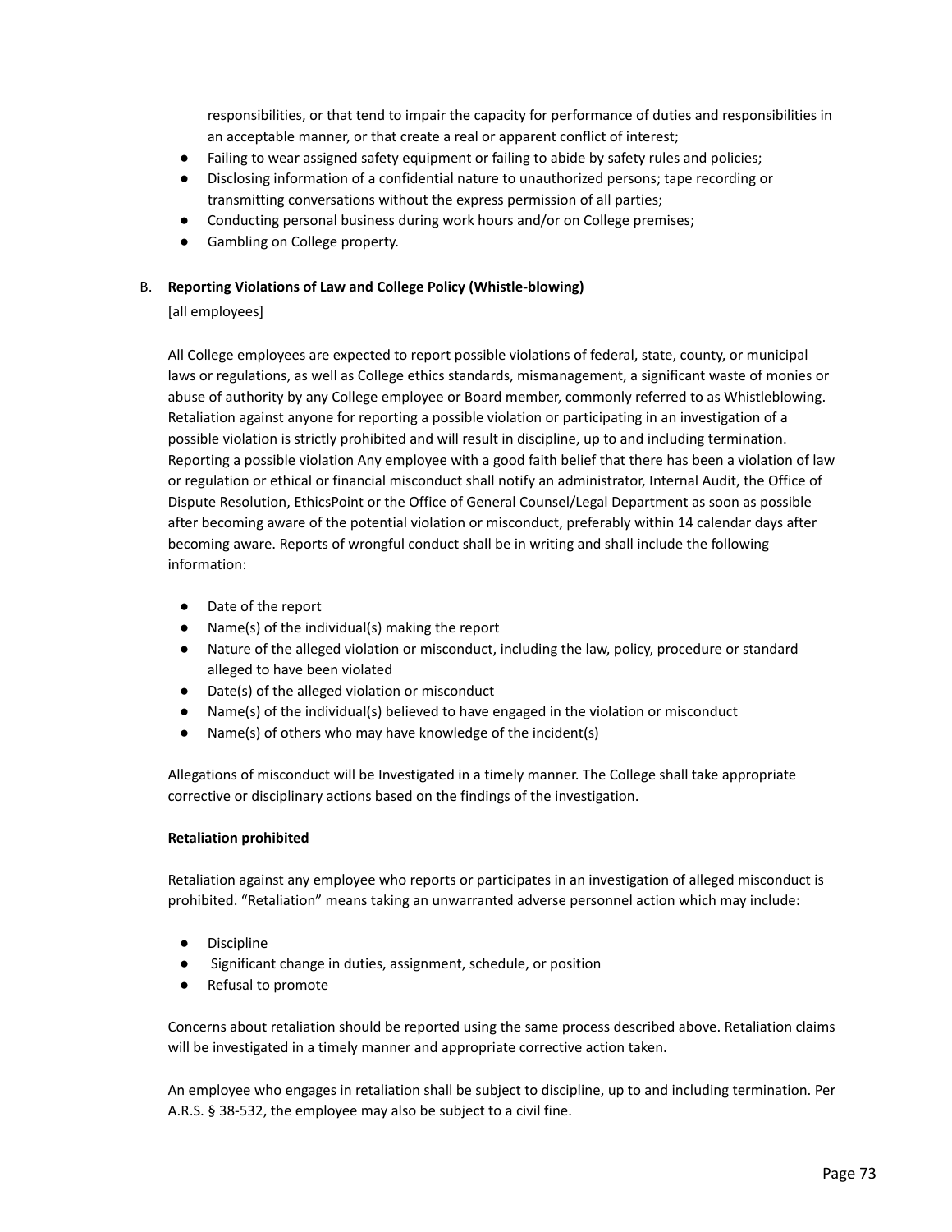responsibilities, or that tend to impair the capacity for performance of duties and responsibilities in an acceptable manner, or that create a real or apparent conflict of interest;

- Failing to wear assigned safety equipment or failing to abide by safety rules and policies;
- Disclosing information of a confidential nature to unauthorized persons; tape recording or transmitting conversations without the express permission of all parties;
- Conducting personal business during work hours and/or on College premises;
- Gambling on College property.

B. **Reporting Violations of Law and College Policy (Whistle-blowing)**

[all employees]

All College employees are expected to report possible violations of federal, state, county, or municipal laws or regulations, as well as College ethics standards, mismanagement, a significant waste of monies or abuse of authority by any College employee or Board member, commonly referred to as Whistleblowing. Retaliation against anyone for reporting a possible violation or participating in an investigation of a possible violation is strictly prohibited and will result in discipline, up to and including termination. Reporting a possible violation Any employee with a good faith belief that there has been a violation of law or regulation or ethical or financial misconduct shall notify an administrator, Internal Audit, the Office of Dispute Resolution, EthicsPoint or the Office of General Counsel/Legal Department as soon as possible after becoming aware of the potential violation or misconduct, preferably within 14 calendar days after becoming aware. Reports of wrongful conduct shall be in writing and shall include the following information:

- Date of the report
- Name(s) of the individual(s) making the report
- Nature of the alleged violation or misconduct, including the law, policy, procedure or standard alleged to have been violated
- Date(s) of the alleged violation or misconduct
- Name(s) of the individual(s) believed to have engaged in the violation or misconduct
- Name(s) of others who may have knowledge of the incident(s)

Allegations of misconduct will be Investigated in a timely manner. The College shall take appropriate corrective or disciplinary actions based on the findings of the investigation.

**Retaliation prohibited**

Retaliation against any employee who reports or participates in an investigation of alleged misconduct is prohibited. "Retaliation" means taking an unwarranted adverse personnel action which may include:

- Discipline
- Significant change in duties, assignment, schedule, or position
- Refusal to promote

Concerns about retaliation should be reported using the same process described above. Retaliation claims will be investigated in a timely manner and appropriate corrective action taken.

An employee who engages in retaliation shall be subject to discipline, up to and including termination. Per A.R.S. § 38-532, the employee may also be subject to a civil fine.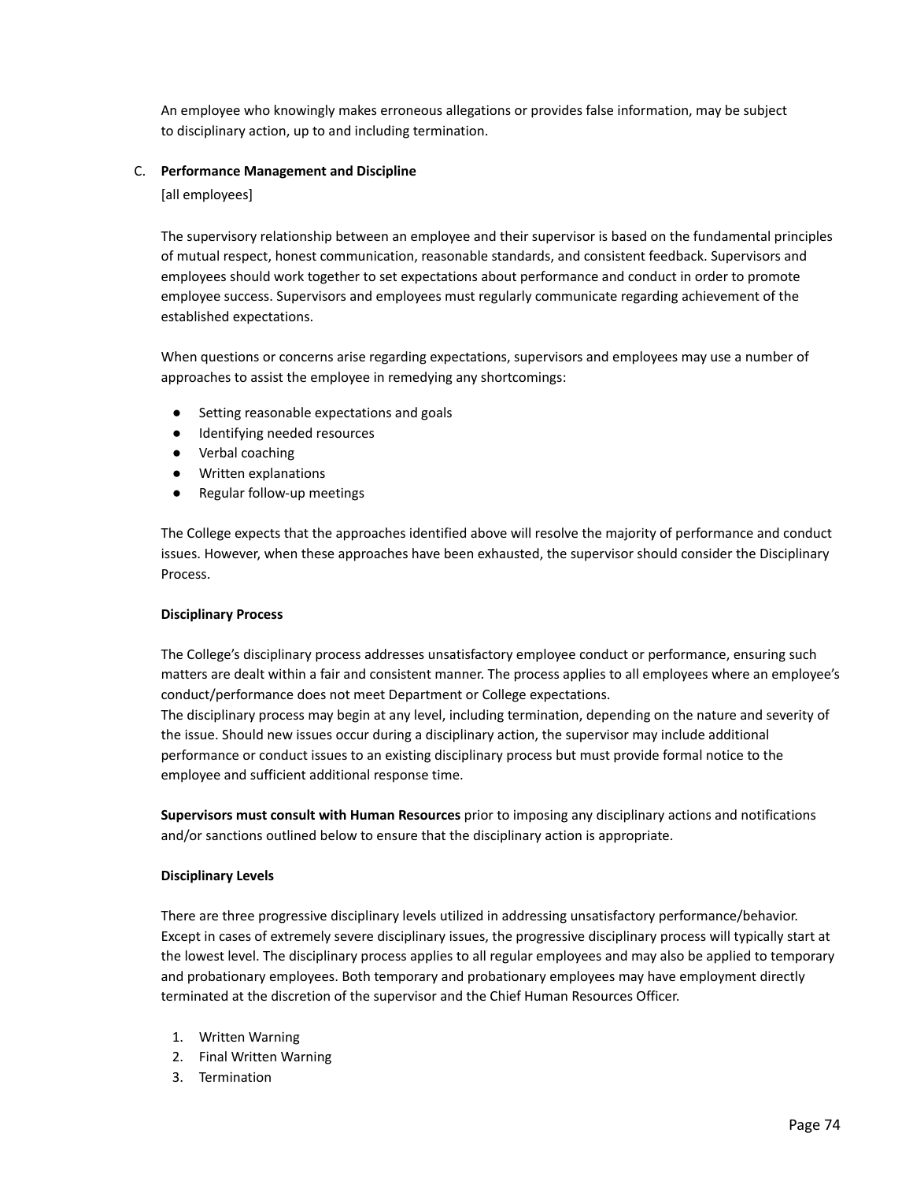An employee who knowingly makes erroneous allegations or provides false information, may be subject to disciplinary action, up to and including termination.

C. **Performance Management and Discipline**

[all employees]

The supervisory relationship between an employee and their supervisor is based on the fundamental principles of mutual respect, honest communication, reasonable standards, and consistent feedback. Supervisors and employees should work together to set expectations about performance and conduct in order to promote employee success. Supervisors and employees must regularly communicate regarding achievement of the established expectations.

When questions or concerns arise regarding expectations, supervisors and employees may use a number of approaches to assist the employee in remedying any shortcomings:

- Setting reasonable expectations and goals
- Identifying needed resources
- Verbal coaching
- Written explanations
- Regular follow-up meetings

The College expects that the approaches identified above will resolve the majority of performance and conduct issues. However, when these approaches have been exhausted, the supervisor should consider the Disciplinary Process.

**Disciplinary Process**

The College's disciplinary process addresses unsatisfactory employee conduct or performance, ensuring such matters are dealt within a fair and consistent manner. The process applies to all employees where an employee's conduct/performance does not meet Department or College expectations.
The disciplinary process may begin at any level, including termination, depending on the nature and severity of the issue. Should new issues occur during a disciplinary action, the supervisor may include additional performance or conduct issues to an existing disciplinary process but must provide formal notice to the employee and sufficient additional response time.

**Supervisors must consult with Human Resources** prior to imposing any disciplinary actions and notifications and/or sanctions outlined below to ensure that the disciplinary action is appropriate.

**Disciplinary Levels**

There are three progressive disciplinary levels utilized in addressing unsatisfactory performance/behavior. Except in cases of extremely severe disciplinary issues, the progressive disciplinary process will typically start at the lowest level. The disciplinary process applies to all regular employees and may also be applied to temporary and probationary employees. Both temporary and probationary employees may have employment directly terminated at the discretion of the supervisor and the Chief Human Resources Officer.

1. Written Warning
2. Final Written Warning
3. Termination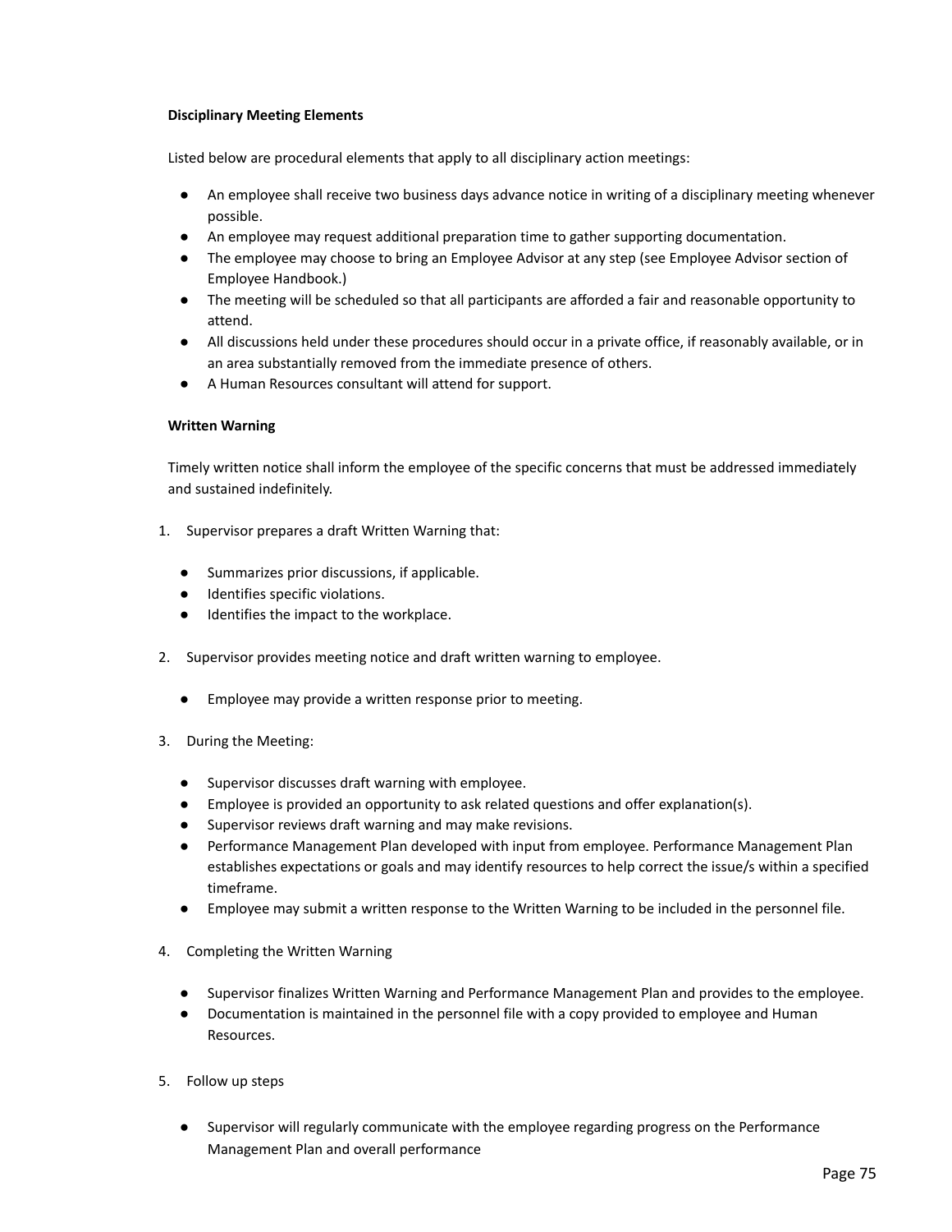### Disciplinary Meeting Elements

Listed below are procedural elements that apply to all disciplinary action meetings:

- An employee shall receive two business days advance notice in writing of a disciplinary meeting whenever possible.
- An employee may request additional preparation time to gather supporting documentation.
- The employee may choose to bring an Employee Advisor at any step (see Employee Advisor section of Employee Handbook.)
- The meeting will be scheduled so that all participants are afforded a fair and reasonable opportunity to attend.
- All discussions held under these procedures should occur in a private office, if reasonably available, or in an area substantially removed from the immediate presence of others.
- A Human Resources consultant will attend for support.

### Written Warning

Timely written notice shall inform the employee of the specific concerns that must be addressed immediately and sustained indefinitely.

1. Supervisor prepares a draft Written Warning that:
   - Summarizes prior discussions, if applicable.
   - Identifies specific violations.
   - Identifies the impact to the workplace.
2. Supervisor provides meeting notice and draft written warning to employee.
   - Employee may provide a written response prior to meeting.
3. During the Meeting:
   - Supervisor discusses draft warning with employee.
   - Employee is provided an opportunity to ask related questions and offer explanation(s).
   - Supervisor reviews draft warning and may make revisions.
   - Performance Management Plan developed with input from employee. Performance Management Plan establishes expectations or goals and may identify resources to help correct the issue/s within a specified timeframe.
   - Employee may submit a written response to the Written Warning to be included in the personnel file.
4. Completing the Written Warning
   - Supervisor finalizes Written Warning and Performance Management Plan and provides to the employee.
   - Documentation is maintained in the personnel file with a copy provided to employee and Human Resources.
5. Follow up steps
   - Supervisor will regularly communicate with the employee regarding progress on the Performance Management Plan and overall performance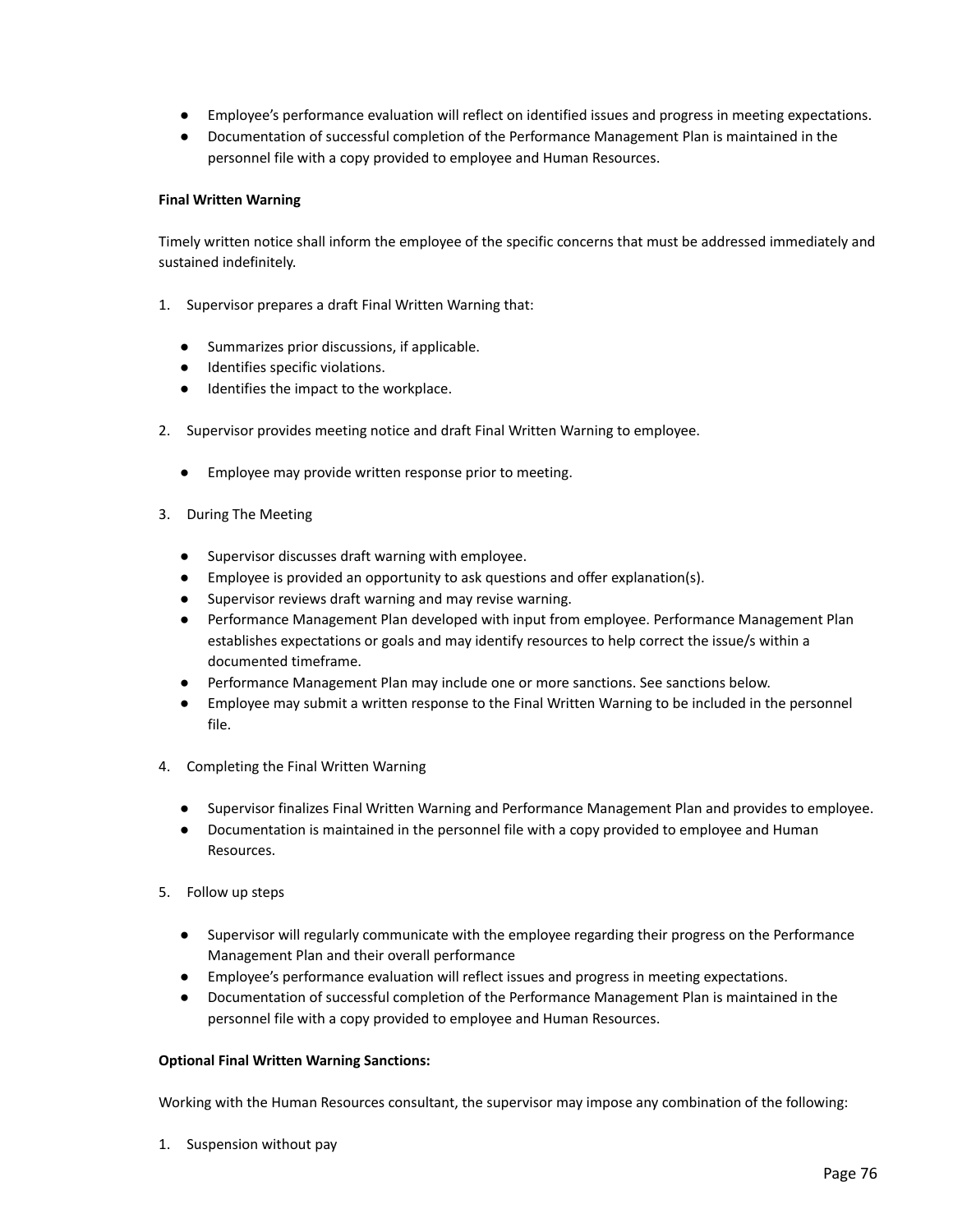- Employee's performance evaluation will reflect on identified issues and progress in meeting expectations.
- Documentation of successful completion of the Performance Management Plan is maintained in the personnel file with a copy provided to employee and Human Resources.

**Final Written Warning**

Timely written notice shall inform the employee of the specific concerns that must be addressed immediately and sustained indefinitely.

1. Supervisor prepares a draft Final Written Warning that:

   - Summarizes prior discussions, if applicable.
   - Identifies specific violations.
   - Identifies the impact to the workplace.

2. Supervisor provides meeting notice and draft Final Written Warning to employee.

   - Employee may provide written response prior to meeting.

3. During The Meeting

   - Supervisor discusses draft warning with employee.
   - Employee is provided an opportunity to ask questions and offer explanation(s).
   - Supervisor reviews draft warning and may revise warning.
   - Performance Management Plan developed with input from employee. Performance Management Plan establishes expectations or goals and may identify resources to help correct the issue/s within a documented timeframe.
   - Performance Management Plan may include one or more sanctions. See sanctions below.
   - Employee may submit a written response to the Final Written Warning to be included in the personnel file.

4. Completing the Final Written Warning

   - Supervisor finalizes Final Written Warning and Performance Management Plan and provides to employee.
   - Documentation is maintained in the personnel file with a copy provided to employee and Human Resources.

5. Follow up steps

   - Supervisor will regularly communicate with the employee regarding their progress on the Performance Management Plan and their overall performance
   - Employee's performance evaluation will reflect issues and progress in meeting expectations.
   - Documentation of successful completion of the Performance Management Plan is maintained in the personnel file with a copy provided to employee and Human Resources.

**Optional Final Written Warning Sanctions:**

Working with the Human Resources consultant, the supervisor may impose any combination of the following:

1. Suspension without pay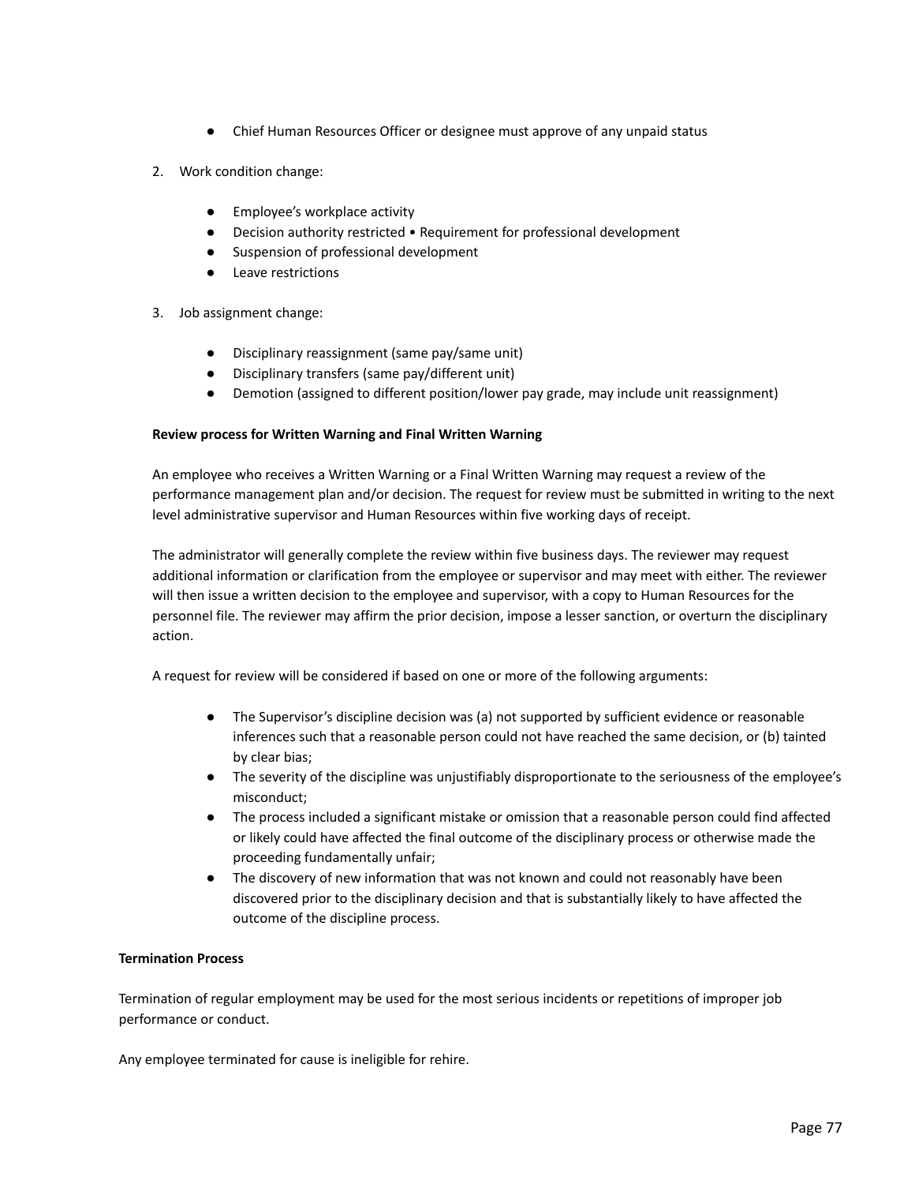- Chief Human Resources Officer or designee must approve of any unpaid status

2. Work condition change:

    - Employee's workplace activity
    - Decision authority restricted • Requirement for professional development
    - Suspension of professional development
    - Leave restrictions

3. Job assignment change:

    - Disciplinary reassignment (same pay/same unit)
    - Disciplinary transfers (same pay/different unit)
    - Demotion (assigned to different position/lower pay grade, may include unit reassignment)

**Review process for Written Warning and Final Written Warning**

An employee who receives a Written Warning or a Final Written Warning may request a review of the performance management plan and/or decision. The request for review must be submitted in writing to the next level administrative supervisor and Human Resources within five working days of receipt.

The administrator will generally complete the review within five business days. The reviewer may request additional information or clarification from the employee or supervisor and may meet with either. The reviewer will then issue a written decision to the employee and supervisor, with a copy to Human Resources for the personnel file. The reviewer may affirm the prior decision, impose a lesser sanction, or overturn the disciplinary action.

A request for review will be considered if based on one or more of the following arguments:

- The Supervisor's discipline decision was (a) not supported by sufficient evidence or reasonable inferences such that a reasonable person could not have reached the same decision, or (b) tainted by clear bias;
- The severity of the discipline was unjustifiably disproportionate to the seriousness of the employee's misconduct;
- The process included a significant mistake or omission that a reasonable person could find affected or likely could have affected the final outcome of the disciplinary process or otherwise made the proceeding fundamentally unfair;
- The discovery of new information that was not known and could not reasonably have been discovered prior to the disciplinary decision and that is substantially likely to have affected the outcome of the discipline process.

**Termination Process**

Termination of regular employment may be used for the most serious incidents or repetitions of improper job performance or conduct.

Any employee terminated for cause is ineligible for rehire.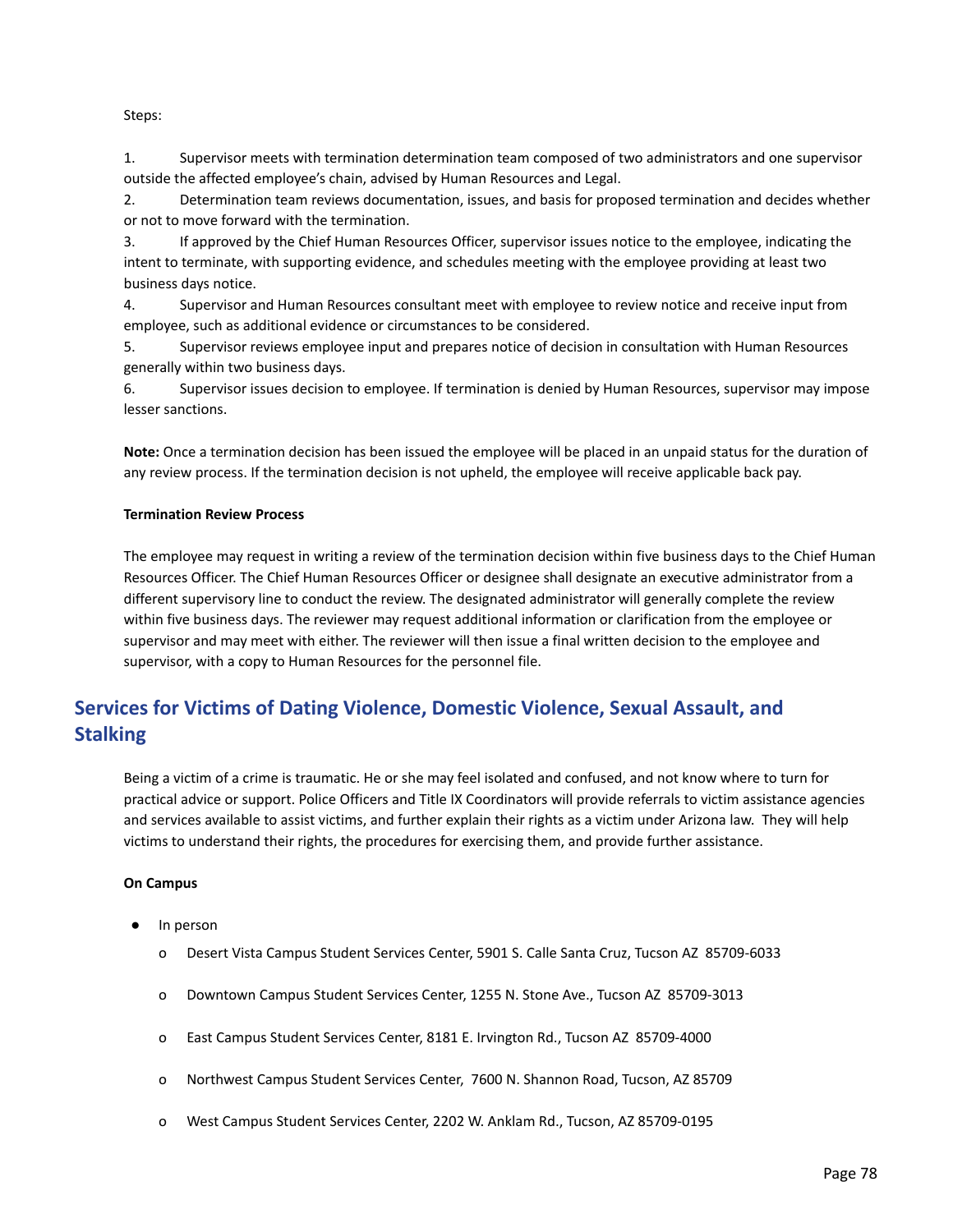Steps:

1. Supervisor meets with termination determination team composed of two administrators and one supervisor outside the affected employee's chain, advised by Human Resources and Legal.
2. Determination team reviews documentation, issues, and basis for proposed termination and decides whether or not to move forward with the termination.
3. If approved by the Chief Human Resources Officer, supervisor issues notice to the employee, indicating the intent to terminate, with supporting evidence, and schedules meeting with the employee providing at least two business days notice.
4. Supervisor and Human Resources consultant meet with employee to review notice and receive input from employee, such as additional evidence or circumstances to be considered.
5. Supervisor reviews employee input and prepares notice of decision in consultation with Human Resources generally within two business days.
6. Supervisor issues decision to employee. If termination is denied by Human Resources, supervisor may impose lesser sanctions.

**Note:** Once a termination decision has been issued the employee will be placed in an unpaid status for the duration of any review process. If the termination decision is not upheld, the employee will receive applicable back pay.

**Termination Review Process**

The employee may request in writing a review of the termination decision within five business days to the Chief Human Resources Officer. The Chief Human Resources Officer or designee shall designate an executive administrator from a different supervisory line to conduct the review. The designated administrator will generally complete the review within five business days. The reviewer may request additional information or clarification from the employee or supervisor and may meet with either. The reviewer will then issue a final written decision to the employee and supervisor, with a copy to Human Resources for the personnel file.

## Services for Victims of Dating Violence, Domestic Violence, Sexual Assault, and Stalking

Being a victim of a crime is traumatic. He or she may feel isolated and confused, and not know where to turn for practical advice or support. Police Officers and Title IX Coordinators will provide referrals to victim assistance agencies and services available to assist victims, and further explain their rights as a victim under Arizona law. They will help victims to understand their rights, the procedures for exercising them, and provide further assistance.

**On Campus**

- In person
  - Desert Vista Campus Student Services Center, 5901 S. Calle Santa Cruz, Tucson AZ 85709-6033
  - Downtown Campus Student Services Center, 1255 N. Stone Ave., Tucson AZ 85709-3013
  - East Campus Student Services Center, 8181 E. Irvington Rd., Tucson AZ 85709-4000
  - Northwest Campus Student Services Center, 7600 N. Shannon Road, Tucson, AZ 85709
  - West Campus Student Services Center, 2202 W. Anklam Rd., Tucson, AZ 85709-0195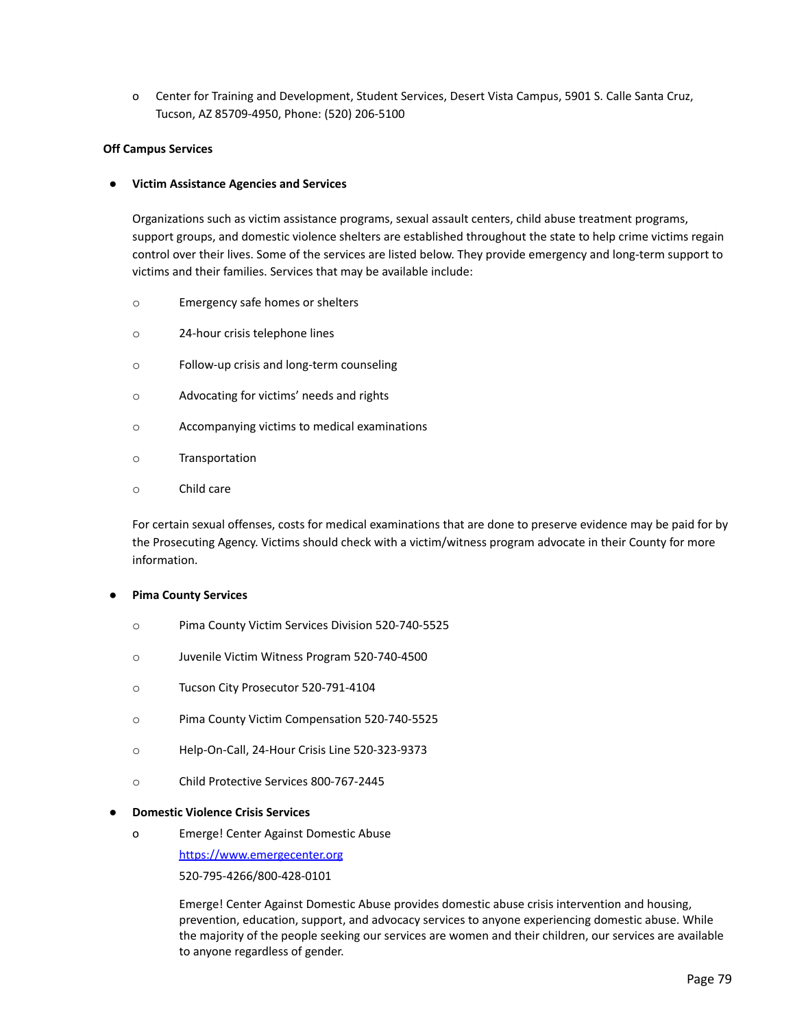- Center for Training and Development, Student Services, Desert Vista Campus, 5901 S. Calle Santa Cruz, Tucson, AZ 85709-4950, Phone: (520) 206-5100

**Off Campus Services**

- **Victim Assistance Agencies and Services**

  Organizations such as victim assistance programs, sexual assault centers, child abuse treatment programs, support groups, and domestic violence shelters are established throughout the state to help crime victims regain control over their lives. Some of the services are listed below. They provide emergency and long-term support to victims and their families. Services that may be available include:

  - Emergency safe homes or shelters
  - 24-hour crisis telephone lines
  - Follow-up crisis and long-term counseling
  - Advocating for victims' needs and rights
  - Accompanying victims to medical examinations
  - Transportation
  - Child care

  For certain sexual offenses, costs for medical examinations that are done to preserve evidence may be paid for by the Prosecuting Agency. Victims should check with a victim/witness program advocate in their County for more information.

- **Pima County Services**
  - Pima County Victim Services Division 520-740-5525
  - Juvenile Victim Witness Program 520-740-4500
  - Tucson City Prosecutor 520-791-4104
  - Pima County Victim Compensation 520-740-5525
  - Help-On-Call, 24-Hour Crisis Line 520-323-9373
  - Child Protective Services 800-767-2445

- **Domestic Violence Crisis Services**
  - Emerge! Center Against Domestic Abuse

    https://www.emergecenter.org

    520-795-4266/800-428-0101

    Emerge! Center Against Domestic Abuse provides domestic abuse crisis intervention and housing, prevention, education, support, and advocacy services to anyone experiencing domestic abuse. While the majority of the people seeking our services are women and their children, our services are available to anyone regardless of gender.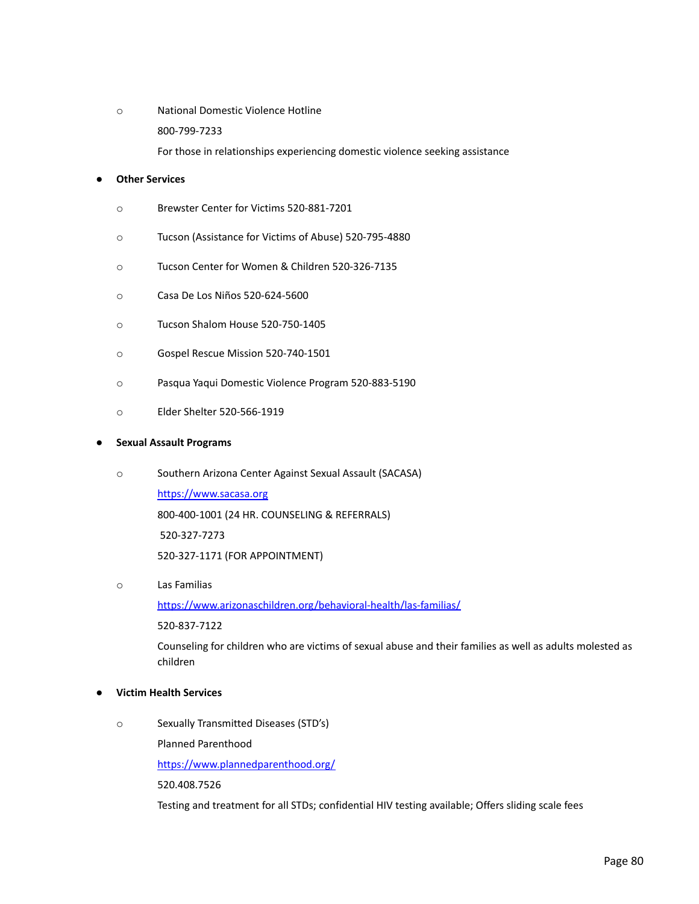- National Domestic Violence Hotline

  800-799-7233

  For those in relationships experiencing domestic violence seeking assistance

- **Other Services**
  - Brewster Center for Victims 520-881-7201
  - Tucson (Assistance for Victims of Abuse) 520-795-4880
  - Tucson Center for Women & Children 520-326-7135
  - Casa De Los Niños 520-624-5600
  - Tucson Shalom House 520-750-1405
  - Gospel Rescue Mission 520-740-1501
  - Pasqua Yaqui Domestic Violence Program 520-883-5190
  - Elder Shelter 520-566-1919

- **Sexual Assault Programs**
  - Southern Arizona Center Against Sexual Assault (SACASA)

    https://www.sacasa.org

    800-400-1001 (24 HR. COUNSELING & REFERRALS)

    520-327-7273

    520-327-1171 (FOR APPOINTMENT)

  - Las Familias

    https://www.arizonaschildren.org/behavioral-health/las-familias/

    520-837-7122

    Counseling for children who are victims of sexual abuse and their families as well as adults molested as children

- **Victim Health Services**
  - Sexually Transmitted Diseases (STD's)

    Planned Parenthood

    https://www.plannedparenthood.org/

    520.408.7526

    Testing and treatment for all STDs; confidential HIV testing available; Offers sliding scale fees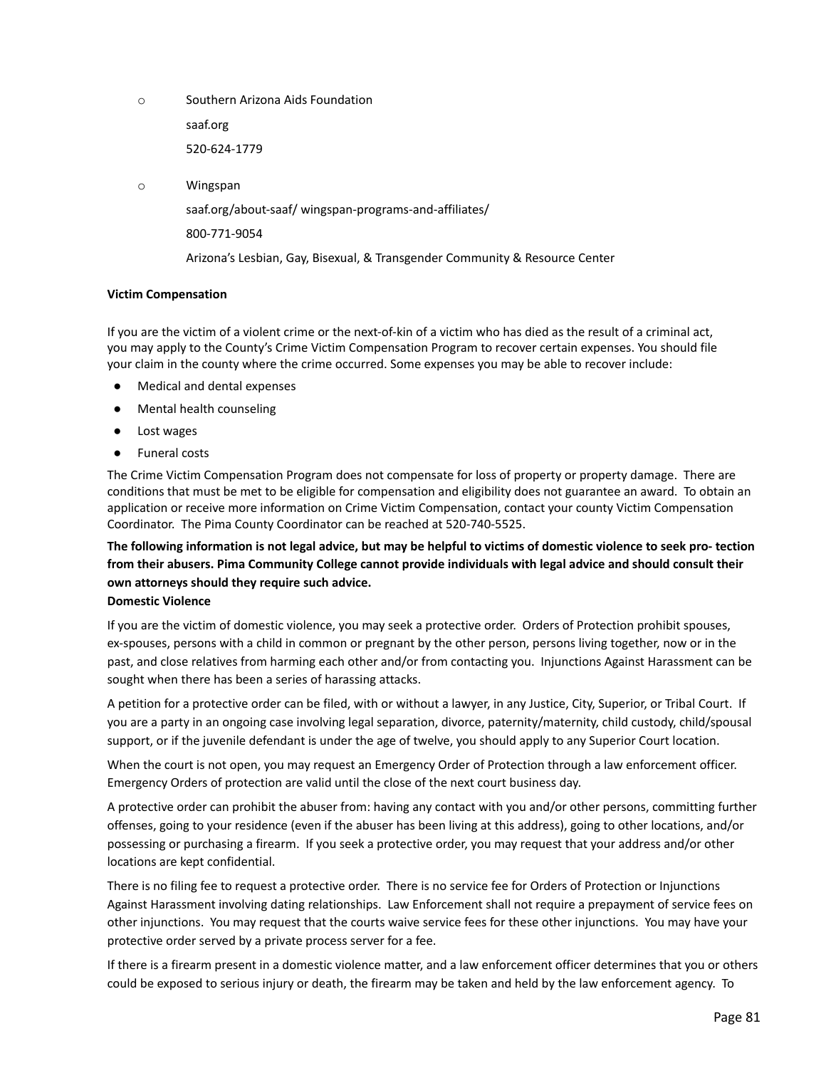- Southern Arizona Aids Foundation

  saaf.org

  520-624-1779

- Wingspan

  saaf.org/about-saaf/ wingspan-programs-and-affiliates/

  800-771-9054

  Arizona's Lesbian, Gay, Bisexual, & Transgender Community & Resource Center

**Victim Compensation**

If you are the victim of a violent crime or the next-of-kin of a victim who has died as the result of a criminal act, you may apply to the County's Crime Victim Compensation Program to recover certain expenses. You should file your claim in the county where the crime occurred. Some expenses you may be able to recover include:

- Medical and dental expenses
- Mental health counseling
- Lost wages
- Funeral costs

The Crime Victim Compensation Program does not compensate for loss of property or property damage. There are conditions that must be met to be eligible for compensation and eligibility does not guarantee an award. To obtain an application or receive more information on Crime Victim Compensation, contact your county Victim Compensation Coordinator. The Pima County Coordinator can be reached at 520-740-5525.

**The following information is not legal advice, but may be helpful to victims of domestic violence to seek pro- tection from their abusers. Pima Community College cannot provide individuals with legal advice and should consult their own attorneys should they require such advice.**

**Domestic Violence**

If you are the victim of domestic violence, you may seek a protective order. Orders of Protection prohibit spouses, ex-spouses, persons with a child in common or pregnant by the other person, persons living together, now or in the past, and close relatives from harming each other and/or from contacting you. Injunctions Against Harassment can be sought when there has been a series of harassing attacks.

A petition for a protective order can be filed, with or without a lawyer, in any Justice, City, Superior, or Tribal Court. If you are a party in an ongoing case involving legal separation, divorce, paternity/maternity, child custody, child/spousal support, or if the juvenile defendant is under the age of twelve, you should apply to any Superior Court location.

When the court is not open, you may request an Emergency Order of Protection through a law enforcement officer. Emergency Orders of protection are valid until the close of the next court business day.

A protective order can prohibit the abuser from: having any contact with you and/or other persons, committing further offenses, going to your residence (even if the abuser has been living at this address), going to other locations, and/or possessing or purchasing a firearm. If you seek a protective order, you may request that your address and/or other locations are kept confidential.

There is no filing fee to request a protective order. There is no service fee for Orders of Protection or Injunctions Against Harassment involving dating relationships. Law Enforcement shall not require a prepayment of service fees on other injunctions. You may request that the courts waive service fees for these other injunctions. You may have your protective order served by a private process server for a fee.

If there is a firearm present in a domestic violence matter, and a law enforcement officer determines that you or others could be exposed to serious injury or death, the firearm may be taken and held by the law enforcement agency. To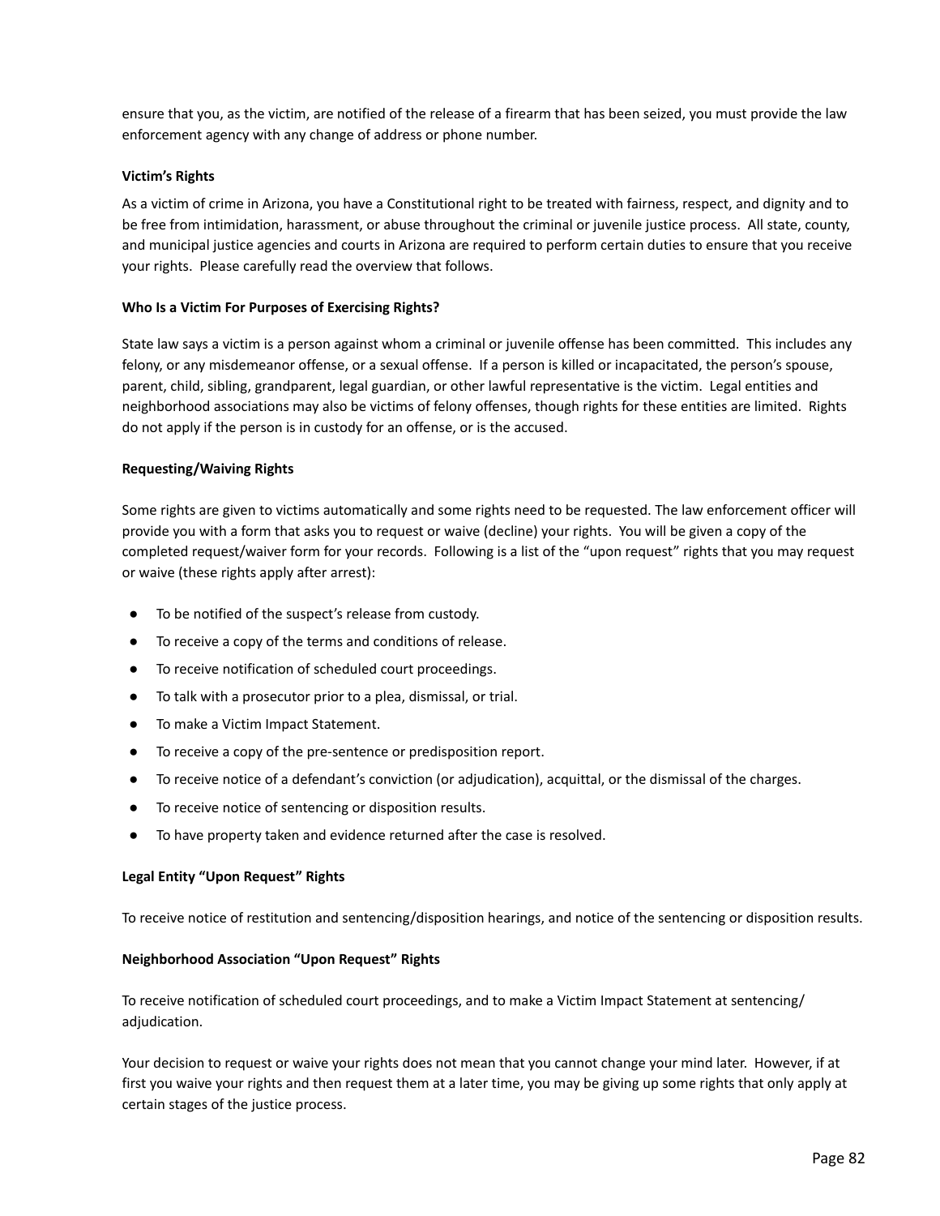ensure that you, as the victim, are notified of the release of a firearm that has been seized, you must provide the law enforcement agency with any change of address or phone number.

**Victim's Rights**

As a victim of crime in Arizona, you have a Constitutional right to be treated with fairness, respect, and dignity and to be free from intimidation, harassment, or abuse throughout the criminal or juvenile justice process. All state, county, and municipal justice agencies and courts in Arizona are required to perform certain duties to ensure that you receive your rights. Please carefully read the overview that follows.

**Who Is a Victim For Purposes of Exercising Rights?**

State law says a victim is a person against whom a criminal or juvenile offense has been committed. This includes any felony, or any misdemeanor offense, or a sexual offense. If a person is killed or incapacitated, the person's spouse, parent, child, sibling, grandparent, legal guardian, or other lawful representative is the victim. Legal entities and neighborhood associations may also be victims of felony offenses, though rights for these entities are limited. Rights do not apply if the person is in custody for an offense, or is the accused.

**Requesting/Waiving Rights**

Some rights are given to victims automatically and some rights need to be requested. The law enforcement officer will provide you with a form that asks you to request or waive (decline) your rights. You will be given a copy of the completed request/waiver form for your records. Following is a list of the "upon request" rights that you may request or waive (these rights apply after arrest):

- To be notified of the suspect's release from custody.
- To receive a copy of the terms and conditions of release.
- To receive notification of scheduled court proceedings.
- To talk with a prosecutor prior to a plea, dismissal, or trial.
- To make a Victim Impact Statement.
- To receive a copy of the pre-sentence or predisposition report.
- To receive notice of a defendant's conviction (or adjudication), acquittal, or the dismissal of the charges.
- To receive notice of sentencing or disposition results.
- To have property taken and evidence returned after the case is resolved.

**Legal Entity "Upon Request" Rights**

To receive notice of restitution and sentencing/disposition hearings, and notice of the sentencing or disposition results.

**Neighborhood Association "Upon Request" Rights**

To receive notification of scheduled court proceedings, and to make a Victim Impact Statement at sentencing/ adjudication.

Your decision to request or waive your rights does not mean that you cannot change your mind later. However, if at first you waive your rights and then request them at a later time, you may be giving up some rights that only apply at certain stages of the justice process.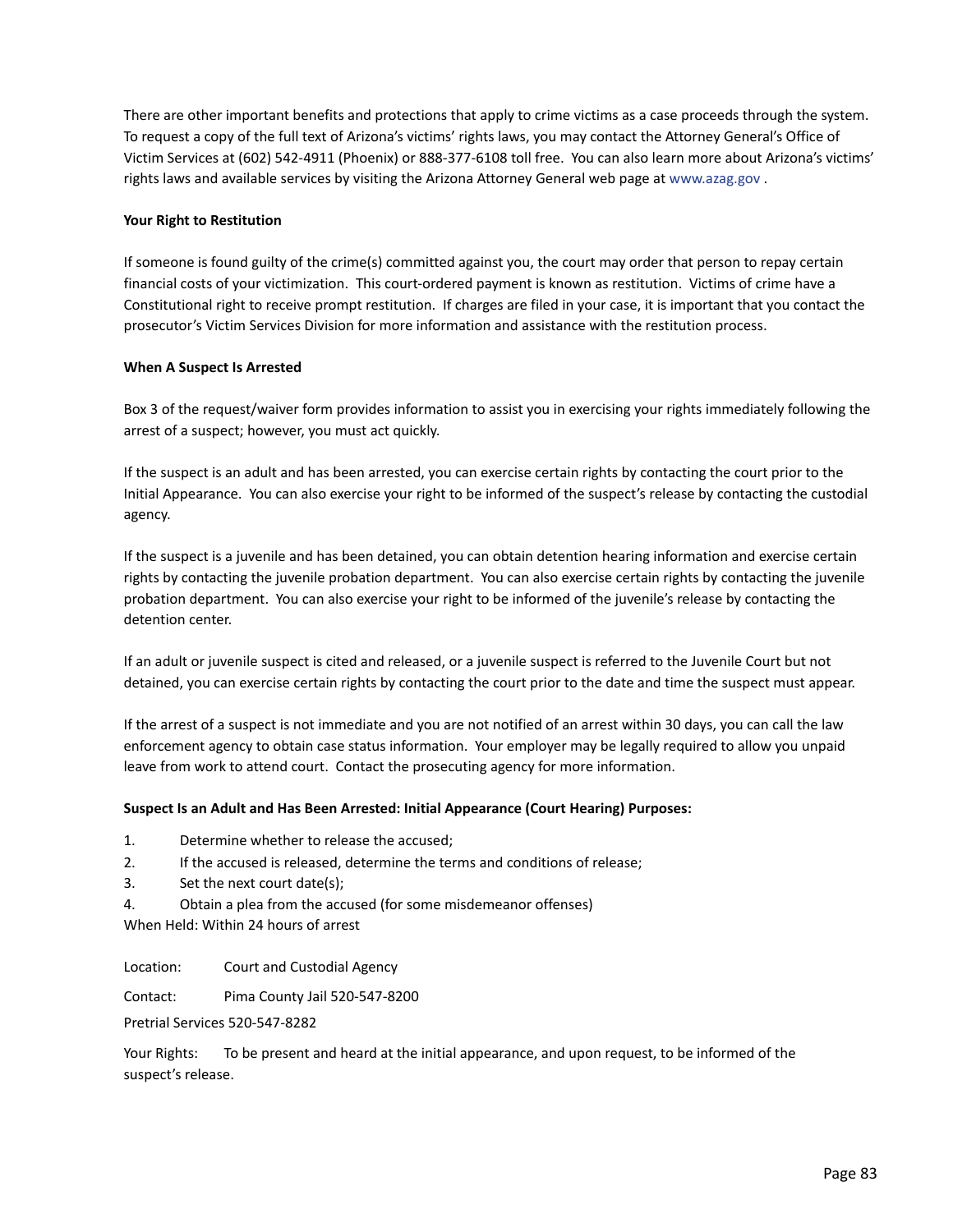There are other important benefits and protections that apply to crime victims as a case proceeds through the system. To request a copy of the full text of Arizona's victims' rights laws, you may contact the Attorney General's Office of Victim Services at (602) 542-4911 (Phoenix) or 888-377-6108 toll free. You can also learn more about Arizona's victims' rights laws and available services by visiting the Arizona Attorney General web page at www.azag.gov .

**Your Right to Restitution**

If someone is found guilty of the crime(s) committed against you, the court may order that person to repay certain financial costs of your victimization. This court-ordered payment is known as restitution. Victims of crime have a Constitutional right to receive prompt restitution. If charges are filed in your case, it is important that you contact the prosecutor's Victim Services Division for more information and assistance with the restitution process.

**When A Suspect Is Arrested**

Box 3 of the request/waiver form provides information to assist you in exercising your rights immediately following the arrest of a suspect; however, you must act quickly.

If the suspect is an adult and has been arrested, you can exercise certain rights by contacting the court prior to the Initial Appearance. You can also exercise your right to be informed of the suspect's release by contacting the custodial agency.

If the suspect is a juvenile and has been detained, you can obtain detention hearing information and exercise certain rights by contacting the juvenile probation department. You can also exercise certain rights by contacting the juvenile probation department. You can also exercise your right to be informed of the juvenile's release by contacting the detention center.

If an adult or juvenile suspect is cited and released, or a juvenile suspect is referred to the Juvenile Court but not detained, you can exercise certain rights by contacting the court prior to the date and time the suspect must appear.

If the arrest of a suspect is not immediate and you are not notified of an arrest within 30 days, you can call the law enforcement agency to obtain case status information. Your employer may be legally required to allow you unpaid leave from work to attend court. Contact the prosecuting agency for more information.

**Suspect Is an Adult and Has Been Arrested: Initial Appearance (Court Hearing) Purposes:**

1. Determine whether to release the accused;
2. If the accused is released, determine the terms and conditions of release;
3. Set the next court date(s);
4. Obtain a plea from the accused (for some misdemeanor offenses)

When Held: Within 24 hours of arrest

Location: Court and Custodial Agency

Contact: Pima County Jail 520-547-8200

Pretrial Services 520-547-8282

Your Rights: To be present and heard at the initial appearance, and upon request, to be informed of the suspect's release.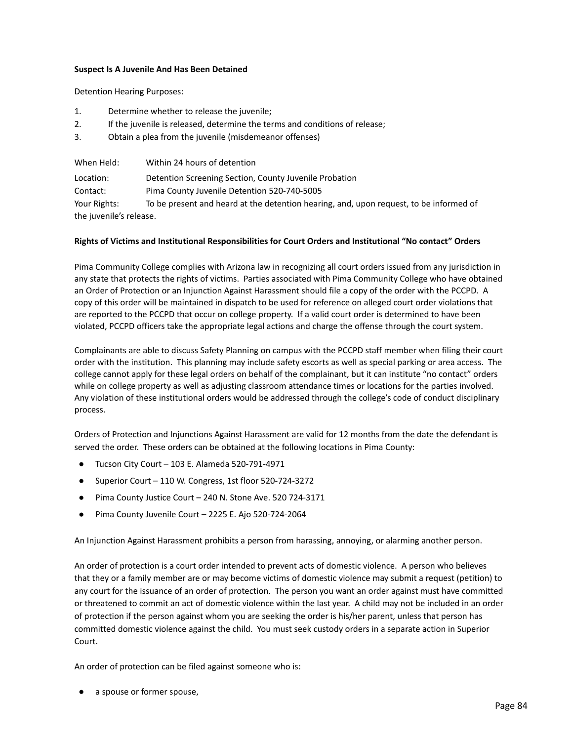**Suspect Is A Juvenile And Has Been Detained**

Detention Hearing Purposes:

1. Determine whether to release the juvenile;
2. If the juvenile is released, determine the terms and conditions of release;
3. Obtain a plea from the juvenile (misdemeanor offenses)

When Held: Within 24 hours of detention

Location: Detention Screening Section, County Juvenile Probation

Contact: Pima County Juvenile Detention 520-740-5005

Your Rights: To be present and heard at the detention hearing, and, upon request, to be informed of the juvenile's release.

**Rights of Victims and Institutional Responsibilities for Court Orders and Institutional "No contact" Orders**

Pima Community College complies with Arizona law in recognizing all court orders issued from any jurisdiction in any state that protects the rights of victims. Parties associated with Pima Community College who have obtained an Order of Protection or an Injunction Against Harassment should file a copy of the order with the PCCPD. A copy of this order will be maintained in dispatch to be used for reference on alleged court order violations that are reported to the PCCPD that occur on college property. If a valid court order is determined to have been violated, PCCPD officers take the appropriate legal actions and charge the offense through the court system.

Complainants are able to discuss Safety Planning on campus with the PCCPD staff member when filing their court order with the institution. This planning may include safety escorts as well as special parking or area access. The college cannot apply for these legal orders on behalf of the complainant, but it can institute "no contact" orders while on college property as well as adjusting classroom attendance times or locations for the parties involved. Any violation of these institutional orders would be addressed through the college's code of conduct disciplinary process.

Orders of Protection and Injunctions Against Harassment are valid for 12 months from the date the defendant is served the order. These orders can be obtained at the following locations in Pima County:

- Tucson City Court – 103 E. Alameda 520-791-4971
- Superior Court – 110 W. Congress, 1st floor 520-724-3272
- Pima County Justice Court – 240 N. Stone Ave. 520 724-3171
- Pima County Juvenile Court – 2225 E. Ajo 520-724-2064

An Injunction Against Harassment prohibits a person from harassing, annoying, or alarming another person.

An order of protection is a court order intended to prevent acts of domestic violence. A person who believes that they or a family member are or may become victims of domestic violence may submit a request (petition) to any court for the issuance of an order of protection. The person you want an order against must have committed or threatened to commit an act of domestic violence within the last year. A child may not be included in an order of protection if the person against whom you are seeking the order is his/her parent, unless that person has committed domestic violence against the child. You must seek custody orders in a separate action in Superior Court.

An order of protection can be filed against someone who is:

- a spouse or former spouse,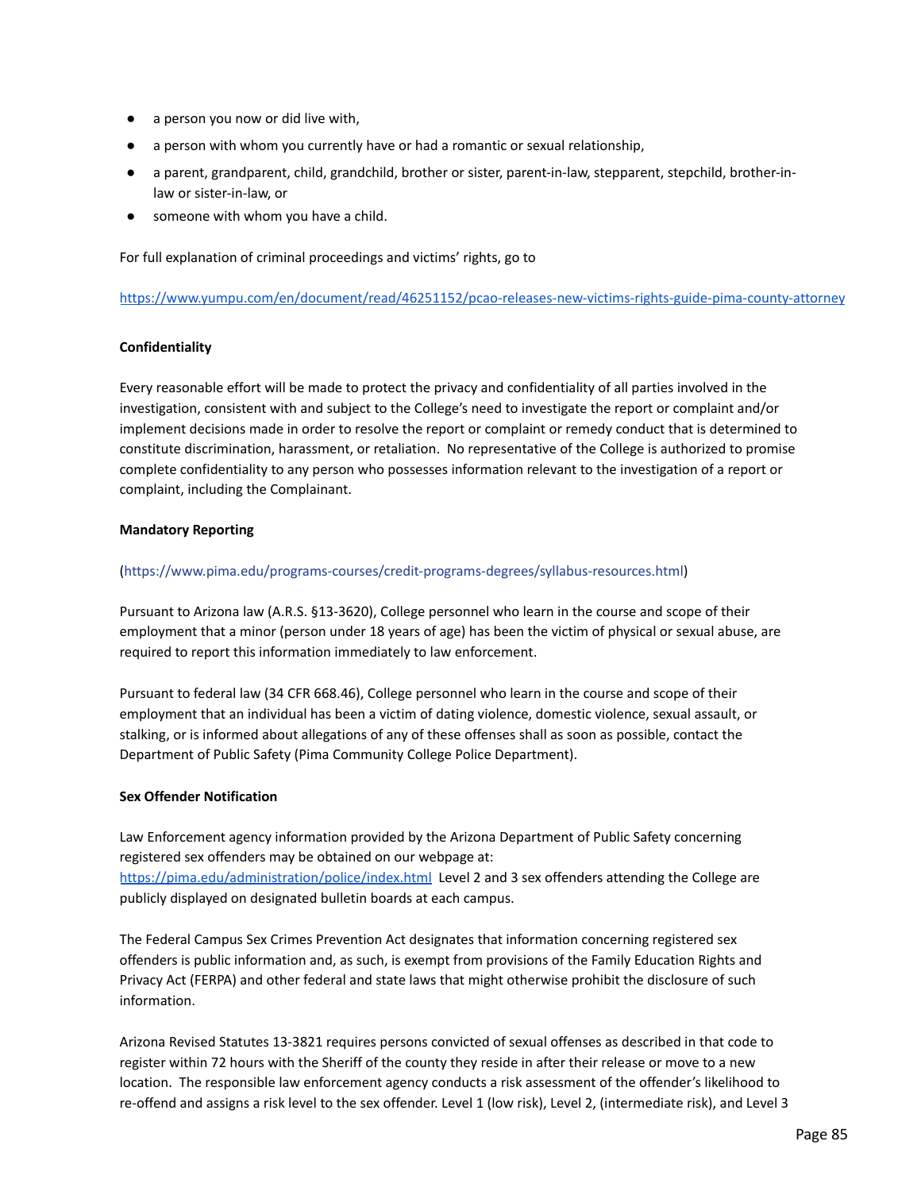- a person you now or did live with,
- a person with whom you currently have or had a romantic or sexual relationship,
- a parent, grandparent, child, grandchild, brother or sister, parent-in-law, stepparent, stepchild, brother-in-law or sister-in-law, or
- someone with whom you have a child.

For full explanation of criminal proceedings and victims' rights, go to

https://www.yumpu.com/en/document/read/46251152/pcao-releases-new-victims-rights-guide-pima-county-attorney

**Confidentiality**

Every reasonable effort will be made to protect the privacy and confidentiality of all parties involved in the investigation, consistent with and subject to the College's need to investigate the report or complaint and/or implement decisions made in order to resolve the report or complaint or remedy conduct that is determined to constitute discrimination, harassment, or retaliation. No representative of the College is authorized to promise complete confidentiality to any person who possesses information relevant to the investigation of a report or complaint, including the Complainant.

**Mandatory Reporting**

(https://www.pima.edu/programs-courses/credit-programs-degrees/syllabus-resources.html)

Pursuant to Arizona law (A.R.S. §13-3620), College personnel who learn in the course and scope of their employment that a minor (person under 18 years of age) has been the victim of physical or sexual abuse, are required to report this information immediately to law enforcement.

Pursuant to federal law (34 CFR 668.46), College personnel who learn in the course and scope of their employment that an individual has been a victim of dating violence, domestic violence, sexual assault, or stalking, or is informed about allegations of any of these offenses shall as soon as possible, contact the Department of Public Safety (Pima Community College Police Department).

**Sex Offender Notification**

Law Enforcement agency information provided by the Arizona Department of Public Safety concerning registered sex offenders may be obtained on our webpage at: https://pima.edu/administration/police/index.html Level 2 and 3 sex offenders attending the College are publicly displayed on designated bulletin boards at each campus.

The Federal Campus Sex Crimes Prevention Act designates that information concerning registered sex offenders is public information and, as such, is exempt from provisions of the Family Education Rights and Privacy Act (FERPA) and other federal and state laws that might otherwise prohibit the disclosure of such information.

Arizona Revised Statutes 13-3821 requires persons convicted of sexual offenses as described in that code to register within 72 hours with the Sheriff of the county they reside in after their release or move to a new location. The responsible law enforcement agency conducts a risk assessment of the offender's likelihood to re-offend and assigns a risk level to the sex offender. Level 1 (low risk), Level 2, (intermediate risk), and Level 3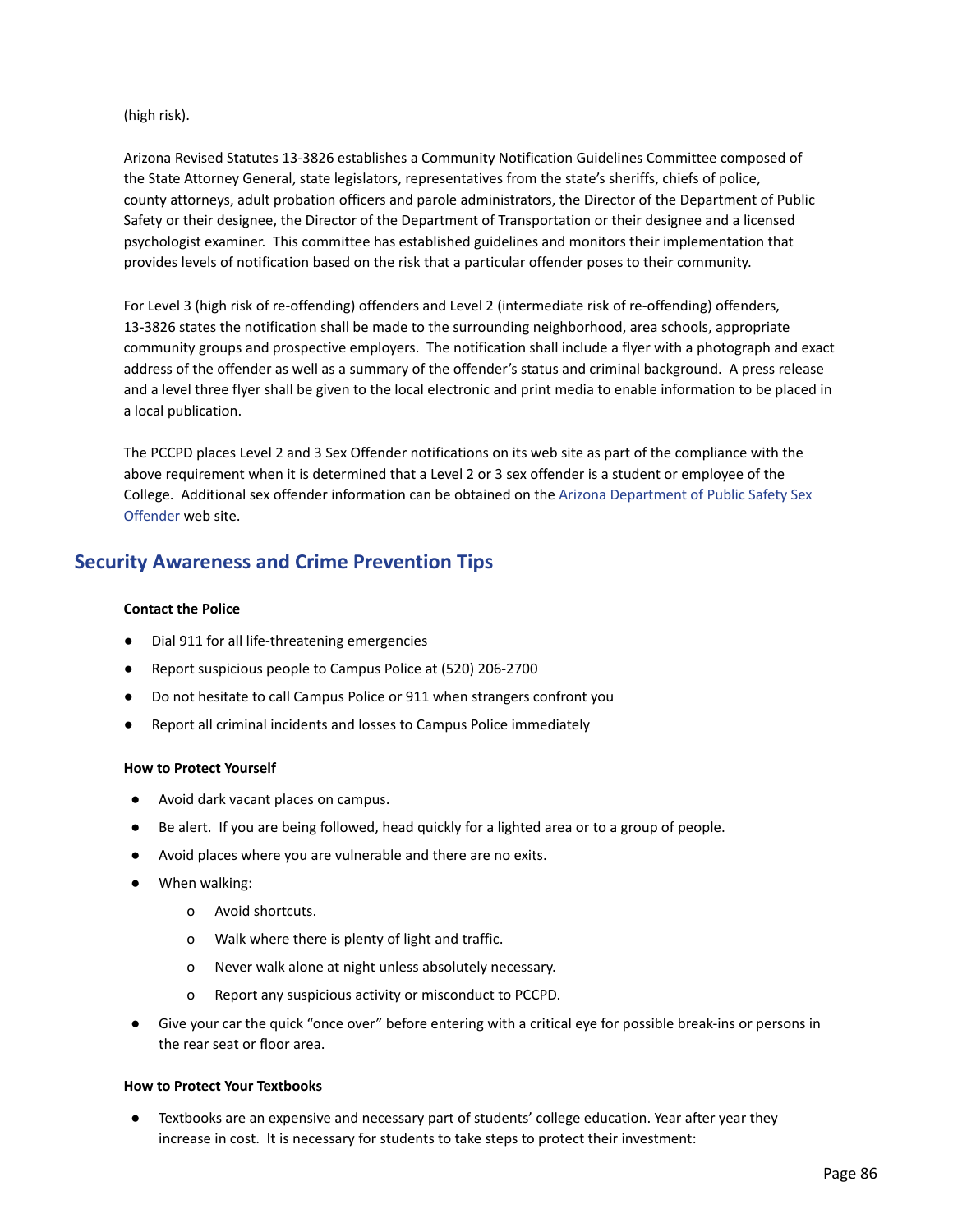(high risk).

Arizona Revised Statutes 13-3826 establishes a Community Notification Guidelines Committee composed of the State Attorney General, state legislators, representatives from the state's sheriffs, chiefs of police, county attorneys, adult probation officers and parole administrators, the Director of the Department of Public Safety or their designee, the Director of the Department of Transportation or their designee and a licensed psychologist examiner. This committee has established guidelines and monitors their implementation that provides levels of notification based on the risk that a particular offender poses to their community.

For Level 3 (high risk of re-offending) offenders and Level 2 (intermediate risk of re-offending) offenders, 13-3826 states the notification shall be made to the surrounding neighborhood, area schools, appropriate community groups and prospective employers. The notification shall include a flyer with a photograph and exact address of the offender as well as a summary of the offender's status and criminal background. A press release and a level three flyer shall be given to the local electronic and print media to enable information to be placed in a local publication.

The PCCPD places Level 2 and 3 Sex Offender notifications on its web site as part of the compliance with the above requirement when it is determined that a Level 2 or 3 sex offender is a student or employee of the College. Additional sex offender information can be obtained on the Arizona Department of Public Safety Sex Offender web site.

## Security Awareness and Crime Prevention Tips

**Contact the Police**

- Dial 911 for all life-threatening emergencies
- Report suspicious people to Campus Police at (520) 206-2700
- Do not hesitate to call Campus Police or 911 when strangers confront you
- Report all criminal incidents and losses to Campus Police immediately

**How to Protect Yourself**

- Avoid dark vacant places on campus.
- Be alert. If you are being followed, head quickly for a lighted area or to a group of people.
- Avoid places where you are vulnerable and there are no exits.
- When walking:
  - Avoid shortcuts.
  - Walk where there is plenty of light and traffic.
  - Never walk alone at night unless absolutely necessary.
  - Report any suspicious activity or misconduct to PCCPD.
- Give your car the quick "once over" before entering with a critical eye for possible break-ins or persons in the rear seat or floor area.

**How to Protect Your Textbooks**

- Textbooks are an expensive and necessary part of students' college education. Year after year they increase in cost. It is necessary for students to take steps to protect their investment: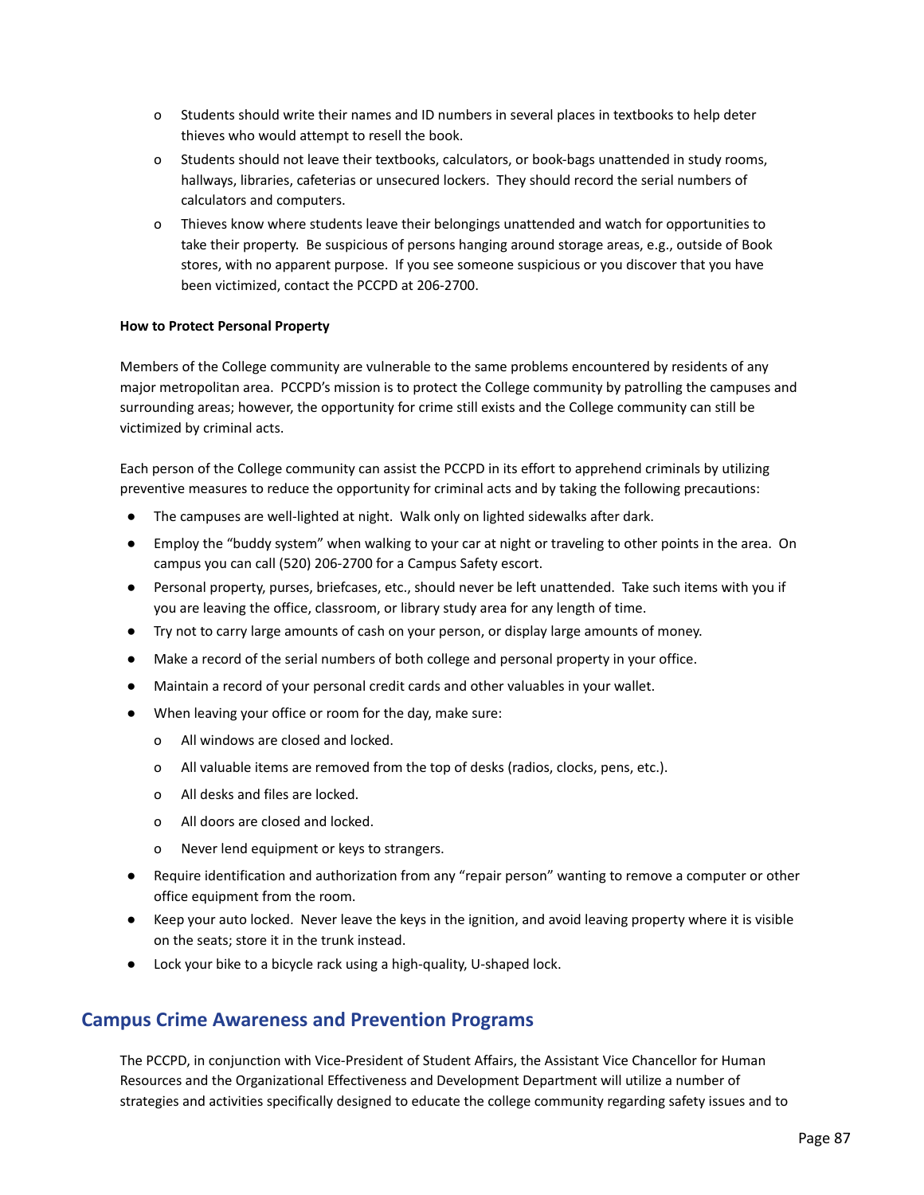- Students should write their names and ID numbers in several places in textbooks to help deter thieves who would attempt to resell the book.
- Students should not leave their textbooks, calculators, or book-bags unattended in study rooms, hallways, libraries, cafeterias or unsecured lockers. They should record the serial numbers of calculators and computers.
- Thieves know where students leave their belongings unattended and watch for opportunities to take their property. Be suspicious of persons hanging around storage areas, e.g., outside of Book stores, with no apparent purpose. If you see someone suspicious or you discover that you have been victimized, contact the PCCPD at 206-2700.

**How to Protect Personal Property**

Members of the College community are vulnerable to the same problems encountered by residents of any major metropolitan area. PCCPD's mission is to protect the College community by patrolling the campuses and surrounding areas; however, the opportunity for crime still exists and the College community can still be victimized by criminal acts.

Each person of the College community can assist the PCCPD in its effort to apprehend criminals by utilizing preventive measures to reduce the opportunity for criminal acts and by taking the following precautions:

- The campuses are well-lighted at night. Walk only on lighted sidewalks after dark.
- Employ the "buddy system" when walking to your car at night or traveling to other points in the area. On campus you can call (520) 206-2700 for a Campus Safety escort.
- Personal property, purses, briefcases, etc., should never be left unattended. Take such items with you if you are leaving the office, classroom, or library study area for any length of time.
- Try not to carry large amounts of cash on your person, or display large amounts of money.
- Make a record of the serial numbers of both college and personal property in your office.
- Maintain a record of your personal credit cards and other valuables in your wallet.
- When leaving your office or room for the day, make sure:
  - All windows are closed and locked.
  - All valuable items are removed from the top of desks (radios, clocks, pens, etc.).
  - All desks and files are locked.
  - All doors are closed and locked.
  - Never lend equipment or keys to strangers.
- Require identification and authorization from any "repair person" wanting to remove a computer or other office equipment from the room.
- Keep your auto locked. Never leave the keys in the ignition, and avoid leaving property where it is visible on the seats; store it in the trunk instead.
- Lock your bike to a bicycle rack using a high-quality, U-shaped lock.

## Campus Crime Awareness and Prevention Programs

The PCCPD, in conjunction with Vice-President of Student Affairs, the Assistant Vice Chancellor for Human Resources and the Organizational Effectiveness and Development Department will utilize a number of strategies and activities specifically designed to educate the college community regarding safety issues and to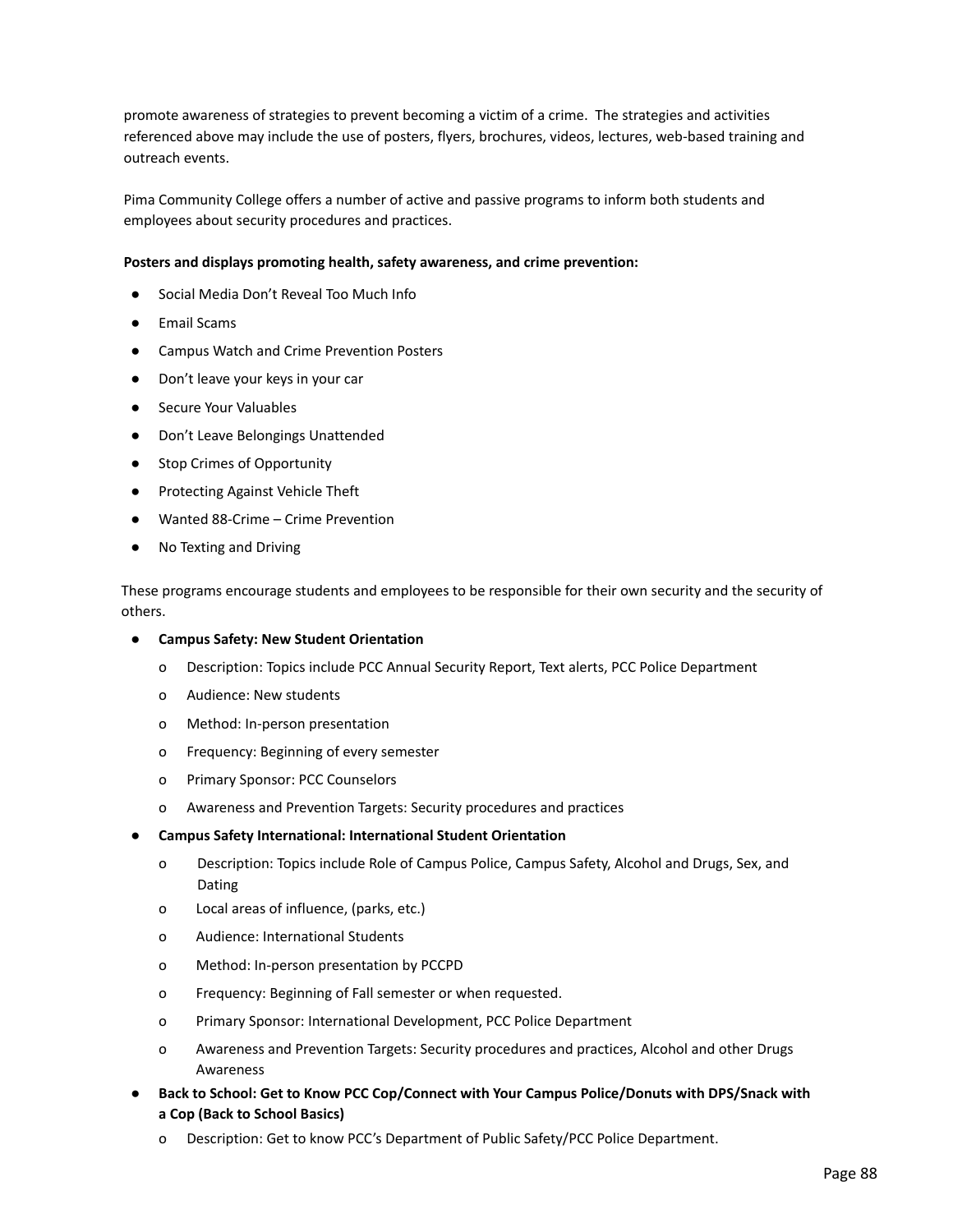promote awareness of strategies to prevent becoming a victim of a crime. The strategies and activities referenced above may include the use of posters, flyers, brochures, videos, lectures, web-based training and outreach events.

Pima Community College offers a number of active and passive programs to inform both students and employees about security procedures and practices.

**Posters and displays promoting health, safety awareness, and crime prevention:**

- Social Media Don't Reveal Too Much Info
- Email Scams
- Campus Watch and Crime Prevention Posters
- Don't leave your keys in your car
- Secure Your Valuables
- Don't Leave Belongings Unattended
- Stop Crimes of Opportunity
- Protecting Against Vehicle Theft
- Wanted 88-Crime – Crime Prevention
- No Texting and Driving

These programs encourage students and employees to be responsible for their own security and the security of others.

- **Campus Safety: New Student Orientation**
  - Description: Topics include PCC Annual Security Report, Text alerts, PCC Police Department
  - Audience: New students
  - Method: In-person presentation
  - Frequency: Beginning of every semester
  - Primary Sponsor: PCC Counselors
  - Awareness and Prevention Targets: Security procedures and practices
- **Campus Safety International: International Student Orientation**
  - Description: Topics include Role of Campus Police, Campus Safety, Alcohol and Drugs, Sex, and Dating
  - Local areas of influence, (parks, etc.)
  - Audience: International Students
  - Method: In-person presentation by PCCPD
  - Frequency: Beginning of Fall semester or when requested.
  - Primary Sponsor: International Development, PCC Police Department
  - Awareness and Prevention Targets: Security procedures and practices, Alcohol and other Drugs Awareness
- **Back to School: Get to Know PCC Cop/Connect with Your Campus Police/Donuts with DPS/Snack with a Cop (Back to School Basics)**
  - Description: Get to know PCC's Department of Public Safety/PCC Police Department.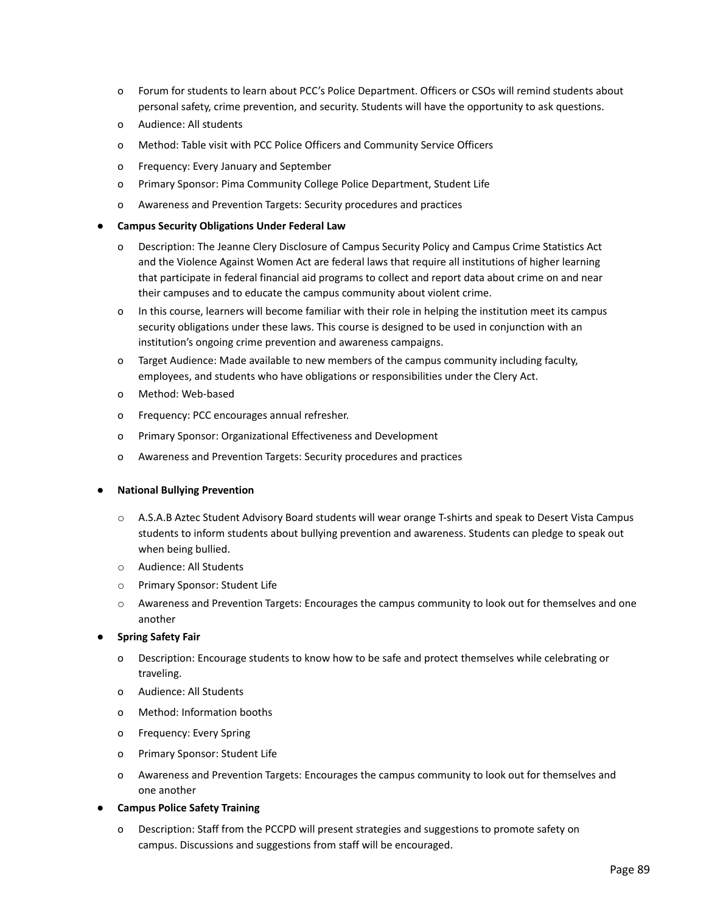- Forum for students to learn about PCC's Police Department. Officers or CSOs will remind students about personal safety, crime prevention, and security. Students will have the opportunity to ask questions.
  - Audience: All students
  - Method: Table visit with PCC Police Officers and Community Service Officers
  - Frequency: Every January and September
  - Primary Sponsor: Pima Community College Police Department, Student Life
  - Awareness and Prevention Targets: Security procedures and practices

- **Campus Security Obligations Under Federal Law**
  - Description: The Jeanne Clery Disclosure of Campus Security Policy and Campus Crime Statistics Act and the Violence Against Women Act are federal laws that require all institutions of higher learning that participate in federal financial aid programs to collect and report data about crime on and near their campuses and to educate the campus community about violent crime.
  - In this course, learners will become familiar with their role in helping the institution meet its campus security obligations under these laws. This course is designed to be used in conjunction with an institution's ongoing crime prevention and awareness campaigns.
  - Target Audience: Made available to new members of the campus community including faculty, employees, and students who have obligations or responsibilities under the Clery Act.
  - Method: Web-based
  - Frequency: PCC encourages annual refresher.
  - Primary Sponsor: Organizational Effectiveness and Development
  - Awareness and Prevention Targets: Security procedures and practices

- **National Bullying Prevention**
  - A.S.A.B Aztec Student Advisory Board students will wear orange T-shirts and speak to Desert Vista Campus students to inform students about bullying prevention and awareness. Students can pledge to speak out when being bullied.
  - Audience: All Students
  - Primary Sponsor: Student Life
  - Awareness and Prevention Targets: Encourages the campus community to look out for themselves and one another

- **Spring Safety Fair**
  - Description: Encourage students to know how to be safe and protect themselves while celebrating or traveling.
  - Audience: All Students
  - Method: Information booths
  - Frequency: Every Spring
  - Primary Sponsor: Student Life
  - Awareness and Prevention Targets: Encourages the campus community to look out for themselves and one another

- **Campus Police Safety Training**
  - Description: Staff from the PCCPD will present strategies and suggestions to promote safety on campus. Discussions and suggestions from staff will be encouraged.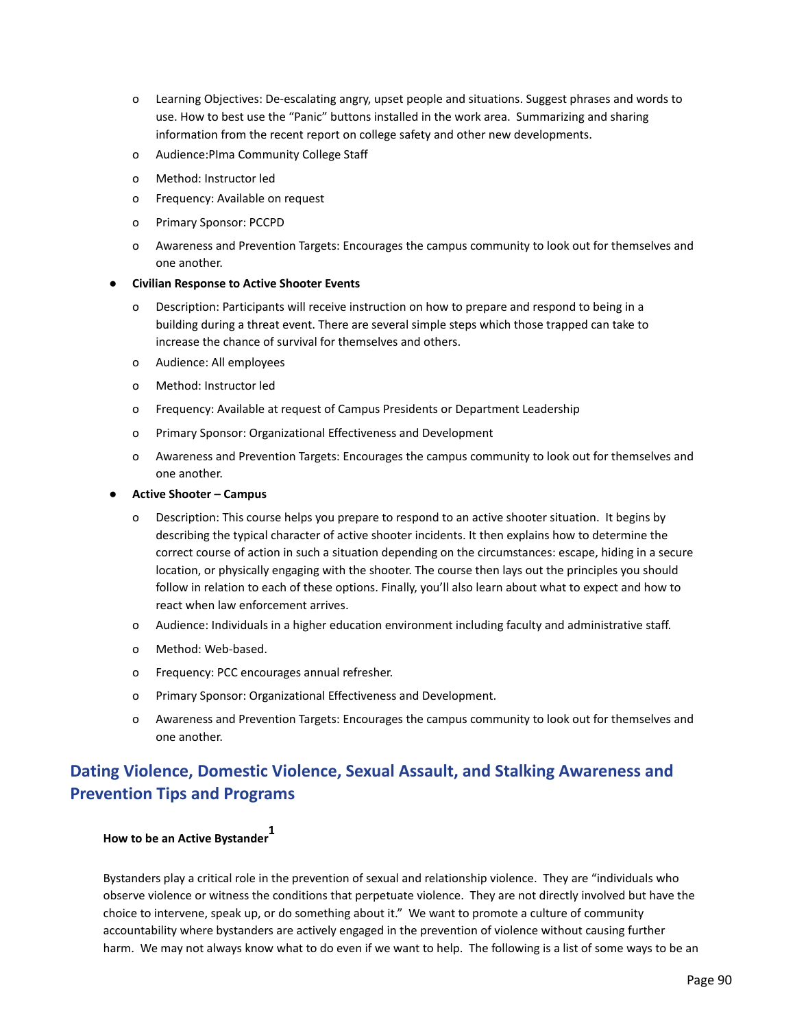- Learning Objectives: De-escalating angry, upset people and situations. Suggest phrases and words to use. How to best use the "Panic" buttons installed in the work area. Summarizing and sharing information from the recent report on college safety and other new developments.
- Audience:PIma Community College Staff
- Method: Instructor led
- Frequency: Available on request
- Primary Sponsor: PCCPD
- Awareness and Prevention Targets: Encourages the campus community to look out for themselves and one another.

- **Civilian Response to Active Shooter Events**
  - Description: Participants will receive instruction on how to prepare and respond to being in a building during a threat event. There are several simple steps which those trapped can take to increase the chance of survival for themselves and others.
  - Audience: All employees
  - Method: Instructor led
  - Frequency: Available at request of Campus Presidents or Department Leadership
  - Primary Sponsor: Organizational Effectiveness and Development
  - Awareness and Prevention Targets: Encourages the campus community to look out for themselves and one another.

- **Active Shooter – Campus**
  - Description: This course helps you prepare to respond to an active shooter situation. It begins by describing the typical character of active shooter incidents. It then explains how to determine the correct course of action in such a situation depending on the circumstances: escape, hiding in a secure location, or physically engaging with the shooter. The course then lays out the principles you should follow in relation to each of these options. Finally, you'll also learn about what to expect and how to react when law enforcement arrives.
  - Audience: Individuals in a higher education environment including faculty and administrative staff.
  - Method: Web-based.
  - Frequency: PCC encourages annual refresher.
  - Primary Sponsor: Organizational Effectiveness and Development.
  - Awareness and Prevention Targets: Encourages the campus community to look out for themselves and one another.

## Dating Violence, Domestic Violence, Sexual Assault, and Stalking Awareness and Prevention Tips and Programs

### How to be an Active Bystander[1]

Bystanders play a critical role in the prevention of sexual and relationship violence. They are "individuals who observe violence or witness the conditions that perpetuate violence. They are not directly involved but have the choice to intervene, speak up, or do something about it." We want to promote a culture of community accountability where bystanders are actively engaged in the prevention of violence without causing further harm. We may not always know what to do even if we want to help. The following is a list of some ways to be an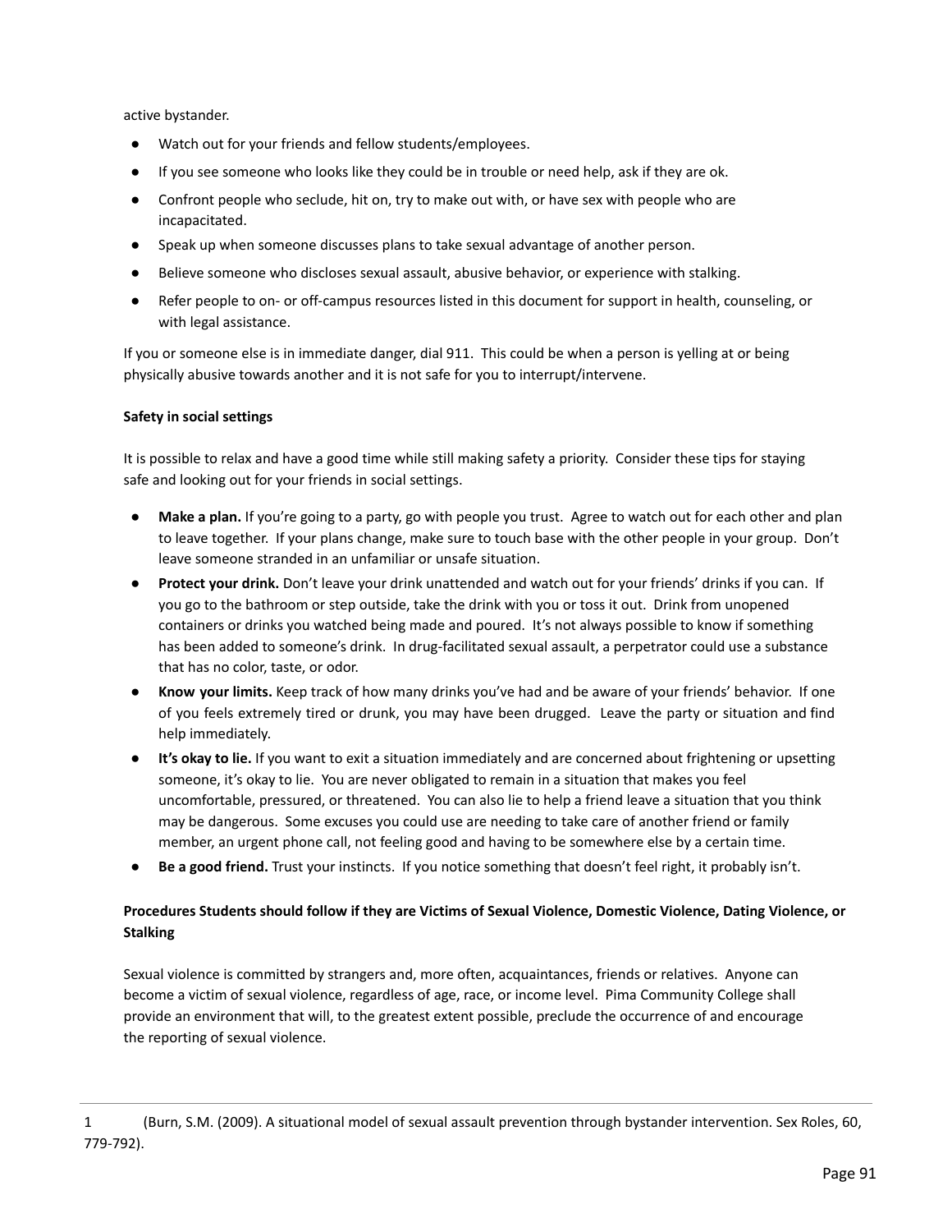active bystander.

- Watch out for your friends and fellow students/employees.
- If you see someone who looks like they could be in trouble or need help, ask if they are ok.
- Confront people who seclude, hit on, try to make out with, or have sex with people who are incapacitated.
- Speak up when someone discusses plans to take sexual advantage of another person.
- Believe someone who discloses sexual assault, abusive behavior, or experience with stalking.
- Refer people to on- or off-campus resources listed in this document for support in health, counseling, or with legal assistance.

If you or someone else is in immediate danger, dial 911. This could be when a person is yelling at or being physically abusive towards another and it is not safe for you to interrupt/intervene.

**Safety in social settings**

It is possible to relax and have a good time while still making safety a priority. Consider these tips for staying safe and looking out for your friends in social settings.

- **Make a plan.** If you're going to a party, go with people you trust. Agree to watch out for each other and plan to leave together. If your plans change, make sure to touch base with the other people in your group. Don't leave someone stranded in an unfamiliar or unsafe situation.
- **Protect your drink.** Don't leave your drink unattended and watch out for your friends' drinks if you can. If you go to the bathroom or step outside, take the drink with you or toss it out. Drink from unopened containers or drinks you watched being made and poured. It's not always possible to know if something has been added to someone's drink. In drug-facilitated sexual assault, a perpetrator could use a substance that has no color, taste, or odor.
- **Know your limits.** Keep track of how many drinks you've had and be aware of your friends' behavior. If one of you feels extremely tired or drunk, you may have been drugged. Leave the party or situation and find help immediately.
- **It's okay to lie.** If you want to exit a situation immediately and are concerned about frightening or upsetting someone, it's okay to lie. You are never obligated to remain in a situation that makes you feel uncomfortable, pressured, or threatened. You can also lie to help a friend leave a situation that you think may be dangerous. Some excuses you could use are needing to take care of another friend or family member, an urgent phone call, not feeling good and having to be somewhere else by a certain time.
- **Be a good friend.** Trust your instincts. If you notice something that doesn't feel right, it probably isn't.

**Procedures Students should follow if they are Victims of Sexual Violence, Domestic Violence, Dating Violence, or Stalking**

Sexual violence is committed by strangers and, more often, acquaintances, friends or relatives. Anyone can become a victim of sexual violence, regardless of age, race, or income level. Pima Community College shall provide an environment that will, to the greatest extent possible, preclude the occurrence of and encourage the reporting of sexual violence.

---

1 (Burn, S.M. (2009). A situational model of sexual assault prevention through bystander intervention. Sex Roles, 60, 779-792).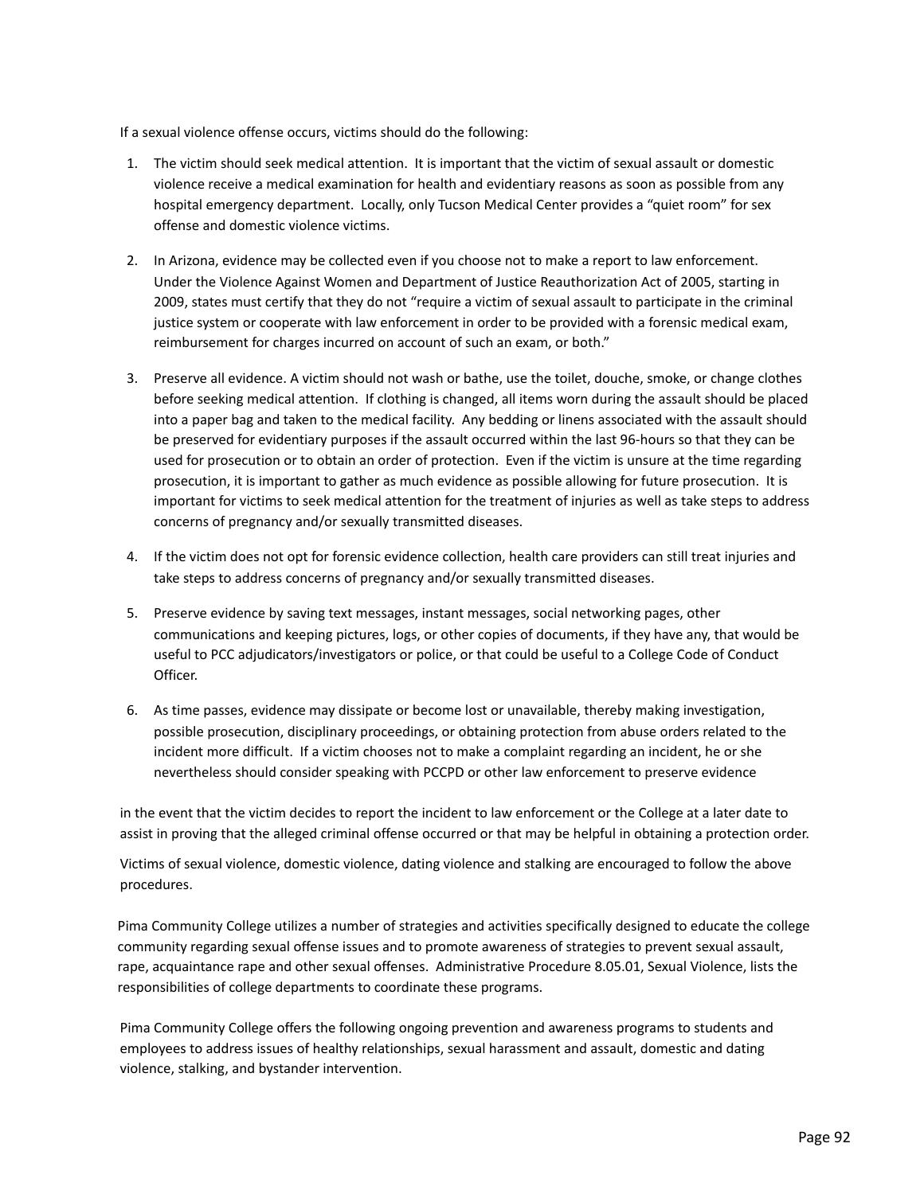If a sexual violence offense occurs, victims should do the following:

1. The victim should seek medical attention. It is important that the victim of sexual assault or domestic violence receive a medical examination for health and evidentiary reasons as soon as possible from any hospital emergency department. Locally, only Tucson Medical Center provides a "quiet room" for sex offense and domestic violence victims.
2. In Arizona, evidence may be collected even if you choose not to make a report to law enforcement. Under the Violence Against Women and Department of Justice Reauthorization Act of 2005, starting in 2009, states must certify that they do not "require a victim of sexual assault to participate in the criminal justice system or cooperate with law enforcement in order to be provided with a forensic medical exam, reimbursement for charges incurred on account of such an exam, or both."
3. Preserve all evidence. A victim should not wash or bathe, use the toilet, douche, smoke, or change clothes before seeking medical attention. If clothing is changed, all items worn during the assault should be placed into a paper bag and taken to the medical facility. Any bedding or linens associated with the assault should be preserved for evidentiary purposes if the assault occurred within the last 96-hours so that they can be used for prosecution or to obtain an order of protection. Even if the victim is unsure at the time regarding prosecution, it is important to gather as much evidence as possible allowing for future prosecution. It is important for victims to seek medical attention for the treatment of injuries as well as take steps to address concerns of pregnancy and/or sexually transmitted diseases.
4. If the victim does not opt for forensic evidence collection, health care providers can still treat injuries and take steps to address concerns of pregnancy and/or sexually transmitted diseases.
5. Preserve evidence by saving text messages, instant messages, social networking pages, other communications and keeping pictures, logs, or other copies of documents, if they have any, that would be useful to PCC adjudicators/investigators or police, or that could be useful to a College Code of Conduct Officer.
6. As time passes, evidence may dissipate or become lost or unavailable, thereby making investigation, possible prosecution, disciplinary proceedings, or obtaining protection from abuse orders related to the incident more difficult. If a victim chooses not to make a complaint regarding an incident, he or she nevertheless should consider speaking with PCCPD or other law enforcement to preserve evidence

in the event that the victim decides to report the incident to law enforcement or the College at a later date to assist in proving that the alleged criminal offense occurred or that may be helpful in obtaining a protection order.

Victims of sexual violence, domestic violence, dating violence and stalking are encouraged to follow the above procedures.

Pima Community College utilizes a number of strategies and activities specifically designed to educate the college community regarding sexual offense issues and to promote awareness of strategies to prevent sexual assault, rape, acquaintance rape and other sexual offenses. Administrative Procedure 8.05.01, Sexual Violence, lists the responsibilities of college departments to coordinate these programs.

Pima Community College offers the following ongoing prevention and awareness programs to students and employees to address issues of healthy relationships, sexual harassment and assault, domestic and dating violence, stalking, and bystander intervention.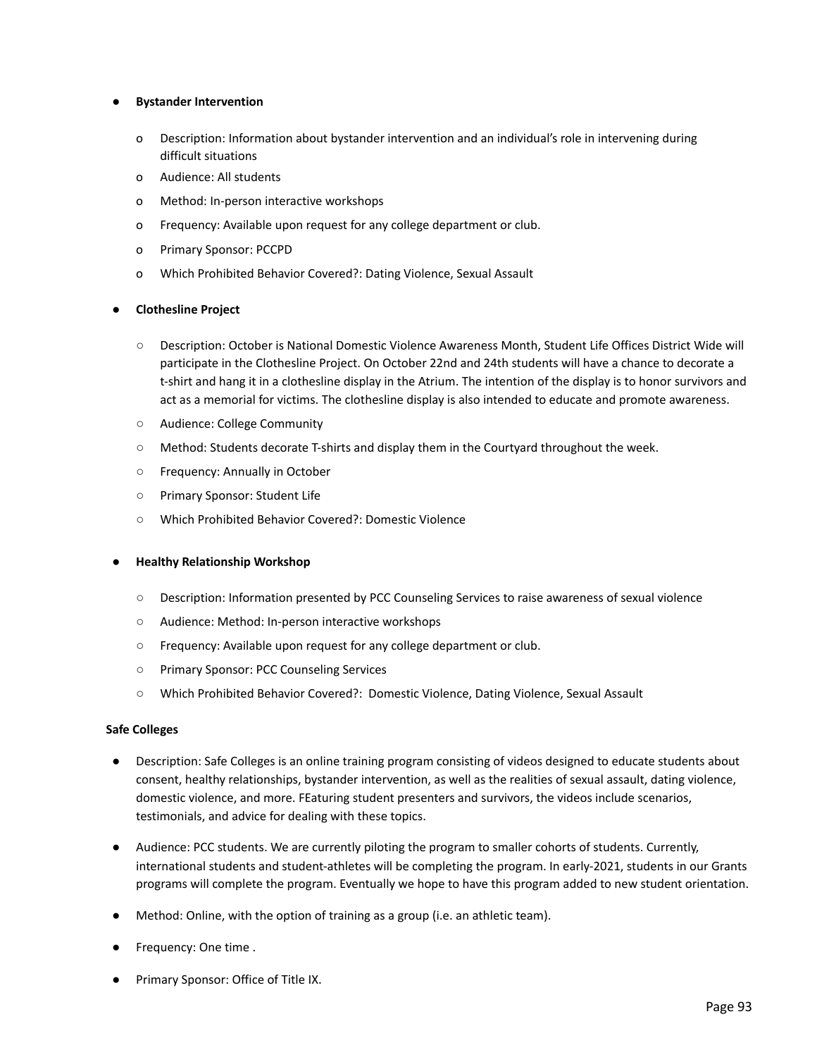- **Bystander Intervention**
  - Description: Information about bystander intervention and an individual's role in intervening during difficult situations
  - Audience: All students
  - Method: In-person interactive workshops
  - Frequency: Available upon request for any college department or club.
  - Primary Sponsor: PCCPD
  - Which Prohibited Behavior Covered?: Dating Violence, Sexual Assault

- **Clothesline Project**
  - Description: October is National Domestic Violence Awareness Month, Student Life Offices District Wide will participate in the Clothesline Project. On October 22nd and 24th students will have a chance to decorate a t-shirt and hang it in a clothesline display in the Atrium. The intention of the display is to honor survivors and act as a memorial for victims. The clothesline display is also intended to educate and promote awareness.
  - Audience: College Community
  - Method: Students decorate T-shirts and display them in the Courtyard throughout the week.
  - Frequency: Annually in October
  - Primary Sponsor: Student Life
  - Which Prohibited Behavior Covered?: Domestic Violence

- **Healthy Relationship Workshop**
  - Description: Information presented by PCC Counseling Services to raise awareness of sexual violence
  - Audience: Method: In-person interactive workshops
  - Frequency: Available upon request for any college department or club.
  - Primary Sponsor: PCC Counseling Services
  - Which Prohibited Behavior Covered?: Domestic Violence, Dating Violence, Sexual Assault

**Safe Colleges**

- Description: Safe Colleges is an online training program consisting of videos designed to educate students about consent, healthy relationships, bystander intervention, as well as the realities of sexual assault, dating violence, domestic violence, and more. FEaturing student presenters and survivors, the videos include scenarios, testimonials, and advice for dealing with these topics.
- Audience: PCC students. We are currently piloting the program to smaller cohorts of students. Currently, international students and student-athletes will be completing the program. In early-2021, students in our Grants programs will complete the program. Eventually we hope to have this program added to new student orientation.
- Method: Online, with the option of training as a group (i.e. an athletic team).
- Frequency: One time .
- Primary Sponsor: Office of Title IX.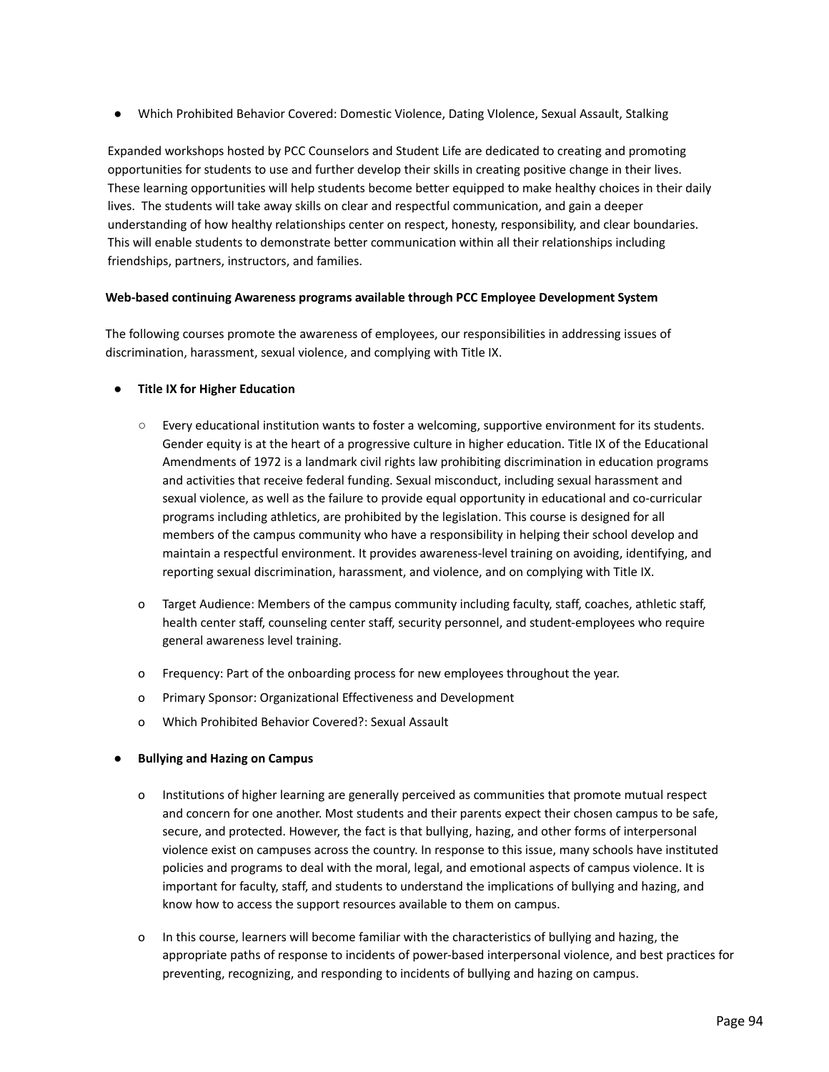- Which Prohibited Behavior Covered: Domestic Violence, Dating VIolence, Sexual Assault, Stalking

Expanded workshops hosted by PCC Counselors and Student Life are dedicated to creating and promoting opportunities for students to use and further develop their skills in creating positive change in their lives. These learning opportunities will help students become better equipped to make healthy choices in their daily lives. The students will take away skills on clear and respectful communication, and gain a deeper understanding of how healthy relationships center on respect, honesty, responsibility, and clear boundaries. This will enable students to demonstrate better communication within all their relationships including friendships, partners, instructors, and families.

**Web-based continuing Awareness programs available through PCC Employee Development System**

The following courses promote the awareness of employees, our responsibilities in addressing issues of discrimination, harassment, sexual violence, and complying with Title IX.

- **Title IX for Higher Education**
  - Every educational institution wants to foster a welcoming, supportive environment for its students. Gender equity is at the heart of a progressive culture in higher education. Title IX of the Educational Amendments of 1972 is a landmark civil rights law prohibiting discrimination in education programs and activities that receive federal funding. Sexual misconduct, including sexual harassment and sexual violence, as well as the failure to provide equal opportunity in educational and co-curricular programs including athletics, are prohibited by the legislation. This course is designed for all members of the campus community who have a responsibility in helping their school develop and maintain a respectful environment. It provides awareness-level training on avoiding, identifying, and reporting sexual discrimination, harassment, and violence, and on complying with Title IX.
  - Target Audience: Members of the campus community including faculty, staff, coaches, athletic staff, health center staff, counseling center staff, security personnel, and student-employees who require general awareness level training.
  - Frequency: Part of the onboarding process for new employees throughout the year.
  - Primary Sponsor: Organizational Effectiveness and Development
  - Which Prohibited Behavior Covered?: Sexual Assault

- **Bullying and Hazing on Campus**
  - Institutions of higher learning are generally perceived as communities that promote mutual respect and concern for one another. Most students and their parents expect their chosen campus to be safe, secure, and protected. However, the fact is that bullying, hazing, and other forms of interpersonal violence exist on campuses across the country. In response to this issue, many schools have instituted policies and programs to deal with the moral, legal, and emotional aspects of campus violence. It is important for faculty, staff, and students to understand the implications of bullying and hazing, and know how to access the support resources available to them on campus.
  - In this course, learners will become familiar with the characteristics of bullying and hazing, the appropriate paths of response to incidents of power-based interpersonal violence, and best practices for preventing, recognizing, and responding to incidents of bullying and hazing on campus.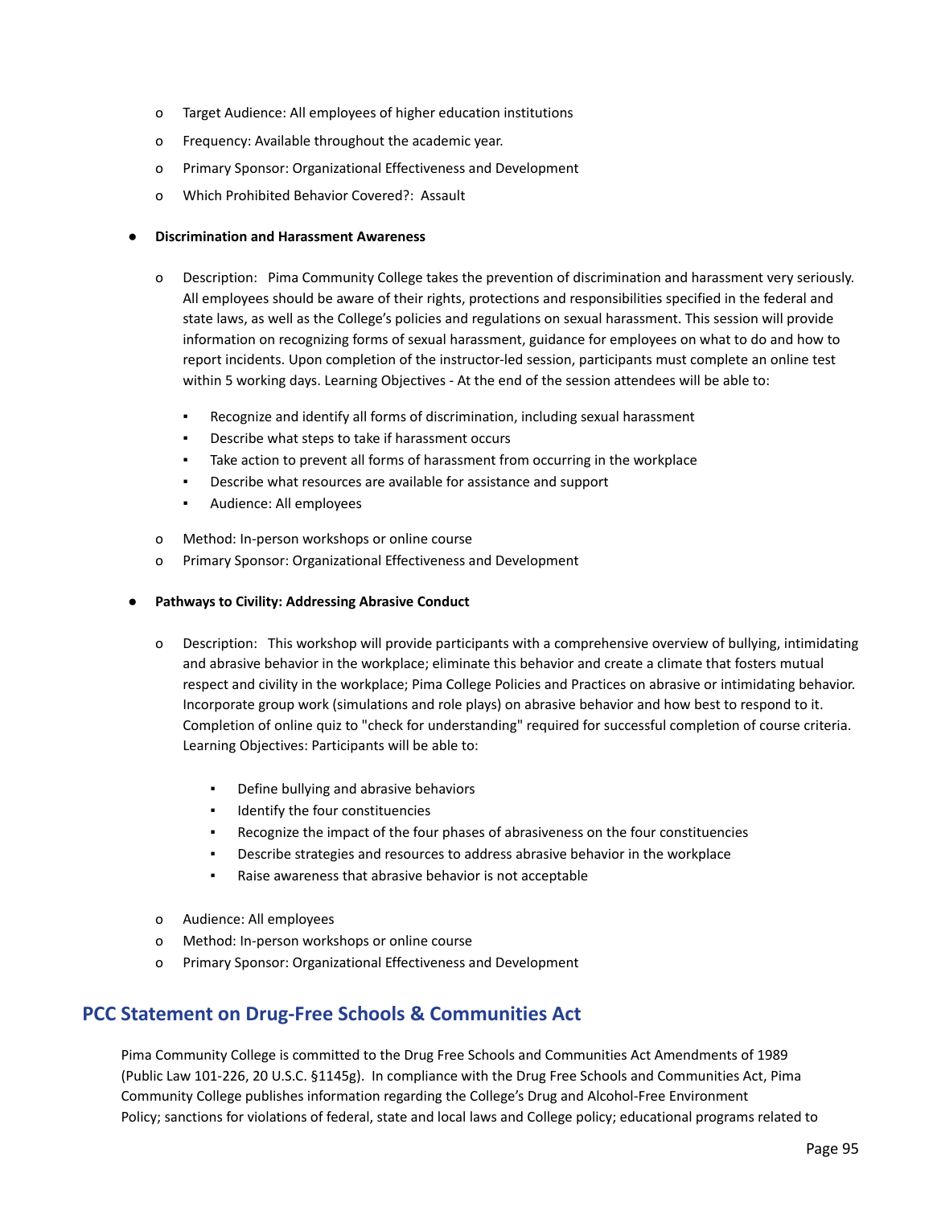- Target Audience: All employees of higher education institutions
  - Frequency: Available throughout the academic year.
  - Primary Sponsor: Organizational Effectiveness and Development
  - Which Prohibited Behavior Covered?: Assault

- **Discrimination and Harassment Awareness**
  - Description: Pima Community College takes the prevention of discrimination and harassment very seriously. All employees should be aware of their rights, protections and responsibilities specified in the federal and state laws, as well as the College's policies and regulations on sexual harassment. This session will provide information on recognizing forms of sexual harassment, guidance for employees on what to do and how to report incidents. Upon completion of the instructor-led session, participants must complete an online test within 5 working days. Learning Objectives - At the end of the session attendees will be able to:
    - Recognize and identify all forms of discrimination, including sexual harassment
    - Describe what steps to take if harassment occurs
    - Take action to prevent all forms of harassment from occurring in the workplace
    - Describe what resources are available for assistance and support
    - Audience: All employees
  - Method: In-person workshops or online course
  - Primary Sponsor: Organizational Effectiveness and Development

- **Pathways to Civility: Addressing Abrasive Conduct**
  - Description: This workshop will provide participants with a comprehensive overview of bullying, intimidating and abrasive behavior in the workplace; eliminate this behavior and create a climate that fosters mutual respect and civility in the workplace; Pima College Policies and Practices on abrasive or intimidating behavior. Incorporate group work (simulations and role plays) on abrasive behavior and how best to respond to it. Completion of online quiz to "check for understanding" required for successful completion of course criteria. Learning Objectives: Participants will be able to:
    - Define bullying and abrasive behaviors
    - Identify the four constituencies
    - Recognize the impact of the four phases of abrasiveness on the four constituencies
    - Describe strategies and resources to address abrasive behavior in the workplace
    - Raise awareness that abrasive behavior is not acceptable
  - Audience: All employees
  - Method: In-person workshops or online course
  - Primary Sponsor: Organizational Effectiveness and Development

## PCC Statement on Drug-Free Schools & Communities Act

Pima Community College is committed to the Drug Free Schools and Communities Act Amendments of 1989 (Public Law 101-226, 20 U.S.C. §1145g). In compliance with the Drug Free Schools and Communities Act, Pima Community College publishes information regarding the College's Drug and Alcohol-Free Environment Policy; sanctions for violations of federal, state and local laws and College policy; educational programs related to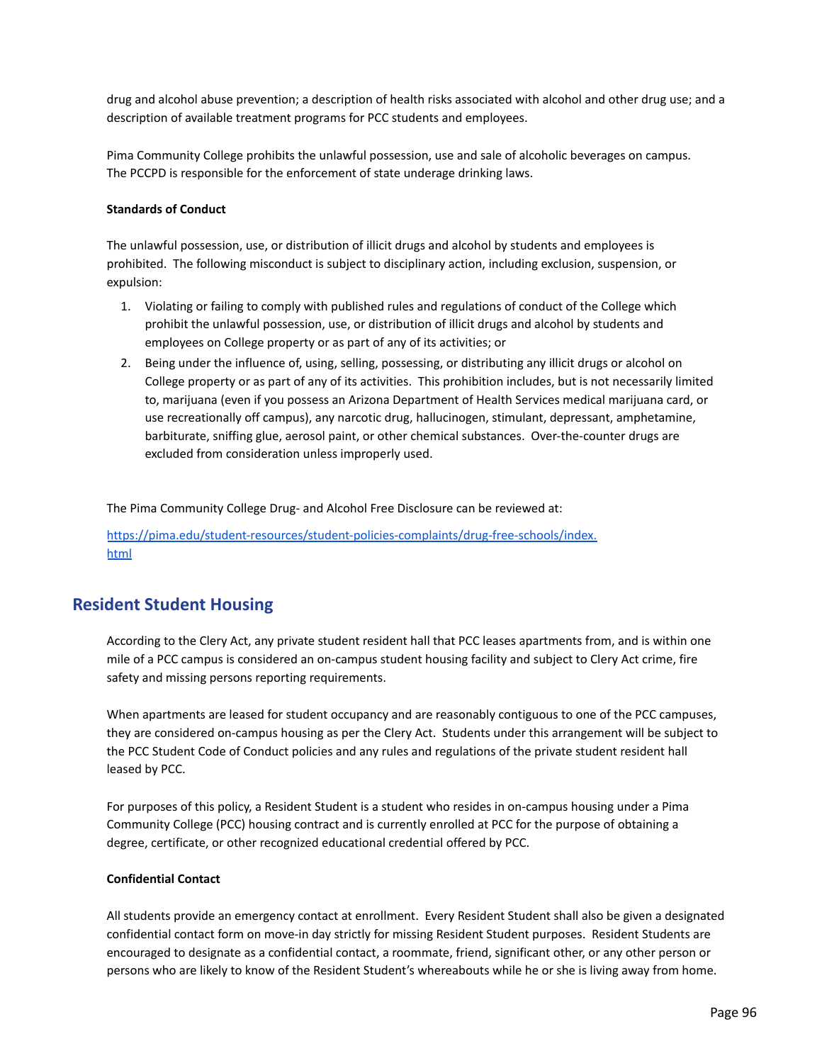drug and alcohol abuse prevention; a description of health risks associated with alcohol and other drug use; and a description of available treatment programs for PCC students and employees.

Pima Community College prohibits the unlawful possession, use and sale of alcoholic beverages on campus. The PCCPD is responsible for the enforcement of state underage drinking laws.

**Standards of Conduct**

The unlawful possession, use, or distribution of illicit drugs and alcohol by students and employees is prohibited. The following misconduct is subject to disciplinary action, including exclusion, suspension, or expulsion:

1. Violating or failing to comply with published rules and regulations of conduct of the College which prohibit the unlawful possession, use, or distribution of illicit drugs and alcohol by students and employees on College property or as part of any of its activities; or
2. Being under the influence of, using, selling, possessing, or distributing any illicit drugs or alcohol on College property or as part of any of its activities. This prohibition includes, but is not necessarily limited to, marijuana (even if you possess an Arizona Department of Health Services medical marijuana card, or use recreationally off campus), any narcotic drug, hallucinogen, stimulant, depressant, amphetamine, barbiturate, sniffing glue, aerosol paint, or other chemical substances. Over-the-counter drugs are excluded from consideration unless improperly used.

The Pima Community College Drug- and Alcohol Free Disclosure can be reviewed at:

https://pima.edu/student-resources/student-policies-complaints/drug-free-schools/index.html

## Resident Student Housing

According to the Clery Act, any private student resident hall that PCC leases apartments from, and is within one mile of a PCC campus is considered an on-campus student housing facility and subject to Clery Act crime, fire safety and missing persons reporting requirements.

When apartments are leased for student occupancy and are reasonably contiguous to one of the PCC campuses, they are considered on-campus housing as per the Clery Act. Students under this arrangement will be subject to the PCC Student Code of Conduct policies and any rules and regulations of the private student resident hall leased by PCC.

For purposes of this policy, a Resident Student is a student who resides in on-campus housing under a Pima Community College (PCC) housing contract and is currently enrolled at PCC for the purpose of obtaining a degree, certificate, or other recognized educational credential offered by PCC.

**Confidential Contact**

All students provide an emergency contact at enrollment. Every Resident Student shall also be given a designated confidential contact form on move-in day strictly for missing Resident Student purposes. Resident Students are encouraged to designate as a confidential contact, a roommate, friend, significant other, or any other person or persons who are likely to know of the Resident Student's whereabouts while he or she is living away from home.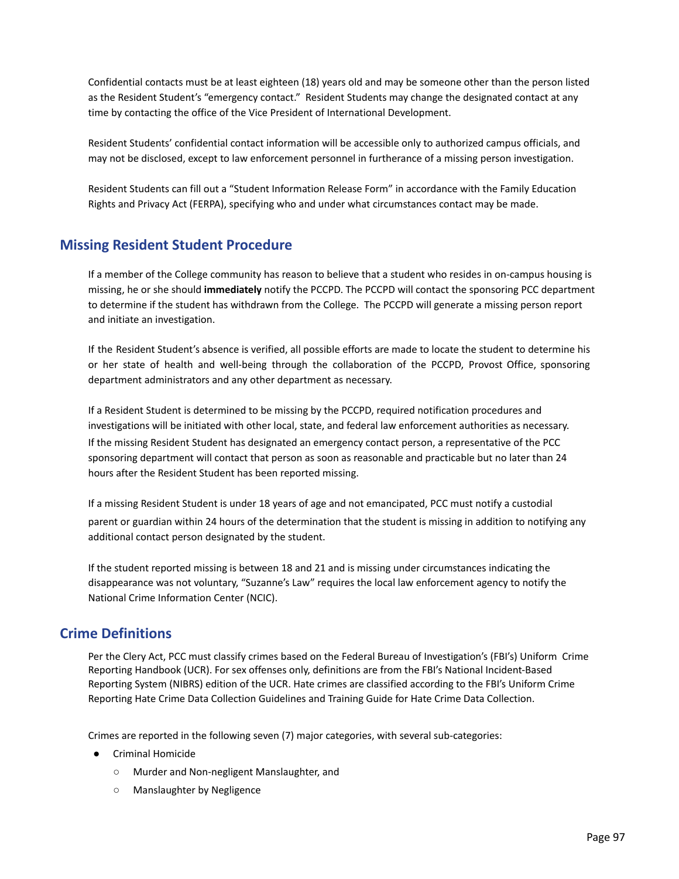Confidential contacts must be at least eighteen (18) years old and may be someone other than the person listed as the Resident Student's "emergency contact." Resident Students may change the designated contact at any time by contacting the office of the Vice President of International Development.

Resident Students' confidential contact information will be accessible only to authorized campus officials, and may not be disclosed, except to law enforcement personnel in furtherance of a missing person investigation.

Resident Students can fill out a "Student Information Release Form" in accordance with the Family Education Rights and Privacy Act (FERPA), specifying who and under what circumstances contact may be made.

## Missing Resident Student Procedure

If a member of the College community has reason to believe that a student who resides in on-campus housing is missing, he or she should **immediately** notify the PCCPD. The PCCPD will contact the sponsoring PCC department to determine if the student has withdrawn from the College. The PCCPD will generate a missing person report and initiate an investigation.

If the Resident Student's absence is verified, all possible efforts are made to locate the student to determine his or her state of health and well-being through the collaboration of the PCCPD, Provost Office, sponsoring department administrators and any other department as necessary.

If a Resident Student is determined to be missing by the PCCPD, required notification procedures and investigations will be initiated with other local, state, and federal law enforcement authorities as necessary. If the missing Resident Student has designated an emergency contact person, a representative of the PCC sponsoring department will contact that person as soon as reasonable and practicable but no later than 24 hours after the Resident Student has been reported missing.

If a missing Resident Student is under 18 years of age and not emancipated, PCC must notify a custodial parent or guardian within 24 hours of the determination that the student is missing in addition to notifying any additional contact person designated by the student.

If the student reported missing is between 18 and 21 and is missing under circumstances indicating the disappearance was not voluntary, "Suzanne's Law" requires the local law enforcement agency to notify the National Crime Information Center (NCIC).

## Crime Definitions

Per the Clery Act, PCC must classify crimes based on the Federal Bureau of Investigation's (FBI's) Uniform Crime Reporting Handbook (UCR). For sex offenses only, definitions are from the FBI's National Incident-Based Reporting System (NIBRS) edition of the UCR. Hate crimes are classified according to the FBI's Uniform Crime Reporting Hate Crime Data Collection Guidelines and Training Guide for Hate Crime Data Collection.

Crimes are reported in the following seven (7) major categories, with several sub-categories:

- Criminal Homicide
  - Murder and Non-negligent Manslaughter, and
  - Manslaughter by Negligence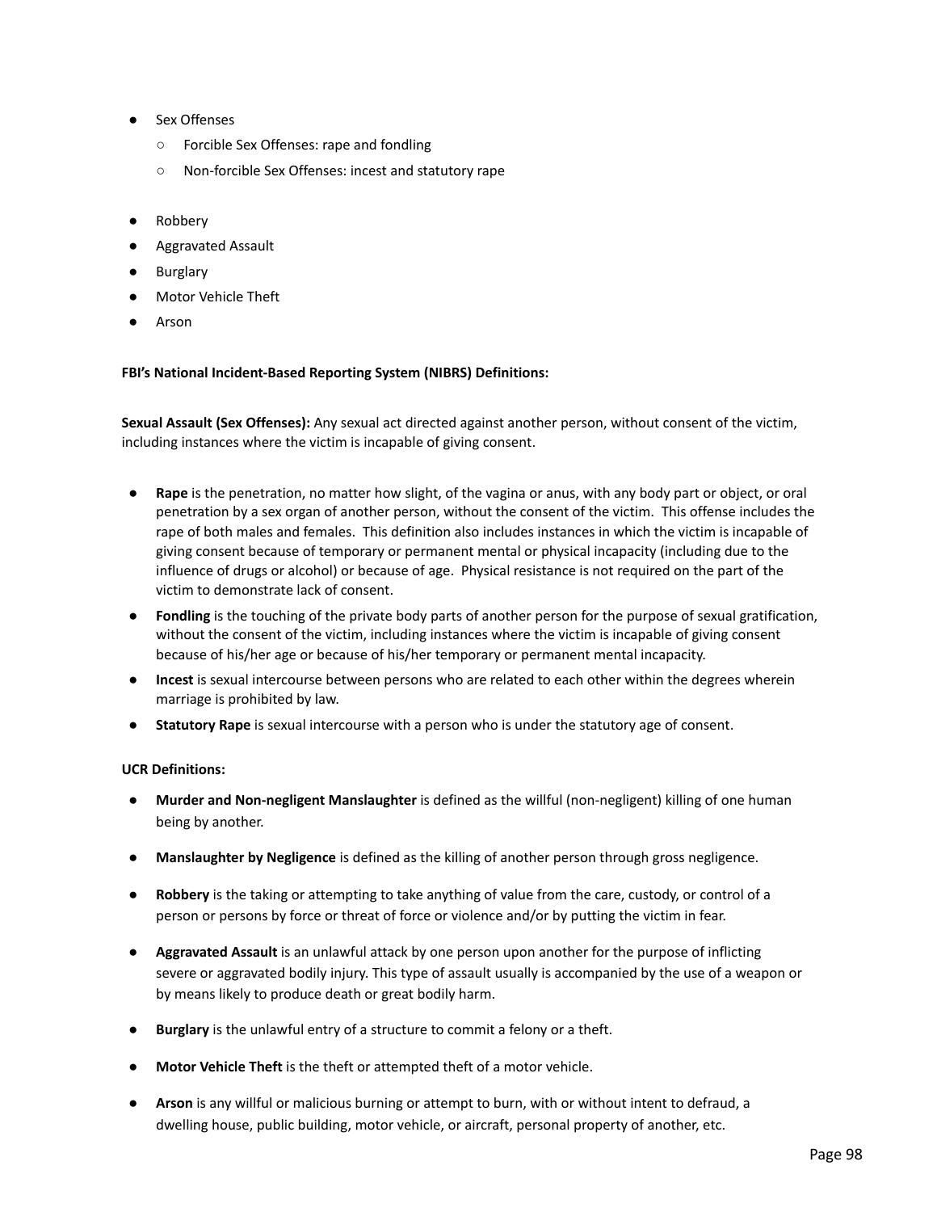- Sex Offenses
  - Forcible Sex Offenses: rape and fondling
  - Non-forcible Sex Offenses: incest and statutory rape

- Robbery
- Aggravated Assault
- Burglary
- Motor Vehicle Theft
- Arson

**FBI's National Incident-Based Reporting System (NIBRS) Definitions:**

**Sexual Assault (Sex Offenses):** Any sexual act directed against another person, without consent of the victim, including instances where the victim is incapable of giving consent.

- **Rape** is the penetration, no matter how slight, of the vagina or anus, with any body part or object, or oral penetration by a sex organ of another person, without the consent of the victim. This offense includes the rape of both males and females. This definition also includes instances in which the victim is incapable of giving consent because of temporary or permanent mental or physical incapacity (including due to the influence of drugs or alcohol) or because of age. Physical resistance is not required on the part of the victim to demonstrate lack of consent.
- **Fondling** is the touching of the private body parts of another person for the purpose of sexual gratification, without the consent of the victim, including instances where the victim is incapable of giving consent because of his/her age or because of his/her temporary or permanent mental incapacity.
- **Incest** is sexual intercourse between persons who are related to each other within the degrees wherein marriage is prohibited by law.
- **Statutory Rape** is sexual intercourse with a person who is under the statutory age of consent.

**UCR Definitions:**

- **Murder and Non-negligent Manslaughter** is defined as the willful (non-negligent) killing of one human being by another.
- **Manslaughter by Negligence** is defined as the killing of another person through gross negligence.
- **Robbery** is the taking or attempting to take anything of value from the care, custody, or control of a person or persons by force or threat of force or violence and/or by putting the victim in fear.
- **Aggravated Assault** is an unlawful attack by one person upon another for the purpose of inflicting severe or aggravated bodily injury. This type of assault usually is accompanied by the use of a weapon or by means likely to produce death or great bodily harm.
- **Burglary** is the unlawful entry of a structure to commit a felony or a theft.
- **Motor Vehicle Theft** is the theft or attempted theft of a motor vehicle.
- **Arson** is any willful or malicious burning or attempt to burn, with or without intent to defraud, a dwelling house, public building, motor vehicle, or aircraft, personal property of another, etc.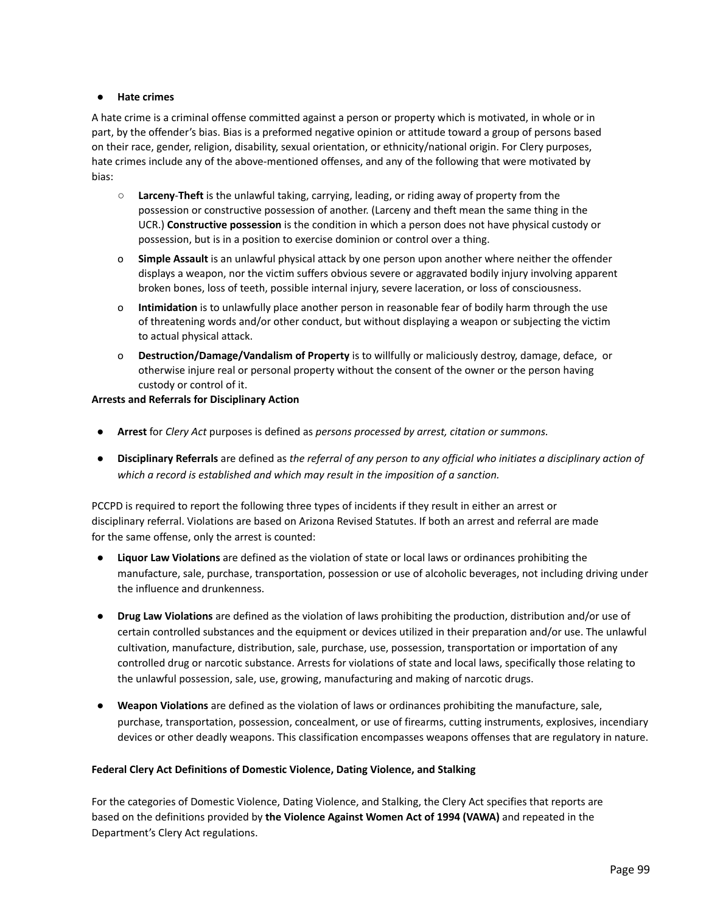- **Hate crimes**

A hate crime is a criminal offense committed against a person or property which is motivated, in whole or in part, by the offender's bias. Bias is a preformed negative opinion or attitude toward a group of persons based on their race, gender, religion, disability, sexual orientation, or ethnicity/national origin. For Clery purposes, hate crimes include any of the above-mentioned offenses, and any of the following that were motivated by bias:

  - **Larceny-Theft** is the unlawful taking, carrying, leading, or riding away of property from the possession or constructive possession of another. (Larceny and theft mean the same thing in the UCR.) **Constructive possession** is the condition in which a person does not have physical custody or possession, but is in a position to exercise dominion or control over a thing.
  - **Simple Assault** is an unlawful physical attack by one person upon another where neither the offender displays a weapon, nor the victim suffers obvious severe or aggravated bodily injury involving apparent broken bones, loss of teeth, possible internal injury, severe laceration, or loss of consciousness.
  - **Intimidation** is to unlawfully place another person in reasonable fear of bodily harm through the use of threatening words and/or other conduct, but without displaying a weapon or subjecting the victim to actual physical attack.
  - **Destruction/Damage/Vandalism of Property** is to willfully or maliciously destroy, damage, deface, or otherwise injure real or personal property without the consent of the owner or the person having custody or control of it.

**Arrests and Referrals for Disciplinary Action**

- **Arrest** for *Clery Act* purposes is defined as *persons processed by arrest, citation or summons.*
- **Disciplinary Referrals** are defined as *the referral of any person to any official who initiates a disciplinary action of which a record is established and which may result in the imposition of a sanction.*

PCCPD is required to report the following three types of incidents if they result in either an arrest or disciplinary referral. Violations are based on Arizona Revised Statutes. If both an arrest and referral are made for the same offense, only the arrest is counted:

- **Liquor Law Violations** are defined as the violation of state or local laws or ordinances prohibiting the manufacture, sale, purchase, transportation, possession or use of alcoholic beverages, not including driving under the influence and drunkenness.
- **Drug Law Violations** are defined as the violation of laws prohibiting the production, distribution and/or use of certain controlled substances and the equipment or devices utilized in their preparation and/or use. The unlawful cultivation, manufacture, distribution, sale, purchase, use, possession, transportation or importation of any controlled drug or narcotic substance. Arrests for violations of state and local laws, specifically those relating to the unlawful possession, sale, use, growing, manufacturing and making of narcotic drugs.
- **Weapon Violations** are defined as the violation of laws or ordinances prohibiting the manufacture, sale, purchase, transportation, possession, concealment, or use of firearms, cutting instruments, explosives, incendiary devices or other deadly weapons. This classification encompasses weapons offenses that are regulatory in nature.

**Federal Clery Act Definitions of Domestic Violence, Dating Violence, and Stalking**

For the categories of Domestic Violence, Dating Violence, and Stalking, the Clery Act specifies that reports are based on the definitions provided by **the Violence Against Women Act of 1994 (VAWA)** and repeated in the Department's Clery Act regulations.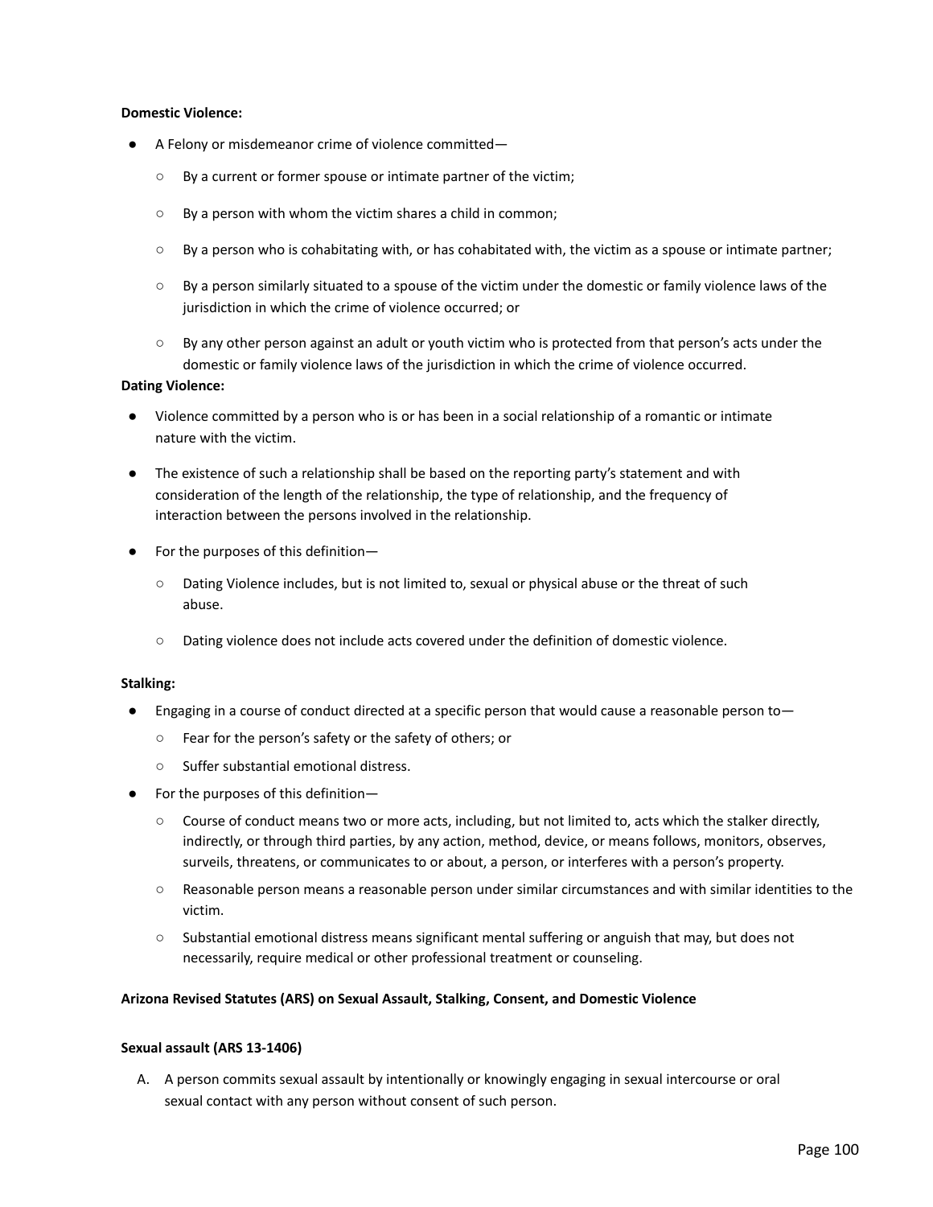**Domestic Violence:**

- A Felony or misdemeanor crime of violence committed—
  - By a current or former spouse or intimate partner of the victim;
  - By a person with whom the victim shares a child in common;
  - By a person who is cohabitating with, or has cohabitated with, the victim as a spouse or intimate partner;
  - By a person similarly situated to a spouse of the victim under the domestic or family violence laws of the jurisdiction in which the crime of violence occurred; or
  - By any other person against an adult or youth victim who is protected from that person's acts under the domestic or family violence laws of the jurisdiction in which the crime of violence occurred.

**Dating Violence:**

- Violence committed by a person who is or has been in a social relationship of a romantic or intimate nature with the victim.
- The existence of such a relationship shall be based on the reporting party's statement and with consideration of the length of the relationship, the type of relationship, and the frequency of interaction between the persons involved in the relationship.
- For the purposes of this definition—
  - Dating Violence includes, but is not limited to, sexual or physical abuse or the threat of such abuse.
  - Dating violence does not include acts covered under the definition of domestic violence.

**Stalking:**

- Engaging in a course of conduct directed at a specific person that would cause a reasonable person to—
  - Fear for the person's safety or the safety of others; or
  - Suffer substantial emotional distress.
- For the purposes of this definition—
  - Course of conduct means two or more acts, including, but not limited to, acts which the stalker directly, indirectly, or through third parties, by any action, method, device, or means follows, monitors, observes, surveils, threatens, or communicates to or about, a person, or interferes with a person's property.
  - Reasonable person means a reasonable person under similar circumstances and with similar identities to the victim.
  - Substantial emotional distress means significant mental suffering or anguish that may, but does not necessarily, require medical or other professional treatment or counseling.

**Arizona Revised Statutes (ARS) on Sexual Assault, Stalking, Consent, and Domestic Violence**

**Sexual assault (ARS 13-1406)**

A. A person commits sexual assault by intentionally or knowingly engaging in sexual intercourse or oral sexual contact with any person without consent of such person.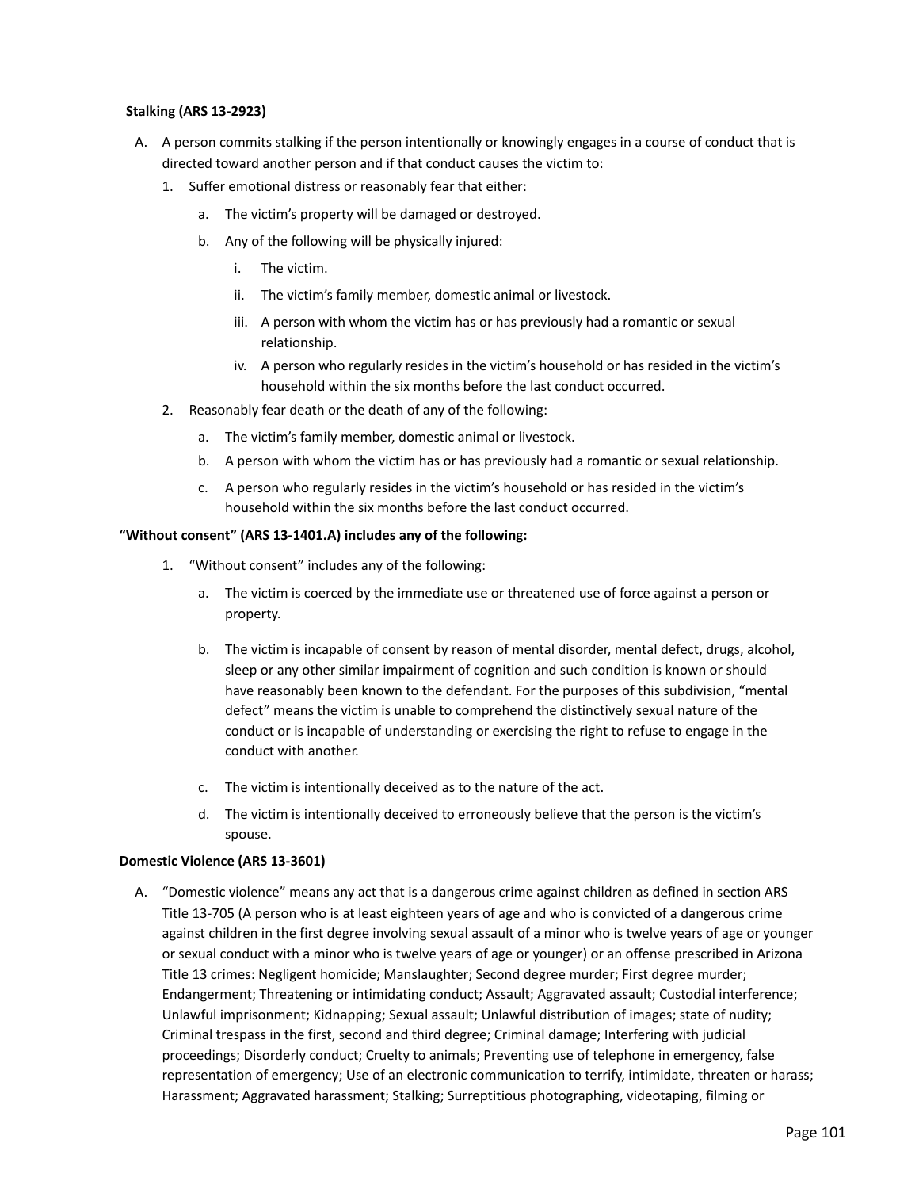**Stalking (ARS 13-2923)**

A. A person commits stalking if the person intentionally or knowingly engages in a course of conduct that is directed toward another person and if that conduct causes the victim to:
   1. Suffer emotional distress or reasonably fear that either:
      a. The victim's property will be damaged or destroyed.
      b. Any of the following will be physically injured:
         i. The victim.
         ii. The victim's family member, domestic animal or livestock.
         iii. A person with whom the victim has or has previously had a romantic or sexual relationship.
         iv. A person who regularly resides in the victim's household or has resided in the victim's household within the six months before the last conduct occurred.
   2. Reasonably fear death or the death of any of the following:
      a. The victim's family member, domestic animal or livestock.
      b. A person with whom the victim has or has previously had a romantic or sexual relationship.
      c. A person who regularly resides in the victim's household or has resided in the victim's household within the six months before the last conduct occurred.

**"Without consent" (ARS 13-1401.A) includes any of the following:**

1. "Without consent" includes any of the following:
   a. The victim is coerced by the immediate use or threatened use of force against a person or property.
   b. The victim is incapable of consent by reason of mental disorder, mental defect, drugs, alcohol, sleep or any other similar impairment of cognition and such condition is known or should have reasonably been known to the defendant. For the purposes of this subdivision, "mental defect" means the victim is unable to comprehend the distinctively sexual nature of the conduct or is incapable of understanding or exercising the right to refuse to engage in the conduct with another.
   c. The victim is intentionally deceived as to the nature of the act.
   d. The victim is intentionally deceived to erroneously believe that the person is the victim's spouse.

**Domestic Violence (ARS 13-3601)**

A. "Domestic violence" means any act that is a dangerous crime against children as defined in section ARS Title 13-705 (A person who is at least eighteen years of age and who is convicted of a dangerous crime against children in the first degree involving sexual assault of a minor who is twelve years of age or younger or sexual conduct with a minor who is twelve years of age or younger) or an offense prescribed in Arizona Title 13 crimes: Negligent homicide; Manslaughter; Second degree murder; First degree murder; Endangerment; Threatening or intimidating conduct; Assault; Aggravated assault; Custodial interference; Unlawful imprisonment; Kidnapping; Sexual assault; Unlawful distribution of images; state of nudity; Criminal trespass in the first, second and third degree; Criminal damage; Interfering with judicial proceedings; Disorderly conduct; Cruelty to animals; Preventing use of telephone in emergency, false representation of emergency; Use of an electronic communication to terrify, intimidate, threaten or harass; Harassment; Aggravated harassment; Stalking; Surreptitious photographing, videotaping, filming or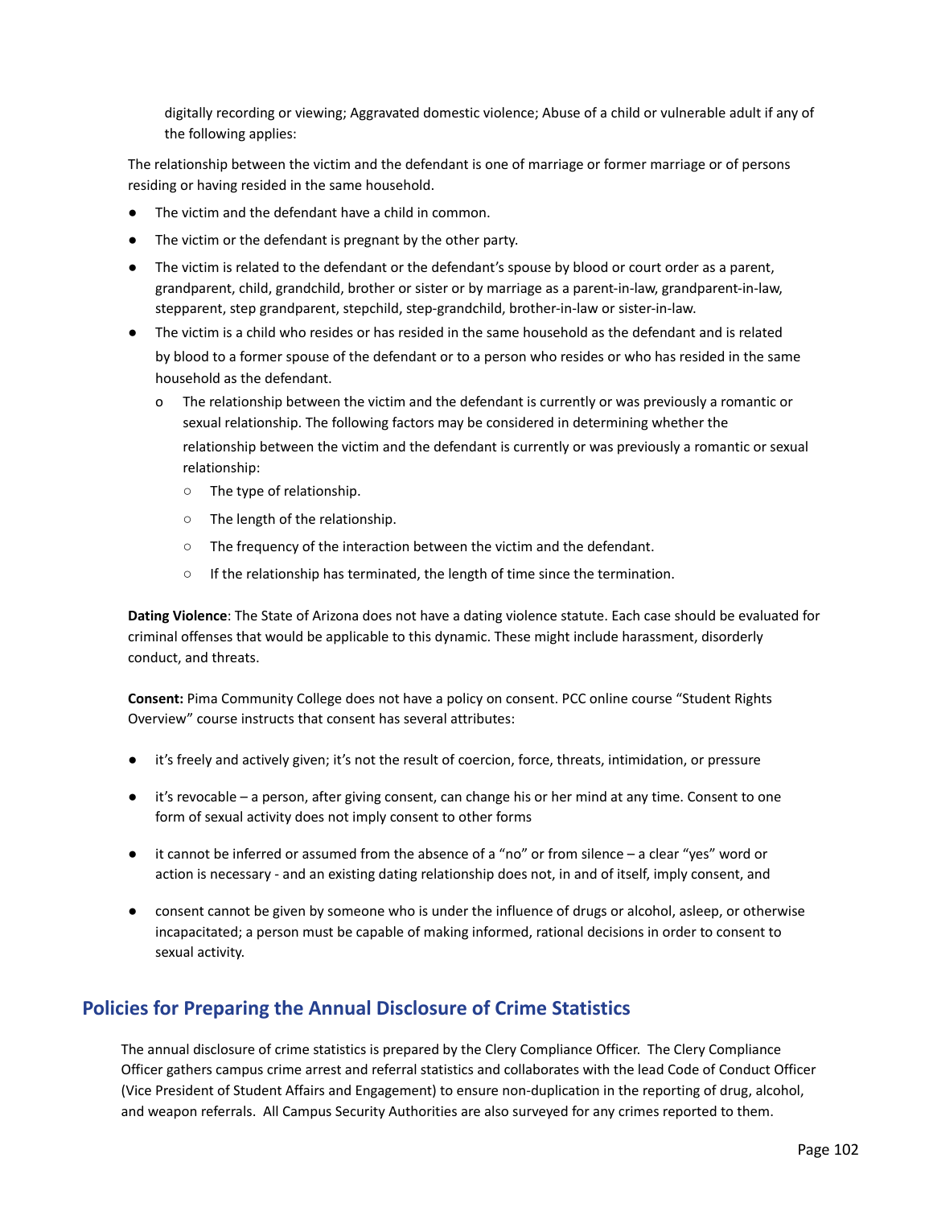digitally recording or viewing; Aggravated domestic violence; Abuse of a child or vulnerable adult if any of the following applies:

The relationship between the victim and the defendant is one of marriage or former marriage or of persons residing or having resided in the same household.

- The victim and the defendant have a child in common.
- The victim or the defendant is pregnant by the other party.
- The victim is related to the defendant or the defendant's spouse by blood or court order as a parent, grandparent, child, grandchild, brother or sister or by marriage as a parent-in-law, grandparent-in-law, stepparent, step grandparent, stepchild, step-grandchild, brother-in-law or sister-in-law.
- The victim is a child who resides or has resided in the same household as the defendant and is related by blood to a former spouse of the defendant or to a person who resides or who has resided in the same household as the defendant.
  - The relationship between the victim and the defendant is currently or was previously a romantic or sexual relationship. The following factors may be considered in determining whether the relationship between the victim and the defendant is currently or was previously a romantic or sexual relationship:
    - The type of relationship.
    - The length of the relationship.
    - The frequency of the interaction between the victim and the defendant.
    - If the relationship has terminated, the length of time since the termination.

**Dating Violence**: The State of Arizona does not have a dating violence statute. Each case should be evaluated for criminal offenses that would be applicable to this dynamic. These might include harassment, disorderly conduct, and threats.

**Consent:** Pima Community College does not have a policy on consent. PCC online course "Student Rights Overview" course instructs that consent has several attributes:

- it's freely and actively given; it's not the result of coercion, force, threats, intimidation, or pressure
- it's revocable – a person, after giving consent, can change his or her mind at any time. Consent to one form of sexual activity does not imply consent to other forms
- it cannot be inferred or assumed from the absence of a "no" or from silence – a clear "yes" word or action is necessary - and an existing dating relationship does not, in and of itself, imply consent, and
- consent cannot be given by someone who is under the influence of drugs or alcohol, asleep, or otherwise incapacitated; a person must be capable of making informed, rational decisions in order to consent to sexual activity.

## Policies for Preparing the Annual Disclosure of Crime Statistics

The annual disclosure of crime statistics is prepared by the Clery Compliance Officer. The Clery Compliance Officer gathers campus crime arrest and referral statistics and collaborates with the lead Code of Conduct Officer (Vice President of Student Affairs and Engagement) to ensure non-duplication in the reporting of drug, alcohol, and weapon referrals. All Campus Security Authorities are also surveyed for any crimes reported to them.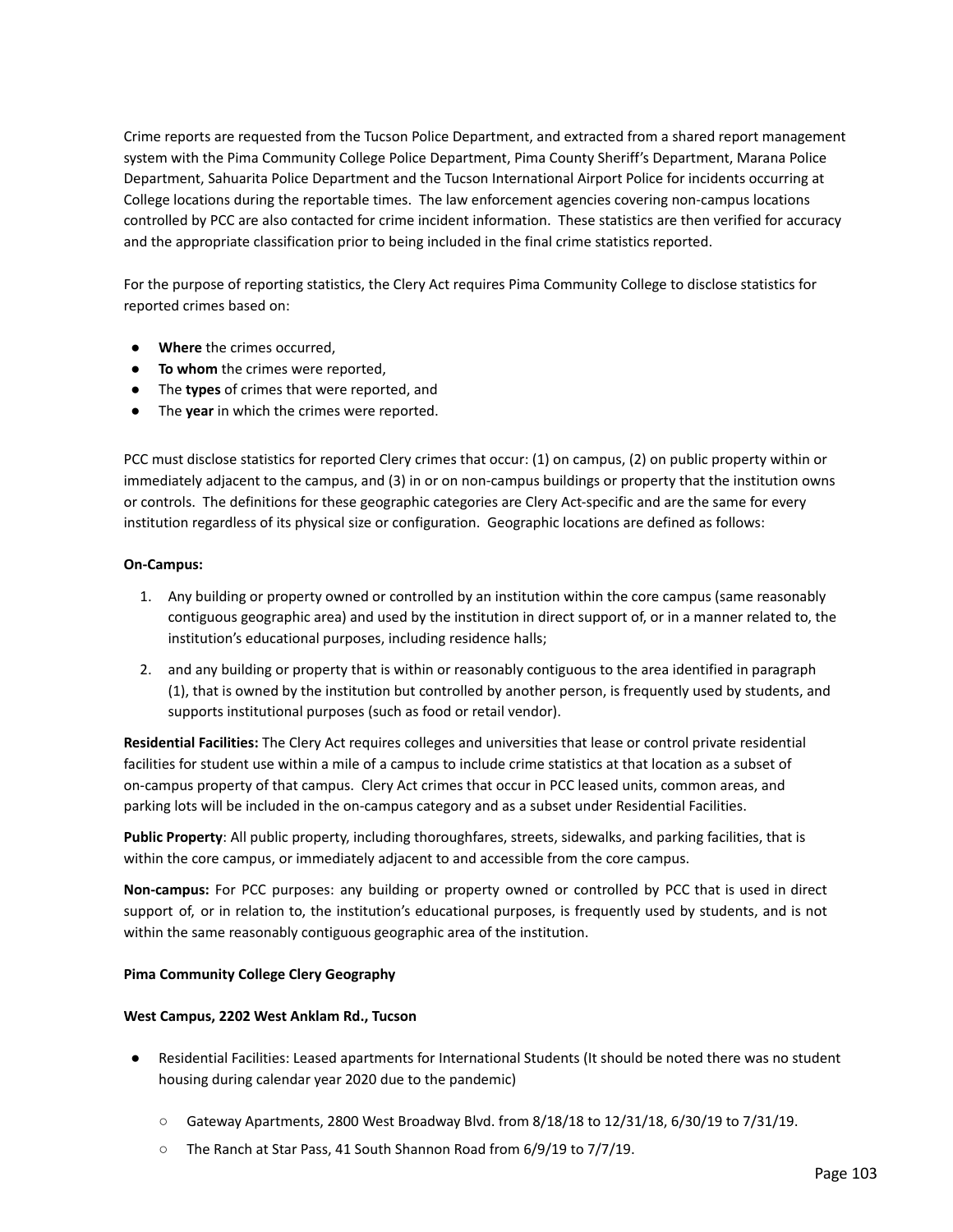Crime reports are requested from the Tucson Police Department, and extracted from a shared report management system with the Pima Community College Police Department, Pima County Sheriff's Department, Marana Police Department, Sahuarita Police Department and the Tucson International Airport Police for incidents occurring at College locations during the reportable times. The law enforcement agencies covering non-campus locations controlled by PCC are also contacted for crime incident information. These statistics are then verified for accuracy and the appropriate classification prior to being included in the final crime statistics reported.

For the purpose of reporting statistics, the Clery Act requires Pima Community College to disclose statistics for reported crimes based on:

- **Where** the crimes occurred,
- **To whom** the crimes were reported,
- The **types** of crimes that were reported, and
- The **year** in which the crimes were reported.

PCC must disclose statistics for reported Clery crimes that occur: (1) on campus, (2) on public property within or immediately adjacent to the campus, and (3) in or on non-campus buildings or property that the institution owns or controls. The definitions for these geographic categories are Clery Act-specific and are the same for every institution regardless of its physical size or configuration. Geographic locations are defined as follows:

**On-Campus:**

1. Any building or property owned or controlled by an institution within the core campus (same reasonably contiguous geographic area) and used by the institution in direct support of, or in a manner related to, the institution's educational purposes, including residence halls;
2. and any building or property that is within or reasonably contiguous to the area identified in paragraph (1), that is owned by the institution but controlled by another person, is frequently used by students, and supports institutional purposes (such as food or retail vendor).

**Residential Facilities:** The Clery Act requires colleges and universities that lease or control private residential facilities for student use within a mile of a campus to include crime statistics at that location as a subset of on-campus property of that campus. Clery Act crimes that occur in PCC leased units, common areas, and parking lots will be included in the on-campus category and as a subset under Residential Facilities.

**Public Property**: All public property, including thoroughfares, streets, sidewalks, and parking facilities, that is within the core campus, or immediately adjacent to and accessible from the core campus.

**Non-campus:** For PCC purposes: any building or property owned or controlled by PCC that is used in direct support of, or in relation to, the institution's educational purposes, is frequently used by students, and is not within the same reasonably contiguous geographic area of the institution.

**Pima Community College Clery Geography**

**West Campus, 2202 West Anklam Rd., Tucson**

- Residential Facilities: Leased apartments for International Students (It should be noted there was no student housing during calendar year 2020 due to the pandemic)
  - Gateway Apartments, 2800 West Broadway Blvd. from 8/18/18 to 12/31/18, 6/30/19 to 7/31/19.
  - The Ranch at Star Pass, 41 South Shannon Road from 6/9/19 to 7/7/19.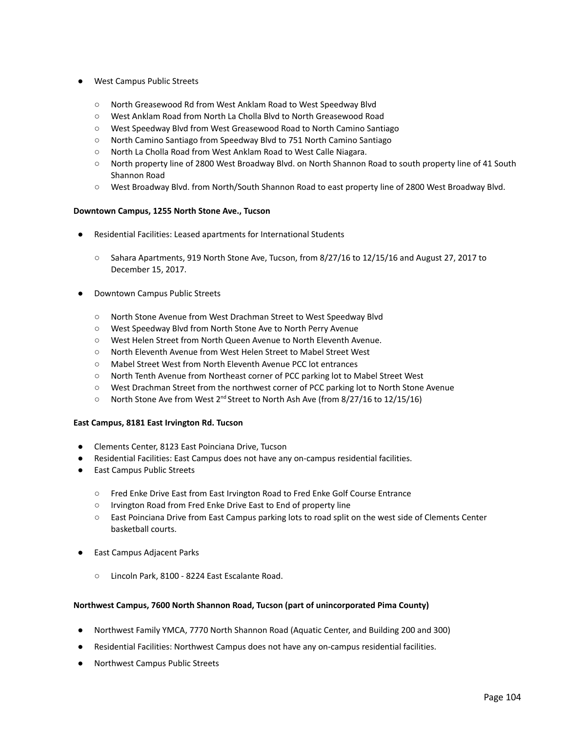- West Campus Public Streets
  - North Greasewood Rd from West Anklam Road to West Speedway Blvd
  - West Anklam Road from North La Cholla Blvd to North Greasewood Road
  - West Speedway Blvd from West Greasewood Road to North Camino Santiago
  - North Camino Santiago from Speedway Blvd to 751 North Camino Santiago
  - North La Cholla Road from West Anklam Road to West Calle Niagara.
  - North property line of 2800 West Broadway Blvd. on North Shannon Road to south property line of 41 South Shannon Road
  - West Broadway Blvd. from North/South Shannon Road to east property line of 2800 West Broadway Blvd.

**Downtown Campus, 1255 North Stone Ave., Tucson**

- Residential Facilities: Leased apartments for International Students
  - Sahara Apartments, 919 North Stone Ave, Tucson, from 8/27/16 to 12/15/16 and August 27, 2017 to December 15, 2017.
- Downtown Campus Public Streets
  - North Stone Avenue from West Drachman Street to West Speedway Blvd
  - West Speedway Blvd from North Stone Ave to North Perry Avenue
  - West Helen Street from North Queen Avenue to North Eleventh Avenue.
  - North Eleventh Avenue from West Helen Street to Mabel Street West
  - Mabel Street West from North Eleventh Avenue PCC lot entrances
  - North Tenth Avenue from Northeast corner of PCC parking lot to Mabel Street West
  - West Drachman Street from the northwest corner of PCC parking lot to North Stone Avenue
  - North Stone Ave from West 2nd Street to North Ash Ave (from 8/27/16 to 12/15/16)

**East Campus, 8181 East Irvington Rd. Tucson**

- Clements Center, 8123 East Poinciana Drive, Tucson
- Residential Facilities: East Campus does not have any on-campus residential facilities.
- East Campus Public Streets
  - Fred Enke Drive East from East Irvington Road to Fred Enke Golf Course Entrance
  - Irvington Road from Fred Enke Drive East to End of property line
  - East Poinciana Drive from East Campus parking lots to road split on the west side of Clements Center basketball courts.
- East Campus Adjacent Parks
  - Lincoln Park, 8100 - 8224 East Escalante Road.

**Northwest Campus, 7600 North Shannon Road, Tucson (part of unincorporated Pima County)**

- Northwest Family YMCA, 7770 North Shannon Road (Aquatic Center, and Building 200 and 300)
- Residential Facilities: Northwest Campus does not have any on-campus residential facilities.
- Northwest Campus Public Streets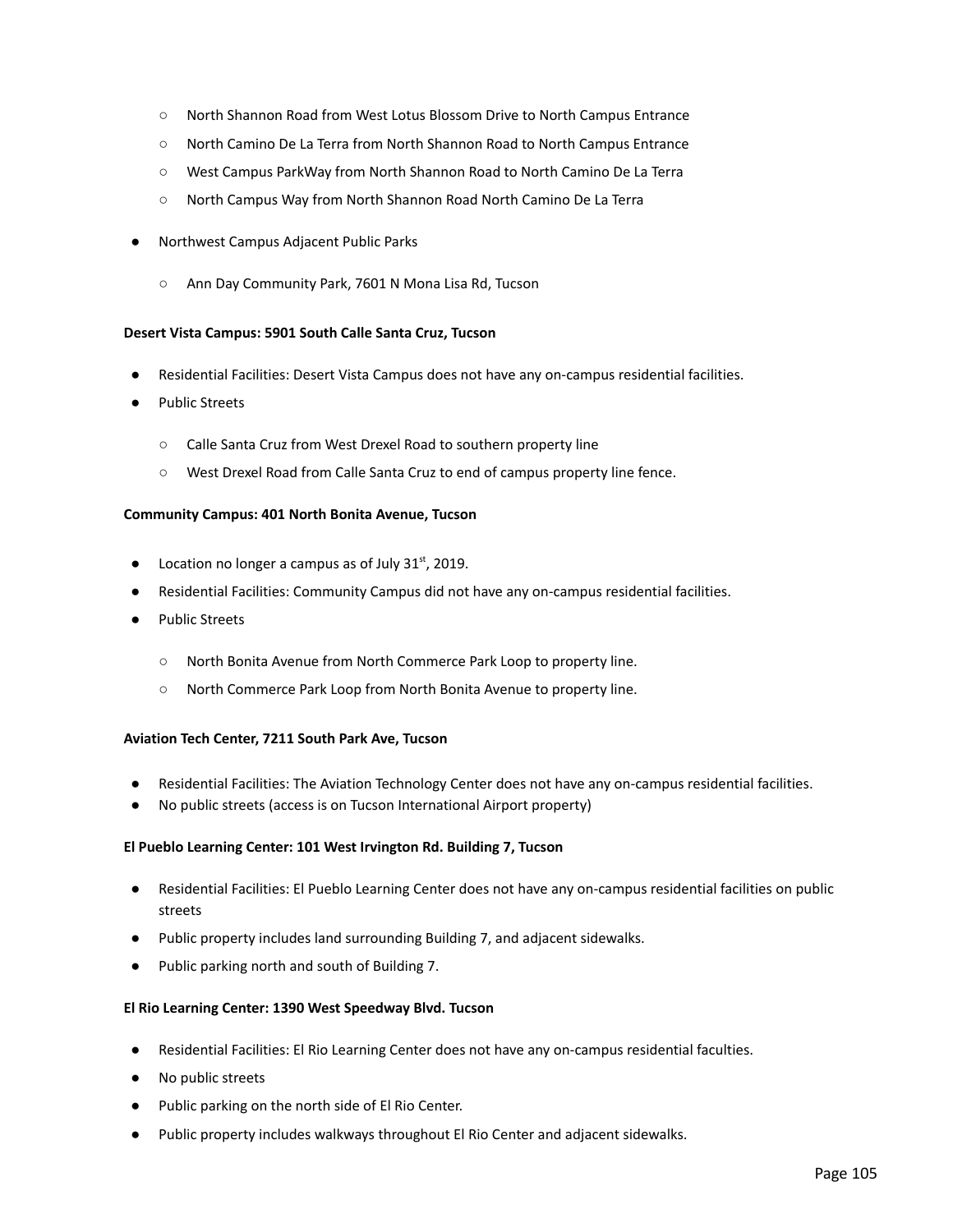- North Shannon Road from West Lotus Blossom Drive to North Campus Entrance
- North Camino De La Terra from North Shannon Road to North Campus Entrance
- West Campus ParkWay from North Shannon Road to North Camino De La Terra
- North Campus Way from North Shannon Road North Camino De La Terra

- Northwest Campus Adjacent Public Parks
    - Ann Day Community Park, 7601 N Mona Lisa Rd, Tucson

**Desert Vista Campus: 5901 South Calle Santa Cruz, Tucson**

- Residential Facilities: Desert Vista Campus does not have any on-campus residential facilities.
- Public Streets
    - Calle Santa Cruz from West Drexel Road to southern property line
    - West Drexel Road from Calle Santa Cruz to end of campus property line fence.

**Community Campus: 401 North Bonita Avenue, Tucson**

- Location no longer a campus as of July 31st, 2019.
- Residential Facilities: Community Campus did not have any on-campus residential facilities.
- Public Streets
    - North Bonita Avenue from North Commerce Park Loop to property line.
    - North Commerce Park Loop from North Bonita Avenue to property line.

**Aviation Tech Center, 7211 South Park Ave, Tucson**

- Residential Facilities: The Aviation Technology Center does not have any on-campus residential facilities.
- No public streets (access is on Tucson International Airport property)

**El Pueblo Learning Center: 101 West Irvington Rd. Building 7, Tucson**

- Residential Facilities: El Pueblo Learning Center does not have any on-campus residential facilities on public streets
- Public property includes land surrounding Building 7, and adjacent sidewalks.
- Public parking north and south of Building 7.

**El Rio Learning Center: 1390 West Speedway Blvd. Tucson**

- Residential Facilities: El Rio Learning Center does not have any on-campus residential faculties.
- No public streets
- Public parking on the north side of El Rio Center.
- Public property includes walkways throughout El Rio Center and adjacent sidewalks.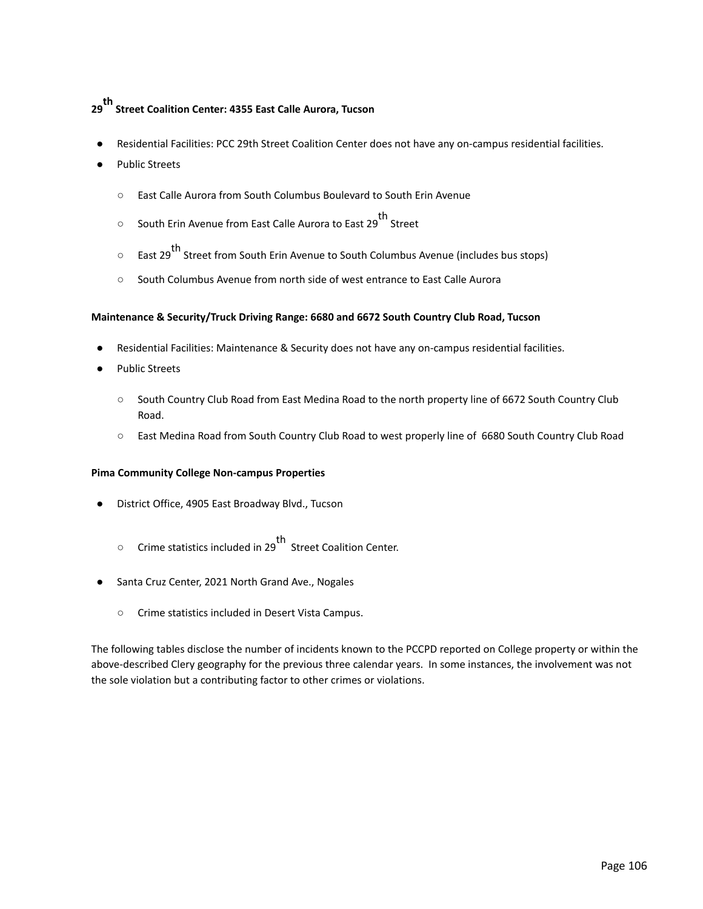**29th Street Coalition Center: 4355 East Calle Aurora, Tucson**

- Residential Facilities: PCC 29th Street Coalition Center does not have any on-campus residential facilities.
- Public Streets
    - East Calle Aurora from South Columbus Boulevard to South Erin Avenue
    - South Erin Avenue from East Calle Aurora to East 29th Street
    - East 29th Street from South Erin Avenue to South Columbus Avenue (includes bus stops)
    - South Columbus Avenue from north side of west entrance to East Calle Aurora

**Maintenance & Security/Truck Driving Range: 6680 and 6672 South Country Club Road, Tucson**

- Residential Facilities: Maintenance & Security does not have any on-campus residential facilities.
- Public Streets
    - South Country Club Road from East Medina Road to the north property line of 6672 South Country Club Road.
    - East Medina Road from South Country Club Road to west properly line of 6680 South Country Club Road

**Pima Community College Non-campus Properties**

- District Office, 4905 East Broadway Blvd., Tucson
    - Crime statistics included in 29th Street Coalition Center.
- Santa Cruz Center, 2021 North Grand Ave., Nogales
    - Crime statistics included in Desert Vista Campus.

The following tables disclose the number of incidents known to the PCCPD reported on College property or within the above-described Clery geography for the previous three calendar years. In some instances, the involvement was not the sole violation but a contributing factor to other crimes or violations.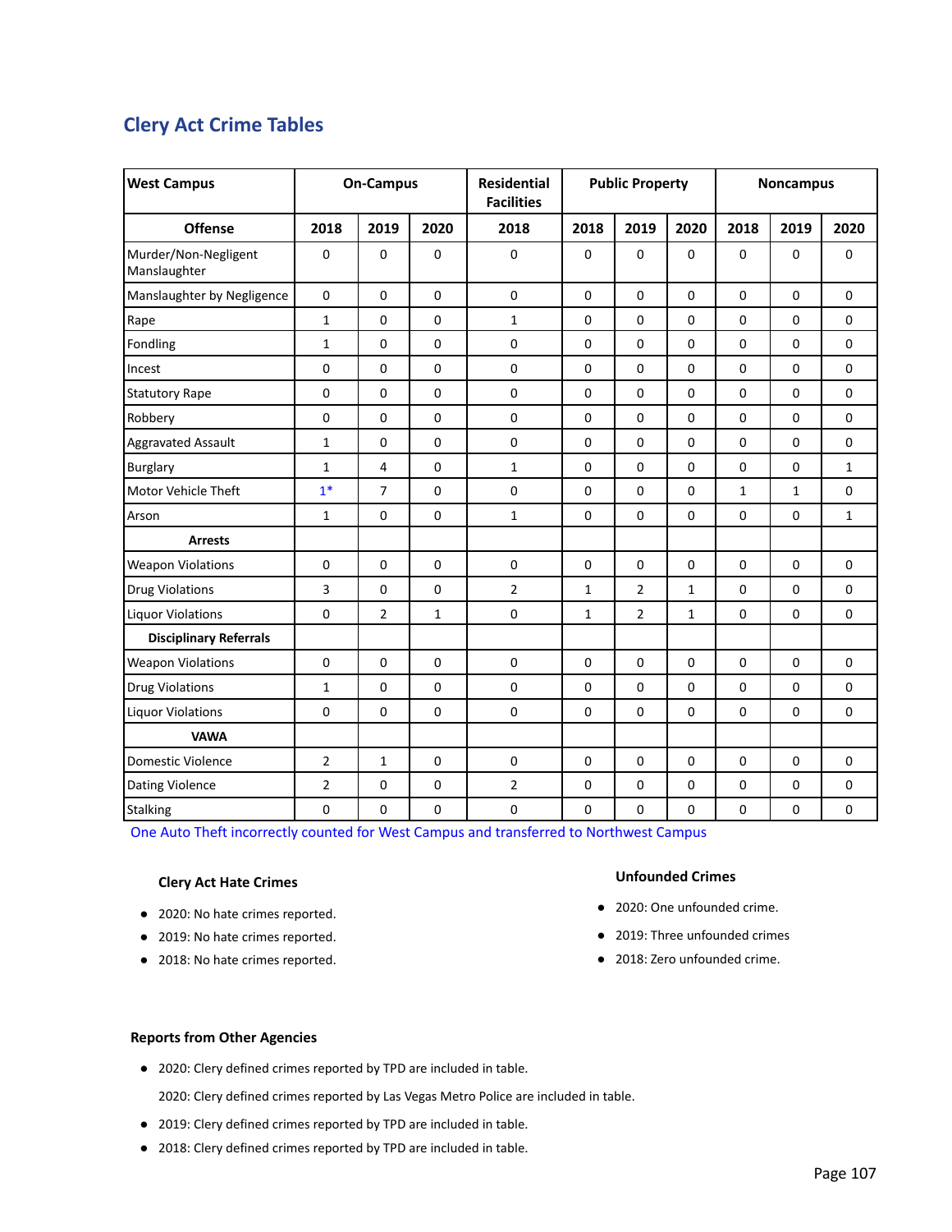## Clery Act Crime Tables

| West Campus | On-Campus | | | Residential Facilities | Public Property | | | Noncampus | | |
|---|---|---|---|---|---|---|---|---|---|---|
| **Offense** | **2018** | **2019** | **2020** | **2018** | **2018** | **2019** | **2020** | **2018** | **2019** | **2020** |
| Murder/Non-Negligent Manslaughter | 0 | 0 | 0 | 0 | 0 | 0 | 0 | 0 | 0 | 0 |
| Manslaughter by Negligence | 0 | 0 | 0 | 0 | 0 | 0 | 0 | 0 | 0 | 0 |
| Rape | 1 | 0 | 0 | 1 | 0 | 0 | 0 | 0 | 0 | 0 |
| Fondling | 1 | 0 | 0 | 0 | 0 | 0 | 0 | 0 | 0 | 0 |
| Incest | 0 | 0 | 0 | 0 | 0 | 0 | 0 | 0 | 0 | 0 |
| Statutory Rape | 0 | 0 | 0 | 0 | 0 | 0 | 0 | 0 | 0 | 0 |
| Robbery | 0 | 0 | 0 | 0 | 0 | 0 | 0 | 0 | 0 | 0 |
| Aggravated Assault | 1 | 0 | 0 | 0 | 0 | 0 | 0 | 0 | 0 | 0 |
| Burglary | 1 | 4 | 0 | 1 | 0 | 0 | 0 | 0 | 0 | 1 |
| Motor Vehicle Theft | 1* | 7 | 0 | 0 | 0 | 0 | 0 | 1 | 1 | 0 |
| Arson | 1 | 0 | 0 | 1 | 0 | 0 | 0 | 0 | 0 | 1 |
| **Arrests** | | | | | | | | | | |
| Weapon Violations | 0 | 0 | 0 | 0 | 0 | 0 | 0 | 0 | 0 | 0 |
| Drug Violations | 3 | 0 | 0 | 2 | 1 | 2 | 1 | 0 | 0 | 0 |
| Liquor Violations | 0 | 2 | 1 | 0 | 1 | 2 | 1 | 0 | 0 | 0 |
| **Disciplinary Referrals** | | | | | | | | | | |
| Weapon Violations | 0 | 0 | 0 | 0 | 0 | 0 | 0 | 0 | 0 | 0 |
| Drug Violations | 1 | 0 | 0 | 0 | 0 | 0 | 0 | 0 | 0 | 0 |
| Liquor Violations | 0 | 0 | 0 | 0 | 0 | 0 | 0 | 0 | 0 | 0 |
| **VAWA** | | | | | | | | | | |
| Domestic Violence | 2 | 1 | 0 | 0 | 0 | 0 | 0 | 0 | 0 | 0 |
| Dating Violence | 2 | 0 | 0 | 2 | 0 | 0 | 0 | 0 | 0 | 0 |
| Stalking | 0 | 0 | 0 | 0 | 0 | 0 | 0 | 0 | 0 | 0 |

One Auto Theft incorrectly counted for West Campus and transferred to Northwest Campus

### Clery Act Hate Crimes

- 2020: No hate crimes reported.
- 2019: No hate crimes reported.
- 2018: No hate crimes reported.

### Unfounded Crimes

- 2020: One unfounded crime.
- 2019: Three unfounded crimes
- 2018: Zero unfounded crime.

### Reports from Other Agencies

- 2020: Clery defined crimes reported by TPD are included in table.

  2020: Clery defined crimes reported by Las Vegas Metro Police are included in table.
- 2019: Clery defined crimes reported by TPD are included in table.
- 2018: Clery defined crimes reported by TPD are included in table.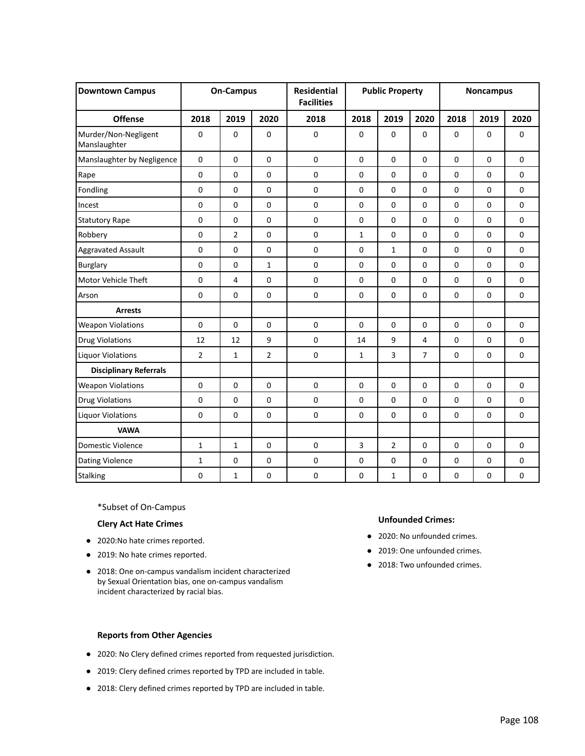| Downtown Campus | On-Campus | | | Residential Facilities | Public Property | | | Noncampus | | |
|---|---|---|---|---|---|---|---|---|---|---|
| **Offense** | **2018** | **2019** | **2020** | **2018** | **2018** | **2019** | **2020** | **2018** | **2019** | **2020** |
| Murder/Non-Negligent Manslaughter | 0 | 0 | 0 | 0 | 0 | 0 | 0 | 0 | 0 | 0 |
| Manslaughter by Negligence | 0 | 0 | 0 | 0 | 0 | 0 | 0 | 0 | 0 | 0 |
| Rape | 0 | 0 | 0 | 0 | 0 | 0 | 0 | 0 | 0 | 0 |
| Fondling | 0 | 0 | 0 | 0 | 0 | 0 | 0 | 0 | 0 | 0 |
| Incest | 0 | 0 | 0 | 0 | 0 | 0 | 0 | 0 | 0 | 0 |
| Statutory Rape | 0 | 0 | 0 | 0 | 0 | 0 | 0 | 0 | 0 | 0 |
| Robbery | 0 | 2 | 0 | 0 | 1 | 0 | 0 | 0 | 0 | 0 |
| Aggravated Assault | 0 | 0 | 0 | 0 | 0 | 1 | 0 | 0 | 0 | 0 |
| Burglary | 0 | 0 | 1 | 0 | 0 | 0 | 0 | 0 | 0 | 0 |
| Motor Vehicle Theft | 0 | 4 | 0 | 0 | 0 | 0 | 0 | 0 | 0 | 0 |
| Arson | 0 | 0 | 0 | 0 | 0 | 0 | 0 | 0 | 0 | 0 |
| **Arrests** | | | | | | | | | | |
| Weapon Violations | 0 | 0 | 0 | 0 | 0 | 0 | 0 | 0 | 0 | 0 |
| Drug Violations | 12 | 12 | 9 | 0 | 14 | 9 | 4 | 0 | 0 | 0 |
| Liquor Violations | 2 | 1 | 2 | 0 | 1 | 3 | 7 | 0 | 0 | 0 |
| **Disciplinary Referrals** | | | | | | | | | | |
| Weapon Violations | 0 | 0 | 0 | 0 | 0 | 0 | 0 | 0 | 0 | 0 |
| Drug Violations | 0 | 0 | 0 | 0 | 0 | 0 | 0 | 0 | 0 | 0 |
| Liquor Violations | 0 | 0 | 0 | 0 | 0 | 0 | 0 | 0 | 0 | 0 |
| **VAWA** | | | | | | | | | | |
| Domestic Violence | 1 | 1 | 0 | 0 | 3 | 2 | 0 | 0 | 0 | 0 |
| Dating Violence | 1 | 0 | 0 | 0 | 0 | 0 | 0 | 0 | 0 | 0 |
| Stalking | 0 | 1 | 0 | 0 | 0 | 1 | 0 | 0 | 0 | 0 |

*Subset of On-Campus

**Clery Act Hate Crimes**

- 2020:No hate crimes reported.
- 2019: No hate crimes reported.
- 2018: One on-campus vandalism incident characterized by Sexual Orientation bias, one on-campus vandalism incident characterized by racial bias.

**Unfounded Crimes:**

- 2020: No unfounded crimes.
- 2019: One unfounded crimes.
- 2018: Two unfounded crimes.

**Reports from Other Agencies**

- 2020: No Clery defined crimes reported from requested jurisdiction.
- 2019: Clery defined crimes reported by TPD are included in table.
- 2018: Clery defined crimes reported by TPD are included in table.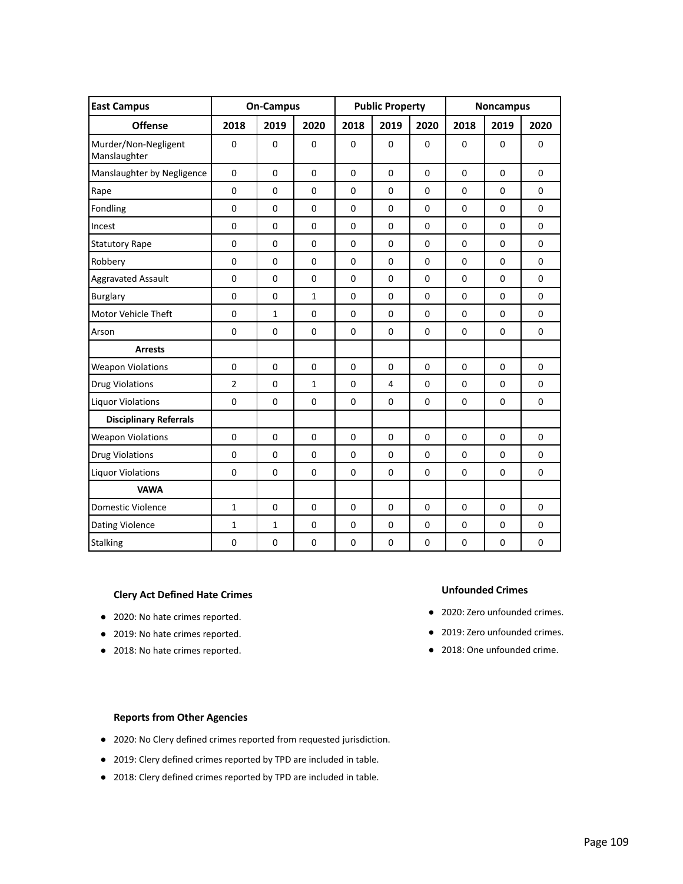| East Campus | On-Campus | | | Public Property | | | Noncampus | | |
|---|---|---|---|---|---|---|---|---|---|
| **Offense** | **2018** | **2019** | **2020** | **2018** | **2019** | **2020** | **2018** | **2019** | **2020** |
| Murder/Non-Negligent Manslaughter | 0 | 0 | 0 | 0 | 0 | 0 | 0 | 0 | 0 |
| Manslaughter by Negligence | 0 | 0 | 0 | 0 | 0 | 0 | 0 | 0 | 0 |
| Rape | 0 | 0 | 0 | 0 | 0 | 0 | 0 | 0 | 0 |
| Fondling | 0 | 0 | 0 | 0 | 0 | 0 | 0 | 0 | 0 |
| Incest | 0 | 0 | 0 | 0 | 0 | 0 | 0 | 0 | 0 |
| Statutory Rape | 0 | 0 | 0 | 0 | 0 | 0 | 0 | 0 | 0 |
| Robbery | 0 | 0 | 0 | 0 | 0 | 0 | 0 | 0 | 0 |
| Aggravated Assault | 0 | 0 | 0 | 0 | 0 | 0 | 0 | 0 | 0 |
| Burglary | 0 | 0 | 1 | 0 | 0 | 0 | 0 | 0 | 0 |
| Motor Vehicle Theft | 0 | 1 | 0 | 0 | 0 | 0 | 0 | 0 | 0 |
| Arson | 0 | 0 | 0 | 0 | 0 | 0 | 0 | 0 | 0 |
| **Arrests** | | | | | | | | | |
| Weapon Violations | 0 | 0 | 0 | 0 | 0 | 0 | 0 | 0 | 0 |
| Drug Violations | 2 | 0 | 1 | 0 | 4 | 0 | 0 | 0 | 0 |
| Liquor Violations | 0 | 0 | 0 | 0 | 0 | 0 | 0 | 0 | 0 |
| **Disciplinary Referrals** | | | | | | | | | |
| Weapon Violations | 0 | 0 | 0 | 0 | 0 | 0 | 0 | 0 | 0 |
| Drug Violations | 0 | 0 | 0 | 0 | 0 | 0 | 0 | 0 | 0 |
| Liquor Violations | 0 | 0 | 0 | 0 | 0 | 0 | 0 | 0 | 0 |
| **VAWA** | | | | | | | | | |
| Domestic Violence | 1 | 0 | 0 | 0 | 0 | 0 | 0 | 0 | 0 |
| Dating Violence | 1 | 1 | 0 | 0 | 0 | 0 | 0 | 0 | 0 |
| Stalking | 0 | 0 | 0 | 0 | 0 | 0 | 0 | 0 | 0 |

**Clery Act Defined Hate Crimes**

- 2020: No hate crimes reported.
- 2019: No hate crimes reported.
- 2018: No hate crimes reported.

**Unfounded Crimes**

- 2020: Zero unfounded crimes.
- 2019: Zero unfounded crimes.
- 2018: One unfounded crime.

**Reports from Other Agencies**

- 2020: No Clery defined crimes reported from requested jurisdiction.
- 2019: Clery defined crimes reported by TPD are included in table.
- 2018: Clery defined crimes reported by TPD are included in table.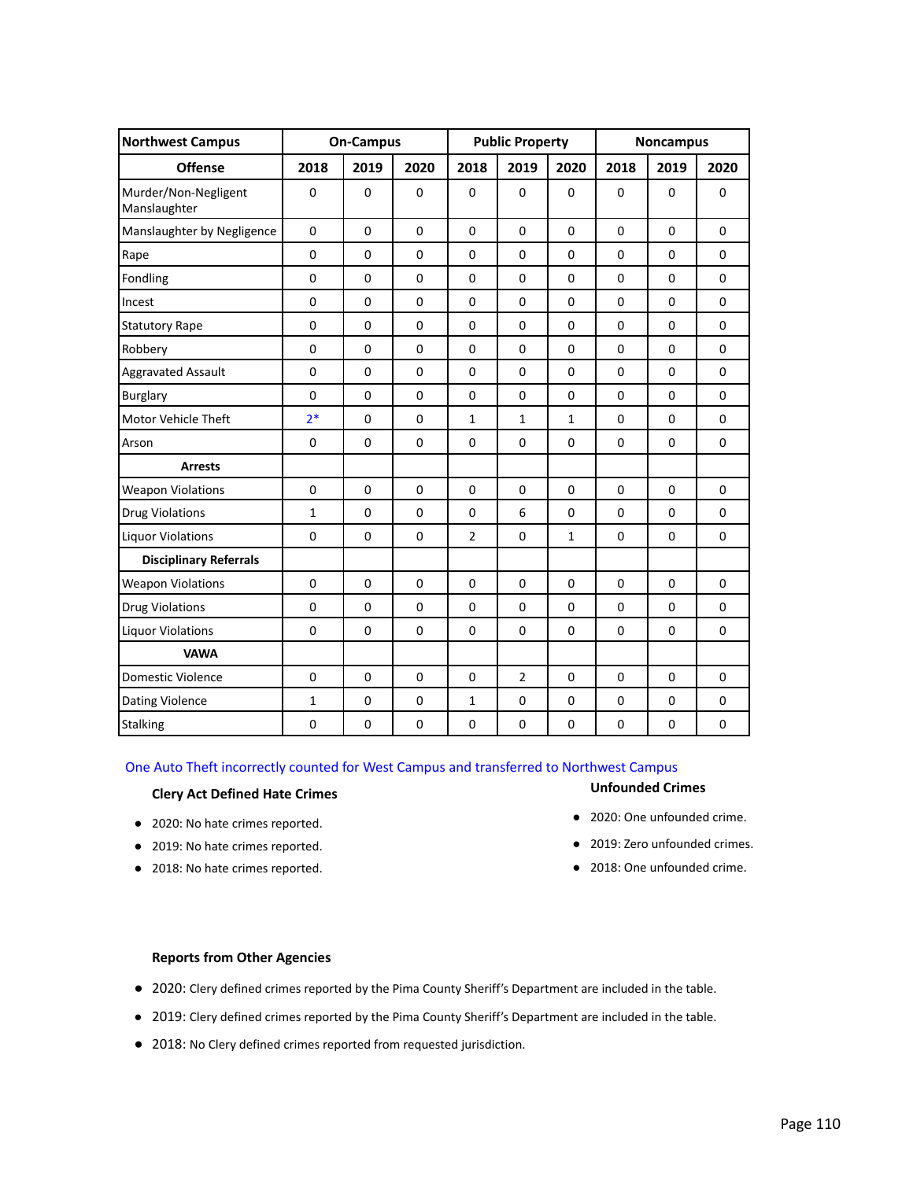| Northwest Campus | On-Campus | | | Public Property | | | Noncampus | | |
|---|---|---|---|---|---|---|---|---|---|
| **Offense** | **2018** | **2019** | **2020** | **2018** | **2019** | **2020** | **2018** | **2019** | **2020** |
| Murder/Non-Negligent Manslaughter | 0 | 0 | 0 | 0 | 0 | 0 | 0 | 0 | 0 |
| Manslaughter by Negligence | 0 | 0 | 0 | 0 | 0 | 0 | 0 | 0 | 0 |
| Rape | 0 | 0 | 0 | 0 | 0 | 0 | 0 | 0 | 0 |
| Fondling | 0 | 0 | 0 | 0 | 0 | 0 | 0 | 0 | 0 |
| Incest | 0 | 0 | 0 | 0 | 0 | 0 | 0 | 0 | 0 |
| Statutory Rape | 0 | 0 | 0 | 0 | 0 | 0 | 0 | 0 | 0 |
| Robbery | 0 | 0 | 0 | 0 | 0 | 0 | 0 | 0 | 0 |
| Aggravated Assault | 0 | 0 | 0 | 0 | 0 | 0 | 0 | 0 | 0 |
| Burglary | 0 | 0 | 0 | 0 | 0 | 0 | 0 | 0 | 0 |
| Motor Vehicle Theft | 2* | 0 | 0 | 1 | 1 | 1 | 0 | 0 | 0 |
| Arson | 0 | 0 | 0 | 0 | 0 | 0 | 0 | 0 | 0 |
| **Arrests** | | | | | | | | | |
| Weapon Violations | 0 | 0 | 0 | 0 | 0 | 0 | 0 | 0 | 0 |
| Drug Violations | 1 | 0 | 0 | 0 | 6 | 0 | 0 | 0 | 0 |
| Liquor Violations | 0 | 0 | 0 | 2 | 0 | 1 | 0 | 0 | 0 |
| **Disciplinary Referrals** | | | | | | | | | |
| Weapon Violations | 0 | 0 | 0 | 0 | 0 | 0 | 0 | 0 | 0 |
| Drug Violations | 0 | 0 | 0 | 0 | 0 | 0 | 0 | 0 | 0 |
| Liquor Violations | 0 | 0 | 0 | 0 | 0 | 0 | 0 | 0 | 0 |
| **VAWA** | | | | | | | | | |
| Domestic Violence | 0 | 0 | 0 | 0 | 2 | 0 | 0 | 0 | 0 |
| Dating Violence | 1 | 0 | 0 | 1 | 0 | 0 | 0 | 0 | 0 |
| Stalking | 0 | 0 | 0 | 0 | 0 | 0 | 0 | 0 | 0 |

One Auto Theft incorrectly counted for West Campus and transferred to Northwest Campus

### Clery Act Defined Hate Crimes

- 2020: No hate crimes reported.
- 2019: No hate crimes reported.
- 2018: No hate crimes reported.

### Unfounded Crimes

- 2020: One unfounded crime.
- 2019: Zero unfounded crimes.
- 2018: One unfounded crime.

### Reports from Other Agencies

- 2020: Clery defined crimes reported by the Pima County Sheriff's Department are included in the table.
- 2019: Clery defined crimes reported by the Pima County Sheriff's Department are included in the table.
- 2018: No Clery defined crimes reported from requested jurisdiction.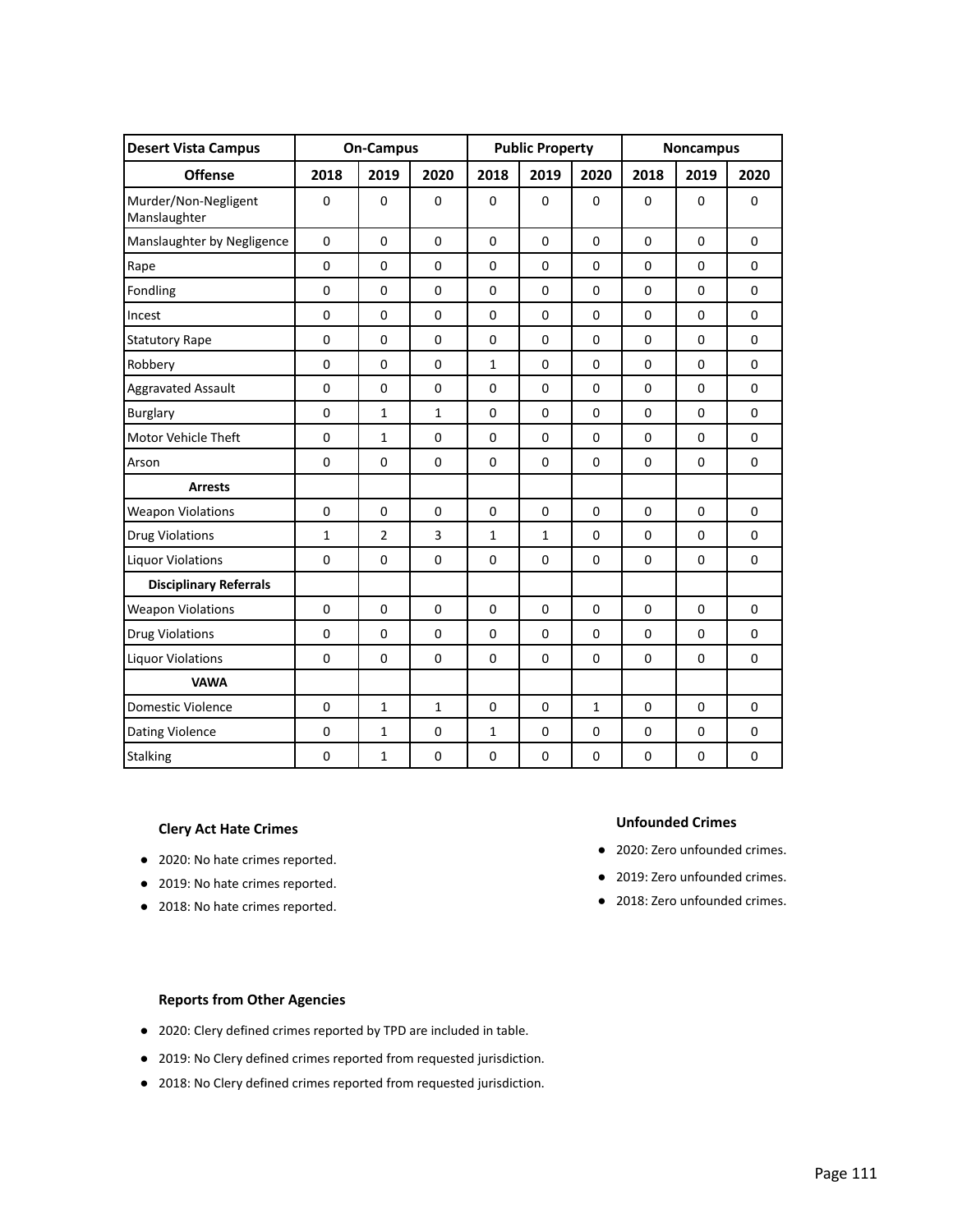| Desert Vista Campus | On-Campus | | | Public Property | | | Noncampus | | |
|---|---|---|---|---|---|---|---|---|---|
| **Offense** | **2018** | **2019** | **2020** | **2018** | **2019** | **2020** | **2018** | **2019** | **2020** |
| Murder/Non-Negligent Manslaughter | 0 | 0 | 0 | 0 | 0 | 0 | 0 | 0 | 0 |
| Manslaughter by Negligence | 0 | 0 | 0 | 0 | 0 | 0 | 0 | 0 | 0 |
| Rape | 0 | 0 | 0 | 0 | 0 | 0 | 0 | 0 | 0 |
| Fondling | 0 | 0 | 0 | 0 | 0 | 0 | 0 | 0 | 0 |
| Incest | 0 | 0 | 0 | 0 | 0 | 0 | 0 | 0 | 0 |
| Statutory Rape | 0 | 0 | 0 | 0 | 0 | 0 | 0 | 0 | 0 |
| Robbery | 0 | 0 | 0 | 1 | 0 | 0 | 0 | 0 | 0 |
| Aggravated Assault | 0 | 0 | 0 | 0 | 0 | 0 | 0 | 0 | 0 |
| Burglary | 0 | 1 | 1 | 0 | 0 | 0 | 0 | 0 | 0 |
| Motor Vehicle Theft | 0 | 1 | 0 | 0 | 0 | 0 | 0 | 0 | 0 |
| Arson | 0 | 0 | 0 | 0 | 0 | 0 | 0 | 0 | 0 |
| **Arrests** | | | | | | | | | |
| Weapon Violations | 0 | 0 | 0 | 0 | 0 | 0 | 0 | 0 | 0 |
| Drug Violations | 1 | 2 | 3 | 1 | 1 | 0 | 0 | 0 | 0 |
| Liquor Violations | 0 | 0 | 0 | 0 | 0 | 0 | 0 | 0 | 0 |
| **Disciplinary Referrals** | | | | | | | | | |
| Weapon Violations | 0 | 0 | 0 | 0 | 0 | 0 | 0 | 0 | 0 |
| Drug Violations | 0 | 0 | 0 | 0 | 0 | 0 | 0 | 0 | 0 |
| Liquor Violations | 0 | 0 | 0 | 0 | 0 | 0 | 0 | 0 | 0 |
| **VAWA** | | | | | | | | | |
| Domestic Violence | 0 | 1 | 1 | 0 | 0 | 1 | 0 | 0 | 0 |
| Dating Violence | 0 | 1 | 0 | 1 | 0 | 0 | 0 | 0 | 0 |
| Stalking | 0 | 1 | 0 | 0 | 0 | 0 | 0 | 0 | 0 |

#### Clery Act Hate Crimes

- 2020: No hate crimes reported.
- 2019: No hate crimes reported.
- 2018: No hate crimes reported.

#### Unfounded Crimes

- 2020: Zero unfounded crimes.
- 2019: Zero unfounded crimes.
- 2018: Zero unfounded crimes.

#### Reports from Other Agencies

- 2020: Clery defined crimes reported by TPD are included in table.
- 2019: No Clery defined crimes reported from requested jurisdiction.
- 2018: No Clery defined crimes reported from requested jurisdiction.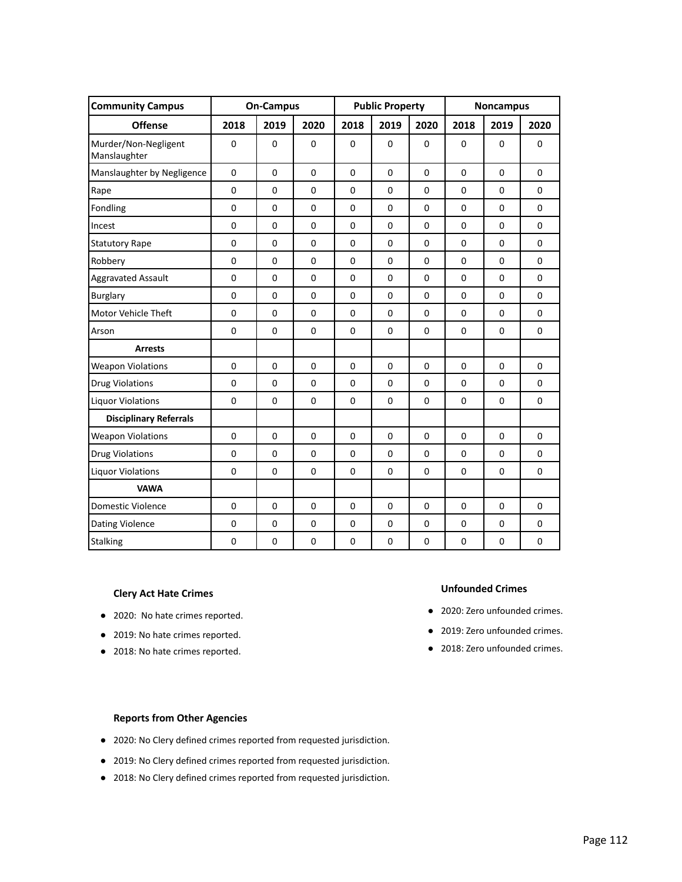| Community Campus | On-Campus | | | Public Property | | | Noncampus | | |
|---|---|---|---|---|---|---|---|---|---|
| **Offense** | **2018** | **2019** | **2020** | **2018** | **2019** | **2020** | **2018** | **2019** | **2020** |
| Murder/Non-Negligent Manslaughter | 0 | 0 | 0 | 0 | 0 | 0 | 0 | 0 | 0 |
| Manslaughter by Negligence | 0 | 0 | 0 | 0 | 0 | 0 | 0 | 0 | 0 |
| Rape | 0 | 0 | 0 | 0 | 0 | 0 | 0 | 0 | 0 |
| Fondling | 0 | 0 | 0 | 0 | 0 | 0 | 0 | 0 | 0 |
| Incest | 0 | 0 | 0 | 0 | 0 | 0 | 0 | 0 | 0 |
| Statutory Rape | 0 | 0 | 0 | 0 | 0 | 0 | 0 | 0 | 0 |
| Robbery | 0 | 0 | 0 | 0 | 0 | 0 | 0 | 0 | 0 |
| Aggravated Assault | 0 | 0 | 0 | 0 | 0 | 0 | 0 | 0 | 0 |
| Burglary | 0 | 0 | 0 | 0 | 0 | 0 | 0 | 0 | 0 |
| Motor Vehicle Theft | 0 | 0 | 0 | 0 | 0 | 0 | 0 | 0 | 0 |
| Arson | 0 | 0 | 0 | 0 | 0 | 0 | 0 | 0 | 0 |
| **Arrests** | | | | | | | | | |
| Weapon Violations | 0 | 0 | 0 | 0 | 0 | 0 | 0 | 0 | 0 |
| Drug Violations | 0 | 0 | 0 | 0 | 0 | 0 | 0 | 0 | 0 |
| Liquor Violations | 0 | 0 | 0 | 0 | 0 | 0 | 0 | 0 | 0 |
| **Disciplinary Referrals** | | | | | | | | | |
| Weapon Violations | 0 | 0 | 0 | 0 | 0 | 0 | 0 | 0 | 0 |
| Drug Violations | 0 | 0 | 0 | 0 | 0 | 0 | 0 | 0 | 0 |
| Liquor Violations | 0 | 0 | 0 | 0 | 0 | 0 | 0 | 0 | 0 |
| **VAWA** | | | | | | | | | |
| Domestic Violence | 0 | 0 | 0 | 0 | 0 | 0 | 0 | 0 | 0 |
| Dating Violence | 0 | 0 | 0 | 0 | 0 | 0 | 0 | 0 | 0 |
| Stalking | 0 | 0 | 0 | 0 | 0 | 0 | 0 | 0 | 0 |

**Clery Act Hate Crimes**

- 2020: No hate crimes reported.
- 2019: No hate crimes reported.
- 2018: No hate crimes reported.

**Unfounded Crimes**

- 2020: Zero unfounded crimes.
- 2019: Zero unfounded crimes.
- 2018: Zero unfounded crimes.

**Reports from Other Agencies**

- 2020: No Clery defined crimes reported from requested jurisdiction.
- 2019: No Clery defined crimes reported from requested jurisdiction.
- 2018: No Clery defined crimes reported from requested jurisdiction.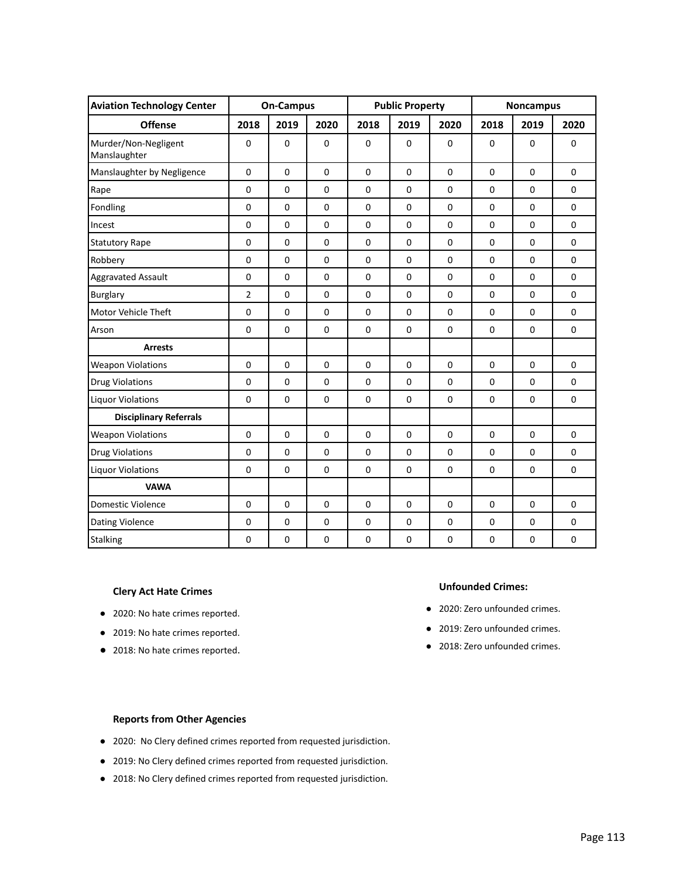| Aviation Technology Center | On-Campus | | | Public Property | | | Noncampus | | |
|---|---|---|---|---|---|---|---|---|---|
| **Offense** | **2018** | **2019** | **2020** | **2018** | **2019** | **2020** | **2018** | **2019** | **2020** |
| Murder/Non-Negligent Manslaughter | 0 | 0 | 0 | 0 | 0 | 0 | 0 | 0 | 0 |
| Manslaughter by Negligence | 0 | 0 | 0 | 0 | 0 | 0 | 0 | 0 | 0 |
| Rape | 0 | 0 | 0 | 0 | 0 | 0 | 0 | 0 | 0 |
| Fondling | 0 | 0 | 0 | 0 | 0 | 0 | 0 | 0 | 0 |
| Incest | 0 | 0 | 0 | 0 | 0 | 0 | 0 | 0 | 0 |
| Statutory Rape | 0 | 0 | 0 | 0 | 0 | 0 | 0 | 0 | 0 |
| Robbery | 0 | 0 | 0 | 0 | 0 | 0 | 0 | 0 | 0 |
| Aggravated Assault | 0 | 0 | 0 | 0 | 0 | 0 | 0 | 0 | 0 |
| Burglary | 2 | 0 | 0 | 0 | 0 | 0 | 0 | 0 | 0 |
| Motor Vehicle Theft | 0 | 0 | 0 | 0 | 0 | 0 | 0 | 0 | 0 |
| Arson | 0 | 0 | 0 | 0 | 0 | 0 | 0 | 0 | 0 |
| **Arrests** | | | | | | | | | |
| Weapon Violations | 0 | 0 | 0 | 0 | 0 | 0 | 0 | 0 | 0 |
| Drug Violations | 0 | 0 | 0 | 0 | 0 | 0 | 0 | 0 | 0 |
| Liquor Violations | 0 | 0 | 0 | 0 | 0 | 0 | 0 | 0 | 0 |
| **Disciplinary Referrals** | | | | | | | | | |
| Weapon Violations | 0 | 0 | 0 | 0 | 0 | 0 | 0 | 0 | 0 |
| Drug Violations | 0 | 0 | 0 | 0 | 0 | 0 | 0 | 0 | 0 |
| Liquor Violations | 0 | 0 | 0 | 0 | 0 | 0 | 0 | 0 | 0 |
| **VAWA** | | | | | | | | | |
| Domestic Violence | 0 | 0 | 0 | 0 | 0 | 0 | 0 | 0 | 0 |
| Dating Violence | 0 | 0 | 0 | 0 | 0 | 0 | 0 | 0 | 0 |
| Stalking | 0 | 0 | 0 | 0 | 0 | 0 | 0 | 0 | 0 |

**Clery Act Hate Crimes**

- 2020: No hate crimes reported.
- 2019: No hate crimes reported.
- 2018: No hate crimes reported.

**Unfounded Crimes:**

- 2020: Zero unfounded crimes.
- 2019: Zero unfounded crimes.
- 2018: Zero unfounded crimes.

**Reports from Other Agencies**

- 2020: No Clery defined crimes reported from requested jurisdiction.
- 2019: No Clery defined crimes reported from requested jurisdiction.
- 2018: No Clery defined crimes reported from requested jurisdiction.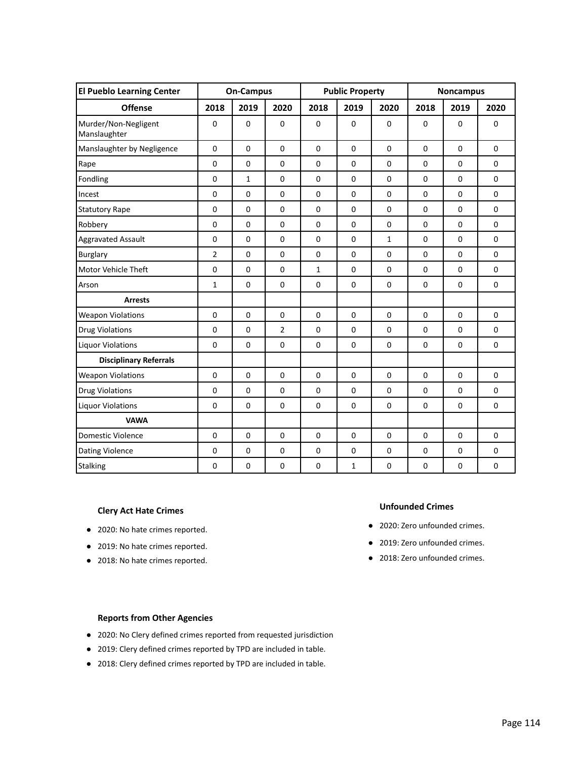| El Pueblo Learning Center | On-Campus | | | Public Property | | | Noncampus | | |
|---|---|---|---|---|---|---|---|---|---|
| **Offense** | **2018** | **2019** | **2020** | **2018** | **2019** | **2020** | **2018** | **2019** | **2020** |
| Murder/Non-Negligent Manslaughter | 0 | 0 | 0 | 0 | 0 | 0 | 0 | 0 | 0 |
| Manslaughter by Negligence | 0 | 0 | 0 | 0 | 0 | 0 | 0 | 0 | 0 |
| Rape | 0 | 0 | 0 | 0 | 0 | 0 | 0 | 0 | 0 |
| Fondling | 0 | 1 | 0 | 0 | 0 | 0 | 0 | 0 | 0 |
| Incest | 0 | 0 | 0 | 0 | 0 | 0 | 0 | 0 | 0 |
| Statutory Rape | 0 | 0 | 0 | 0 | 0 | 0 | 0 | 0 | 0 |
| Robbery | 0 | 0 | 0 | 0 | 0 | 0 | 0 | 0 | 0 |
| Aggravated Assault | 0 | 0 | 0 | 0 | 0 | 1 | 0 | 0 | 0 |
| Burglary | 2 | 0 | 0 | 0 | 0 | 0 | 0 | 0 | 0 |
| Motor Vehicle Theft | 0 | 0 | 0 | 1 | 0 | 0 | 0 | 0 | 0 |
| Arson | 1 | 0 | 0 | 0 | 0 | 0 | 0 | 0 | 0 |
| **Arrests** | | | | | | | | | |
| Weapon Violations | 0 | 0 | 0 | 0 | 0 | 0 | 0 | 0 | 0 |
| Drug Violations | 0 | 0 | 2 | 0 | 0 | 0 | 0 | 0 | 0 |
| Liquor Violations | 0 | 0 | 0 | 0 | 0 | 0 | 0 | 0 | 0 |
| **Disciplinary Referrals** | | | | | | | | | |
| Weapon Violations | 0 | 0 | 0 | 0 | 0 | 0 | 0 | 0 | 0 |
| Drug Violations | 0 | 0 | 0 | 0 | 0 | 0 | 0 | 0 | 0 |
| Liquor Violations | 0 | 0 | 0 | 0 | 0 | 0 | 0 | 0 | 0 |
| **VAWA** | | | | | | | | | |
| Domestic Violence | 0 | 0 | 0 | 0 | 0 | 0 | 0 | 0 | 0 |
| Dating Violence | 0 | 0 | 0 | 0 | 0 | 0 | 0 | 0 | 0 |
| Stalking | 0 | 0 | 0 | 0 | 1 | 0 | 0 | 0 | 0 |

**Clery Act Hate Crimes**

- 2020: No hate crimes reported.
- 2019: No hate crimes reported.
- 2018: No hate crimes reported.

**Unfounded Crimes**

- 2020: Zero unfounded crimes.
- 2019: Zero unfounded crimes.
- 2018: Zero unfounded crimes.

**Reports from Other Agencies**

- 2020: No Clery defined crimes reported from requested jurisdiction
- 2019: Clery defined crimes reported by TPD are included in table.
- 2018: Clery defined crimes reported by TPD are included in table.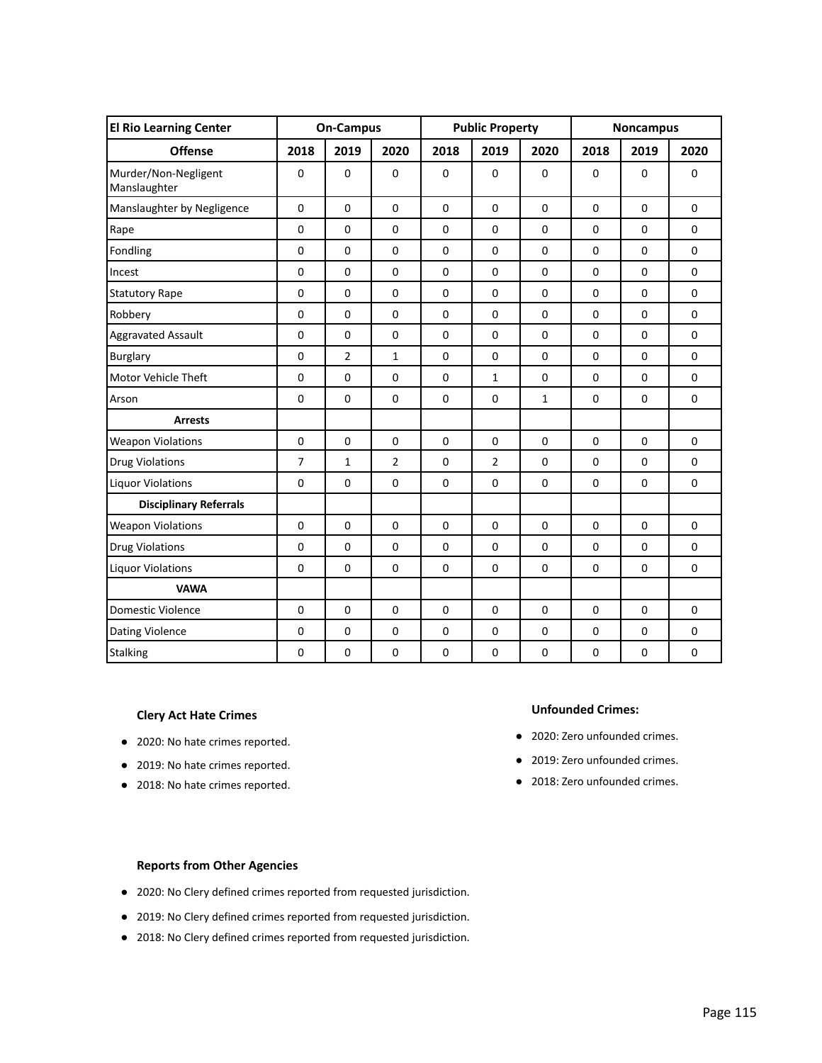| El Rio Learning Center | On-Campus | | | Public Property | | | Noncampus | | |
|---|---|---|---|---|---|---|---|---|---|
| **Offense** | **2018** | **2019** | **2020** | **2018** | **2019** | **2020** | **2018** | **2019** | **2020** |
| Murder/Non-Negligent Manslaughter | 0 | 0 | 0 | 0 | 0 | 0 | 0 | 0 | 0 |
| Manslaughter by Negligence | 0 | 0 | 0 | 0 | 0 | 0 | 0 | 0 | 0 |
| Rape | 0 | 0 | 0 | 0 | 0 | 0 | 0 | 0 | 0 |
| Fondling | 0 | 0 | 0 | 0 | 0 | 0 | 0 | 0 | 0 |
| Incest | 0 | 0 | 0 | 0 | 0 | 0 | 0 | 0 | 0 |
| Statutory Rape | 0 | 0 | 0 | 0 | 0 | 0 | 0 | 0 | 0 |
| Robbery | 0 | 0 | 0 | 0 | 0 | 0 | 0 | 0 | 0 |
| Aggravated Assault | 0 | 0 | 0 | 0 | 0 | 0 | 0 | 0 | 0 |
| Burglary | 0 | 2 | 1 | 0 | 0 | 0 | 0 | 0 | 0 |
| Motor Vehicle Theft | 0 | 0 | 0 | 0 | 1 | 0 | 0 | 0 | 0 |
| Arson | 0 | 0 | 0 | 0 | 0 | 1 | 0 | 0 | 0 |
| **Arrests** | | | | | | | | | |
| Weapon Violations | 0 | 0 | 0 | 0 | 0 | 0 | 0 | 0 | 0 |
| Drug Violations | 7 | 1 | 2 | 0 | 2 | 0 | 0 | 0 | 0 |
| Liquor Violations | 0 | 0 | 0 | 0 | 0 | 0 | 0 | 0 | 0 |
| **Disciplinary Referrals** | | | | | | | | | |
| Weapon Violations | 0 | 0 | 0 | 0 | 0 | 0 | 0 | 0 | 0 |
| Drug Violations | 0 | 0 | 0 | 0 | 0 | 0 | 0 | 0 | 0 |
| Liquor Violations | 0 | 0 | 0 | 0 | 0 | 0 | 0 | 0 | 0 |
| **VAWA** | | | | | | | | | |
| Domestic Violence | 0 | 0 | 0 | 0 | 0 | 0 | 0 | 0 | 0 |
| Dating Violence | 0 | 0 | 0 | 0 | 0 | 0 | 0 | 0 | 0 |
| Stalking | 0 | 0 | 0 | 0 | 0 | 0 | 0 | 0 | 0 |

**Clery Act Hate Crimes**

- 2020: No hate crimes reported.
- 2019: No hate crimes reported.
- 2018: No hate crimes reported.

**Unfounded Crimes:**

- 2020: Zero unfounded crimes.
- 2019: Zero unfounded crimes.
- 2018: Zero unfounded crimes.

**Reports from Other Agencies**

- 2020: No Clery defined crimes reported from requested jurisdiction.
- 2019: No Clery defined crimes reported from requested jurisdiction.
- 2018: No Clery defined crimes reported from requested jurisdiction.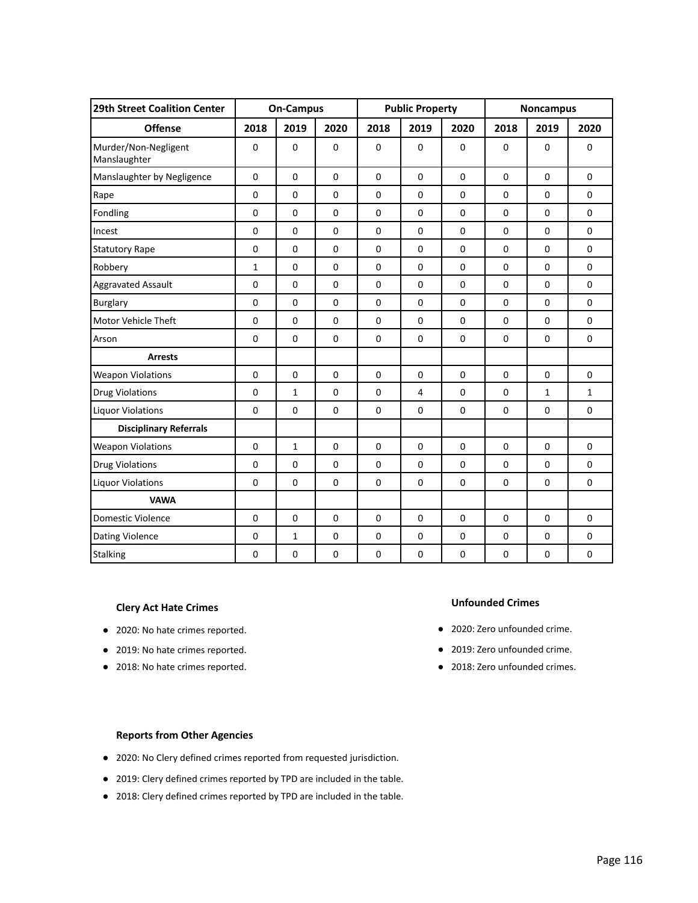| 29th Street Coalition Center | On-Campus | | | Public Property | | | Noncampus | | |
|---|---|---|---|---|---|---|---|---|---|
| **Offense** | **2018** | **2019** | **2020** | **2018** | **2019** | **2020** | **2018** | **2019** | **2020** |
| Murder/Non-Negligent Manslaughter | 0 | 0 | 0 | 0 | 0 | 0 | 0 | 0 | 0 |
| Manslaughter by Negligence | 0 | 0 | 0 | 0 | 0 | 0 | 0 | 0 | 0 |
| Rape | 0 | 0 | 0 | 0 | 0 | 0 | 0 | 0 | 0 |
| Fondling | 0 | 0 | 0 | 0 | 0 | 0 | 0 | 0 | 0 |
| Incest | 0 | 0 | 0 | 0 | 0 | 0 | 0 | 0 | 0 |
| Statutory Rape | 0 | 0 | 0 | 0 | 0 | 0 | 0 | 0 | 0 |
| Robbery | 1 | 0 | 0 | 0 | 0 | 0 | 0 | 0 | 0 |
| Aggravated Assault | 0 | 0 | 0 | 0 | 0 | 0 | 0 | 0 | 0 |
| Burglary | 0 | 0 | 0 | 0 | 0 | 0 | 0 | 0 | 0 |
| Motor Vehicle Theft | 0 | 0 | 0 | 0 | 0 | 0 | 0 | 0 | 0 |
| Arson | 0 | 0 | 0 | 0 | 0 | 0 | 0 | 0 | 0 |
| **Arrests** | | | | | | | | | |
| Weapon Violations | 0 | 0 | 0 | 0 | 0 | 0 | 0 | 0 | 0 |
| Drug Violations | 0 | 1 | 0 | 0 | 4 | 0 | 0 | 1 | 1 |
| Liquor Violations | 0 | 0 | 0 | 0 | 0 | 0 | 0 | 0 | 0 |
| **Disciplinary Referrals** | | | | | | | | | |
| Weapon Violations | 0 | 1 | 0 | 0 | 0 | 0 | 0 | 0 | 0 |
| Drug Violations | 0 | 0 | 0 | 0 | 0 | 0 | 0 | 0 | 0 |
| Liquor Violations | 0 | 0 | 0 | 0 | 0 | 0 | 0 | 0 | 0 |
| **VAWA** | | | | | | | | | |
| Domestic Violence | 0 | 0 | 0 | 0 | 0 | 0 | 0 | 0 | 0 |
| Dating Violence | 0 | 1 | 0 | 0 | 0 | 0 | 0 | 0 | 0 |
| Stalking | 0 | 0 | 0 | 0 | 0 | 0 | 0 | 0 | 0 |

**Clery Act Hate Crimes**

- 2020: No hate crimes reported.
- 2019: No hate crimes reported.
- 2018: No hate crimes reported.

**Unfounded Crimes**

- 2020: Zero unfounded crime.
- 2019: Zero unfounded crime.
- 2018: Zero unfounded crimes.

**Reports from Other Agencies**

- 2020: No Clery defined crimes reported from requested jurisdiction.
- 2019: Clery defined crimes reported by TPD are included in the table.
- 2018: Clery defined crimes reported by TPD are included in the table.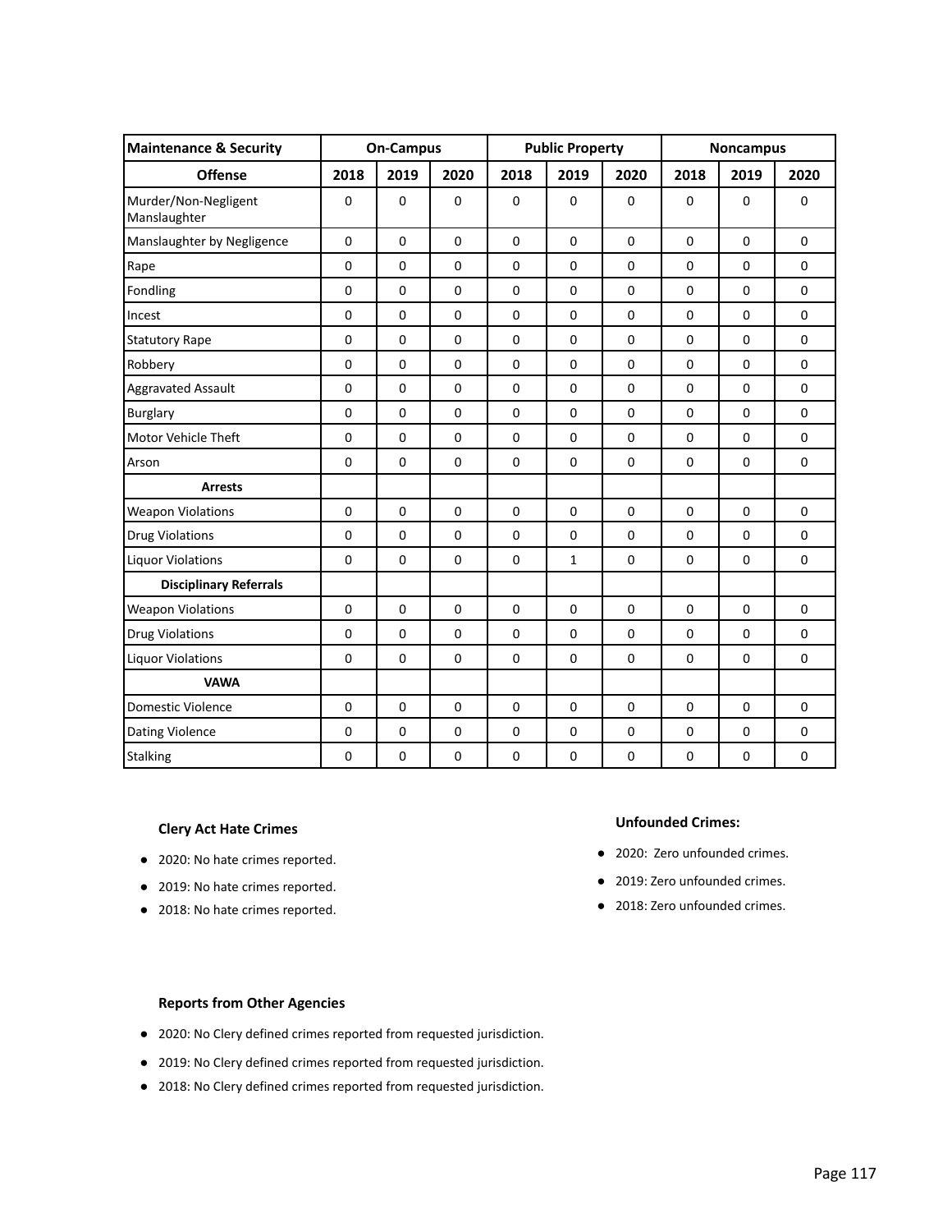| Maintenance & Security | On-Campus | | | Public Property | | | Noncampus | | |
|---|---|---|---|---|---|---|---|---|---|
| **Offense** | **2018** | **2019** | **2020** | **2018** | **2019** | **2020** | **2018** | **2019** | **2020** |
| Murder/Non-Negligent Manslaughter | 0 | 0 | 0 | 0 | 0 | 0 | 0 | 0 | 0 |
| Manslaughter by Negligence | 0 | 0 | 0 | 0 | 0 | 0 | 0 | 0 | 0 |
| Rape | 0 | 0 | 0 | 0 | 0 | 0 | 0 | 0 | 0 |
| Fondling | 0 | 0 | 0 | 0 | 0 | 0 | 0 | 0 | 0 |
| Incest | 0 | 0 | 0 | 0 | 0 | 0 | 0 | 0 | 0 |
| Statutory Rape | 0 | 0 | 0 | 0 | 0 | 0 | 0 | 0 | 0 |
| Robbery | 0 | 0 | 0 | 0 | 0 | 0 | 0 | 0 | 0 |
| Aggravated Assault | 0 | 0 | 0 | 0 | 0 | 0 | 0 | 0 | 0 |
| Burglary | 0 | 0 | 0 | 0 | 0 | 0 | 0 | 0 | 0 |
| Motor Vehicle Theft | 0 | 0 | 0 | 0 | 0 | 0 | 0 | 0 | 0 |
| Arson | 0 | 0 | 0 | 0 | 0 | 0 | 0 | 0 | 0 |
| **Arrests** | | | | | | | | | |
| Weapon Violations | 0 | 0 | 0 | 0 | 0 | 0 | 0 | 0 | 0 |
| Drug Violations | 0 | 0 | 0 | 0 | 0 | 0 | 0 | 0 | 0 |
| Liquor Violations | 0 | 0 | 0 | 0 | 1 | 0 | 0 | 0 | 0 |
| **Disciplinary Referrals** | | | | | | | | | |
| Weapon Violations | 0 | 0 | 0 | 0 | 0 | 0 | 0 | 0 | 0 |
| Drug Violations | 0 | 0 | 0 | 0 | 0 | 0 | 0 | 0 | 0 |
| Liquor Violations | 0 | 0 | 0 | 0 | 0 | 0 | 0 | 0 | 0 |
| **VAWA** | | | | | | | | | |
| Domestic Violence | 0 | 0 | 0 | 0 | 0 | 0 | 0 | 0 | 0 |
| Dating Violence | 0 | 0 | 0 | 0 | 0 | 0 | 0 | 0 | 0 |
| Stalking | 0 | 0 | 0 | 0 | 0 | 0 | 0 | 0 | 0 |

**Clery Act Hate Crimes**

- 2020: No hate crimes reported.
- 2019: No hate crimes reported.
- 2018: No hate crimes reported.

**Unfounded Crimes:**

- 2020: Zero unfounded crimes.
- 2019: Zero unfounded crimes.
- 2018: Zero unfounded crimes.

**Reports from Other Agencies**

- 2020: No Clery defined crimes reported from requested jurisdiction.
- 2019: No Clery defined crimes reported from requested jurisdiction.
- 2018: No Clery defined crimes reported from requested jurisdiction.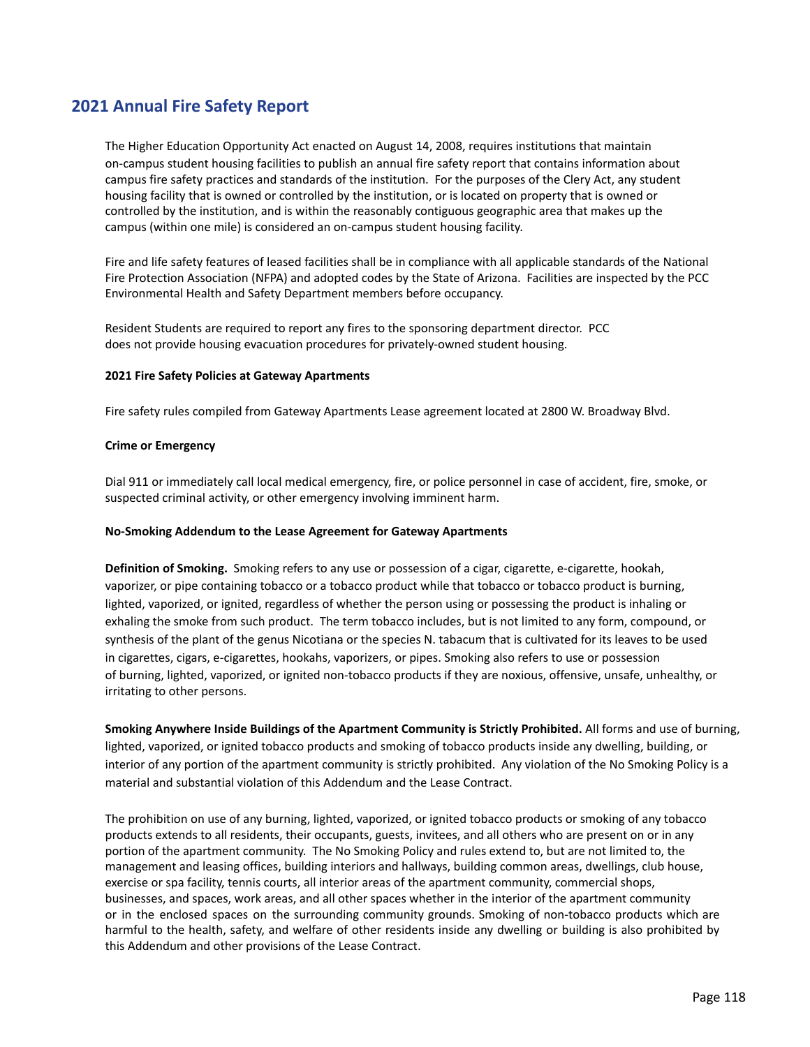## 2021 Annual Fire Safety Report

The Higher Education Opportunity Act enacted on August 14, 2008, requires institutions that maintain on-campus student housing facilities to publish an annual fire safety report that contains information about campus fire safety practices and standards of the institution. For the purposes of the Clery Act, any student housing facility that is owned or controlled by the institution, or is located on property that is owned or controlled by the institution, and is within the reasonably contiguous geographic area that makes up the campus (within one mile) is considered an on-campus student housing facility.

Fire and life safety features of leased facilities shall be in compliance with all applicable standards of the National Fire Protection Association (NFPA) and adopted codes by the State of Arizona. Facilities are inspected by the PCC Environmental Health and Safety Department members before occupancy.

Resident Students are required to report any fires to the sponsoring department director. PCC does not provide housing evacuation procedures for privately-owned student housing.

**2021 Fire Safety Policies at Gateway Apartments**

Fire safety rules compiled from Gateway Apartments Lease agreement located at 2800 W. Broadway Blvd.

**Crime or Emergency**

Dial 911 or immediately call local medical emergency, fire, or police personnel in case of accident, fire, smoke, or suspected criminal activity, or other emergency involving imminent harm.

**No-Smoking Addendum to the Lease Agreement for Gateway Apartments**

**Definition of Smoking.** Smoking refers to any use or possession of a cigar, cigarette, e-cigarette, hookah, vaporizer, or pipe containing tobacco or a tobacco product while that tobacco or tobacco product is burning, lighted, vaporized, or ignited, regardless of whether the person using or possessing the product is inhaling or exhaling the smoke from such product. The term tobacco includes, but is not limited to any form, compound, or synthesis of the plant of the genus Nicotiana or the species N. tabacum that is cultivated for its leaves to be used in cigarettes, cigars, e-cigarettes, hookahs, vaporizers, or pipes. Smoking also refers to use or possession of burning, lighted, vaporized, or ignited non-tobacco products if they are noxious, offensive, unsafe, unhealthy, or irritating to other persons.

**Smoking Anywhere Inside Buildings of the Apartment Community is Strictly Prohibited.** All forms and use of burning, lighted, vaporized, or ignited tobacco products and smoking of tobacco products inside any dwelling, building, or interior of any portion of the apartment community is strictly prohibited. Any violation of the No Smoking Policy is a material and substantial violation of this Addendum and the Lease Contract.

The prohibition on use of any burning, lighted, vaporized, or ignited tobacco products or smoking of any tobacco products extends to all residents, their occupants, guests, invitees, and all others who are present on or in any portion of the apartment community. The No Smoking Policy and rules extend to, but are not limited to, the management and leasing offices, building interiors and hallways, building common areas, dwellings, club house, exercise or spa facility, tennis courts, all interior areas of the apartment community, commercial shops, businesses, and spaces, work areas, and all other spaces whether in the interior of the apartment community or in the enclosed spaces on the surrounding community grounds. Smoking of non-tobacco products which are harmful to the health, safety, and welfare of other residents inside any dwelling or building is also prohibited by this Addendum and other provisions of the Lease Contract.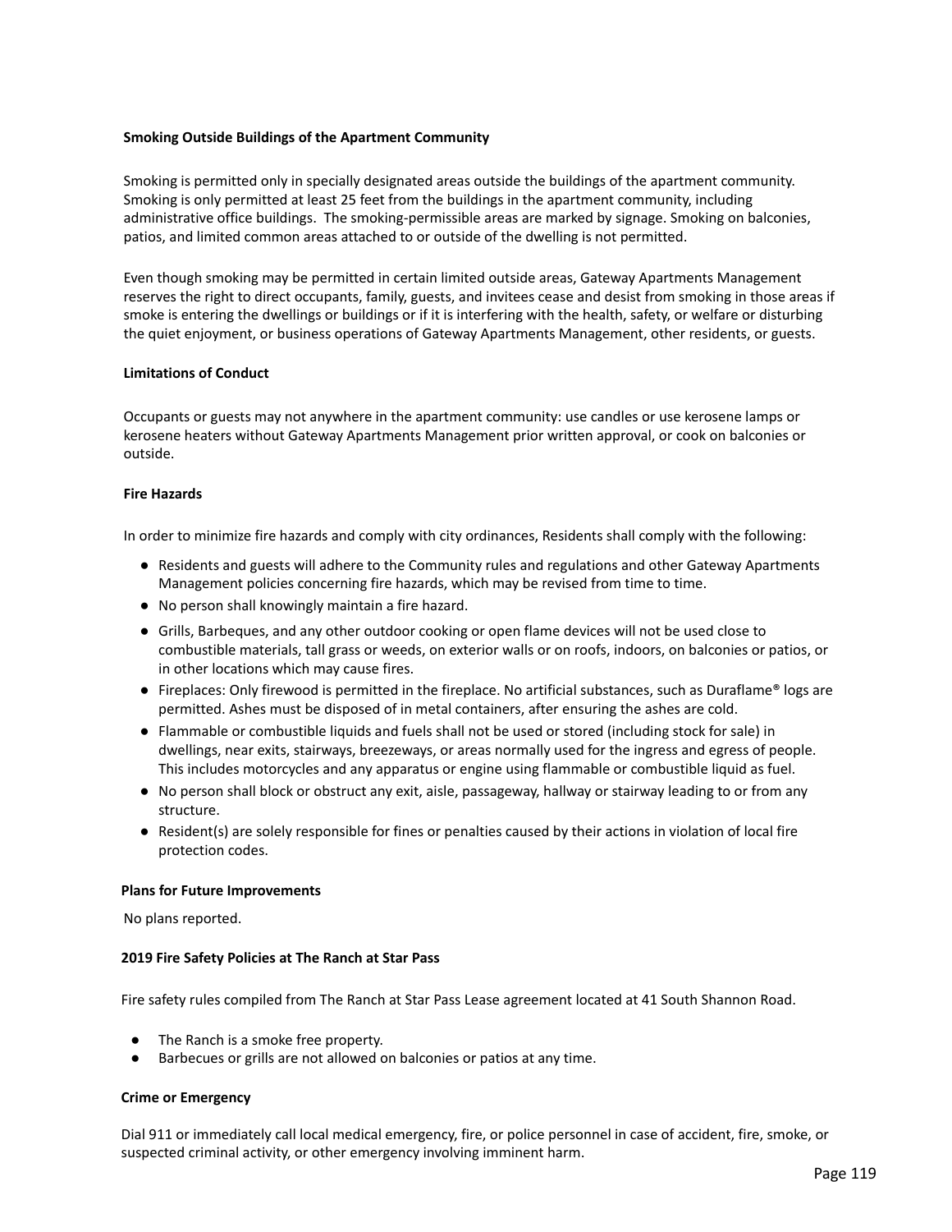**Smoking Outside Buildings of the Apartment Community**

Smoking is permitted only in specially designated areas outside the buildings of the apartment community. Smoking is only permitted at least 25 feet from the buildings in the apartment community, including administrative office buildings. The smoking-permissible areas are marked by signage. Smoking on balconies, patios, and limited common areas attached to or outside of the dwelling is not permitted.

Even though smoking may be permitted in certain limited outside areas, Gateway Apartments Management reserves the right to direct occupants, family, guests, and invitees cease and desist from smoking in those areas if smoke is entering the dwellings or buildings or if it is interfering with the health, safety, or welfare or disturbing the quiet enjoyment, or business operations of Gateway Apartments Management, other residents, or guests.

**Limitations of Conduct**

Occupants or guests may not anywhere in the apartment community: use candles or use kerosene lamps or kerosene heaters without Gateway Apartments Management prior written approval, or cook on balconies or outside.

**Fire Hazards**

In order to minimize fire hazards and comply with city ordinances, Residents shall comply with the following:

- Residents and guests will adhere to the Community rules and regulations and other Gateway Apartments Management policies concerning fire hazards, which may be revised from time to time.
- No person shall knowingly maintain a fire hazard.
- Grills, Barbeques, and any other outdoor cooking or open flame devices will not be used close to combustible materials, tall grass or weeds, on exterior walls or on roofs, indoors, on balconies or patios, or in other locations which may cause fires.
- Fireplaces: Only firewood is permitted in the fireplace. No artificial substances, such as Duraflame® logs are permitted. Ashes must be disposed of in metal containers, after ensuring the ashes are cold.
- Flammable or combustible liquids and fuels shall not be used or stored (including stock for sale) in dwellings, near exits, stairways, breezeways, or areas normally used for the ingress and egress of people. This includes motorcycles and any apparatus or engine using flammable or combustible liquid as fuel.
- No person shall block or obstruct any exit, aisle, passageway, hallway or stairway leading to or from any structure.
- Resident(s) are solely responsible for fines or penalties caused by their actions in violation of local fire protection codes.

**Plans for Future Improvements**

No plans reported.

**2019 Fire Safety Policies at The Ranch at Star Pass**

Fire safety rules compiled from The Ranch at Star Pass Lease agreement located at 41 South Shannon Road.

- The Ranch is a smoke free property.
- Barbecues or grills are not allowed on balconies or patios at any time.

**Crime or Emergency**

Dial 911 or immediately call local medical emergency, fire, or police personnel in case of accident, fire, smoke, or suspected criminal activity, or other emergency involving imminent harm.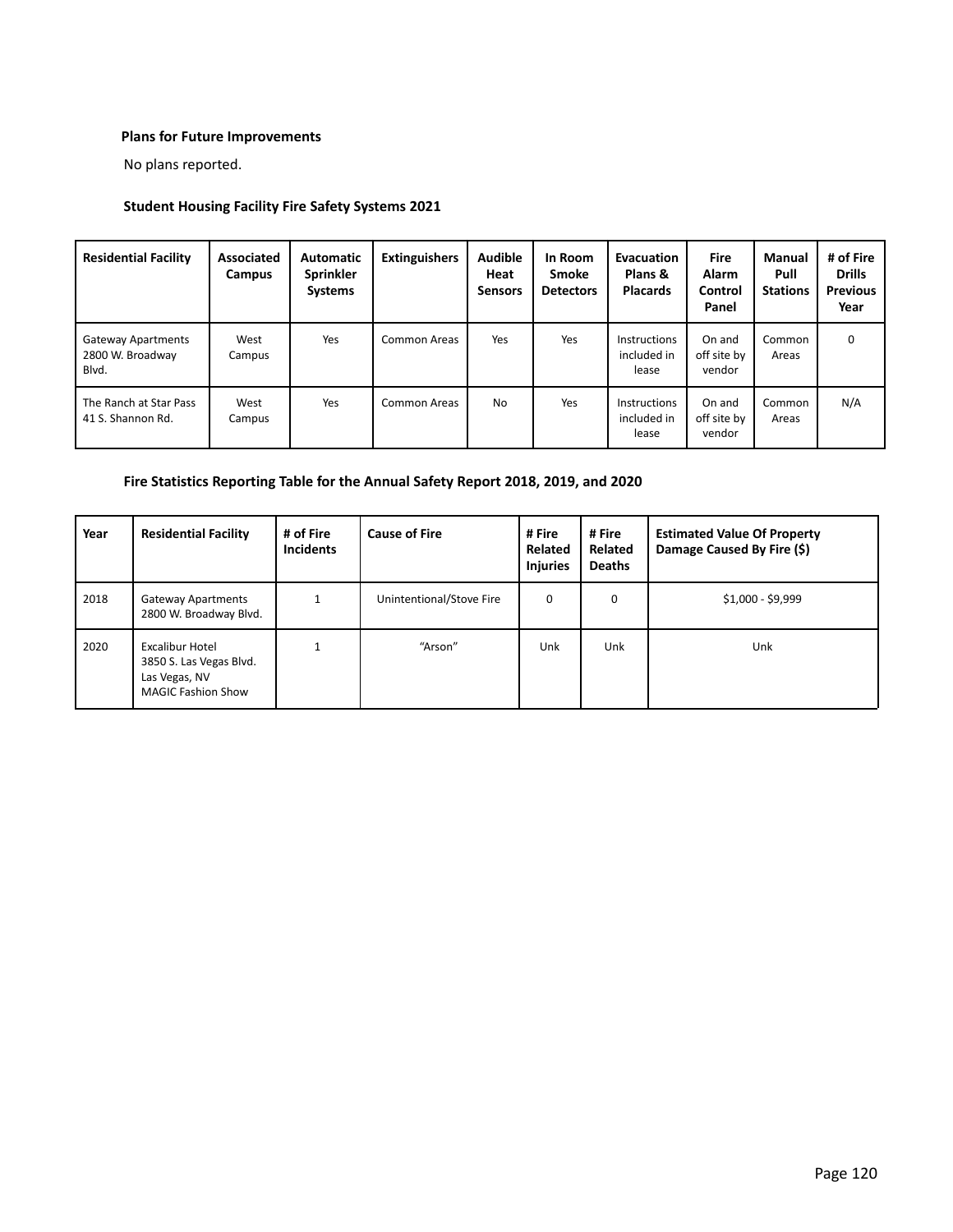**Plans for Future Improvements**

No plans reported.

**Student Housing Facility Fire Safety Systems 2021**

| Residential Facility | Associated Campus | Automatic Sprinkler Systems | Extinguishers | Audible Heat Sensors | In Room Smoke Detectors | Evacuation Plans & Placards | Fire Alarm Control Panel | Manual Pull Stations | # of Fire Drills Previous Year |
|---|---|---|---|---|---|---|---|---|---|
| Gateway Apartments 2800 W. Broadway Blvd. | West Campus | Yes | Common Areas | Yes | Yes | Instructions included in lease | On and off site by vendor | Common Areas | 0 |
| The Ranch at Star Pass 41 S. Shannon Rd. | West Campus | Yes | Common Areas | No | Yes | Instructions included in lease | On and off site by vendor | Common Areas | N/A |

**Fire Statistics Reporting Table for the Annual Safety Report 2018, 2019, and 2020**

| Year | Residential Facility | # of Fire Incidents | Cause of Fire | # Fire Related Injuries | # Fire Related Deaths | Estimated Value Of Property Damage Caused By Fire ($) |
|---|---|---|---|---|---|---|
| 2018 | Gateway Apartments 2800 W. Broadway Blvd. | 1 | Unintentional/Stove Fire | 0 | 0 | $1,000 - $9,999 |
| 2020 | Excalibur Hotel 3850 S. Las Vegas Blvd. Las Vegas, NV MAGIC Fashion Show | 1 | "Arson" | Unk | Unk | Unk |